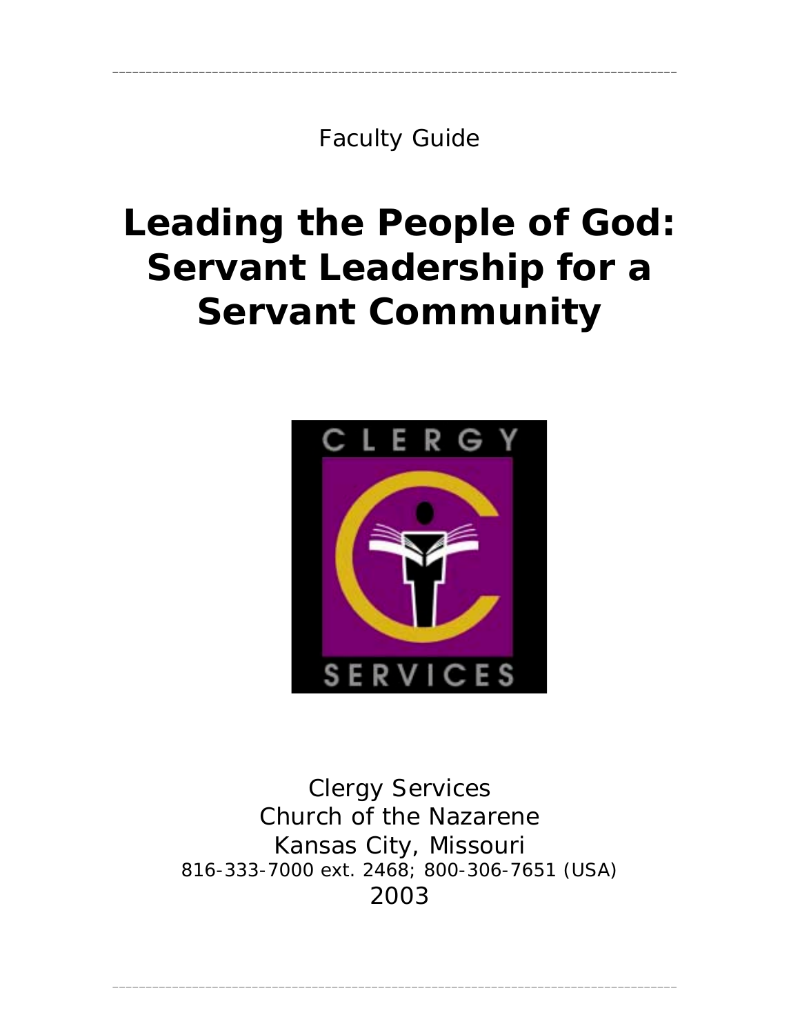Faculty Guide

# Leading the People of God: Servant Leadership for a Servant Community

Clergy Services
Church of the Nazarene
Kansas City, Missouri
816-333-7000 ext. 2468; 800-306-7651 (USA)
2003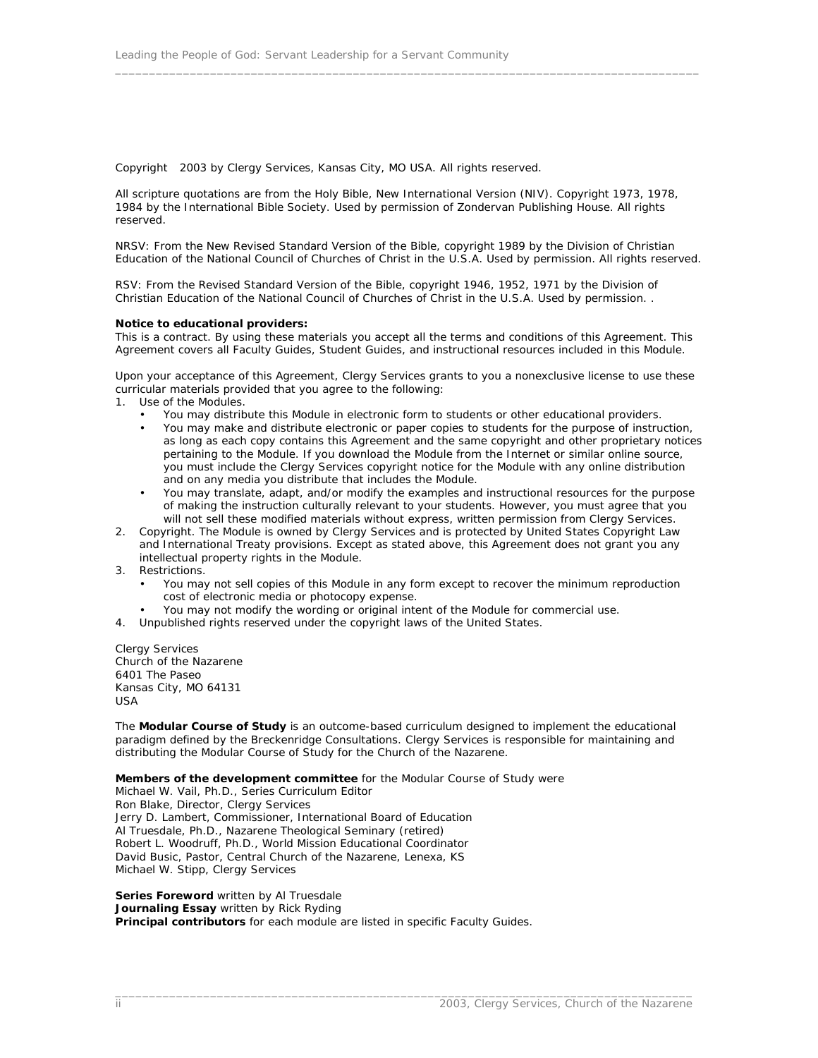Copyright 2003 by Clergy Services, Kansas City, MO USA. All rights reserved.

All scripture quotations are from the Holy Bible, New International Version (NIV). Copyright 1973, 1978, 1984 by the International Bible Society. Used by permission of Zondervan Publishing House. All rights reserved.

NRSV: From the New Revised Standard Version of the Bible, copyright 1989 by the Division of Christian Education of the National Council of Churches of Christ in the U.S.A. Used by permission. All rights reserved.

RSV: From the Revised Standard Version of the Bible, copyright 1946, 1952, 1971 by the Division of Christian Education of the National Council of Churches of Christ in the U.S.A. Used by permission. .

**Notice to educational providers:**
This is a contract. By using these materials you accept all the terms and conditions of this Agreement. This Agreement covers all Faculty Guides, Student Guides, and instructional resources included in this Module.

Upon your acceptance of this Agreement, Clergy Services grants to you a nonexclusive license to use these curricular materials provided that you agree to the following:

1. Use of the Modules.
   - You may distribute this Module in electronic form to students or other educational providers.
   - You may make and distribute electronic or paper copies to students for the purpose of instruction, as long as each copy contains this Agreement and the same copyright and other proprietary notices pertaining to the Module. If you download the Module from the Internet or similar online source, you must include the Clergy Services copyright notice for the Module with any online distribution and on any media you distribute that includes the Module.
   - You may translate, adapt, and/or modify the examples and instructional resources for the purpose of making the instruction culturally relevant to your students. However, you must agree that you will not sell these modified materials without express, written permission from Clergy Services.
2. Copyright. The Module is owned by Clergy Services and is protected by United States Copyright Law and International Treaty provisions. Except as stated above, this Agreement does not grant you any intellectual property rights in the Module.
3. Restrictions.
   - You may not sell copies of this Module in any form except to recover the minimum reproduction cost of electronic media or photocopy expense.
   - You may not modify the wording or original intent of the Module for commercial use.
4. Unpublished rights reserved under the copyright laws of the United States.

Clergy Services
Church of the Nazarene
6401 The Paseo
Kansas City, MO 64131
USA

The **Modular Course of Study** is an outcome-based curriculum designed to implement the educational paradigm defined by the Breckenridge Consultations. Clergy Services is responsible for maintaining and distributing the Modular Course of Study for the Church of the Nazarene.

**Members of the development committee** for the Modular Course of Study were
Michael W. Vail, Ph.D., Series Curriculum Editor
Ron Blake, Director, Clergy Services
Jerry D. Lambert, Commissioner, International Board of Education
Al Truesdale, Ph.D., Nazarene Theological Seminary (retired)
Robert L. Woodruff, Ph.D., World Mission Educational Coordinator
David Busic, Pastor, Central Church of the Nazarene, Lenexa, KS
Michael W. Stipp, Clergy Services

**Series Foreword** written by Al Truesdale
**Journaling Essay** written by Rick Ryding
**Principal contributors** for each module are listed in specific Faculty Guides.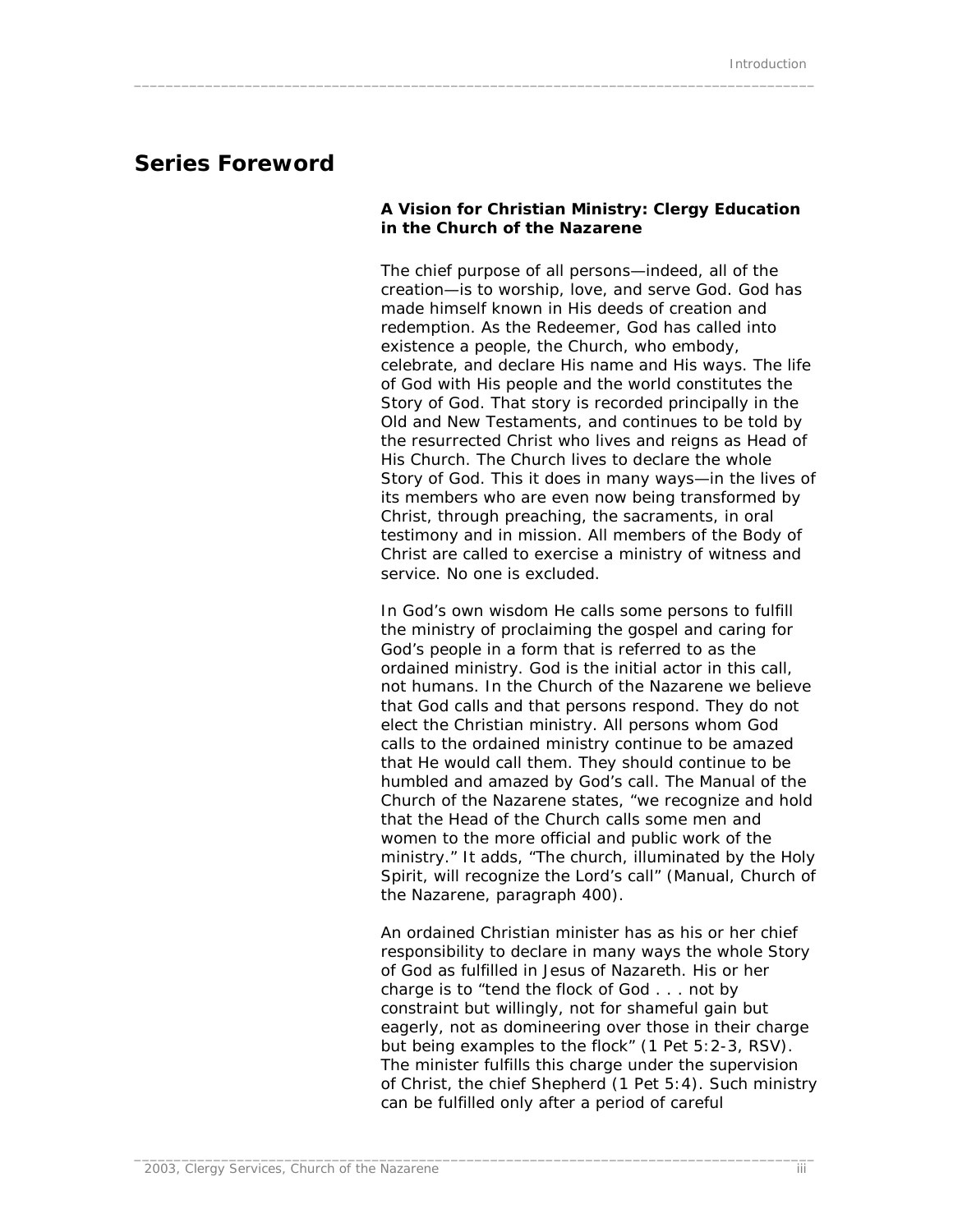# Series Foreword

**A Vision for Christian Ministry: Clergy Education in the Church of the Nazarene**

The chief purpose of all persons—indeed, all of the creation—is to worship, love, and serve God. God has made himself known in His deeds of creation and redemption. As the Redeemer, God has called into existence a people, the Church, who embody, celebrate, and declare His name and His ways. The life of God with His people and the world constitutes the Story of God. That story is recorded principally in the Old and New Testaments, and continues to be told by the resurrected Christ who lives and reigns as Head of His Church. The Church lives to declare the whole Story of God. This it does in many ways—in the lives of its members who are even now being transformed by Christ, through preaching, the sacraments, in oral testimony and in mission. All members of the Body of Christ are called to exercise a ministry of witness and service. No one is excluded.

In God's own wisdom He calls some persons to fulfill the ministry of proclaiming the gospel and caring for God's people in a form that is referred to as the ordained ministry. God is the initial actor in this call, not humans. In the Church of the Nazarene we believe that God calls and that persons respond. They do not elect the Christian ministry. All persons whom God calls to the ordained ministry continue to be amazed that He would call them. They should continue to be humbled and amazed by God's call. The Manual of the Church of the Nazarene states, "we recognize and hold that the Head of the Church calls some men and women to the more official and public work of the ministry." It adds, "The church, illuminated by the Holy Spirit, will recognize the Lord's call" (Manual, Church of the Nazarene, paragraph 400).

An ordained Christian minister has as his or her chief responsibility to declare in many ways the whole Story of God as fulfilled in Jesus of Nazareth. His or her charge is to "tend the flock of God . . . not by constraint but willingly, not for shameful gain but eagerly, not as domineering over those in their charge but being examples to the flock" (1 Pet 5:2-3, RSV). The minister fulfills this charge under the supervision of Christ, the chief Shepherd (1 Pet 5:4). Such ministry can be fulfilled only after a period of careful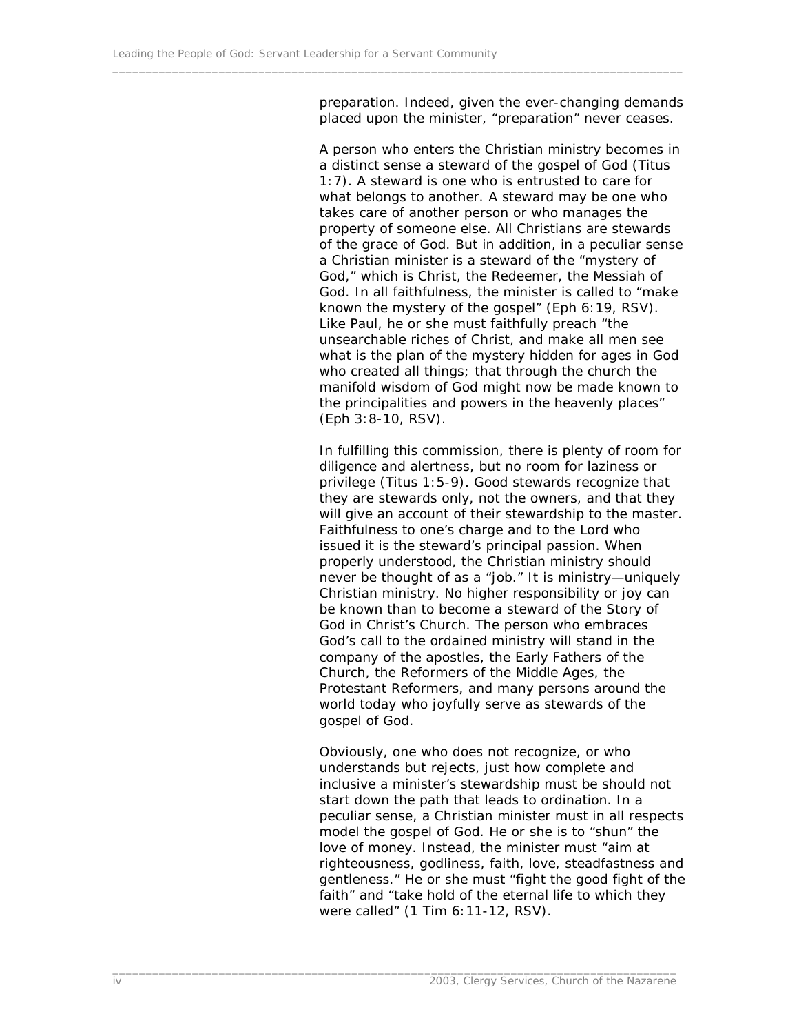preparation. Indeed, given the ever-changing demands placed upon the minister, "preparation" never ceases.

A person who enters the Christian ministry becomes in a distinct sense a steward of the gospel of God (Titus 1:7). A steward is one who is entrusted to care for what belongs to another. A steward may be one who takes care of another person or who manages the property of someone else. All Christians are stewards of the grace of God. But in addition, in a peculiar sense a Christian minister is a steward of the "mystery of God," which is Christ, the Redeemer, the Messiah of God. In all faithfulness, the minister is called to "make known the mystery of the gospel" (Eph 6:19, RSV). Like Paul, he or she must faithfully preach "the unsearchable riches of Christ, and make all men see what is the plan of the mystery hidden for ages in God who created all things; that through the church the manifold wisdom of God might now be made known to the principalities and powers in the heavenly places" (Eph 3:8-10, RSV).

In fulfilling this commission, there is plenty of room for diligence and alertness, but no room for laziness or privilege (Titus 1:5-9). Good stewards recognize that they are stewards only, not the owners, and that they will give an account of their stewardship to the master. Faithfulness to one's charge and to the Lord who issued it is the steward's principal passion. When properly understood, the Christian ministry should never be thought of as a "job." It is ministry—uniquely Christian ministry. No higher responsibility or joy can be known than to become a steward of the Story of God in Christ's Church. The person who embraces God's call to the ordained ministry will stand in the company of the apostles, the Early Fathers of the Church, the Reformers of the Middle Ages, the Protestant Reformers, and many persons around the world today who joyfully serve as stewards of the gospel of God.

Obviously, one who does not recognize, or who understands but rejects, just how complete and inclusive a minister's stewardship must be should not start down the path that leads to ordination. In a peculiar sense, a Christian minister must in all respects model the gospel of God. He or she is to "shun" the love of money. Instead, the minister must "aim at righteousness, godliness, faith, love, steadfastness and gentleness." He or she must "fight the good fight of the faith" and "take hold of the eternal life to which they were called" (1 Tim 6:11-12, RSV).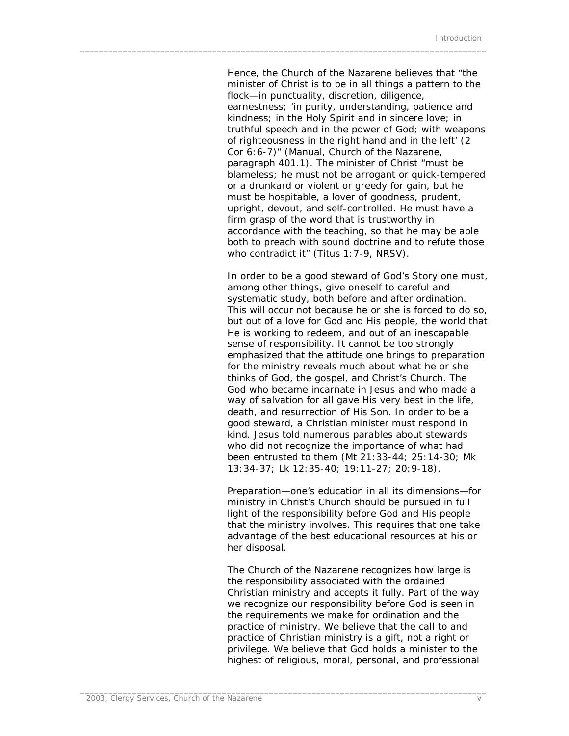Hence, the Church of the Nazarene believes that "the minister of Christ is to be in all things a pattern to the flock—in punctuality, discretion, diligence, earnestness; 'in purity, understanding, patience and kindness; in the Holy Spirit and in sincere love; in truthful speech and in the power of God; with weapons of righteousness in the right hand and in the left' (2 Cor 6:6-7)" (Manual, Church of the Nazarene, paragraph 401.1). The minister of Christ "must be blameless; he must not be arrogant or quick-tempered or a drunkard or violent or greedy for gain, but he must be hospitable, a lover of goodness, prudent, upright, devout, and self-controlled. He must have a firm grasp of the word that is trustworthy in accordance with the teaching, so that he may be able both to preach with sound doctrine and to refute those who contradict it" (Titus 1:7-9, NRSV).

In order to be a good steward of God's Story one must, among other things, give oneself to careful and systematic study, both before and after ordination. This will occur not because he or she is forced to do so, but out of a love for God and His people, the world that He is working to redeem, and out of an inescapable sense of responsibility. It cannot be too strongly emphasized that the attitude one brings to preparation for the ministry reveals much about what he or she thinks of God, the gospel, and Christ's Church. The God who became incarnate in Jesus and who made a way of salvation for all gave His very best in the life, death, and resurrection of His Son. In order to be a good steward, a Christian minister must respond in kind. Jesus told numerous parables about stewards who did not recognize the importance of what had been entrusted to them (Mt 21:33-44; 25:14-30; Mk 13:34-37; Lk 12:35-40; 19:11-27; 20:9-18).

Preparation—one's education in all its dimensions—for ministry in Christ's Church should be pursued in full light of the responsibility before God and His people that the ministry involves. This requires that one take advantage of the best educational resources at his or her disposal.

The Church of the Nazarene recognizes how large is the responsibility associated with the ordained Christian ministry and accepts it fully. Part of the way we recognize our responsibility before God is seen in the requirements we make for ordination and the practice of ministry. We believe that the call to and practice of Christian ministry is a gift, not a right or privilege. We believe that God holds a minister to the highest of religious, moral, personal, and professional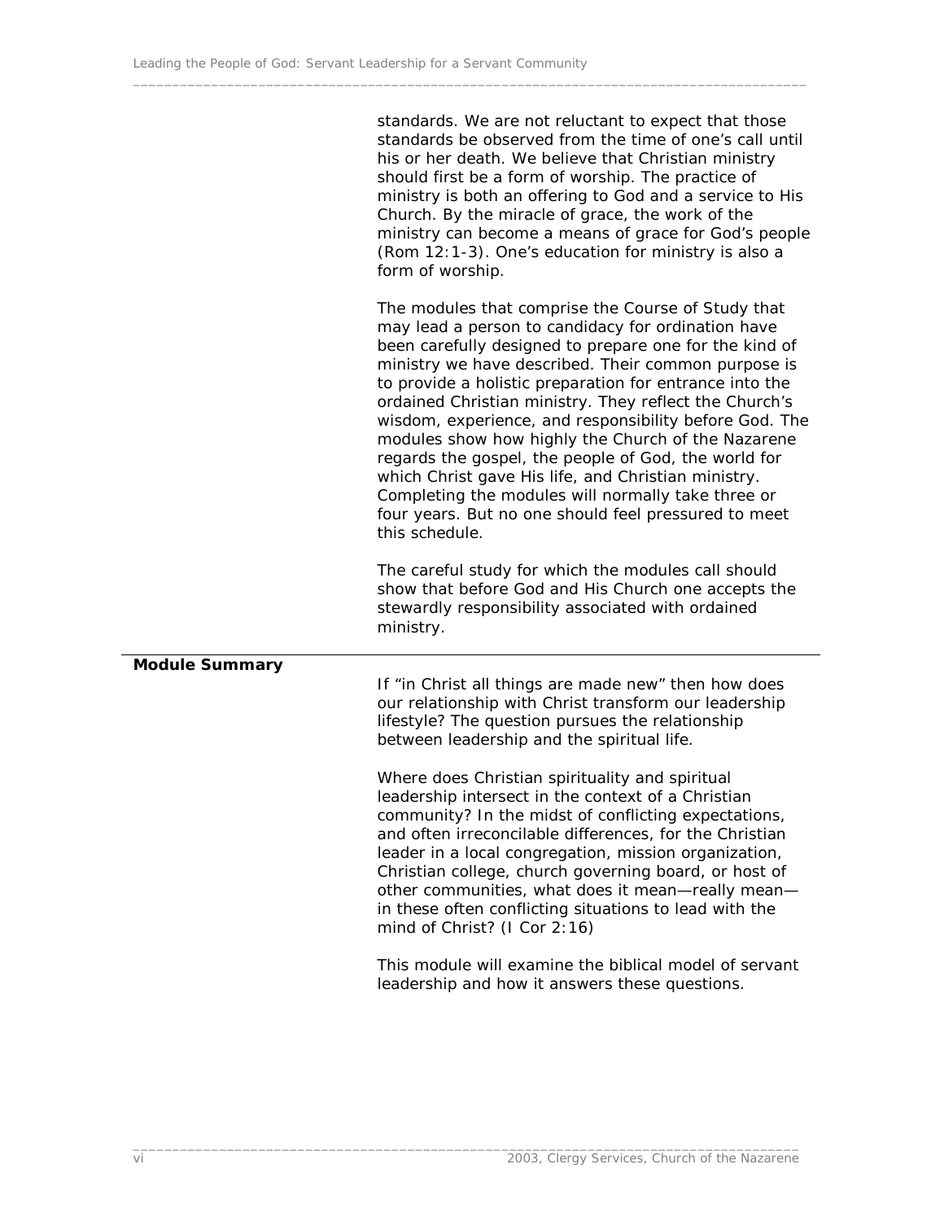standards. We are not reluctant to expect that those standards be observed from the time of one's call until his or her death. We believe that Christian ministry should first be a form of worship. The practice of ministry is both an offering to God and a service to His Church. By the miracle of grace, the work of the ministry can become a means of grace for God's people (Rom 12:1-3). One's education for ministry is also a form of worship.

The modules that comprise the Course of Study that may lead a person to candidacy for ordination have been carefully designed to prepare one for the kind of ministry we have described. Their common purpose is to provide a holistic preparation for entrance into the ordained Christian ministry. They reflect the Church's wisdom, experience, and responsibility before God. The modules show how highly the Church of the Nazarene regards the gospel, the people of God, the world for which Christ gave His life, and Christian ministry. Completing the modules will normally take three or four years. But no one should feel pressured to meet this schedule.

The careful study for which the modules call should show that before God and His Church one accepts the stewardly responsibility associated with ordained ministry.

## Module Summary

If "in Christ all things are made new" then how does our relationship with Christ transform our leadership lifestyle? The question pursues the relationship between leadership and the spiritual life.

Where does Christian spirituality and spiritual leadership intersect in the context of a Christian community? In the midst of conflicting expectations, and often irreconcilable differences, for the Christian leader in a local congregation, mission organization, Christian college, church governing board, or host of other communities, what does it mean—really mean—in these often conflicting situations to lead with the mind of Christ? (I Cor 2:16)

This module will examine the biblical model of servant leadership and how it answers these questions.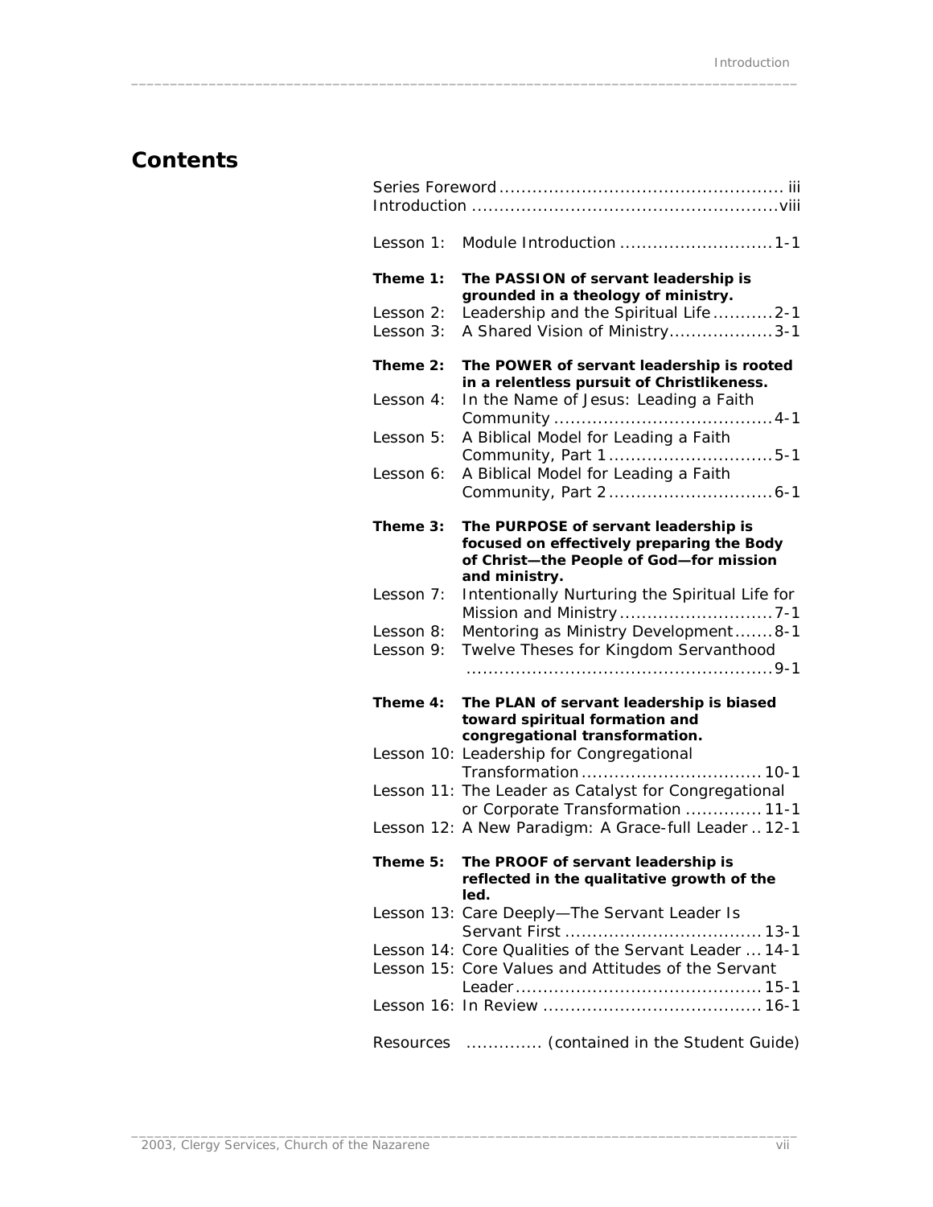# Contents

Series Foreword .................................................... iii
Introduction ........................................................viii

Lesson 1: Module Introduction ............................1-1

**Theme 1: The PASSION of servant leadership is grounded in a theology of ministry.**

Lesson 2: Leadership and the Spiritual Life ...........2-1
Lesson 3: A Shared Vision of Ministry...................3-1

**Theme 2: The POWER of servant leadership is rooted in a relentless pursuit of Christlikeness.**

Lesson 4: In the Name of Jesus: Leading a Faith Community ........................................4-1
Lesson 5: A Biblical Model for Leading a Faith Community, Part 1..............................5-1
Lesson 6: A Biblical Model for Leading a Faith Community, Part 2..............................6-1

**Theme 3: The PURPOSE of servant leadership is focused on effectively preparing the Body of Christ—the People of God—for mission and ministry.**

Lesson 7: Intentionally Nurturing the Spiritual Life for Mission and Ministry ............................7-1
Lesson 8: Mentoring as Ministry Development.......8-1
Lesson 9: Twelve Theses for Kingdom Servanthood ........................................................9-1

**Theme 4: The PLAN of servant leadership is biased toward spiritual formation and congregational transformation.**

Lesson 10: Leadership for Congregational Transformation................................. 10-1
Lesson 11: The Leader as Catalyst for Congregational or Corporate Transformation .............. 11-1
Lesson 12: A New Paradigm: A Grace-full Leader .. 12-1

**Theme 5: The PROOF of servant leadership is reflected in the qualitative growth of the led.**

Lesson 13: Care Deeply—The Servant Leader Is Servant First .................................... 13-1
Lesson 14: Core Qualities of the Servant Leader ... 14-1
Lesson 15: Core Values and Attitudes of the Servant Leader............................................ 15-1
Lesson 16: In Review ........................................ 16-1

Resources .............. (contained in the Student Guide)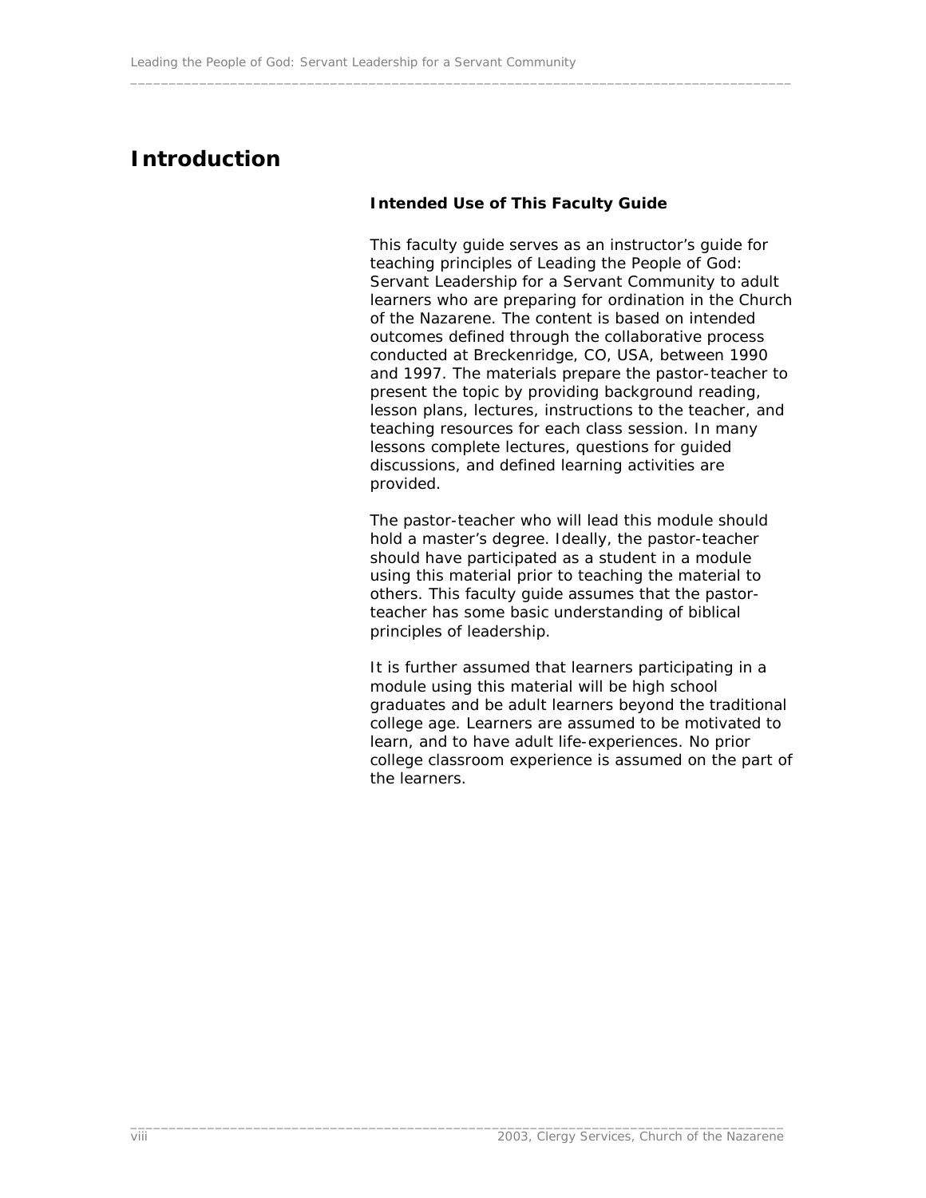# Introduction

### Intended Use of This Faculty Guide

This faculty guide serves as an instructor's guide for teaching principles of Leading the People of God: Servant Leadership for a Servant Community to adult learners who are preparing for ordination in the Church of the Nazarene. The content is based on intended outcomes defined through the collaborative process conducted at Breckenridge, CO, USA, between 1990 and 1997. The materials prepare the pastor-teacher to present the topic by providing background reading, lesson plans, lectures, instructions to the teacher, and teaching resources for each class session. In many lessons complete lectures, questions for guided discussions, and defined learning activities are provided.

The pastor-teacher who will lead this module should hold a master's degree. Ideally, the pastor-teacher should have participated as a student in a module using this material prior to teaching the material to others. This faculty guide assumes that the pastor-teacher has some basic understanding of biblical principles of leadership.

It is further assumed that learners participating in a module using this material will be high school graduates and be adult learners beyond the traditional college age. Learners are assumed to be motivated to learn, and to have adult life-experiences. No prior college classroom experience is assumed on the part of the learners.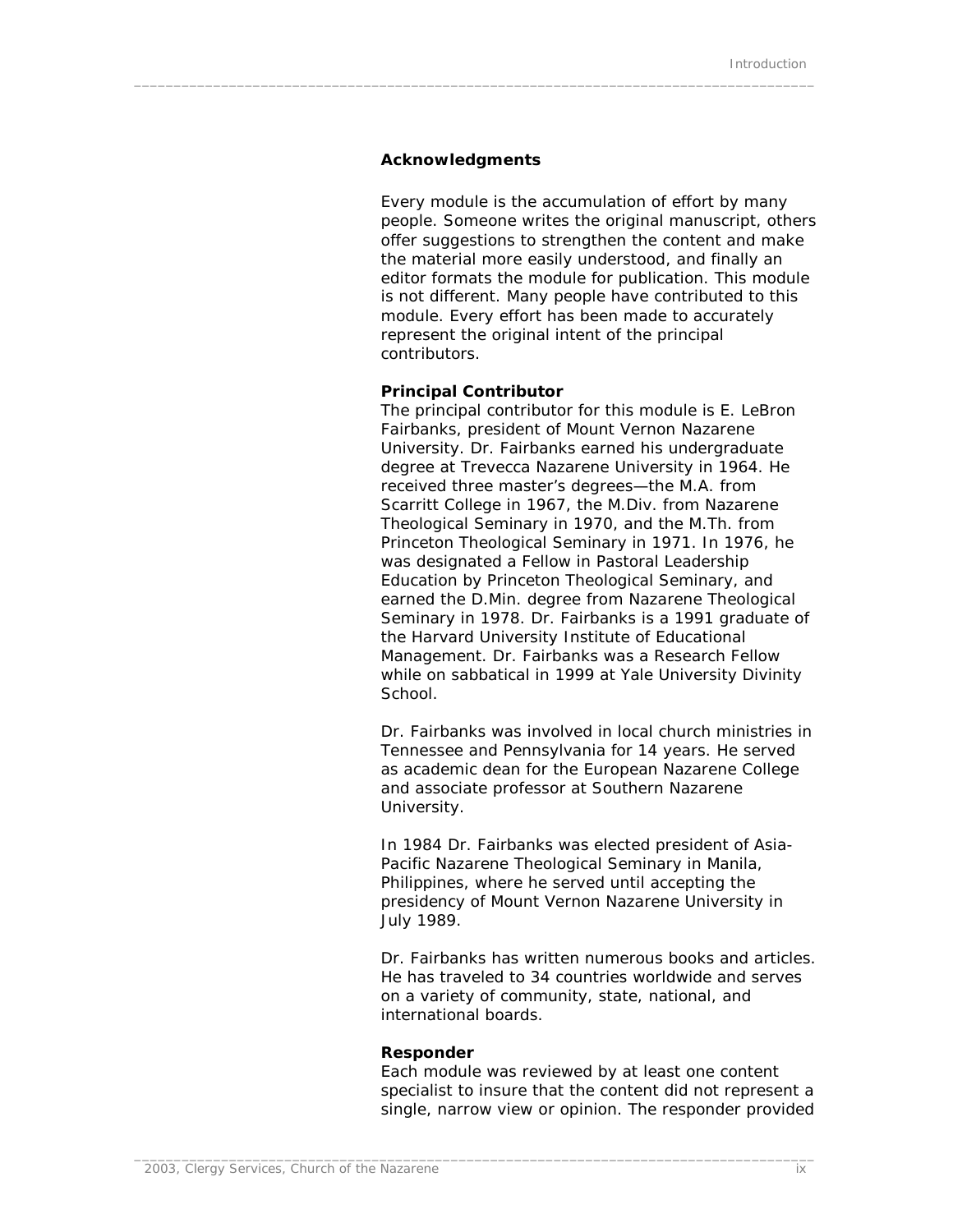## Acknowledgments

Every module is the accumulation of effort by many people. Someone writes the original manuscript, others offer suggestions to strengthen the content and make the material more easily understood, and finally an editor formats the module for publication. This module is not different. Many people have contributed to this module. Every effort has been made to accurately represent the original intent of the principal contributors.

**Principal Contributor**

The principal contributor for this module is E. LeBron Fairbanks, president of Mount Vernon Nazarene University. Dr. Fairbanks earned his undergraduate degree at Trevecca Nazarene University in 1964. He received three master's degrees—the M.A. from Scarritt College in 1967, the M.Div. from Nazarene Theological Seminary in 1970, and the M.Th. from Princeton Theological Seminary in 1971. In 1976, he was designated a Fellow in Pastoral Leadership Education by Princeton Theological Seminary, and earned the D.Min. degree from Nazarene Theological Seminary in 1978. Dr. Fairbanks is a 1991 graduate of the Harvard University Institute of Educational Management. Dr. Fairbanks was a Research Fellow while on sabbatical in 1999 at Yale University Divinity School.

Dr. Fairbanks was involved in local church ministries in Tennessee and Pennsylvania for 14 years. He served as academic dean for the European Nazarene College and associate professor at Southern Nazarene University.

In 1984 Dr. Fairbanks was elected president of Asia-Pacific Nazarene Theological Seminary in Manila, Philippines, where he served until accepting the presidency of Mount Vernon Nazarene University in July 1989.

Dr. Fairbanks has written numerous books and articles. He has traveled to 34 countries worldwide and serves on a variety of community, state, national, and international boards.

**Responder**

Each module was reviewed by at least one content specialist to insure that the content did not represent a single, narrow view or opinion. The responder provided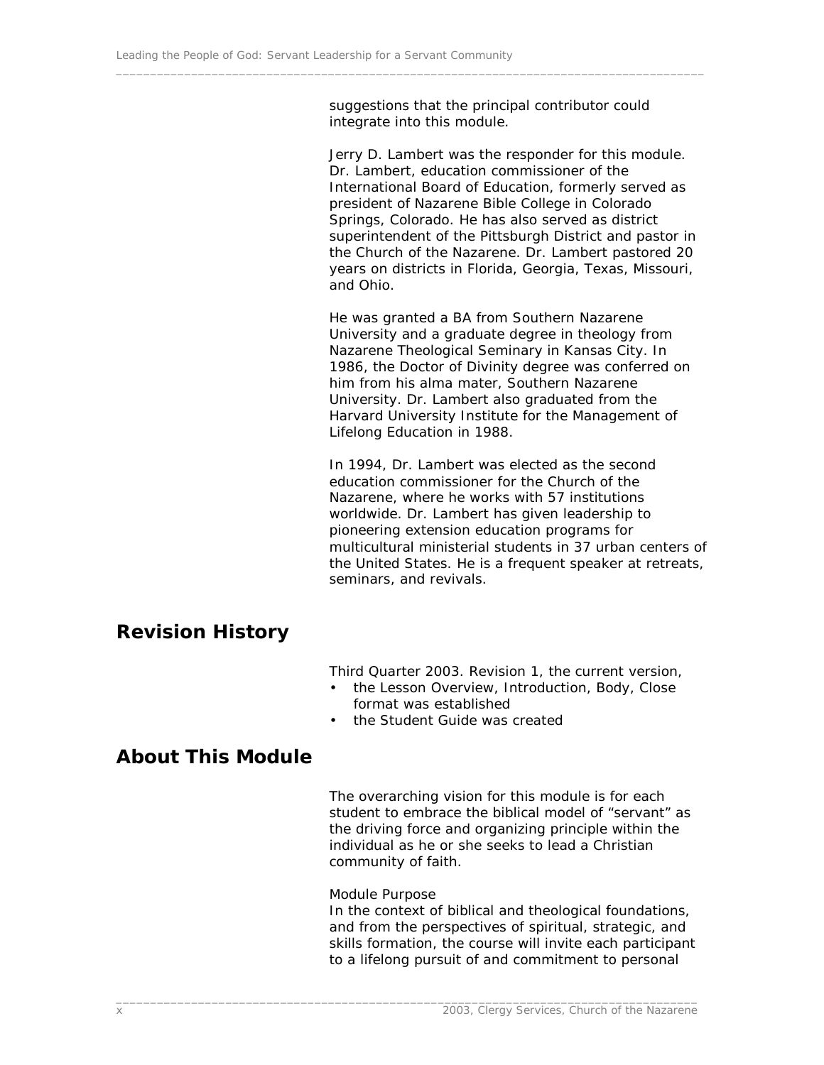suggestions that the principal contributor could integrate into this module.

Jerry D. Lambert was the responder for this module. Dr. Lambert, education commissioner of the International Board of Education, formerly served as president of Nazarene Bible College in Colorado Springs, Colorado. He has also served as district superintendent of the Pittsburgh District and pastor in the Church of the Nazarene. Dr. Lambert pastored 20 years on districts in Florida, Georgia, Texas, Missouri, and Ohio.

He was granted a BA from Southern Nazarene University and a graduate degree in theology from Nazarene Theological Seminary in Kansas City. In 1986, the Doctor of Divinity degree was conferred on him from his alma mater, Southern Nazarene University. Dr. Lambert also graduated from the Harvard University Institute for the Management of Lifelong Education in 1988.

In 1994, Dr. Lambert was elected as the second education commissioner for the Church of the Nazarene, where he works with 57 institutions worldwide. Dr. Lambert has given leadership to pioneering extension education programs for multicultural ministerial students in 37 urban centers of the United States. He is a frequent speaker at retreats, seminars, and revivals.

## Revision History

Third Quarter 2003. Revision 1, the current version,

- the Lesson Overview, Introduction, Body, Close format was established
- the Student Guide was created

## About This Module

The overarching vision for this module is for each student to embrace the biblical model of "servant" as the driving force and organizing principle within the individual as he or she seeks to lead a Christian community of faith.

Module Purpose

In the context of biblical and theological foundations, and from the perspectives of spiritual, strategic, and skills formation, the course will invite each participant to a lifelong pursuit of and commitment to personal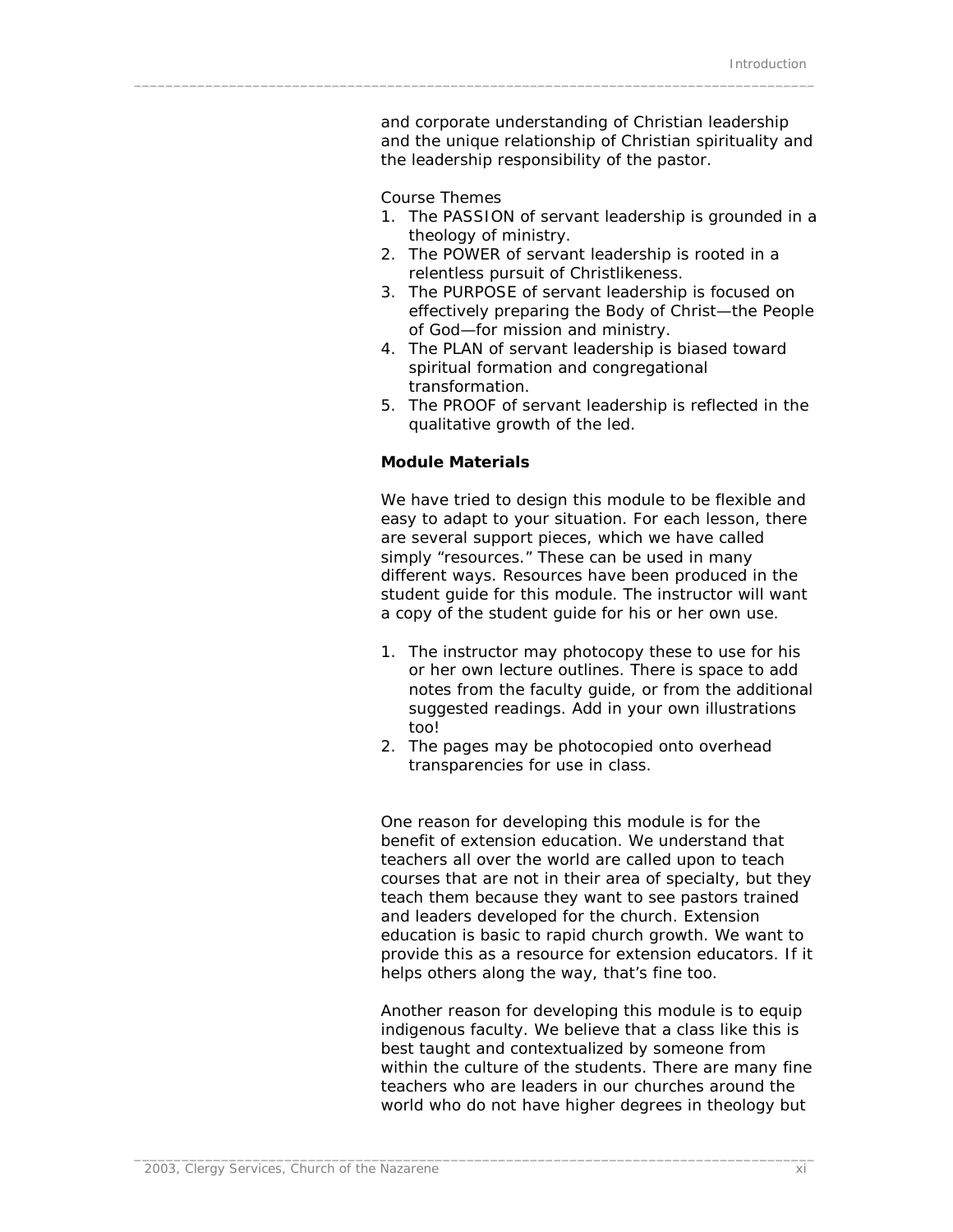and corporate understanding of Christian leadership and the unique relationship of Christian spirituality and the leadership responsibility of the pastor.

Course Themes

1. The PASSION of servant leadership is grounded in a theology of ministry.
2. The POWER of servant leadership is rooted in a relentless pursuit of Christlikeness.
3. The PURPOSE of servant leadership is focused on effectively preparing the Body of Christ—the People of God—for mission and ministry.
4. The PLAN of servant leadership is biased toward spiritual formation and congregational transformation.
5. The PROOF of servant leadership is reflected in the qualitative growth of the led.

**Module Materials**

We have tried to design this module to be flexible and easy to adapt to your situation. For each lesson, there are several support pieces, which we have called simply "resources." These can be used in many different ways. Resources have been produced in the student guide for this module. The instructor will want a copy of the student guide for his or her own use.

1. The instructor may photocopy these to use for his or her own lecture outlines. There is space to add notes from the faculty guide, or from the additional suggested readings. Add in your own illustrations too!
2. The pages may be photocopied onto overhead transparencies for use in class.

One reason for developing this module is for the benefit of extension education. We understand that teachers all over the world are called upon to teach courses that are not in their area of specialty, but they teach them because they want to see pastors trained and leaders developed for the church. Extension education is basic to rapid church growth. We want to provide this as a resource for extension educators. If it helps others along the way, that's fine too.

Another reason for developing this module is to equip indigenous faculty. We believe that a class like this is best taught and contextualized by someone from within the culture of the students. There are many fine teachers who are leaders in our churches around the world who do not have higher degrees in theology but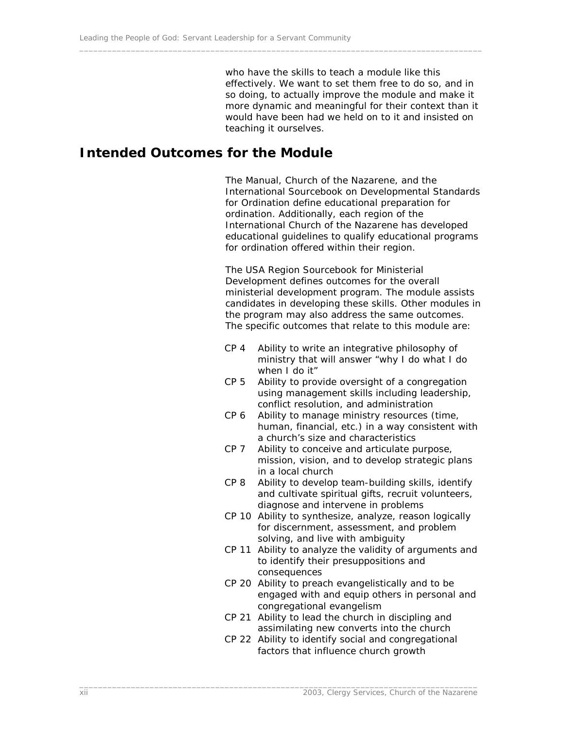who have the skills to teach a module like this effectively. We want to set them free to do so, and in so doing, to actually improve the module and make it more dynamic and meaningful for their context than it would have been had we held on to it and insisted on teaching it ourselves.

## Intended Outcomes for the Module

The Manual, Church of the Nazarene, and the International Sourcebook on Developmental Standards for Ordination define educational preparation for ordination. Additionally, each region of the International Church of the Nazarene has developed educational guidelines to qualify educational programs for ordination offered within their region.

The USA Region Sourcebook for Ministerial Development defines outcomes for the overall ministerial development program. The module assists candidates in developing these skills. Other modules in the program may also address the same outcomes. The specific outcomes that relate to this module are:

- CP 4 Ability to write an integrative philosophy of ministry that will answer "why I do what I do when I do it"
- CP 5 Ability to provide oversight of a congregation using management skills including leadership, conflict resolution, and administration
- CP 6 Ability to manage ministry resources (time, human, financial, etc.) in a way consistent with a church's size and characteristics
- CP 7 Ability to conceive and articulate purpose, mission, vision, and to develop strategic plans in a local church
- CP 8 Ability to develop team-building skills, identify and cultivate spiritual gifts, recruit volunteers, diagnose and intervene in problems
- CP 10 Ability to synthesize, analyze, reason logically for discernment, assessment, and problem solving, and live with ambiguity
- CP 11 Ability to analyze the validity of arguments and to identify their presuppositions and consequences
- CP 20 Ability to preach evangelistically and to be engaged with and equip others in personal and congregational evangelism
- CP 21 Ability to lead the church in discipling and assimilating new converts into the church
- CP 22 Ability to identify social and congregational factors that influence church growth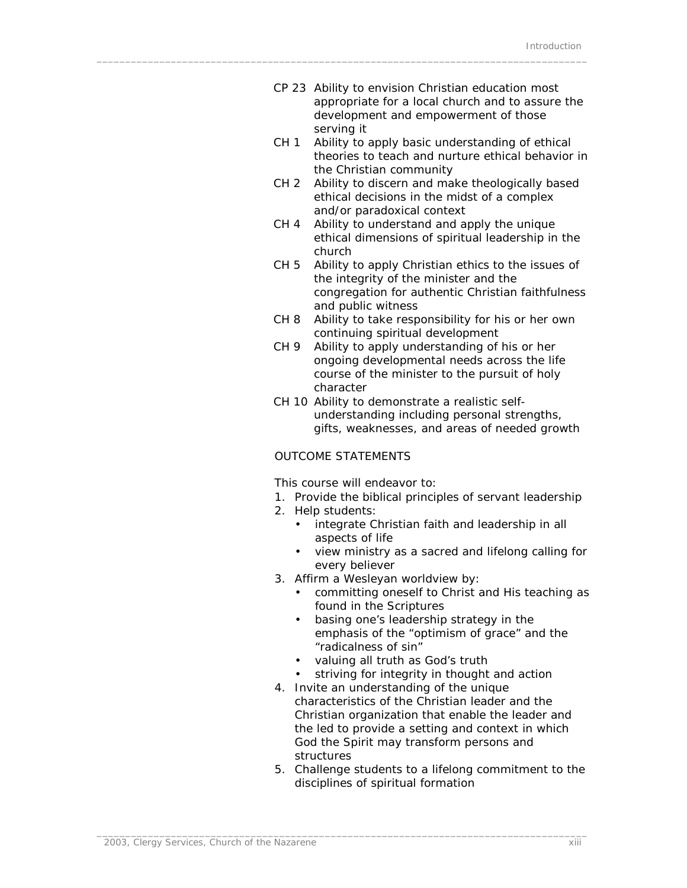- CP 23 Ability to envision Christian education most appropriate for a local church and to assure the development and empowerment of those serving it
- CH 1 Ability to apply basic understanding of ethical theories to teach and nurture ethical behavior in the Christian community
- CH 2 Ability to discern and make theologically based ethical decisions in the midst of a complex and/or paradoxical context
- CH 4 Ability to understand and apply the unique ethical dimensions of spiritual leadership in the church
- CH 5 Ability to apply Christian ethics to the issues of the integrity of the minister and the congregation for authentic Christian faithfulness and public witness
- CH 8 Ability to take responsibility for his or her own continuing spiritual development
- CH 9 Ability to apply understanding of his or her ongoing developmental needs across the life course of the minister to the pursuit of holy character
- CH 10 Ability to demonstrate a realistic self-understanding including personal strengths, gifts, weaknesses, and areas of needed growth

OUTCOME STATEMENTS

This course will endeavor to:

1. Provide the biblical principles of servant leadership
2. Help students:
   - integrate Christian faith and leadership in all aspects of life
   - view ministry as a sacred and lifelong calling for every believer
3. Affirm a Wesleyan worldview by:
   - committing oneself to Christ and His teaching as found in the Scriptures
   - basing one's leadership strategy in the emphasis of the "optimism of grace" and the "radicalness of sin"
   - valuing all truth as God's truth
   - striving for integrity in thought and action
4. Invite an understanding of the unique characteristics of the Christian leader and the Christian organization that enable the leader and the led to provide a setting and context in which God the Spirit may transform persons and structures
5. Challenge students to a lifelong commitment to the disciplines of spiritual formation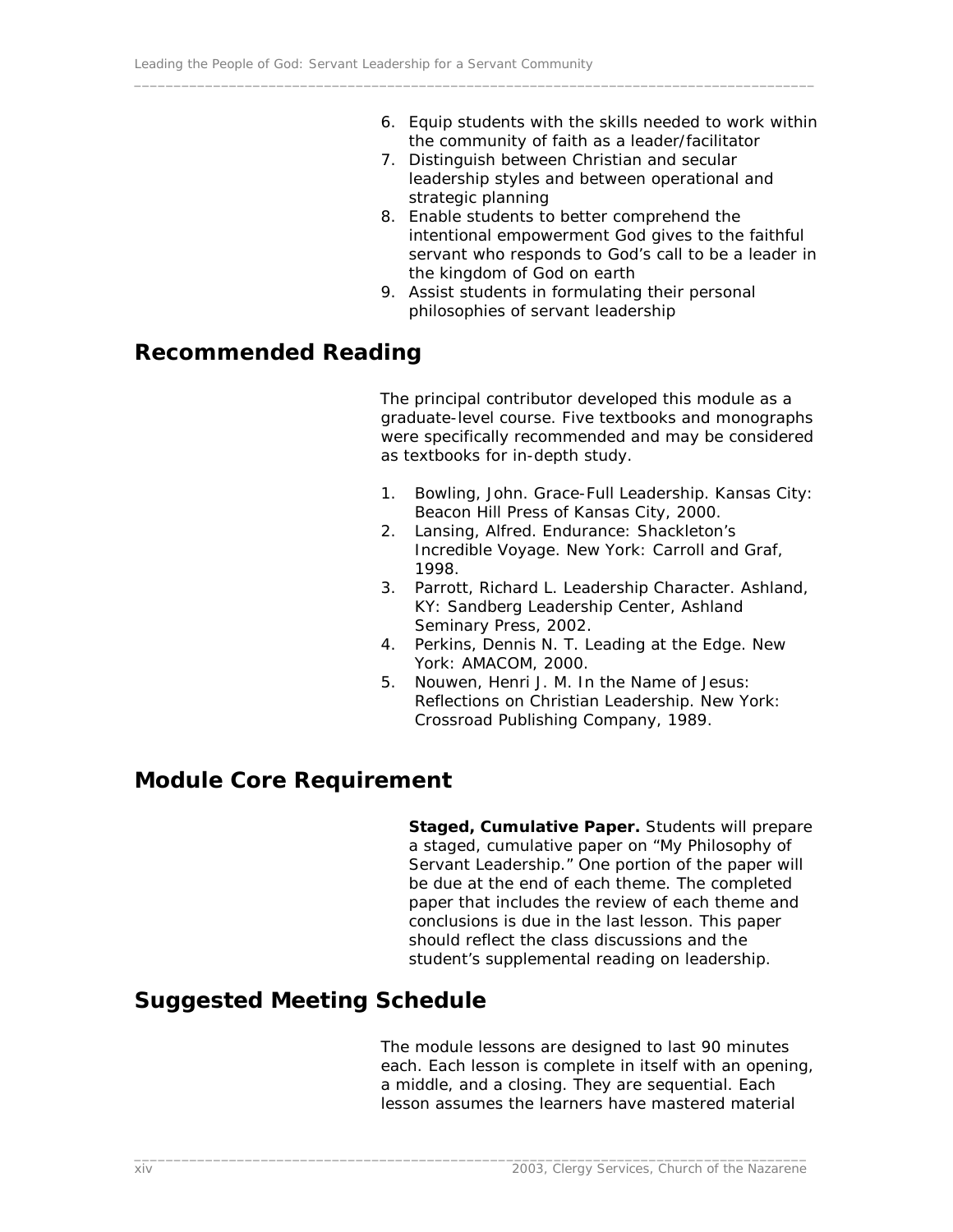6. Equip students with the skills needed to work within the community of faith as a leader/facilitator
7. Distinguish between Christian and secular leadership styles and between operational and strategic planning
8. Enable students to better comprehend the intentional empowerment God gives to the faithful servant who responds to God's call to be a leader in the kingdom of God on earth
9. Assist students in formulating their personal philosophies of servant leadership

## Recommended Reading

The principal contributor developed this module as a graduate-level course. Five textbooks and monographs were specifically recommended and may be considered as textbooks for in-depth study.

1. Bowling, John. Grace-Full Leadership. Kansas City: Beacon Hill Press of Kansas City, 2000.
2. Lansing, Alfred. Endurance: Shackleton's Incredible Voyage. New York: Carroll and Graf, 1998.
3. Parrott, Richard L. Leadership Character. Ashland, KY: Sandberg Leadership Center, Ashland Seminary Press, 2002.
4. Perkins, Dennis N. T. Leading at the Edge. New York: AMACOM, 2000.
5. Nouwen, Henri J. M. In the Name of Jesus: Reflections on Christian Leadership. New York: Crossroad Publishing Company, 1989.

## Module Core Requirement

**Staged, Cumulative Paper.** Students will prepare a staged, cumulative paper on "My Philosophy of Servant Leadership." One portion of the paper will be due at the end of each theme. The completed paper that includes the review of each theme and conclusions is due in the last lesson. This paper should reflect the class discussions and the student's supplemental reading on leadership.

## Suggested Meeting Schedule

The module lessons are designed to last 90 minutes each. Each lesson is complete in itself with an opening, a middle, and a closing. They are sequential. Each lesson assumes the learners have mastered material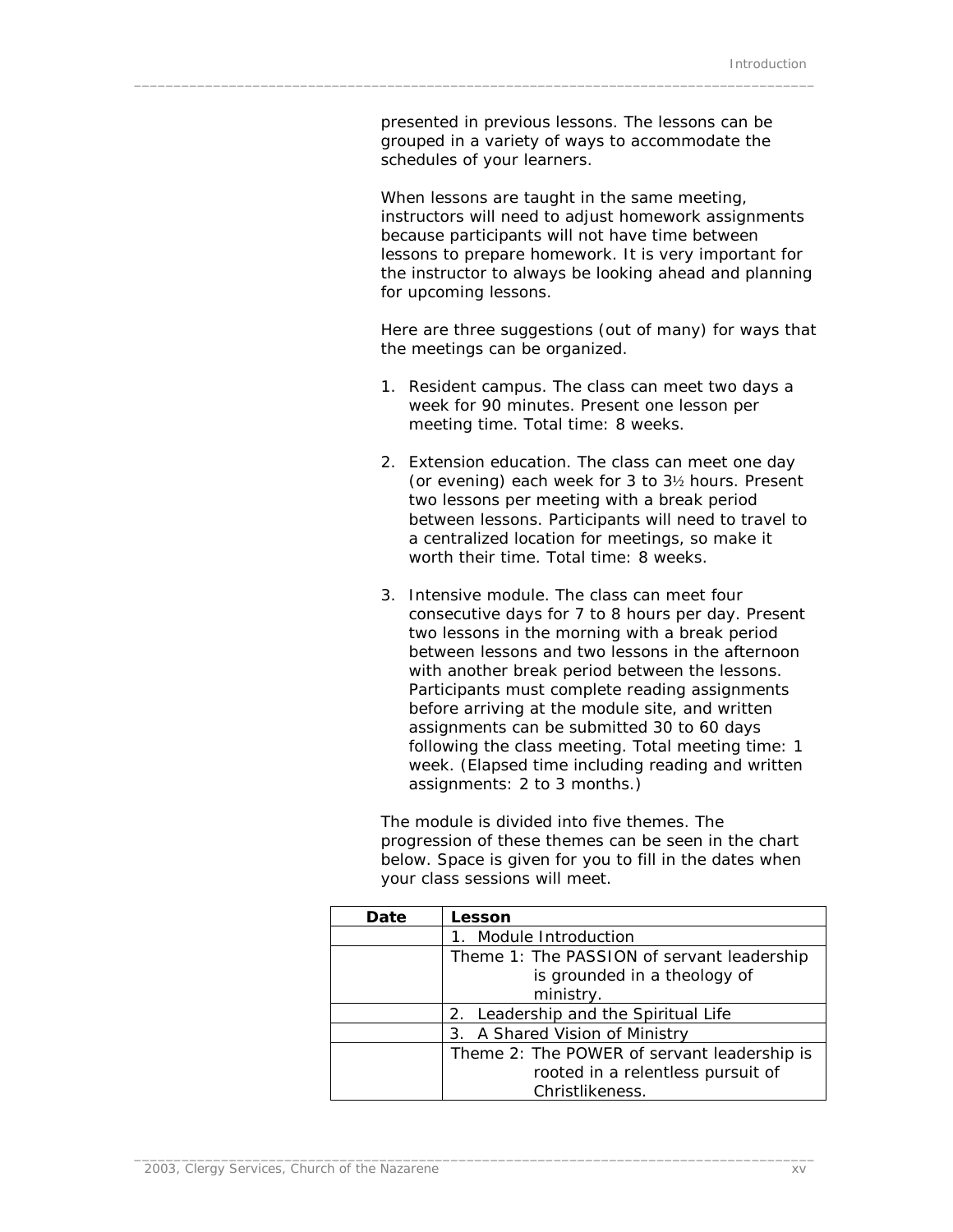presented in previous lessons. The lessons can be grouped in a variety of ways to accommodate the schedules of your learners.

When lessons are taught in the same meeting, instructors will need to adjust homework assignments because participants will not have time between lessons to prepare homework. It is very important for the instructor to always be looking ahead and planning for upcoming lessons.

Here are three suggestions (out of many) for ways that the meetings can be organized.

1. Resident campus. The class can meet two days a week for 90 minutes. Present one lesson per meeting time. Total time: 8 weeks.

2. Extension education. The class can meet one day (or evening) each week for 3 to 3½ hours. Present two lessons per meeting with a break period between lessons. Participants will need to travel to a centralized location for meetings, so make it worth their time. Total time: 8 weeks.

3. Intensive module. The class can meet four consecutive days for 7 to 8 hours per day. Present two lessons in the morning with a break period between lessons and two lessons in the afternoon with another break period between the lessons. Participants must complete reading assignments before arriving at the module site, and written assignments can be submitted 30 to 60 days following the class meeting. Total meeting time: 1 week. (Elapsed time including reading and written assignments: 2 to 3 months.)

The module is divided into five themes. The progression of these themes can be seen in the chart below. Space is given for you to fill in the dates when your class sessions will meet.

| Date | Lesson |
|---|---|
| | 1. Module Introduction |
| | Theme 1: The PASSION of servant leadership is grounded in a theology of ministry. |
| | 2. Leadership and the Spiritual Life |
| | 3. A Shared Vision of Ministry |
| | Theme 2: The POWER of servant leadership is rooted in a relentless pursuit of Christlikeness. |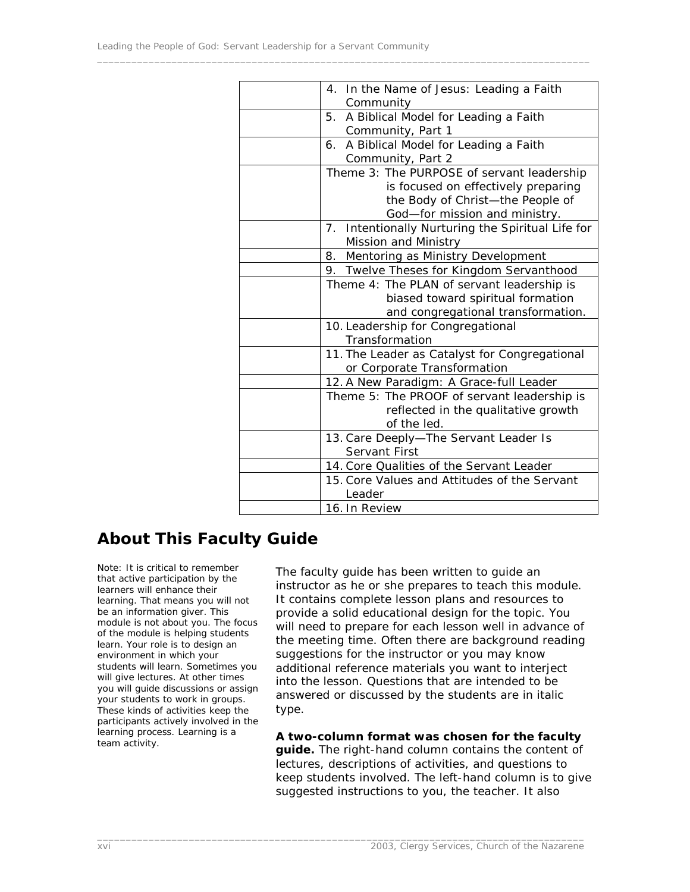| | |
|---|---|
| | 4. In the Name of Jesus: Leading a Faith Community |
| | 5. A Biblical Model for Leading a Faith Community, Part 1 |
| | 6. A Biblical Model for Leading a Faith Community, Part 2 |
| | Theme 3: The PURPOSE of servant leadership is focused on effectively preparing the Body of Christ—the People of God—for mission and ministry. |
| | 7. Intentionally Nurturing the Spiritual Life for Mission and Ministry |
| | 8. Mentoring as Ministry Development |
| | 9. Twelve Theses for Kingdom Servanthood |
| | Theme 4: The PLAN of servant leadership is biased toward spiritual formation and congregational transformation. |
| | 10. Leadership for Congregational Transformation |
| | 11. The Leader as Catalyst for Congregational or Corporate Transformation |
| | 12. A New Paradigm: A Grace-full Leader |
| | Theme 5: The PROOF of servant leadership is reflected in the qualitative growth of the led. |
| | 13. Care Deeply—The Servant Leader Is Servant First |
| | 14. Core Qualities of the Servant Leader |
| | 15. Core Values and Attitudes of the Servant Leader |
| | 16. In Review |

## About This Faculty Guide

Note: It is critical to remember that active participation by the learners will enhance their learning. That means you will not be an information giver. This module is not about you. The focus of the module is helping students learn. Your role is to design an environment in which your students will learn. Sometimes you will give lectures. At other times you will guide discussions or assign your students to work in groups. These kinds of activities keep the participants actively involved in the learning process. Learning is a team activity.

The faculty guide has been written to guide an instructor as he or she prepares to teach this module. It contains complete lesson plans and resources to provide a solid educational design for the topic. You will need to prepare for each lesson well in advance of the meeting time. Often there are background reading suggestions for the instructor or you may know additional reference materials you want to interject into the lesson. Questions that are intended to be answered or discussed by the students are in italic type.

**A two-column format was chosen for the faculty guide.** The right-hand column contains the content of lectures, descriptions of activities, and questions to keep students involved. The left-hand column is to give suggested instructions to you, the teacher. It also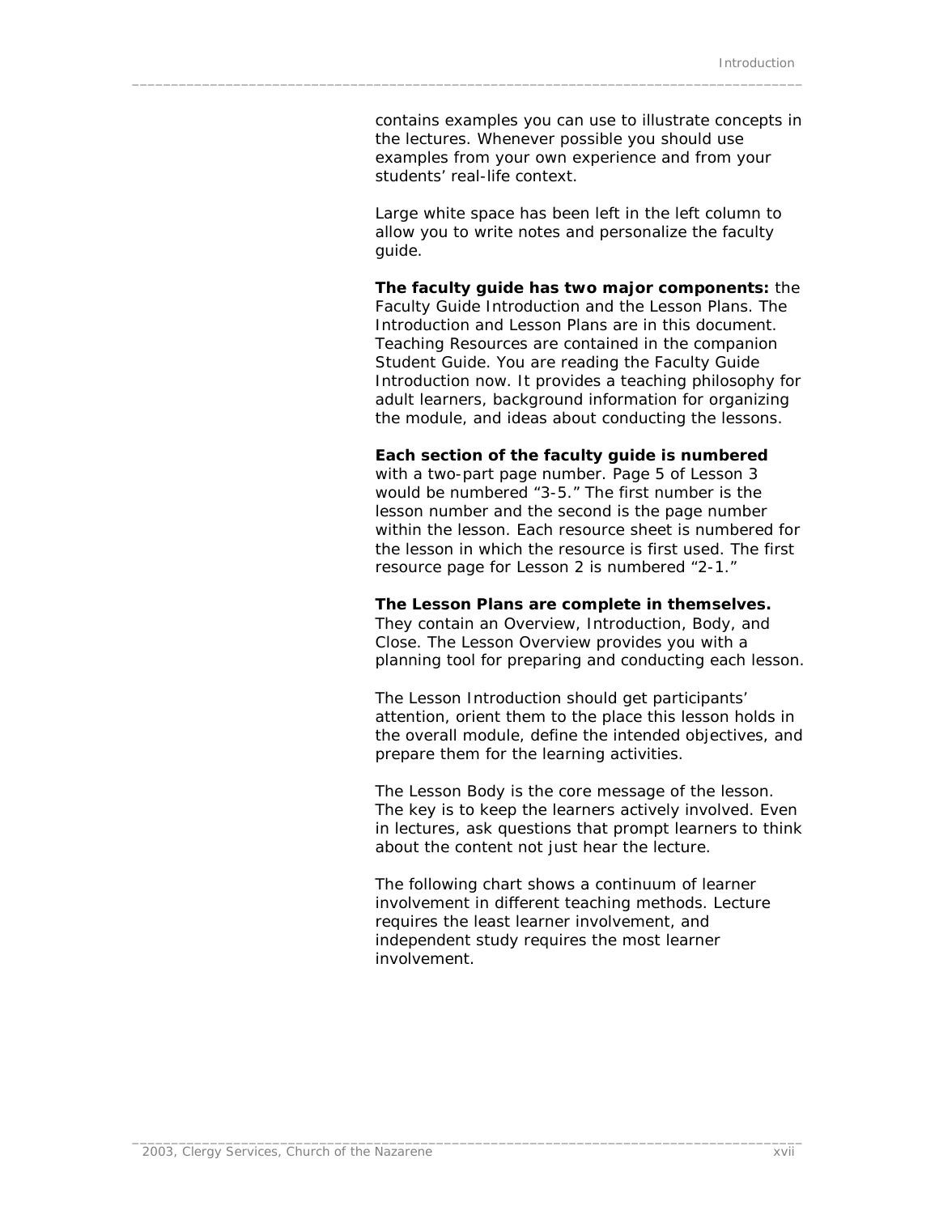contains examples you can use to illustrate concepts in the lectures. Whenever possible you should use examples from your own experience and from your students' real-life context.

Large white space has been left in the left column to allow you to write notes and personalize the faculty guide.

**The faculty guide has two major components:** the Faculty Guide Introduction and the Lesson Plans. The Introduction and Lesson Plans are in this document. Teaching Resources are contained in the companion Student Guide. You are reading the Faculty Guide Introduction now. It provides a teaching philosophy for adult learners, background information for organizing the module, and ideas about conducting the lessons.

**Each section of the faculty guide is numbered** with a two-part page number. Page 5 of Lesson 3 would be numbered "3-5." The first number is the lesson number and the second is the page number within the lesson. Each resource sheet is numbered for the lesson in which the resource is first used. The first resource page for Lesson 2 is numbered "2-1."

**The Lesson Plans are complete in themselves.** They contain an Overview, Introduction, Body, and Close. The Lesson Overview provides you with a planning tool for preparing and conducting each lesson.

The Lesson Introduction should get participants' attention, orient them to the place this lesson holds in the overall module, define the intended objectives, and prepare them for the learning activities.

The Lesson Body is the core message of the lesson. The key is to keep the learners actively involved. Even in lectures, ask questions that prompt learners to think about the content not just hear the lecture.

The following chart shows a continuum of learner involvement in different teaching methods. Lecture requires the least learner involvement, and independent study requires the most learner involvement.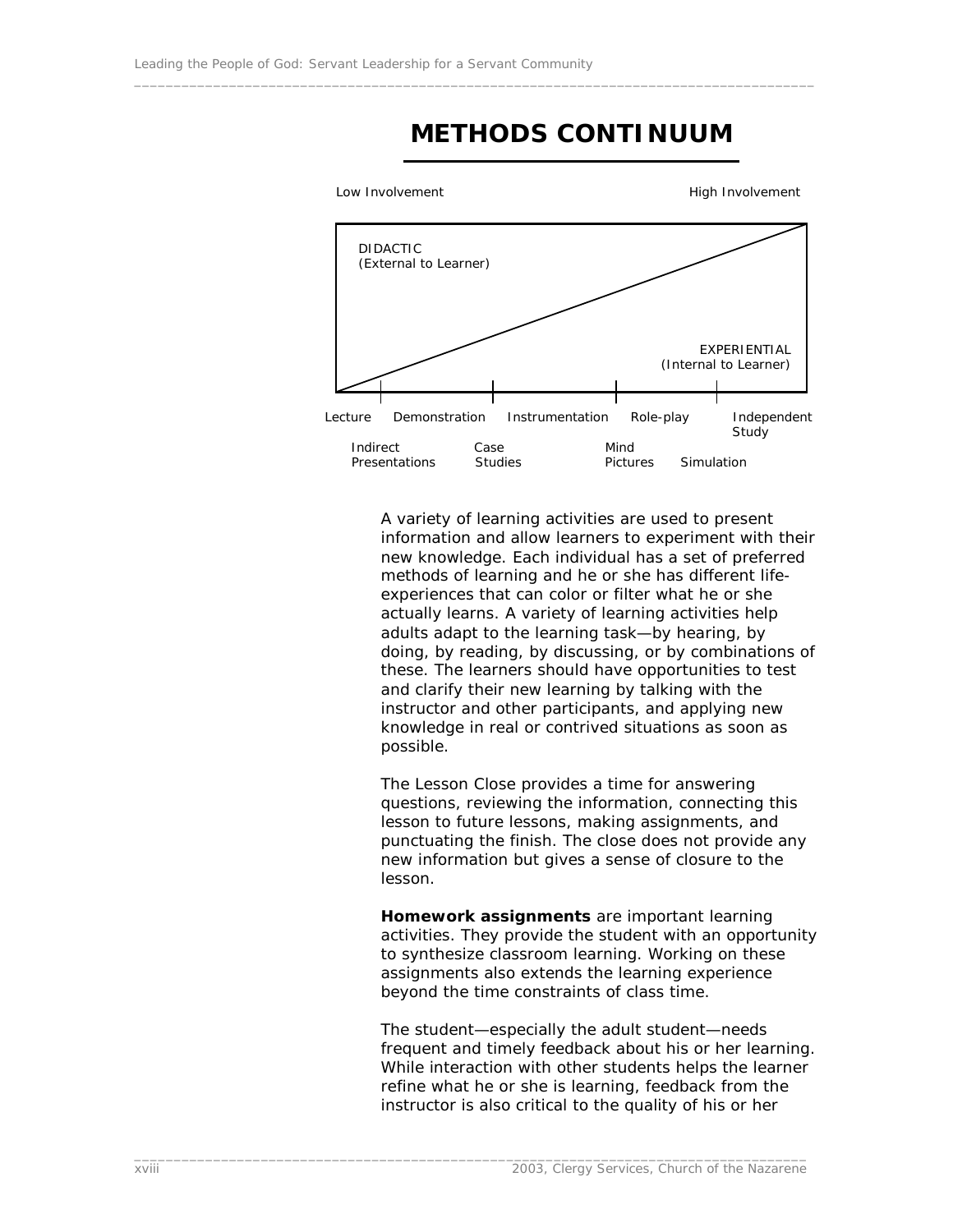# METHODS CONTINUUM

Low Involvement — High Involvement

DIDACTIC
(External to Learner)

EXPERIENTIAL
(Internal to Learner)

Lecture — Indirect Presentations — Demonstration — Case Studies — Instrumentation — Mind Pictures — Role-play — Simulation — Independent Study

A variety of learning activities are used to present information and allow learners to experiment with their new knowledge. Each individual has a set of preferred methods of learning and he or she has different life-experiences that can color or filter what he or she actually learns. A variety of learning activities help adults adapt to the learning task—by hearing, by doing, by reading, by discussing, or by combinations of these. The learners should have opportunities to test and clarify their new learning by talking with the instructor and other participants, and applying new knowledge in real or contrived situations as soon as possible.

The Lesson Close provides a time for answering questions, reviewing the information, connecting this lesson to future lessons, making assignments, and punctuating the finish. The close does not provide any new information but gives a sense of closure to the lesson.

**Homework assignments** are important learning activities. They provide the student with an opportunity to synthesize classroom learning. Working on these assignments also extends the learning experience beyond the time constraints of class time.

The student—especially the adult student—needs frequent and timely feedback about his or her learning. While interaction with other students helps the learner refine what he or she is learning, feedback from the instructor is also critical to the quality of his or her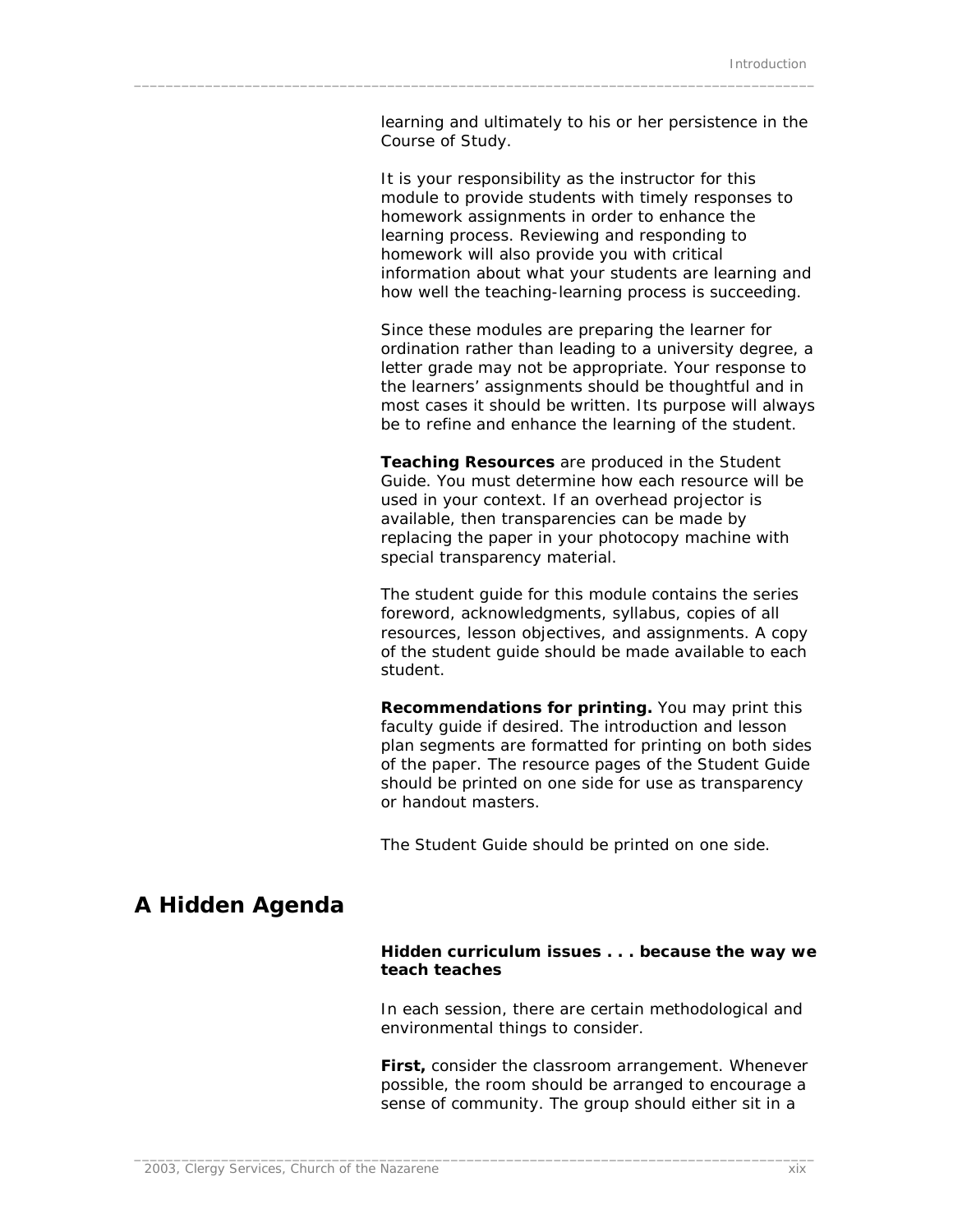learning and ultimately to his or her persistence in the Course of Study.

It is your responsibility as the instructor for this module to provide students with timely responses to homework assignments in order to enhance the learning process. Reviewing and responding to homework will also provide you with critical information about what your students are learning and how well the teaching-learning process is succeeding.

Since these modules are preparing the learner for ordination rather than leading to a university degree, a letter grade may not be appropriate. Your response to the learners' assignments should be thoughtful and in most cases it should be written. Its purpose will always be to refine and enhance the learning of the student.

**Teaching Resources** are produced in the Student Guide. You must determine how each resource will be used in your context. If an overhead projector is available, then transparencies can be made by replacing the paper in your photocopy machine with special transparency material.

The student guide for this module contains the series foreword, acknowledgments, syllabus, copies of all resources, lesson objectives, and assignments. A copy of the student guide should be made available to each student.

**Recommendations for printing.** You may print this faculty guide if desired. The introduction and lesson plan segments are formatted for printing on both sides of the paper. The resource pages of the Student Guide should be printed on one side for use as transparency or handout masters.

The Student Guide should be printed on one side.

## A Hidden Agenda

**Hidden curriculum issues . . . because the way we teach teaches**

In each session, there are certain methodological and environmental things to consider.

**First,** consider the classroom arrangement. Whenever possible, the room should be arranged to encourage a sense of community. The group should either sit in a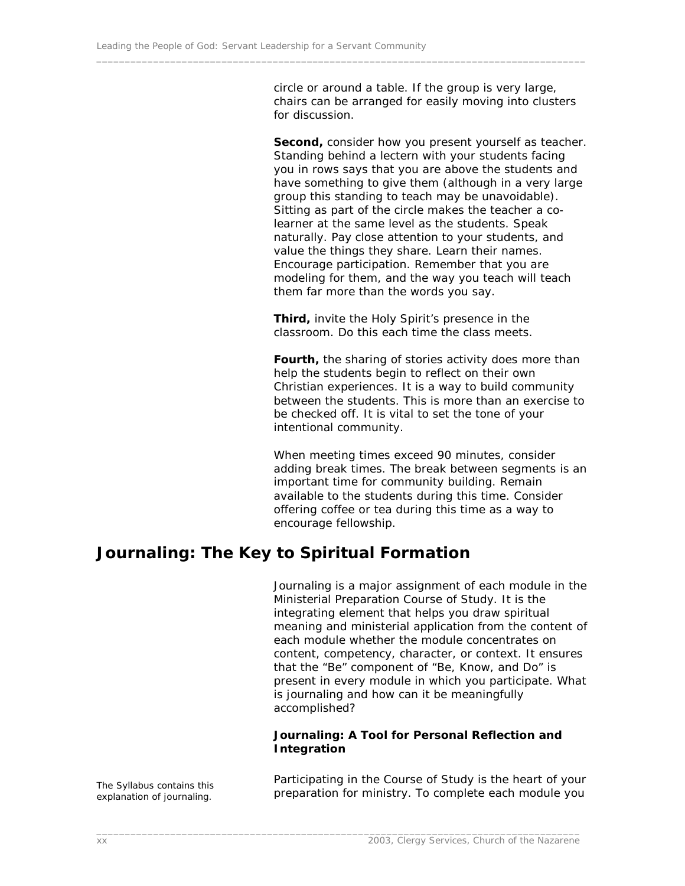circle or around a table. If the group is very large, chairs can be arranged for easily moving into clusters for discussion.

**Second,** consider how you present yourself as teacher. Standing behind a lectern with your students facing you in rows says that you are above the students and have something to give them (although in a very large group this standing to teach may be unavoidable). Sitting as part of the circle makes the teacher a co-learner at the same level as the students. Speak naturally. Pay close attention to your students, and value the things they share. Learn their names. Encourage participation. Remember that you are modeling for them, and the way you teach will teach them far more than the words you say.

**Third,** invite the Holy Spirit's presence in the classroom. Do this each time the class meets.

**Fourth,** the sharing of stories activity does more than help the students begin to reflect on their own Christian experiences. It is a way to build community between the students. This is more than an exercise to be checked off. It is vital to set the tone of your intentional community.

When meeting times exceed 90 minutes, consider adding break times. The break between segments is an important time for community building. Remain available to the students during this time. Consider offering coffee or tea during this time as a way to encourage fellowship.

## Journaling: The Key to Spiritual Formation

Journaling is a major assignment of each module in the Ministerial Preparation Course of Study. It is the integrating element that helps you draw spiritual meaning and ministerial application from the content of each module whether the module concentrates on content, competency, character, or context. It ensures that the "Be" component of "Be, Know, and Do" is present in every module in which you participate. What is journaling and how can it be meaningfully accomplished?

### Journaling: A Tool for Personal Reflection and Integration

The Syllabus contains this explanation of journaling.

Participating in the Course of Study is the heart of your preparation for ministry. To complete each module you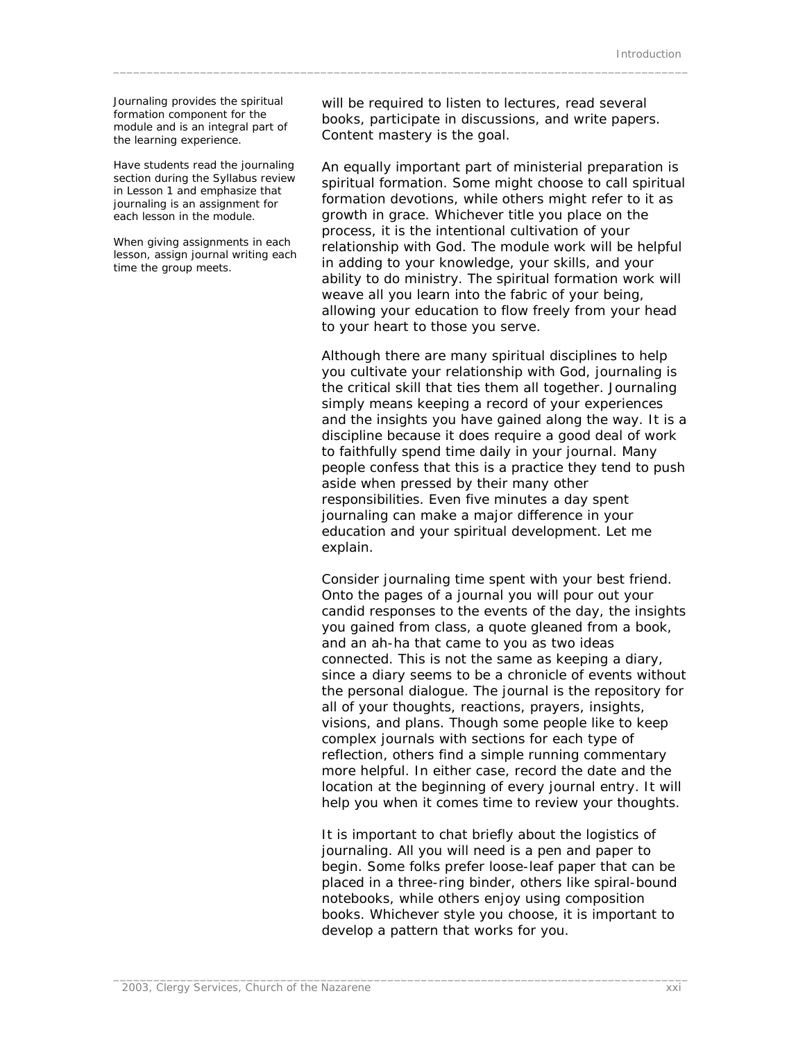Journaling provides the spiritual formation component for the module and is an integral part of the learning experience.

Have students read the journaling section during the Syllabus review in Lesson 1 and emphasize that journaling is an assignment for each lesson in the module.

When giving assignments in each lesson, assign journal writing each time the group meets.

will be required to listen to lectures, read several books, participate in discussions, and write papers. Content mastery is the goal.

An equally important part of ministerial preparation is spiritual formation. Some might choose to call spiritual formation devotions, while others might refer to it as growth in grace. Whichever title you place on the process, it is the intentional cultivation of your relationship with God. The module work will be helpful in adding to your knowledge, your skills, and your ability to do ministry. The spiritual formation work will weave all you learn into the fabric of your being, allowing your education to flow freely from your head to your heart to those you serve.

Although there are many spiritual disciplines to help you cultivate your relationship with God, journaling is the critical skill that ties them all together. Journaling simply means keeping a record of your experiences and the insights you have gained along the way. It is a discipline because it does require a good deal of work to faithfully spend time daily in your journal. Many people confess that this is a practice they tend to push aside when pressed by their many other responsibilities. Even five minutes a day spent journaling can make a major difference in your education and your spiritual development. Let me explain.

Consider journaling time spent with your best friend. Onto the pages of a journal you will pour out your candid responses to the events of the day, the insights you gained from class, a quote gleaned from a book, and an ah-ha that came to you as two ideas connected. This is not the same as keeping a diary, since a diary seems to be a chronicle of events without the personal dialogue. The journal is the repository for all of your thoughts, reactions, prayers, insights, visions, and plans. Though some people like to keep complex journals with sections for each type of reflection, others find a simple running commentary more helpful. In either case, record the date and the location at the beginning of every journal entry. It will help you when it comes time to review your thoughts.

It is important to chat briefly about the logistics of journaling. All you will need is a pen and paper to begin. Some folks prefer loose-leaf paper that can be placed in a three-ring binder, others like spiral-bound notebooks, while others enjoy using composition books. Whichever style you choose, it is important to develop a pattern that works for you.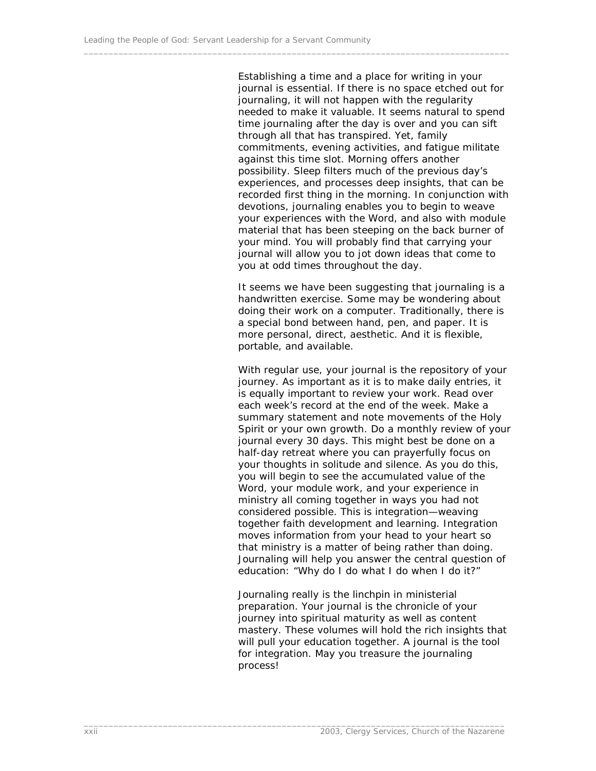Establishing a time and a place for writing in your journal is essential. If there is no space etched out for journaling, it will not happen with the regularity needed to make it valuable. It seems natural to spend time journaling after the day is over and you can sift through all that has transpired. Yet, family commitments, evening activities, and fatigue militate against this time slot. Morning offers another possibility. Sleep filters much of the previous day's experiences, and processes deep insights, that can be recorded first thing in the morning. In conjunction with devotions, journaling enables you to begin to weave your experiences with the Word, and also with module material that has been steeping on the back burner of your mind. You will probably find that carrying your journal will allow you to jot down ideas that come to you at odd times throughout the day.

It seems we have been suggesting that journaling is a handwritten exercise. Some may be wondering about doing their work on a computer. Traditionally, there is a special bond between hand, pen, and paper. It is more personal, direct, aesthetic. And it is flexible, portable, and available.

With regular use, your journal is the repository of your journey. As important as it is to make daily entries, it is equally important to review your work. Read over each week's record at the end of the week. Make a summary statement and note movements of the Holy Spirit or your own growth. Do a monthly review of your journal every 30 days. This might best be done on a half-day retreat where you can prayerfully focus on your thoughts in solitude and silence. As you do this, you will begin to see the accumulated value of the Word, your module work, and your experience in ministry all coming together in ways you had not considered possible. This is integration—weaving together faith development and learning. Integration moves information from your head to your heart so that ministry is a matter of being rather than doing. Journaling will help you answer the central question of education: "Why do I do what I do when I do it?"

Journaling really is the linchpin in ministerial preparation. Your journal is the chronicle of your journey into spiritual maturity as well as content mastery. These volumes will hold the rich insights that will pull your education together. A journal is the tool for integration. May you treasure the journaling process!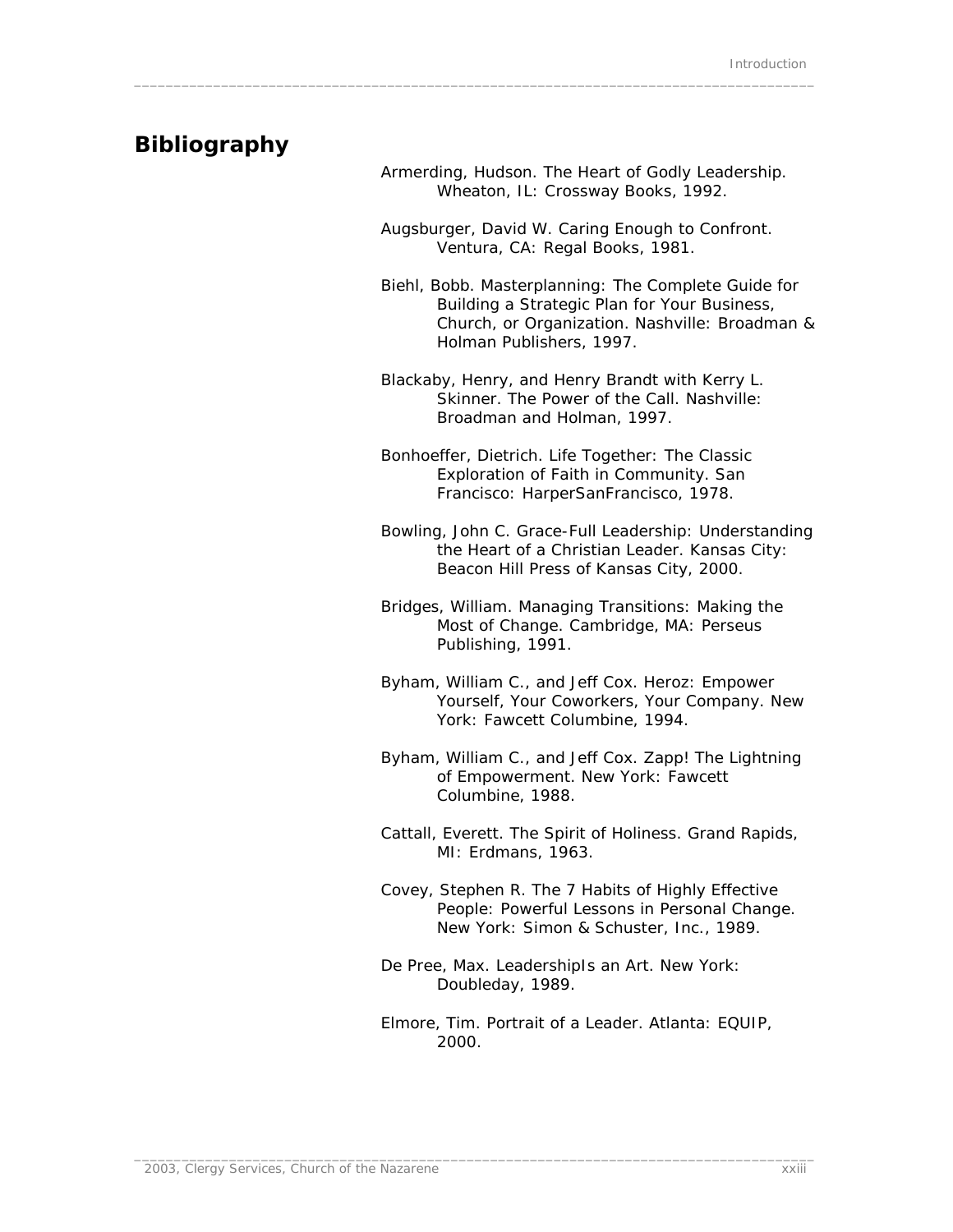## Bibliography

Armerding, Hudson. The Heart of Godly Leadership. Wheaton, IL: Crossway Books, 1992.

Augsburger, David W. Caring Enough to Confront. Ventura, CA: Regal Books, 1981.

Biehl, Bobb. Masterplanning: The Complete Guide for Building a Strategic Plan for Your Business, Church, or Organization. Nashville: Broadman & Holman Publishers, 1997.

Blackaby, Henry, and Henry Brandt with Kerry L. Skinner. The Power of the Call. Nashville: Broadman and Holman, 1997.

Bonhoeffer, Dietrich. Life Together: The Classic Exploration of Faith in Community. San Francisco: HarperSanFrancisco, 1978.

Bowling, John C. Grace-Full Leadership: Understanding the Heart of a Christian Leader. Kansas City: Beacon Hill Press of Kansas City, 2000.

Bridges, William. Managing Transitions: Making the Most of Change. Cambridge, MA: Perseus Publishing, 1991.

Byham, William C., and Jeff Cox. Heroz: Empower Yourself, Your Coworkers, Your Company. New York: Fawcett Columbine, 1994.

Byham, William C., and Jeff Cox. Zapp! The Lightning of Empowerment. New York: Fawcett Columbine, 1988.

Cattall, Everett. The Spirit of Holiness. Grand Rapids, MI: Erdmans, 1963.

Covey, Stephen R. The 7 Habits of Highly Effective People: Powerful Lessons in Personal Change. New York: Simon & Schuster, Inc., 1989.

De Pree, Max. LeadershipIs an Art. New York: Doubleday, 1989.

Elmore, Tim. Portrait of a Leader. Atlanta: EQUIP, 2000.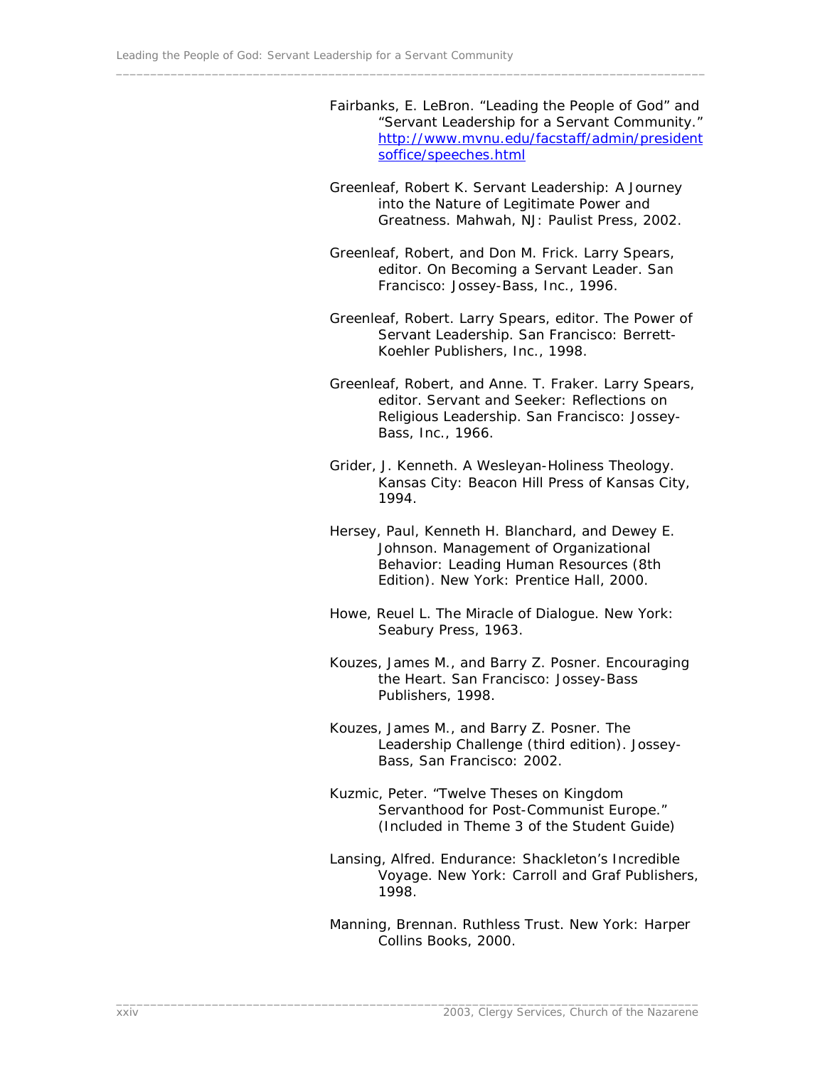Fairbanks, E. LeBron. "Leading the People of God" and "Servant Leadership for a Servant Community." [http://www.mvnu.edu/facstaff/admin/presidentsoffice/speeches.html](http://www.mvnu.edu/facstaff/admin/presidentsoffice/speeches.html)

Greenleaf, Robert K. Servant Leadership: A Journey into the Nature of Legitimate Power and Greatness. Mahwah, NJ: Paulist Press, 2002.

Greenleaf, Robert, and Don M. Frick. Larry Spears, editor. On Becoming a Servant Leader. San Francisco: Jossey-Bass, Inc., 1996.

Greenleaf, Robert. Larry Spears, editor. The Power of Servant Leadership. San Francisco: Berrett-Koehler Publishers, Inc., 1998.

Greenleaf, Robert, and Anne. T. Fraker. Larry Spears, editor. Servant and Seeker: Reflections on Religious Leadership. San Francisco: Jossey-Bass, Inc., 1966.

Grider, J. Kenneth. A Wesleyan-Holiness Theology. Kansas City: Beacon Hill Press of Kansas City, 1994.

Hersey, Paul, Kenneth H. Blanchard, and Dewey E. Johnson. Management of Organizational Behavior: Leading Human Resources (8th Edition). New York: Prentice Hall, 2000.

Howe, Reuel L. The Miracle of Dialogue. New York: Seabury Press, 1963.

Kouzes, James M., and Barry Z. Posner. Encouraging the Heart. San Francisco: Jossey-Bass Publishers, 1998.

Kouzes, James M., and Barry Z. Posner. The Leadership Challenge (third edition). Jossey-Bass, San Francisco: 2002.

Kuzmic, Peter. "Twelve Theses on Kingdom Servanthood for Post-Communist Europe." (Included in Theme 3 of the Student Guide)

Lansing, Alfred. Endurance: Shackleton's Incredible Voyage. New York: Carroll and Graf Publishers, 1998.

Manning, Brennan. Ruthless Trust. New York: Harper Collins Books, 2000.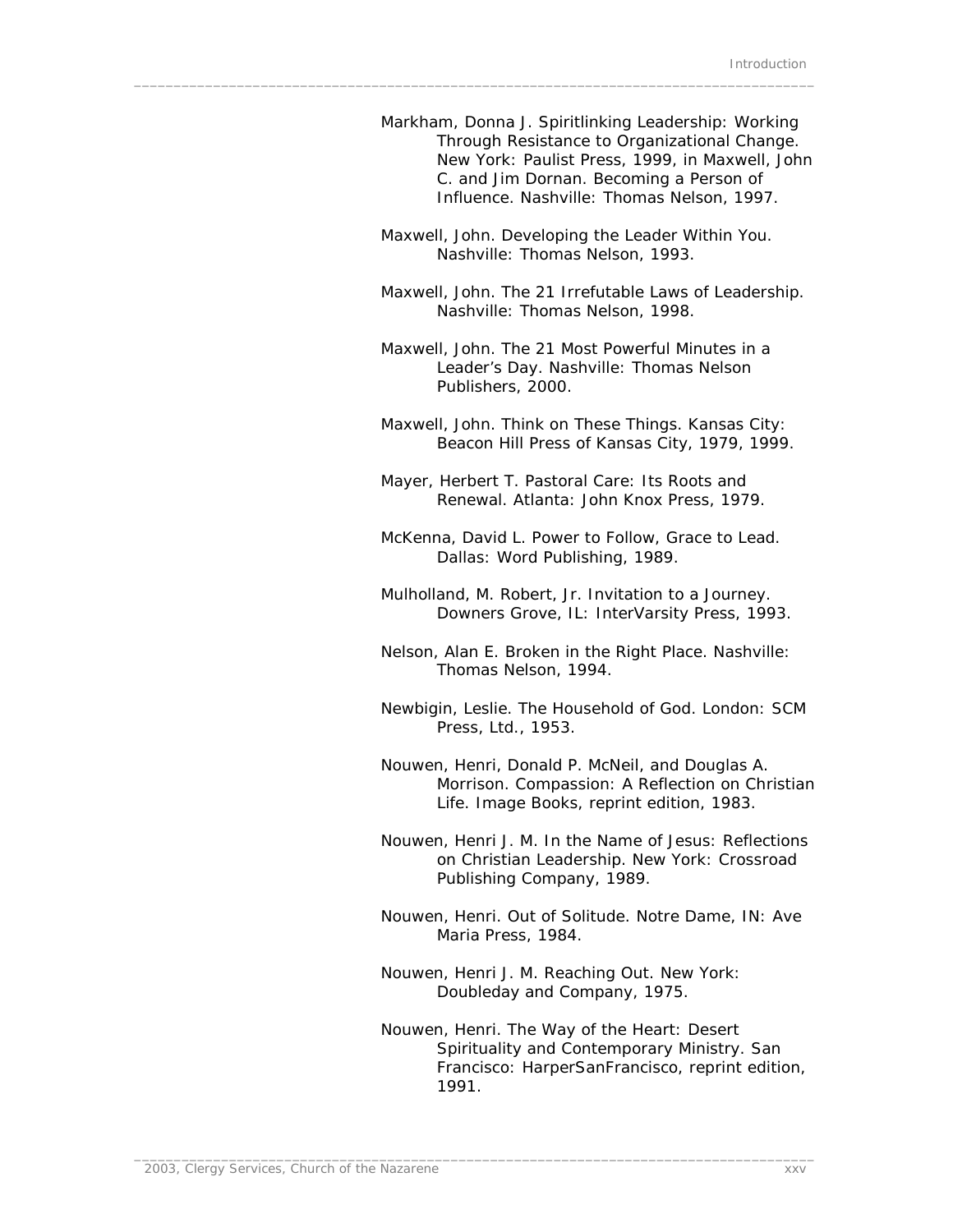Markham, Donna J. Spiritlinking Leadership: Working Through Resistance to Organizational Change. New York: Paulist Press, 1999, in Maxwell, John C. and Jim Dornan. Becoming a Person of Influence. Nashville: Thomas Nelson, 1997.

Maxwell, John. Developing the Leader Within You. Nashville: Thomas Nelson, 1993.

Maxwell, John. The 21 Irrefutable Laws of Leadership. Nashville: Thomas Nelson, 1998.

Maxwell, John. The 21 Most Powerful Minutes in a Leader's Day. Nashville: Thomas Nelson Publishers, 2000.

Maxwell, John. Think on These Things. Kansas City: Beacon Hill Press of Kansas City, 1979, 1999.

Mayer, Herbert T. Pastoral Care: Its Roots and Renewal. Atlanta: John Knox Press, 1979.

McKenna, David L. Power to Follow, Grace to Lead. Dallas: Word Publishing, 1989.

Mulholland, M. Robert, Jr. Invitation to a Journey. Downers Grove, IL: InterVarsity Press, 1993.

Nelson, Alan E. Broken in the Right Place. Nashville: Thomas Nelson, 1994.

Newbigin, Leslie. The Household of God. London: SCM Press, Ltd., 1953.

Nouwen, Henri, Donald P. McNeil, and Douglas A. Morrison. Compassion: A Reflection on Christian Life. Image Books, reprint edition, 1983.

Nouwen, Henri J. M. In the Name of Jesus: Reflections on Christian Leadership. New York: Crossroad Publishing Company, 1989.

Nouwen, Henri. Out of Solitude. Notre Dame, IN: Ave Maria Press, 1984.

Nouwen, Henri J. M. Reaching Out. New York: Doubleday and Company, 1975.

Nouwen, Henri. The Way of the Heart: Desert Spirituality and Contemporary Ministry. San Francisco: HarperSanFrancisco, reprint edition, 1991.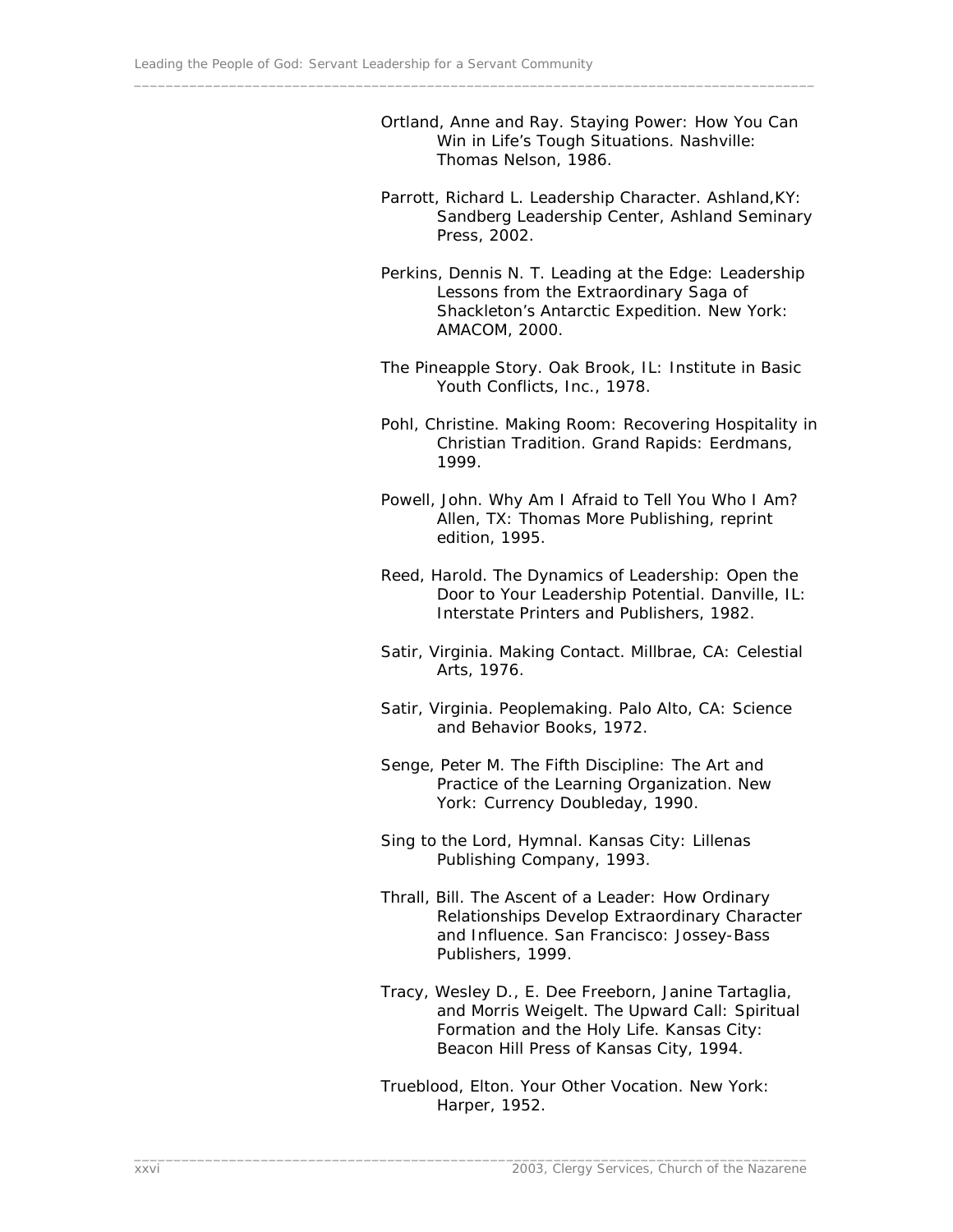Ortland, Anne and Ray. Staying Power: How You Can Win in Life's Tough Situations. Nashville: Thomas Nelson, 1986.

Parrott, Richard L. Leadership Character. Ashland,KY: Sandberg Leadership Center, Ashland Seminary Press, 2002.

Perkins, Dennis N. T. Leading at the Edge: Leadership Lessons from the Extraordinary Saga of Shackleton's Antarctic Expedition. New York: AMACOM, 2000.

The Pineapple Story. Oak Brook, IL: Institute in Basic Youth Conflicts, Inc., 1978.

Pohl, Christine. Making Room: Recovering Hospitality in Christian Tradition. Grand Rapids: Eerdmans, 1999.

Powell, John. Why Am I Afraid to Tell You Who I Am? Allen, TX: Thomas More Publishing, reprint edition, 1995.

Reed, Harold. The Dynamics of Leadership: Open the Door to Your Leadership Potential. Danville, IL: Interstate Printers and Publishers, 1982.

Satir, Virginia. Making Contact. Millbrae, CA: Celestial Arts, 1976.

Satir, Virginia. Peoplemaking. Palo Alto, CA: Science and Behavior Books, 1972.

Senge, Peter M. The Fifth Discipline: The Art and Practice of the Learning Organization. New York: Currency Doubleday, 1990.

Sing to the Lord, Hymnal. Kansas City: Lillenas Publishing Company, 1993.

Thrall, Bill. The Ascent of a Leader: How Ordinary Relationships Develop Extraordinary Character and Influence. San Francisco: Jossey-Bass Publishers, 1999.

Tracy, Wesley D., E. Dee Freeborn, Janine Tartaglia, and Morris Weigelt. The Upward Call: Spiritual Formation and the Holy Life. Kansas City: Beacon Hill Press of Kansas City, 1994.

Trueblood, Elton. Your Other Vocation. New York: Harper, 1952.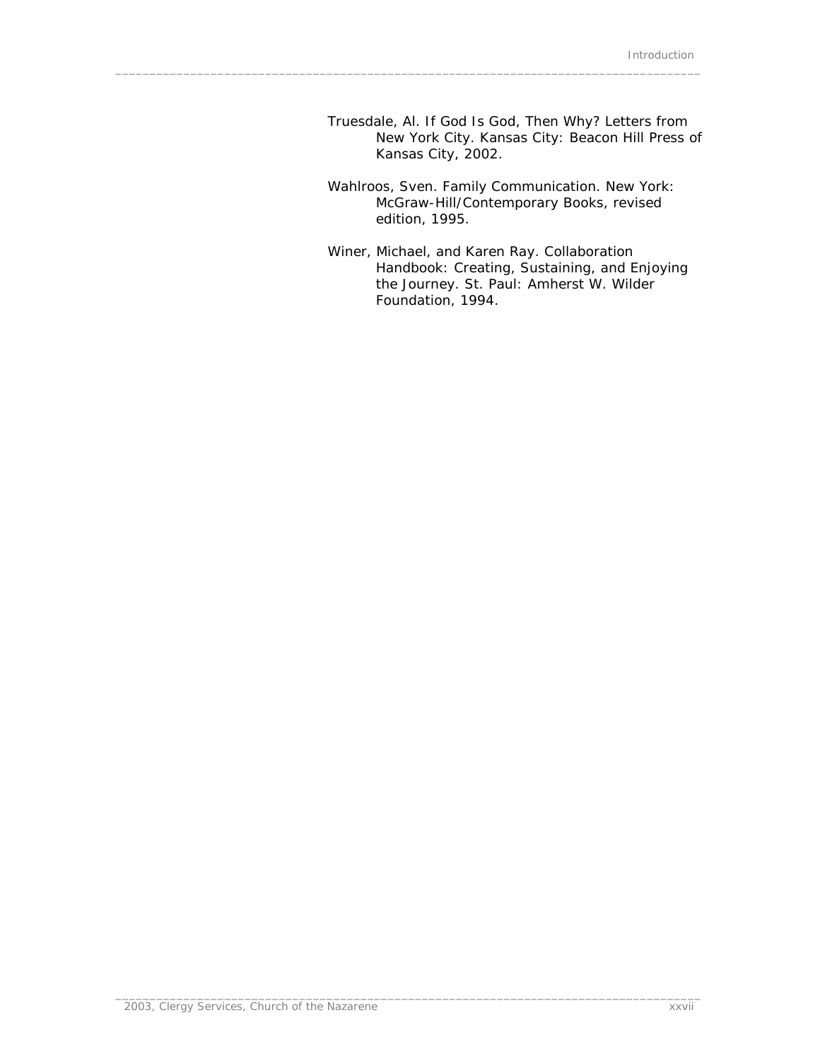Truesdale, Al. If God Is God, Then Why? Letters from New York City. Kansas City: Beacon Hill Press of Kansas City, 2002.

Wahlroos, Sven. Family Communication. New York: McGraw-Hill/Contemporary Books, revised edition, 1995.

Winer, Michael, and Karen Ray. Collaboration Handbook: Creating, Sustaining, and Enjoying the Journey. St. Paul: Amherst W. Wilder Foundation, 1994.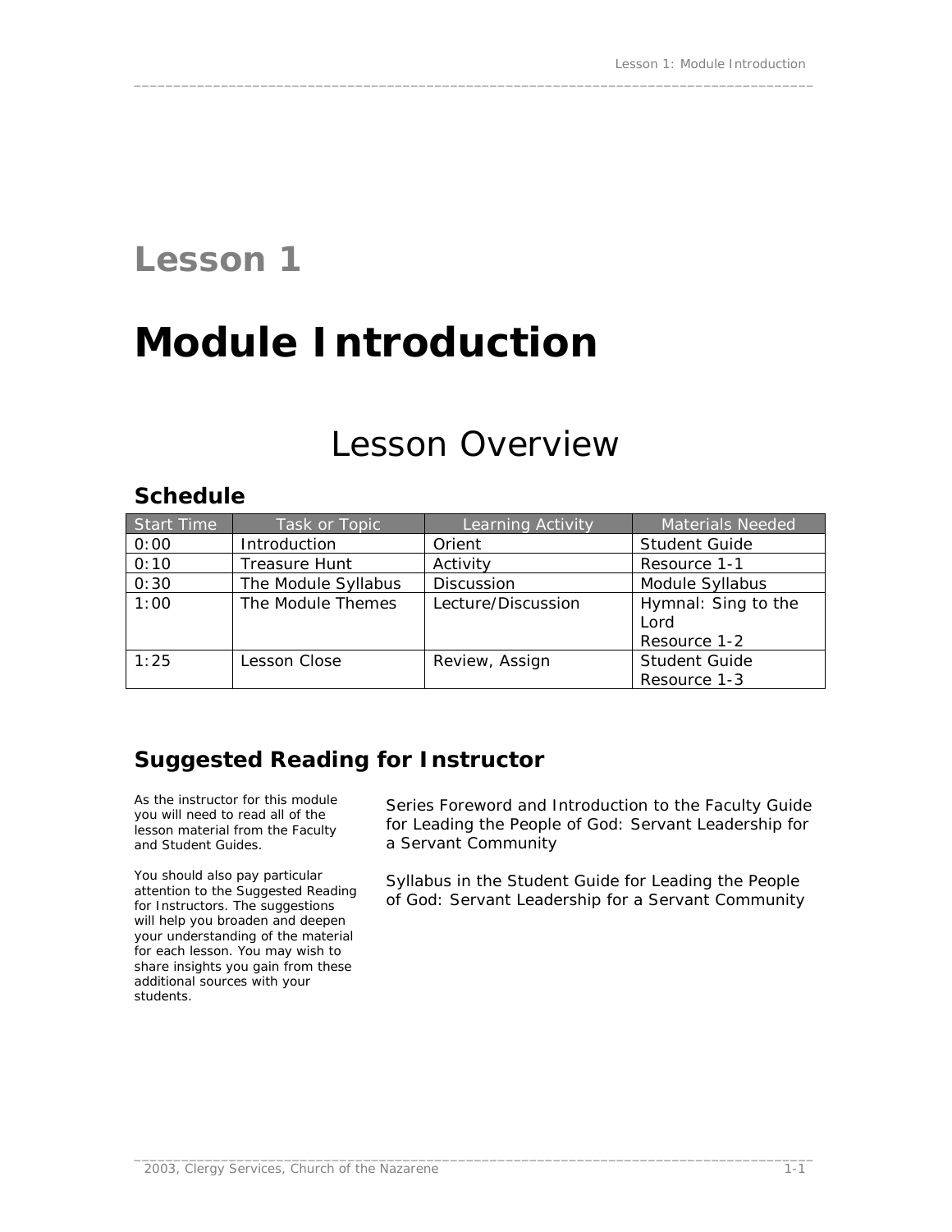# Lesson 1

# Module Introduction

## Lesson Overview

### Schedule

| Start Time | Task or Topic | Learning Activity | Materials Needed |
|---|---|---|---|
| 0:00 | Introduction | Orient | Student Guide |
| 0:10 | Treasure Hunt | Activity | Resource 1-1 |
| 0:30 | The Module Syllabus | Discussion | Module Syllabus |
| 1:00 | The Module Themes | Lecture/Discussion | Hymnal: Sing to the Lord<br>Resource 1-2 |
| 1:25 | Lesson Close | Review, Assign | Student Guide<br>Resource 1-3 |

### Suggested Reading for Instructor

As the instructor for this module you will need to read all of the lesson material from the Faculty and Student Guides.

You should also pay particular attention to the Suggested Reading for Instructors. The suggestions will help you broaden and deepen your understanding of the material for each lesson. You may wish to share insights you gain from these additional sources with your students.

Series Foreword and Introduction to the Faculty Guide for Leading the People of God: Servant Leadership for a Servant Community

Syllabus in the Student Guide for Leading the People of God: Servant Leadership for a Servant Community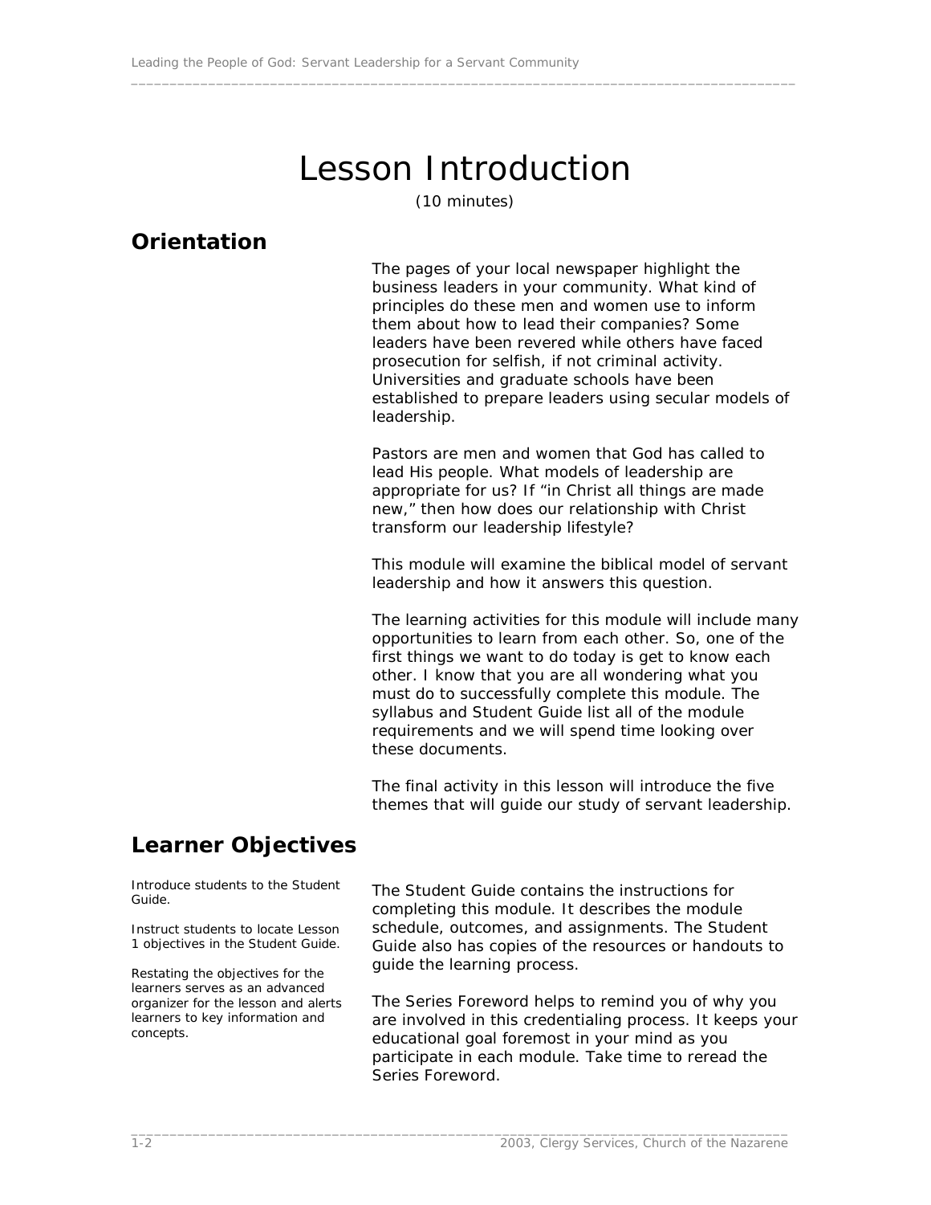# Lesson Introduction

(10 minutes)

## Orientation

The pages of your local newspaper highlight the business leaders in your community. What kind of principles do these men and women use to inform them about how to lead their companies? Some leaders have been revered while others have faced prosecution for selfish, if not criminal activity. Universities and graduate schools have been established to prepare leaders using secular models of leadership.

Pastors are men and women that God has called to lead His people. What models of leadership are appropriate for us? If "in Christ all things are made new," then how does our relationship with Christ transform our leadership lifestyle?

This module will examine the biblical model of servant leadership and how it answers this question.

The learning activities for this module will include many opportunities to learn from each other. So, one of the first things we want to do today is get to know each other. I know that you are all wondering what you must do to successfully complete this module. The syllabus and Student Guide list all of the module requirements and we will spend time looking over these documents.

The final activity in this lesson will introduce the five themes that will guide our study of servant leadership.

## Learner Objectives

*Introduce students to the Student Guide.*

*Instruct students to locate Lesson 1 objectives in the Student Guide.*

*Restating the objectives for the learners serves as an advanced organizer for the lesson and alerts learners to key information and concepts.*

The Student Guide contains the instructions for completing this module. It describes the module schedule, outcomes, and assignments. The Student Guide also has copies of the resources or handouts to guide the learning process.

The Series Foreword helps to remind you of why you are involved in this credentialing process. It keeps your educational goal foremost in your mind as you participate in each module. Take time to reread the Series Foreword.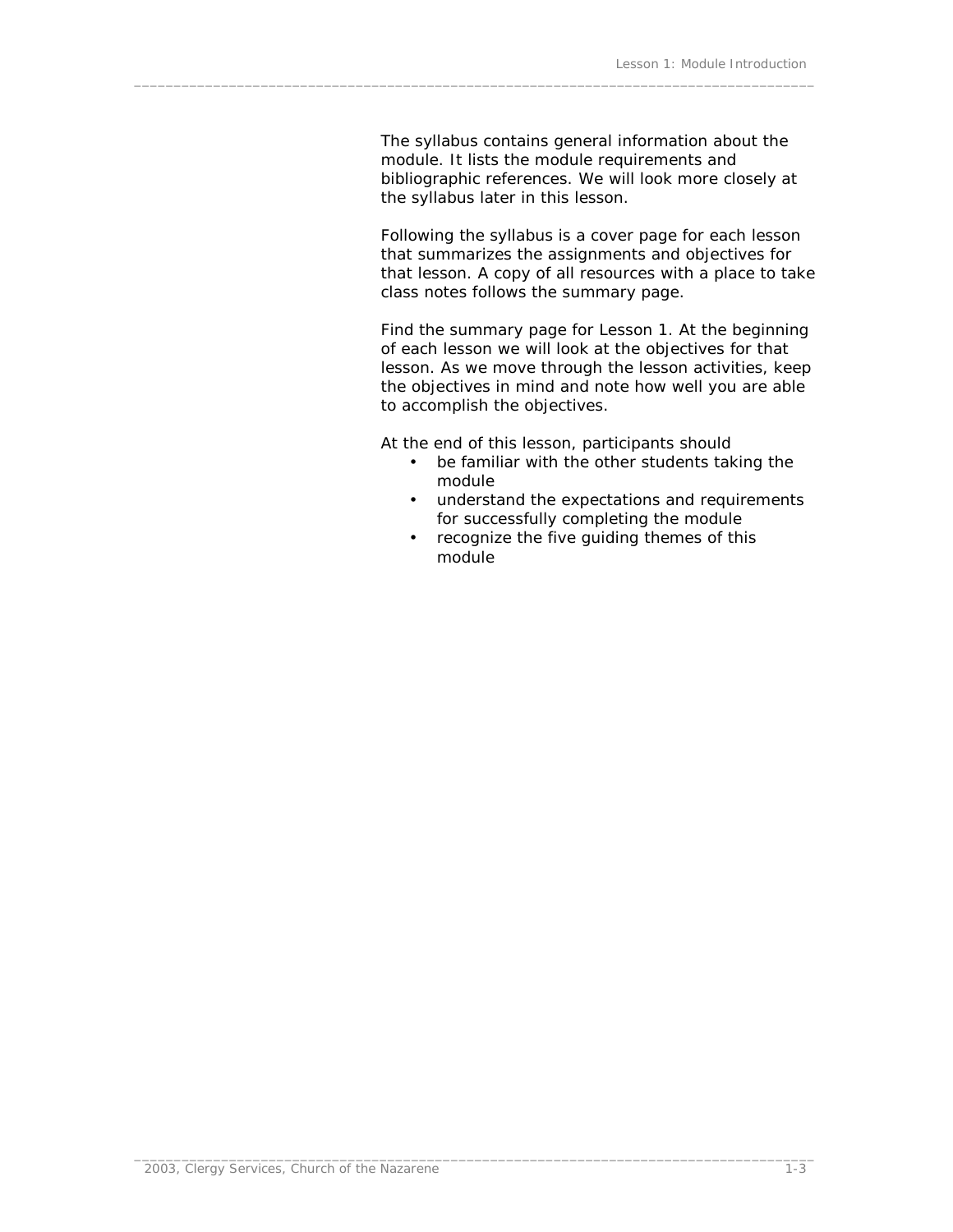The syllabus contains general information about the module. It lists the module requirements and bibliographic references. We will look more closely at the syllabus later in this lesson.

Following the syllabus is a cover page for each lesson that summarizes the assignments and objectives for that lesson. A copy of all resources with a place to take class notes follows the summary page.

Find the summary page for Lesson 1. At the beginning of each lesson we will look at the objectives for that lesson. As we move through the lesson activities, keep the objectives in mind and note how well you are able to accomplish the objectives.

At the end of this lesson, participants should

- be familiar with the other students taking the module
- understand the expectations and requirements for successfully completing the module
- recognize the five guiding themes of this module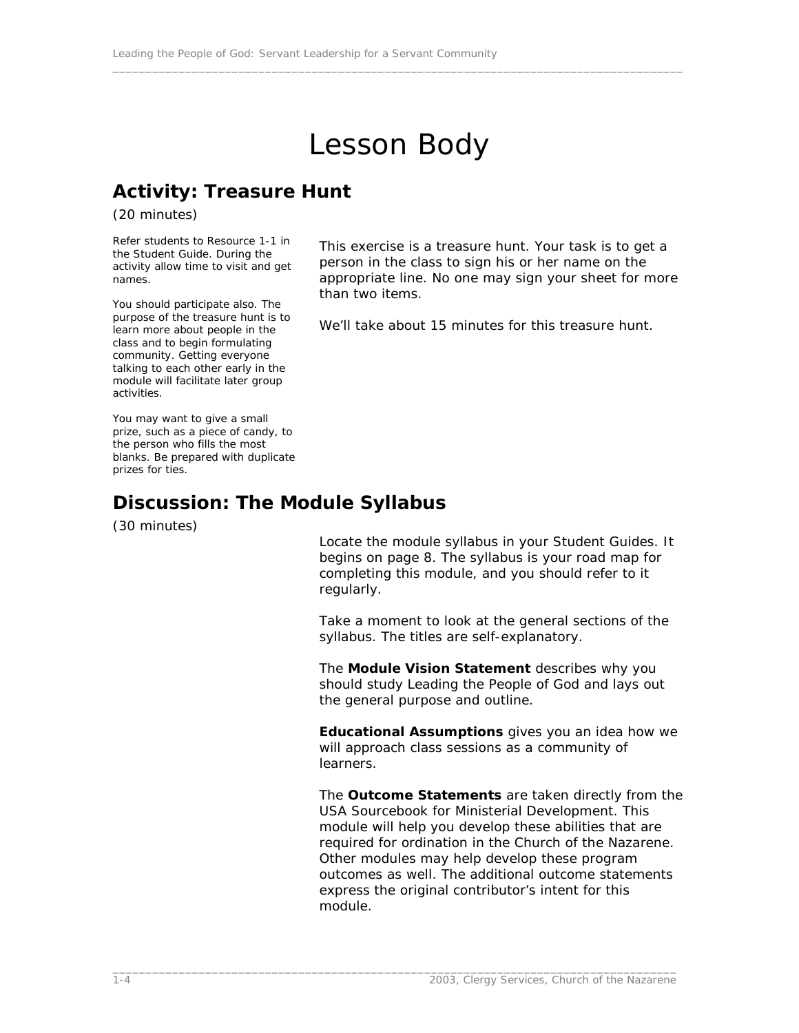# Lesson Body

## Activity: Treasure Hunt

(20 minutes)

Refer students to Resource 1-1 in the Student Guide. During the activity allow time to visit and get names.

You should participate also. The purpose of the treasure hunt is to learn more about people in the class and to begin formulating community. Getting everyone talking to each other early in the module will facilitate later group activities.

You may want to give a small prize, such as a piece of candy, to the person who fills the most blanks. Be prepared with duplicate prizes for ties.

This exercise is a treasure hunt. Your task is to get a person in the class to sign his or her name on the appropriate line. No one may sign your sheet for more than two items.

We'll take about 15 minutes for this treasure hunt.

## Discussion: The Module Syllabus

(30 minutes)

Locate the module syllabus in your Student Guides. It begins on page 8. The syllabus is your road map for completing this module, and you should refer to it regularly.

Take a moment to look at the general sections of the syllabus. The titles are self-explanatory.

The **Module Vision Statement** describes why you should study Leading the People of God and lays out the general purpose and outline.

**Educational Assumptions** gives you an idea how we will approach class sessions as a community of learners.

The **Outcome Statements** are taken directly from the USA Sourcebook for Ministerial Development. This module will help you develop these abilities that are required for ordination in the Church of the Nazarene. Other modules may help develop these program outcomes as well. The additional outcome statements express the original contributor's intent for this module.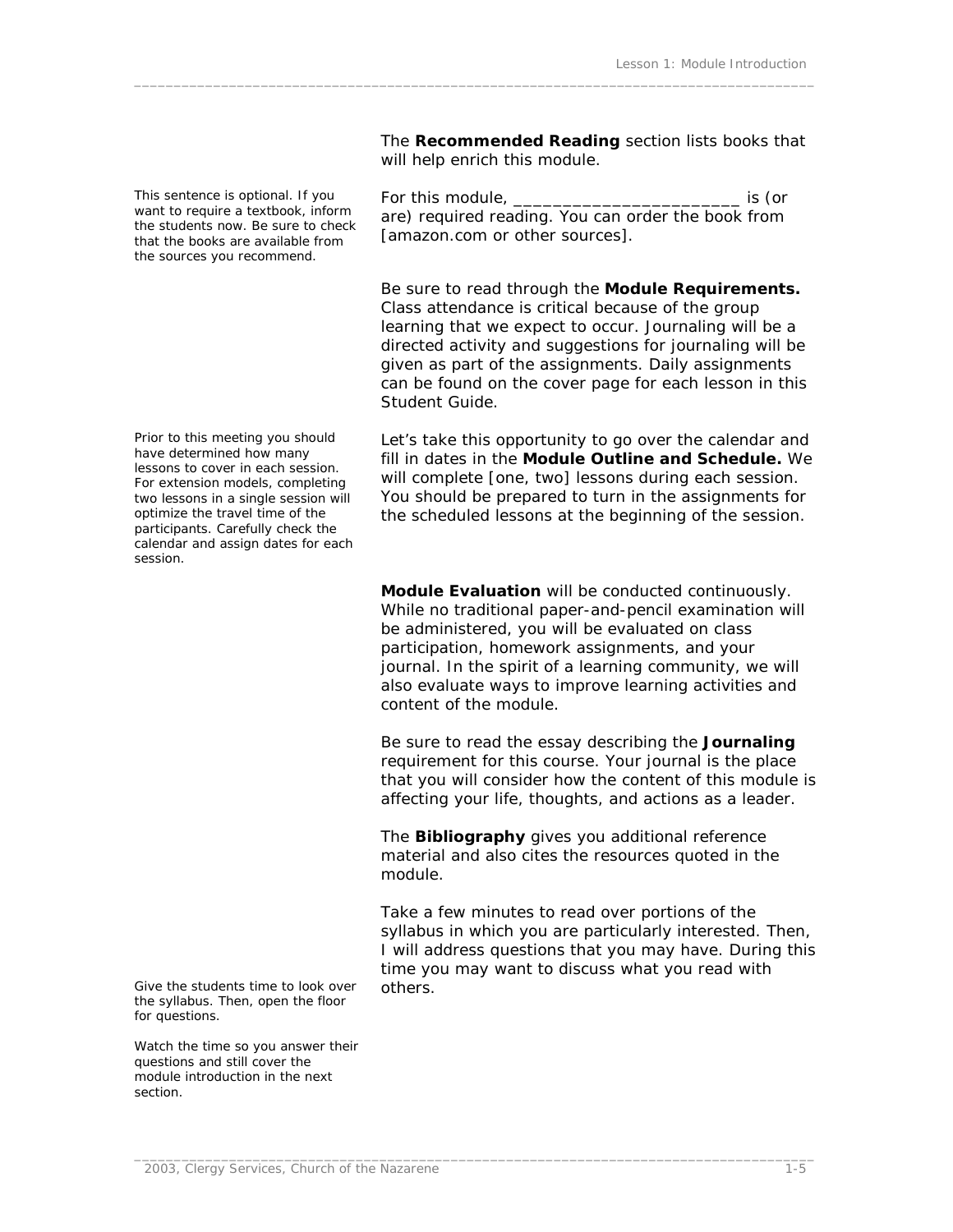The **Recommended Reading** section lists books that will help enrich this module.

*This sentence is optional. If you want to require a textbook, inform the students now. Be sure to check that the books are available from the sources you recommend.*

For this module, _______________________ is (or are) required reading. You can order the book from [amazon.com or other sources].

Be sure to read through the **Module Requirements.** Class attendance is critical because of the group learning that we expect to occur. Journaling will be a directed activity and suggestions for journaling will be given as part of the assignments. Daily assignments can be found on the cover page for each lesson in this Student Guide.

*Prior to this meeting you should have determined how many lessons to cover in each session. For extension models, completing two lessons in a single session will optimize the travel time of the participants. Carefully check the calendar and assign dates for each session.*

Let's take this opportunity to go over the calendar and fill in dates in the **Module Outline and Schedule.** We will complete [one, two] lessons during each session. You should be prepared to turn in the assignments for the scheduled lessons at the beginning of the session.

**Module Evaluation** will be conducted continuously. While no traditional paper-and-pencil examination will be administered, you will be evaluated on class participation, homework assignments, and your journal. In the spirit of a learning community, we will also evaluate ways to improve learning activities and content of the module.

Be sure to read the essay describing the **Journaling** requirement for this course. Your journal is the place that you will consider how the content of this module is affecting your life, thoughts, and actions as a leader.

The **Bibliography** gives you additional reference material and also cites the resources quoted in the module.

Take a few minutes to read over portions of the syllabus in which you are particularly interested. Then, I will address questions that you may have. During this time you may want to discuss what you read with others.

*Give the students time to look over the syllabus. Then, open the floor for questions.*

*Watch the time so you answer their questions and still cover the module introduction in the next section.*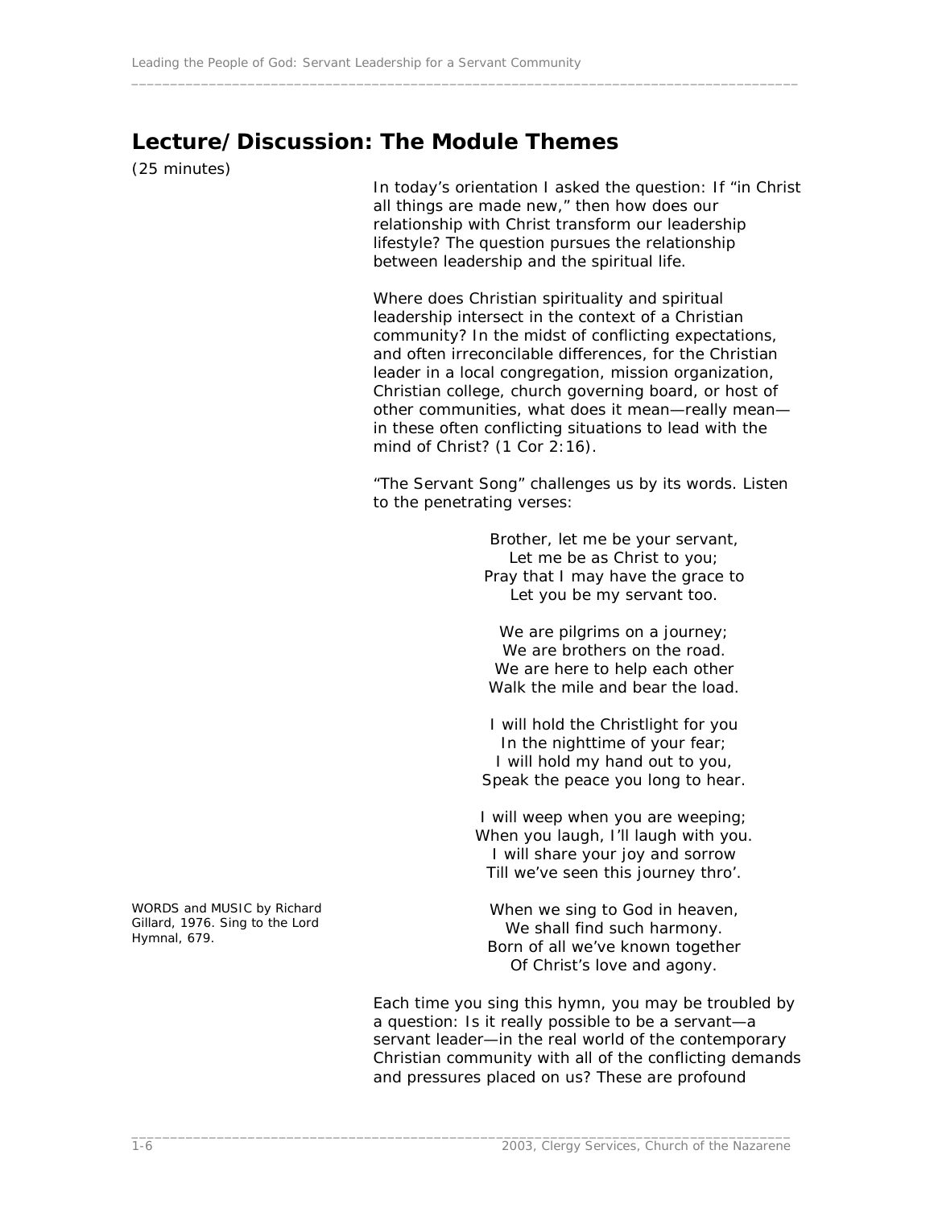## Lecture/Discussion: The Module Themes

(25 minutes)

In today's orientation I asked the question: If "in Christ all things are made new," then how does our relationship with Christ transform our leadership lifestyle? The question pursues the relationship between leadership and the spiritual life.

Where does Christian spirituality and spiritual leadership intersect in the context of a Christian community? In the midst of conflicting expectations, and often irreconcilable differences, for the Christian leader in a local congregation, mission organization, Christian college, church governing board, or host of other communities, what does it mean—really mean—in these often conflicting situations to lead with the mind of Christ? (1 Cor 2:16).

"The Servant Song" challenges us by its words. Listen to the penetrating verses:

Brother, let me be your servant,
Let me be as Christ to you;
Pray that I may have the grace to
Let you be my servant too.

We are pilgrims on a journey;
We are brothers on the road.
We are here to help each other
Walk the mile and bear the load.

I will hold the Christlight for you
In the nighttime of your fear;
I will hold my hand out to you,
Speak the peace you long to hear.

I will weep when you are weeping;
When you laugh, I'll laugh with you.
I will share your joy and sorrow
Till we've seen this journey thro'.

When we sing to God in heaven,
We shall find such harmony.
Born of all we've known together
Of Christ's love and agony.

WORDS and MUSIC by Richard Gillard, 1976. Sing to the Lord Hymnal, 679.

Each time you sing this hymn, you may be troubled by a question: Is it really possible to be a servant—a servant leader—in the real world of the contemporary Christian community with all of the conflicting demands and pressures placed on us? These are profound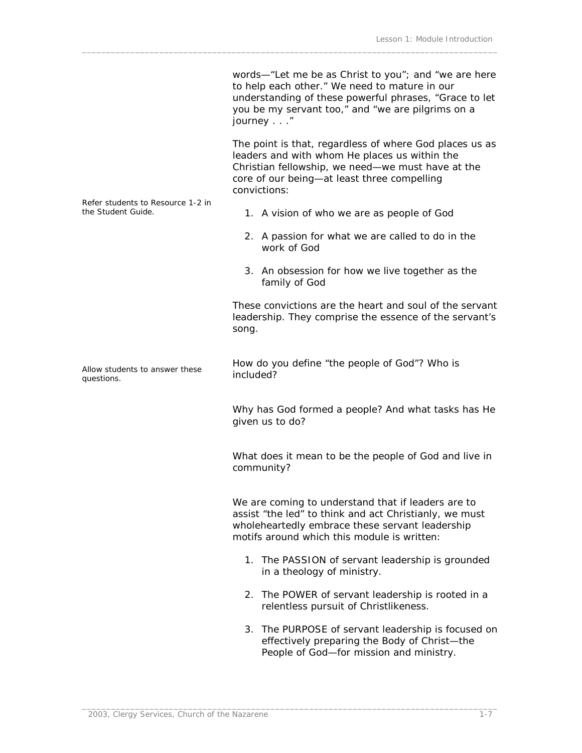words—"Let me be as Christ to you"; and "we are here to help each other." We need to mature in our understanding of these powerful phrases, "Grace to let you be my servant too," and "we are pilgrims on a journey . . ."

The point is that, regardless of where God places us as leaders and with whom He places us within the Christian fellowship, we need—we must have at the core of our being—at least three compelling convictions:

*Refer students to Resource 1-2 in the Student Guide.*

1. A vision of who we are as people of God
2. A passion for what we are called to do in the work of God
3. An obsession for how we live together as the family of God

These convictions are the heart and soul of the servant leadership. They comprise the essence of the servant's song.

*Allow students to answer these questions.*

How do you define "the people of God"? Who is included?

Why has God formed a people? And what tasks has He given us to do?

What does it mean to be the people of God and live in community?

We are coming to understand that if leaders are to assist "the led" to think and act Christianly, we must wholeheartedly embrace these servant leadership motifs around which this module is written:

1. The PASSION of servant leadership is grounded in a theology of ministry.
2. The POWER of servant leadership is rooted in a relentless pursuit of Christlikeness.
3. The PURPOSE of servant leadership is focused on effectively preparing the Body of Christ—the People of God—for mission and ministry.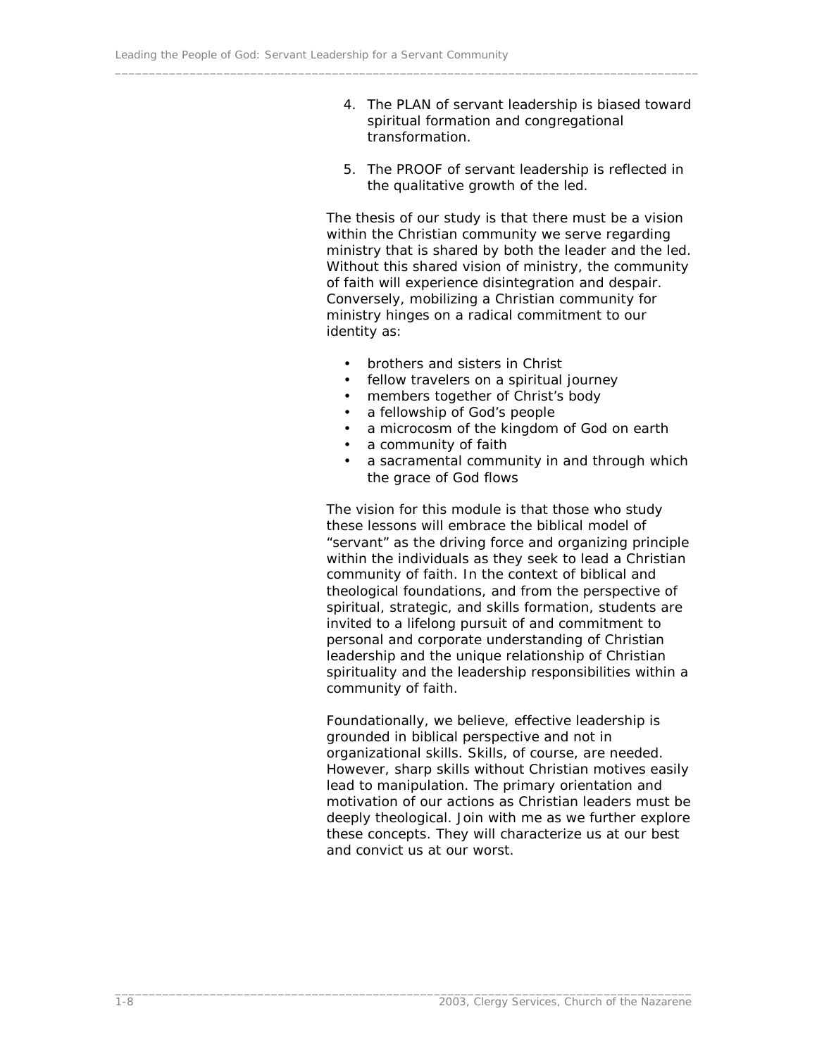4. The PLAN of servant leadership is biased toward spiritual formation and congregational transformation.

5. The PROOF of servant leadership is reflected in the qualitative growth of the led.

The thesis of our study is that there must be a vision within the Christian community we serve regarding ministry that is shared by both the leader and the led. Without this shared vision of ministry, the community of faith will experience disintegration and despair. Conversely, mobilizing a Christian community for ministry hinges on a radical commitment to our identity as:

- brothers and sisters in Christ
- fellow travelers on a spiritual journey
- members together of Christ's body
- a fellowship of God's people
- a microcosm of the kingdom of God on earth
- a community of faith
- a sacramental community in and through which the grace of God flows

The vision for this module is that those who study these lessons will embrace the biblical model of "servant" as the driving force and organizing principle within the individuals as they seek to lead a Christian community of faith. In the context of biblical and theological foundations, and from the perspective of spiritual, strategic, and skills formation, students are invited to a lifelong pursuit of and commitment to personal and corporate understanding of Christian leadership and the unique relationship of Christian spirituality and the leadership responsibilities within a community of faith.

Foundationally, we believe, effective leadership is grounded in biblical perspective and not in organizational skills. Skills, of course, are needed. However, sharp skills without Christian motives easily lead to manipulation. The primary orientation and motivation of our actions as Christian leaders must be deeply theological. Join with me as we further explore these concepts. They will characterize us at our best and convict us at our worst.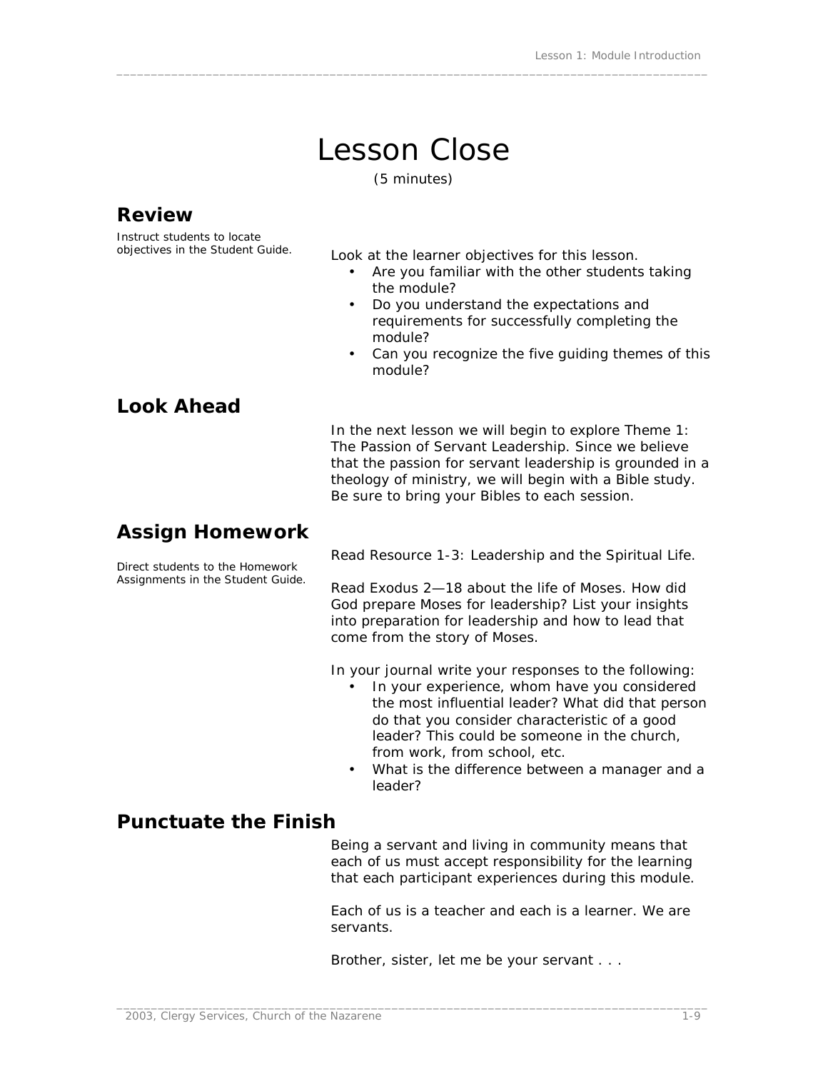# Lesson Close

(5 minutes)

## Review

Instruct students to locate objectives in the Student Guide.

Look at the learner objectives for this lesson.

- Are you familiar with the other students taking the module?
- Do you understand the expectations and requirements for successfully completing the module?
- Can you recognize the five guiding themes of this module?

## Look Ahead

In the next lesson we will begin to explore Theme 1: The Passion of Servant Leadership. Since we believe that the passion for servant leadership is grounded in a theology of ministry, we will begin with a Bible study. Be sure to bring your Bibles to each session.

## Assign Homework

Direct students to the Homework Assignments in the Student Guide.

Read Resource 1-3: Leadership and the Spiritual Life.

Read Exodus 2—18 about the life of Moses. How did God prepare Moses for leadership? List your insights into preparation for leadership and how to lead that come from the story of Moses.

In your journal write your responses to the following:

- In your experience, whom have you considered the most influential leader? What did that person do that you consider characteristic of a good leader? This could be someone in the church, from work, from school, etc.
- What is the difference between a manager and a leader?

## Punctuate the Finish

Being a servant and living in community means that each of us must accept responsibility for the learning that each participant experiences during this module.

Each of us is a teacher and each is a learner. We are servants.

Brother, sister, let me be your servant . . .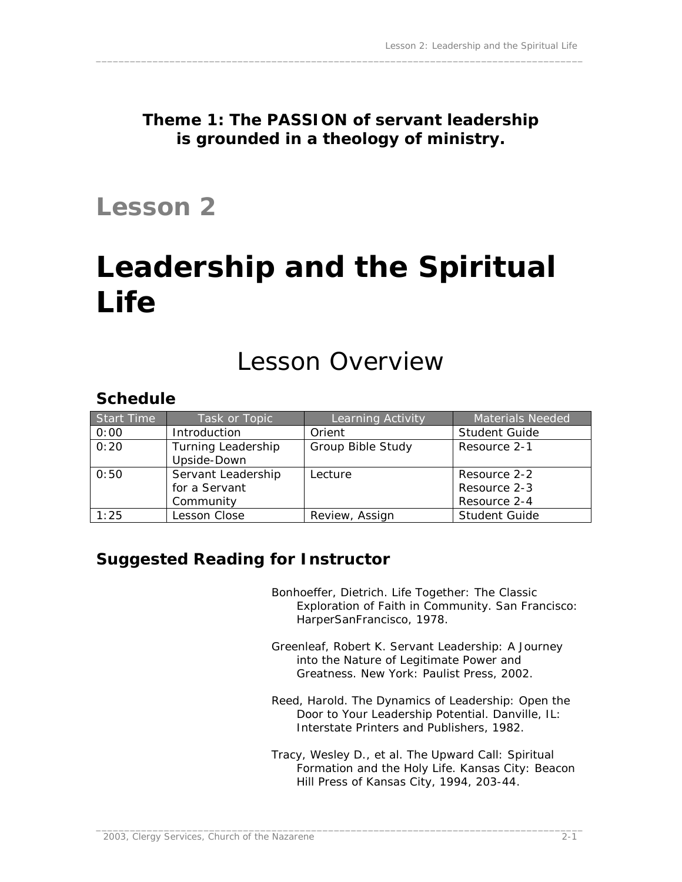**Theme 1: The PASSION of servant leadership is grounded in a theology of ministry.**

## Lesson 2

# Leadership and the Spiritual Life

## Lesson Overview

### Schedule

| Start Time | Task or Topic | Learning Activity | Materials Needed |
|---|---|---|---|
| 0:00 | Introduction | Orient | Student Guide |
| 0:20 | Turning Leadership Upside-Down | Group Bible Study | Resource 2-1 |
| 0:50 | Servant Leadership for a Servant Community | Lecture | Resource 2-2<br>Resource 2-3<br>Resource 2-4 |
| 1:25 | Lesson Close | Review, Assign | Student Guide |

### Suggested Reading for Instructor

Bonhoeffer, Dietrich. Life Together: The Classic Exploration of Faith in Community. San Francisco: HarperSanFrancisco, 1978.

Greenleaf, Robert K. Servant Leadership: A Journey into the Nature of Legitimate Power and Greatness. New York: Paulist Press, 2002.

Reed, Harold. The Dynamics of Leadership: Open the Door to Your Leadership Potential. Danville, IL: Interstate Printers and Publishers, 1982.

Tracy, Wesley D., et al. The Upward Call: Spiritual Formation and the Holy Life. Kansas City: Beacon Hill Press of Kansas City, 1994, 203-44.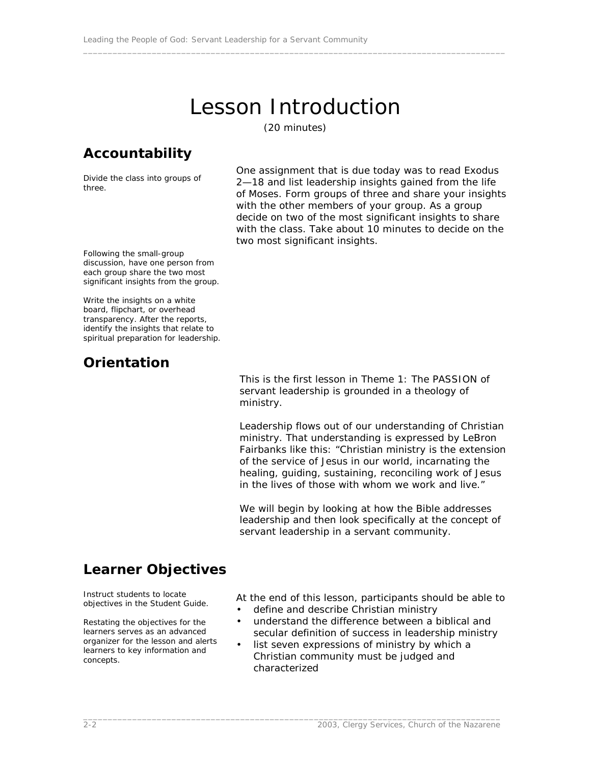# Lesson Introduction

(20 minutes)

## Accountability

Divide the class into groups of three.

One assignment that is due today was to read Exodus 2—18 and list leadership insights gained from the life of Moses. Form groups of three and share your insights with the other members of your group. As a group decide on two of the most significant insights to share with the class. Take about 10 minutes to decide on the two most significant insights.

Following the small-group discussion, have one person from each group share the two most significant insights from the group.

Write the insights on a white board, flipchart, or overhead transparency. After the reports, identify the insights that relate to spiritual preparation for leadership.

## Orientation

This is the first lesson in Theme 1: The PASSION of servant leadership is grounded in a theology of ministry.

Leadership flows out of our understanding of Christian ministry. That understanding is expressed by LeBron Fairbanks like this: "Christian ministry is the extension of the service of Jesus in our world, incarnating the healing, guiding, sustaining, reconciling work of Jesus in the lives of those with whom we work and live."

We will begin by looking at how the Bible addresses leadership and then look specifically at the concept of servant leadership in a servant community.

## Learner Objectives

Instruct students to locate objectives in the Student Guide.

Restating the objectives for the learners serves as an advanced organizer for the lesson and alerts learners to key information and concepts.

At the end of this lesson, participants should be able to

- define and describe Christian ministry
- understand the difference between a biblical and secular definition of success in leadership ministry
- list seven expressions of ministry by which a Christian community must be judged and characterized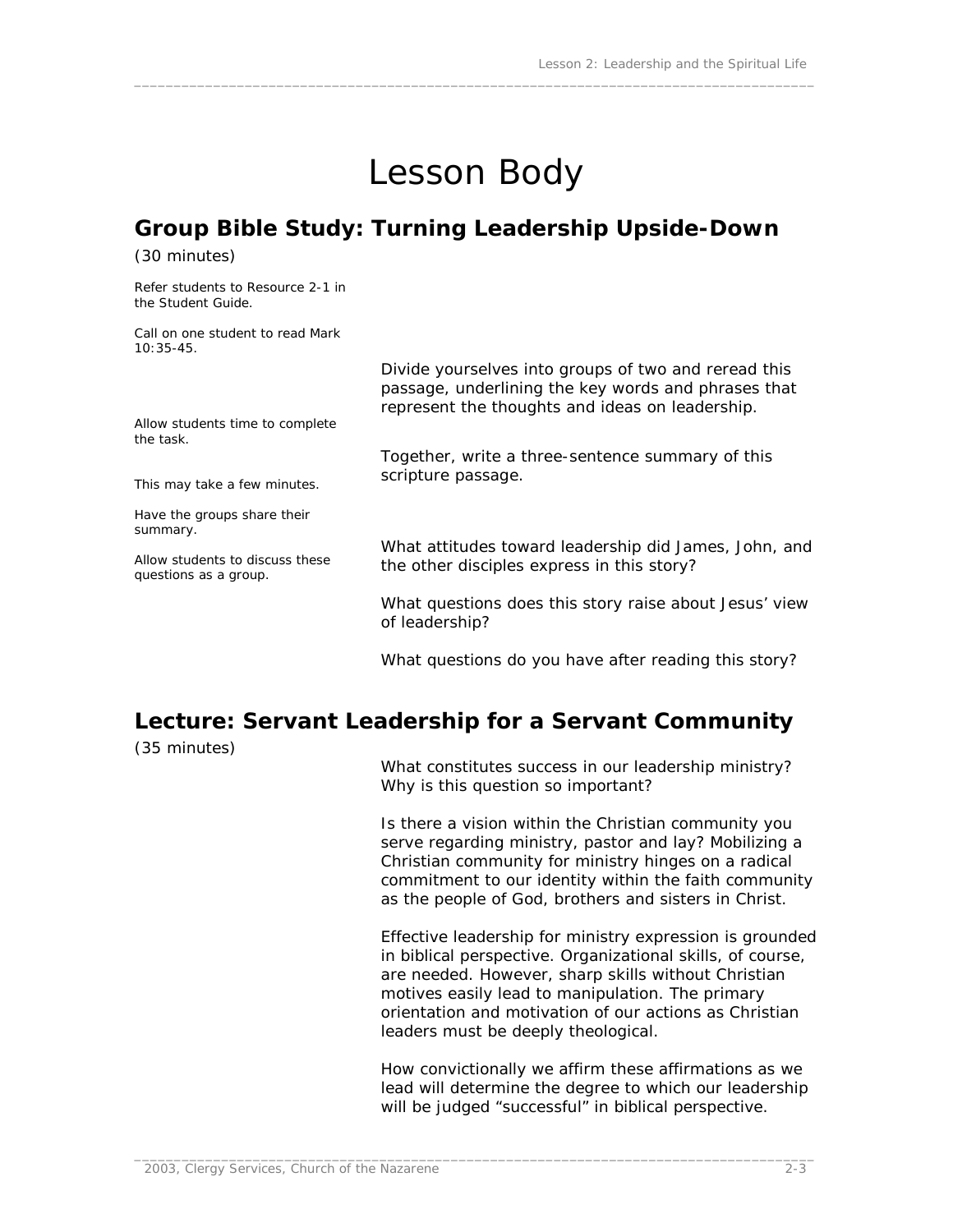# Lesson Body

## Group Bible Study: Turning Leadership Upside-Down

(30 minutes)

*Refer students to Resource 2-1 in the Student Guide.*

*Call on one student to read Mark 10:35-45.*

Divide yourselves into groups of two and reread this passage, underlining the key words and phrases that represent the thoughts and ideas on leadership.

*Allow students time to complete the task.*

Together, write a three-sentence summary of this scripture passage.

*This may take a few minutes.*

*Have the groups share their summary.*

*Allow students to discuss these questions as a group.*

What attitudes toward leadership did James, John, and the other disciples express in this story?

What questions does this story raise about Jesus' view of leadership?

What questions do you have after reading this story?

## Lecture: Servant Leadership for a Servant Community

(35 minutes)

What constitutes success in our leadership ministry? Why is this question so important?

Is there a vision within the Christian community you serve regarding ministry, pastor and lay? Mobilizing a Christian community for ministry hinges on a radical commitment to our identity within the faith community as the people of God, brothers and sisters in Christ.

Effective leadership for ministry expression is grounded in biblical perspective. Organizational skills, of course, are needed. However, sharp skills without Christian motives easily lead to manipulation. The primary orientation and motivation of our actions as Christian leaders must be deeply theological.

How convictionally we affirm these affirmations as we lead will determine the degree to which our leadership will be judged "successful" in biblical perspective.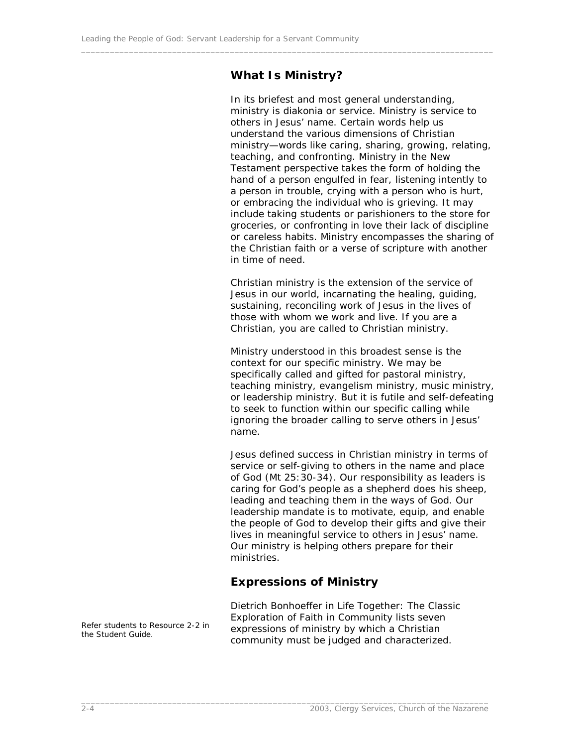## What Is Ministry?

In its briefest and most general understanding, ministry is diakonia or service. Ministry is service to others in Jesus' name. Certain words help us understand the various dimensions of Christian ministry—words like caring, sharing, growing, relating, teaching, and confronting. Ministry in the New Testament perspective takes the form of holding the hand of a person engulfed in fear, listening intently to a person in trouble, crying with a person who is hurt, or embracing the individual who is grieving. It may include taking students or parishioners to the store for groceries, or confronting in love their lack of discipline or careless habits. Ministry encompasses the sharing of the Christian faith or a verse of scripture with another in time of need.

Christian ministry is the extension of the service of Jesus in our world, incarnating the healing, guiding, sustaining, reconciling work of Jesus in the lives of those with whom we work and live. If you are a Christian, you are called to Christian ministry.

Ministry understood in this broadest sense is the context for our specific ministry. We may be specifically called and gifted for pastoral ministry, teaching ministry, evangelism ministry, music ministry, or leadership ministry. But it is futile and self-defeating to seek to function within our specific calling while ignoring the broader calling to serve others in Jesus' name.

Jesus defined success in Christian ministry in terms of service or self-giving to others in the name and place of God (Mt 25:30-34). Our responsibility as leaders is caring for God's people as a shepherd does his sheep, leading and teaching them in the ways of God. Our leadership mandate is to motivate, equip, and enable the people of God to develop their gifts and give their lives in meaningful service to others in Jesus' name. Our ministry is helping others prepare for their ministries.

## Expressions of Ministry

*Refer students to Resource 2-2 in the Student Guide.*

Dietrich Bonhoeffer in Life Together: The Classic Exploration of Faith in Community lists seven expressions of ministry by which a Christian community must be judged and characterized.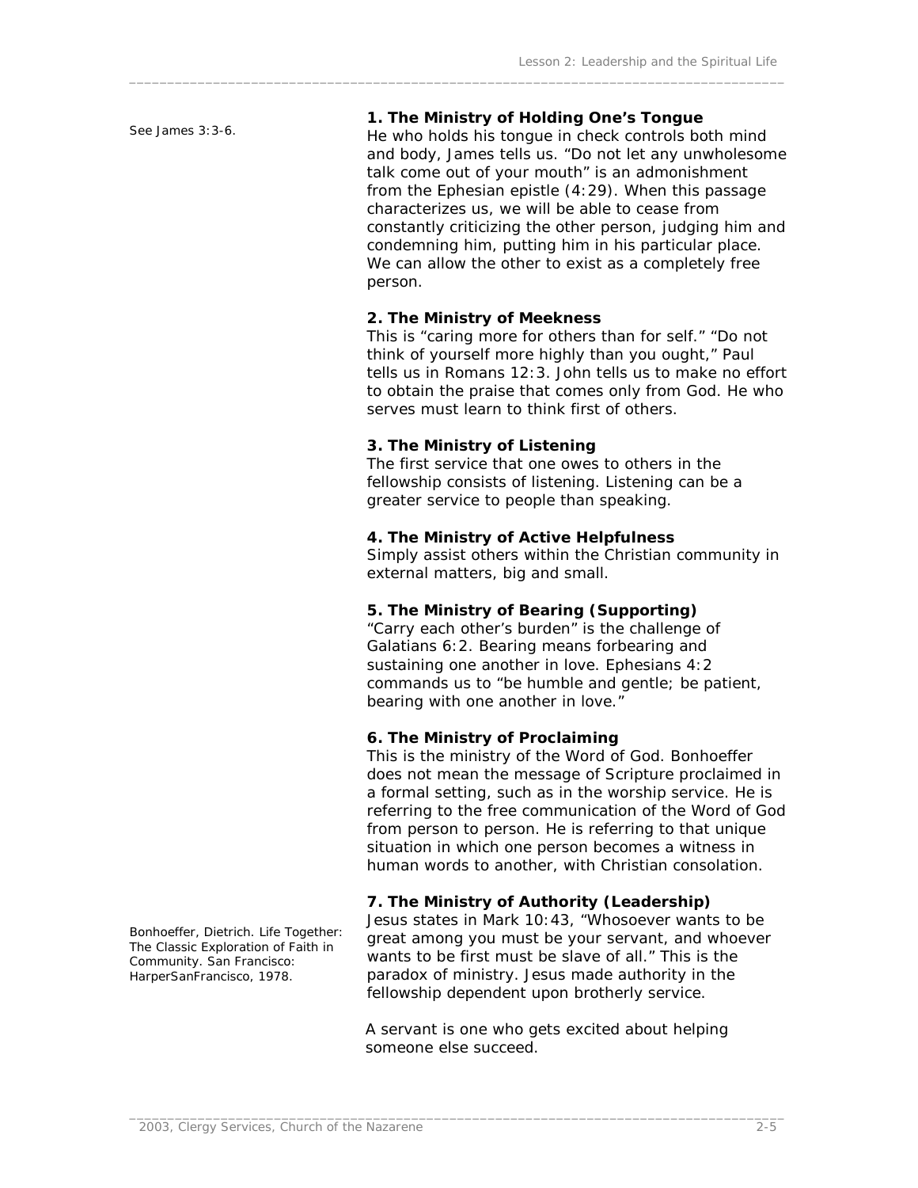See James 3:3-6.

**1. The Ministry of Holding One's Tongue**

He who holds his tongue in check controls both mind and body, James tells us. "Do not let any unwholesome talk come out of your mouth" is an admonishment from the Ephesian epistle (4:29). When this passage characterizes us, we will be able to cease from constantly criticizing the other person, judging him and condemning him, putting him in his particular place. We can allow the other to exist as a completely free person.

**2. The Ministry of Meekness**

This is "caring more for others than for self." "Do not think of yourself more highly than you ought," Paul tells us in Romans 12:3. John tells us to make no effort to obtain the praise that comes only from God. He who serves must learn to think first of others.

**3. The Ministry of Listening**

The first service that one owes to others in the fellowship consists of listening. Listening can be a greater service to people than speaking.

**4. The Ministry of Active Helpfulness**

Simply assist others within the Christian community in external matters, big and small.

**5. The Ministry of Bearing (Supporting)**

"Carry each other's burden" is the challenge of Galatians 6:2. Bearing means forbearing and sustaining one another in love. Ephesians 4:2 commands us to "be humble and gentle; be patient, bearing with one another in love."

**6. The Ministry of Proclaiming**

This is the ministry of the Word of God. Bonhoeffer does not mean the message of Scripture proclaimed in a formal setting, such as in the worship service. He is referring to the free communication of the Word of God from person to person. He is referring to that unique situation in which one person becomes a witness in human words to another, with Christian consolation.

**7. The Ministry of Authority (Leadership)**

Jesus states in Mark 10:43, "Whosoever wants to be great among you must be your servant, and whoever wants to be first must be slave of all." This is the paradox of ministry. Jesus made authority in the fellowship dependent upon brotherly service.

Bonhoeffer, Dietrich. Life Together: The Classic Exploration of Faith in Community. San Francisco: HarperSanFrancisco, 1978.

A servant is one who gets excited about helping someone else succeed.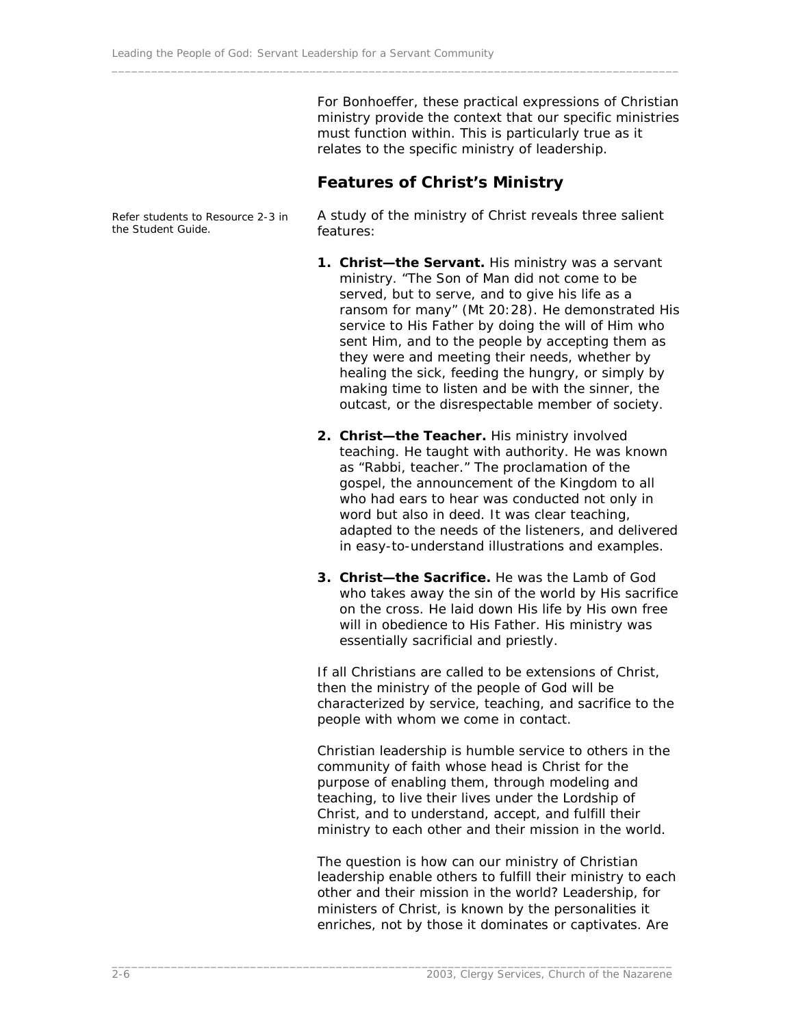For Bonhoeffer, these practical expressions of Christian ministry provide the context that our specific ministries must function within. This is particularly true as it relates to the specific ministry of leadership.

## Features of Christ's Ministry

*Refer students to Resource 2-3 in the Student Guide.*

A study of the ministry of Christ reveals three salient features:

1. **Christ—the Servant.** His ministry was a servant ministry. "The Son of Man did not come to be served, but to serve, and to give his life as a ransom for many" (Mt 20:28). He demonstrated His service to His Father by doing the will of Him who sent Him, and to the people by accepting them as they were and meeting their needs, whether by healing the sick, feeding the hungry, or simply by making time to listen and be with the sinner, the outcast, or the disrespectable member of society.

2. **Christ—the Teacher.** His ministry involved teaching. He taught with authority. He was known as "Rabbi, teacher." The proclamation of the gospel, the announcement of the Kingdom to all who had ears to hear was conducted not only in word but also in deed. It was clear teaching, adapted to the needs of the listeners, and delivered in easy-to-understand illustrations and examples.

3. **Christ—the Sacrifice.** He was the Lamb of God who takes away the sin of the world by His sacrifice on the cross. He laid down His life by His own free will in obedience to His Father. His ministry was essentially sacrificial and priestly.

If all Christians are called to be extensions of Christ, then the ministry of the people of God will be characterized by service, teaching, and sacrifice to the people with whom we come in contact.

Christian leadership is humble service to others in the community of faith whose head is Christ for the purpose of enabling them, through modeling and teaching, to live their lives under the Lordship of Christ, and to understand, accept, and fulfill their ministry to each other and their mission in the world.

The question is how can our ministry of Christian leadership enable others to fulfill their ministry to each other and their mission in the world? Leadership, for ministers of Christ, is known by the personalities it enriches, not by those it dominates or captivates. Are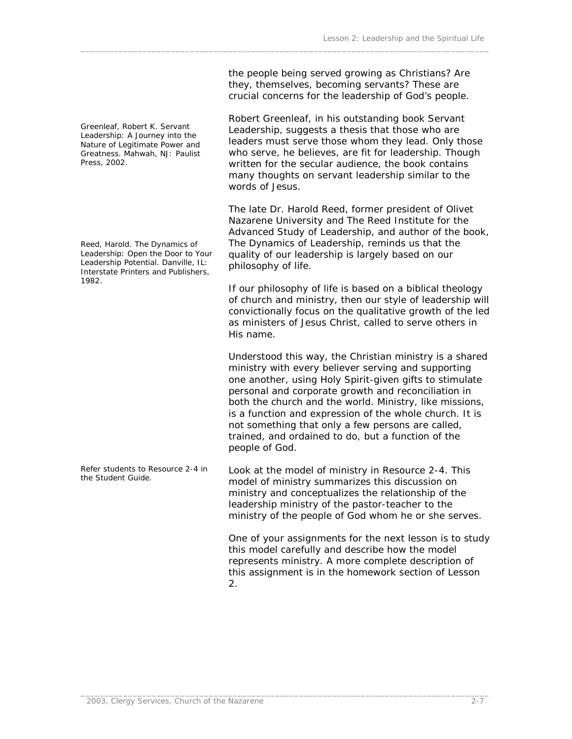the people being served growing as Christians? Are they, themselves, becoming servants? These are crucial concerns for the leadership of God's people.

Greenleaf, Robert K. Servant Leadership: A Journey into the Nature of Legitimate Power and Greatness. Mahwah, NJ: Paulist Press, 2002.

Robert Greenleaf, in his outstanding book Servant Leadership, suggests a thesis that those who are leaders must serve those whom they lead. Only those who serve, he believes, are fit for leadership. Though written for the secular audience, the book contains many thoughts on servant leadership similar to the words of Jesus.

Reed, Harold. The Dynamics of Leadership: Open the Door to Your Leadership Potential. Danville, IL: Interstate Printers and Publishers, 1982.

The late Dr. Harold Reed, former president of Olivet Nazarene University and The Reed Institute for the Advanced Study of Leadership, and author of the book, The Dynamics of Leadership, reminds us that the quality of our leadership is largely based on our philosophy of life.

If our philosophy of life is based on a biblical theology of church and ministry, then our style of leadership will convictionally focus on the qualitative growth of the led as ministers of Jesus Christ, called to serve others in His name.

Understood this way, the Christian ministry is a shared ministry with every believer serving and supporting one another, using Holy Spirit-given gifts to stimulate personal and corporate growth and reconciliation in both the church and the world. Ministry, like missions, is a function and expression of the whole church. It is not something that only a few persons are called, trained, and ordained to do, but a function of the people of God.

Refer students to Resource 2-4 in the Student Guide.

Look at the model of ministry in Resource 2-4. This model of ministry summarizes this discussion on ministry and conceptualizes the relationship of the leadership ministry of the pastor-teacher to the ministry of the people of God whom he or she serves.

One of your assignments for the next lesson is to study this model carefully and describe how the model represents ministry. A more complete description of this assignment is in the homework section of Lesson 2.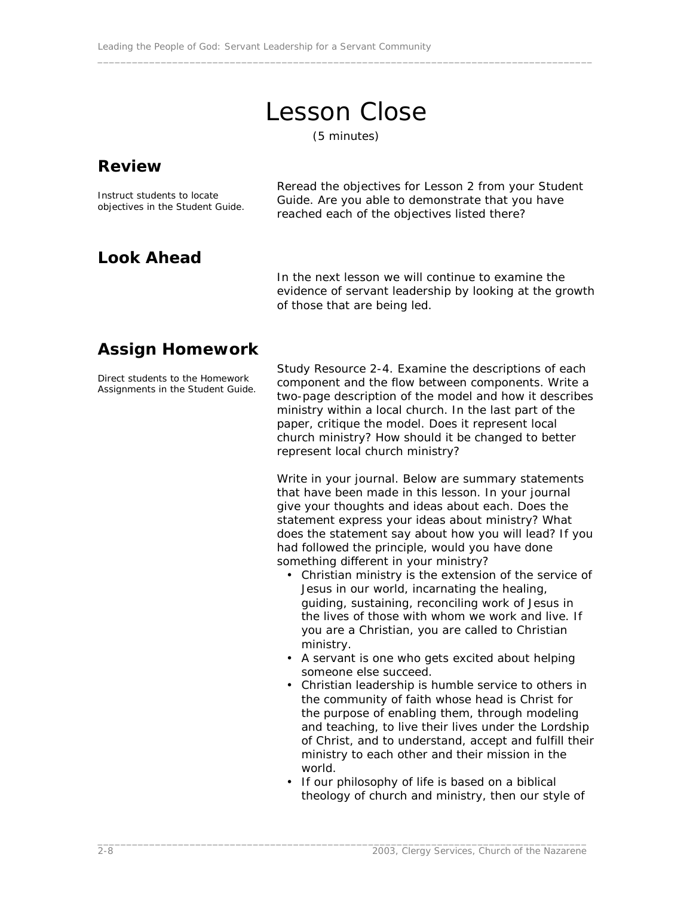# Lesson Close

(5 minutes)

## Review

Instruct students to locate objectives in the Student Guide.

Reread the objectives for Lesson 2 from your Student Guide. Are you able to demonstrate that you have reached each of the objectives listed there?

## Look Ahead

In the next lesson we will continue to examine the evidence of servant leadership by looking at the growth of those that are being led.

## Assign Homework

Direct students to the Homework Assignments in the Student Guide.

Study Resource 2-4. Examine the descriptions of each component and the flow between components. Write a two-page description of the model and how it describes ministry within a local church. In the last part of the paper, critique the model. Does it represent local church ministry? How should it be changed to better represent local church ministry?

Write in your journal. Below are summary statements that have been made in this lesson. In your journal give your thoughts and ideas about each. Does the statement express your ideas about ministry? What does the statement say about how you will lead? If you had followed the principle, would you have done something different in your ministry?

- Christian ministry is the extension of the service of Jesus in our world, incarnating the healing, guiding, sustaining, reconciling work of Jesus in the lives of those with whom we work and live. If you are a Christian, you are called to Christian ministry.
- A servant is one who gets excited about helping someone else succeed.
- Christian leadership is humble service to others in the community of faith whose head is Christ for the purpose of enabling them, through modeling and teaching, to live their lives under the Lordship of Christ, and to understand, accept and fulfill their ministry to each other and their mission in the world.
- If our philosophy of life is based on a biblical theology of church and ministry, then our style of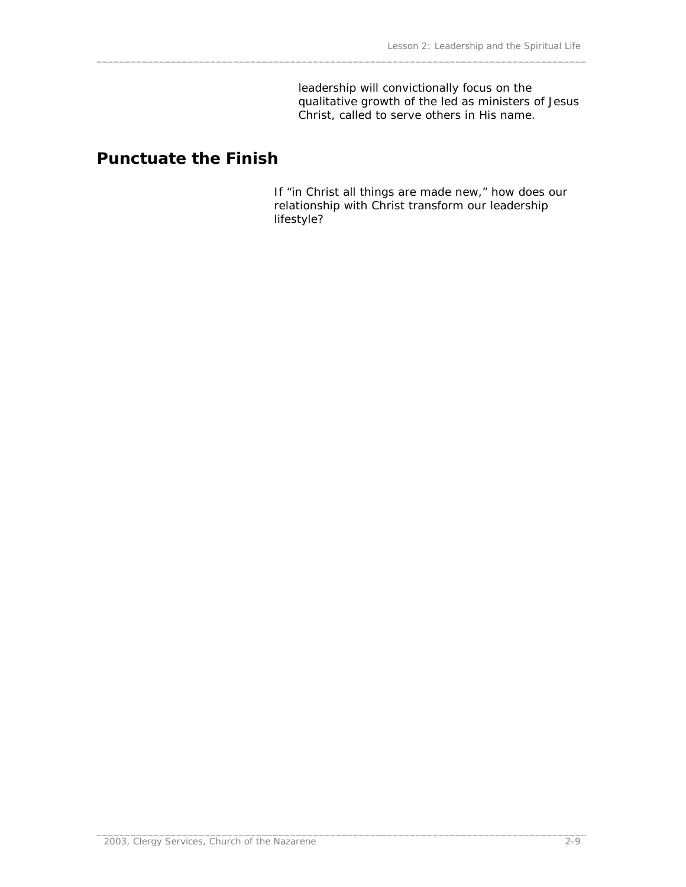leadership will convictionally focus on the qualitative growth of the led as ministers of Jesus Christ, called to serve others in His name.

## Punctuate the Finish

If "in Christ all things are made new," how does our relationship with Christ transform our leadership lifestyle?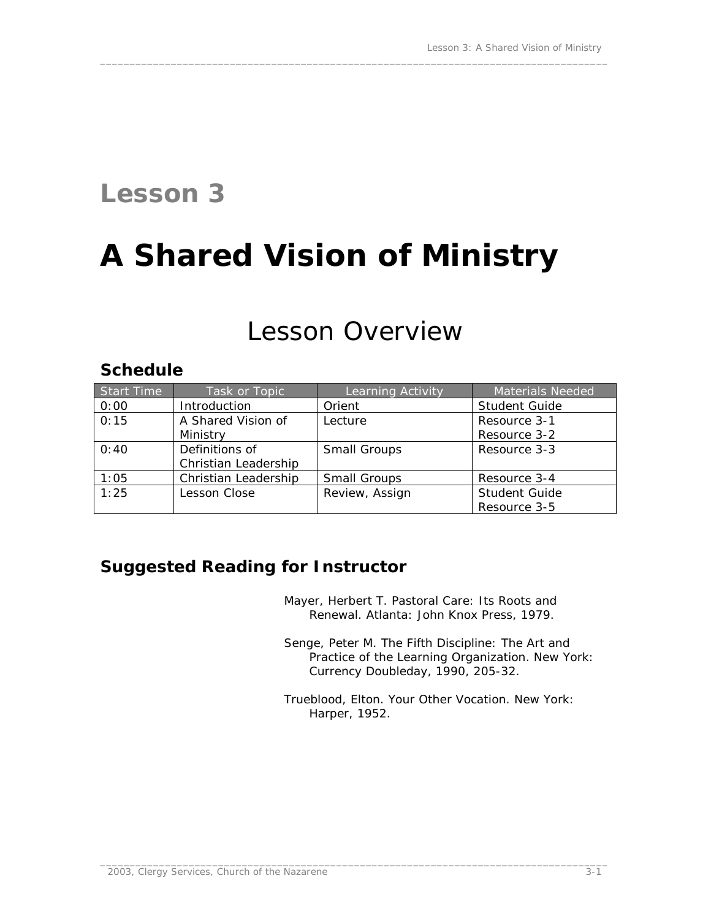# Lesson 3

# A Shared Vision of Ministry

## Lesson Overview

### Schedule

| Start Time | Task or Topic | Learning Activity | Materials Needed |
|---|---|---|---|
| 0:00 | Introduction | Orient | Student Guide |
| 0:15 | A Shared Vision of Ministry | Lecture | Resource 3-1<br>Resource 3-2 |
| 0:40 | Definitions of Christian Leadership | Small Groups | Resource 3-3 |
| 1:05 | Christian Leadership | Small Groups | Resource 3-4 |
| 1:25 | Lesson Close | Review, Assign | Student Guide<br>Resource 3-5 |

### Suggested Reading for Instructor

Mayer, Herbert T. Pastoral Care: Its Roots and Renewal. Atlanta: John Knox Press, 1979.

Senge, Peter M. The Fifth Discipline: The Art and Practice of the Learning Organization. New York: Currency Doubleday, 1990, 205-32.

Trueblood, Elton. Your Other Vocation. New York: Harper, 1952.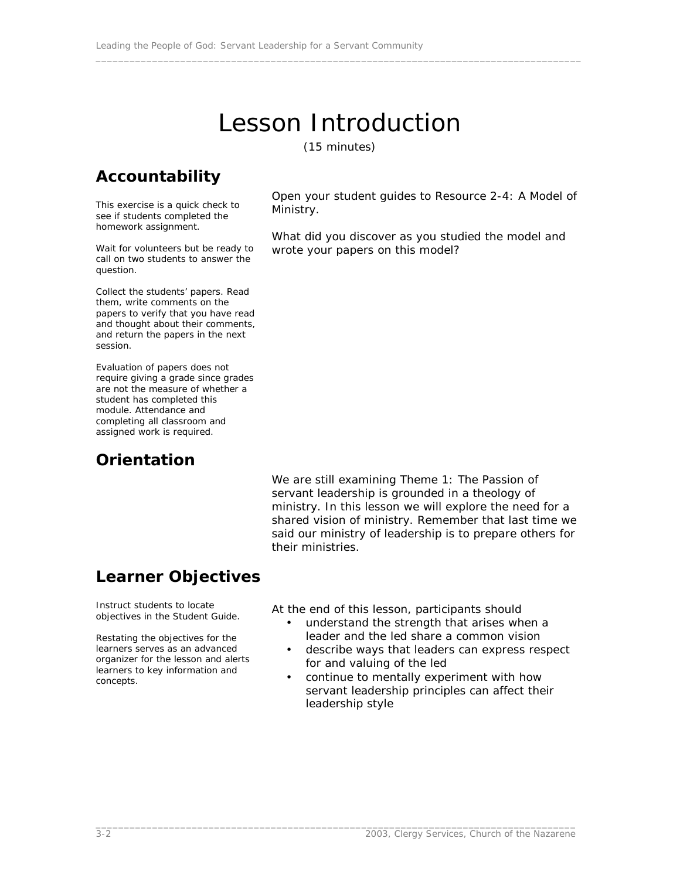# Lesson Introduction

(15 minutes)

## Accountability

This exercise is a quick check to see if students completed the homework assignment.

Wait for volunteers but be ready to call on two students to answer the question.

Collect the students' papers. Read them, write comments on the papers to verify that you have read and thought about their comments, and return the papers in the next session.

Evaluation of papers does not require giving a grade since grades are not the measure of whether a student has completed this module. Attendance and completing all classroom and assigned work is required.

Open your student guides to Resource 2-4: A Model of Ministry.

What did you discover as you studied the model and wrote your papers on this model?

## Orientation

We are still examining Theme 1: The Passion of servant leadership is grounded in a theology of ministry. In this lesson we will explore the need for a shared vision of ministry. Remember that last time we said our ministry of leadership is to prepare others for their ministries.

## Learner Objectives

Instruct students to locate objectives in the Student Guide.

Restating the objectives for the learners serves as an advanced organizer for the lesson and alerts learners to key information and concepts.

At the end of this lesson, participants should

- understand the strength that arises when a leader and the led share a common vision
- describe ways that leaders can express respect for and valuing of the led
- continue to mentally experiment with how servant leadership principles can affect their leadership style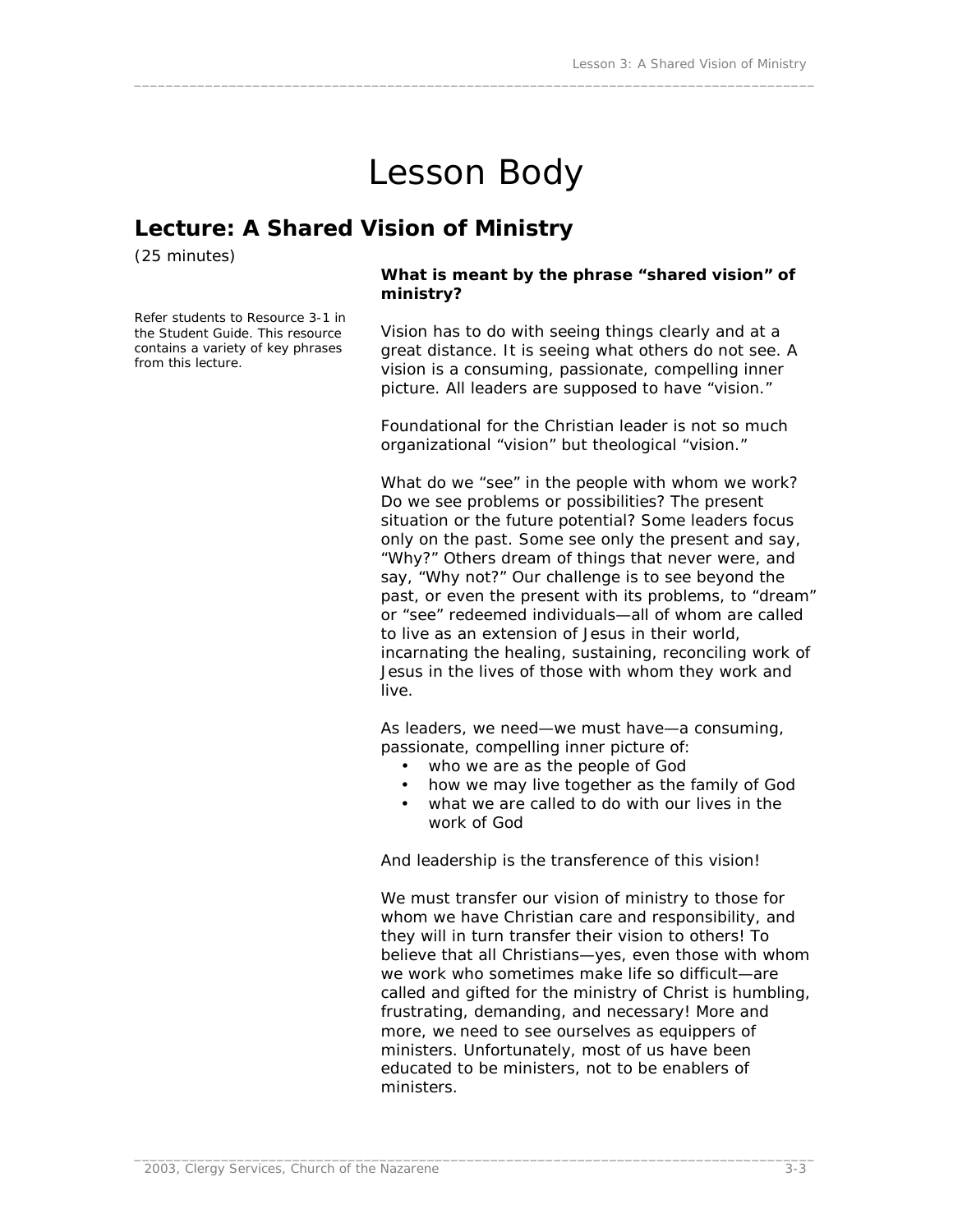# Lesson Body

## Lecture: A Shared Vision of Ministry

(25 minutes)

*Refer students to Resource 3-1 in the Student Guide. This resource contains a variety of key phrases from this lecture.*

**What is meant by the phrase "shared vision" of ministry?**

Vision has to do with seeing things clearly and at a great distance. It is seeing what others do not see. A vision is a consuming, passionate, compelling inner picture. All leaders are supposed to have "vision."

Foundational for the Christian leader is not so much organizational "vision" but theological "vision."

What do we "see" in the people with whom we work? Do we see problems or possibilities? The present situation or the future potential? Some leaders focus only on the past. Some see only the present and say, "Why?" Others dream of things that never were, and say, "Why not?" Our challenge is to see beyond the past, or even the present with its problems, to "dream" or "see" redeemed individuals—all of whom are called to live as an extension of Jesus in their world, incarnating the healing, sustaining, reconciling work of Jesus in the lives of those with whom they work and live.

As leaders, we need—we must have—a consuming, passionate, compelling inner picture of:

- who we are as the people of God
- how we may live together as the family of God
- what we are called to do with our lives in the work of God

And leadership is the transference of this vision!

We must transfer our vision of ministry to those for whom we have Christian care and responsibility, and they will in turn transfer their vision to others! To believe that all Christians—yes, even those with whom we work who sometimes make life so difficult—are called and gifted for the ministry of Christ is humbling, frustrating, demanding, and necessary! More and more, we need to see ourselves as equippers of ministers. Unfortunately, most of us have been educated to be ministers, not to be enablers of ministers.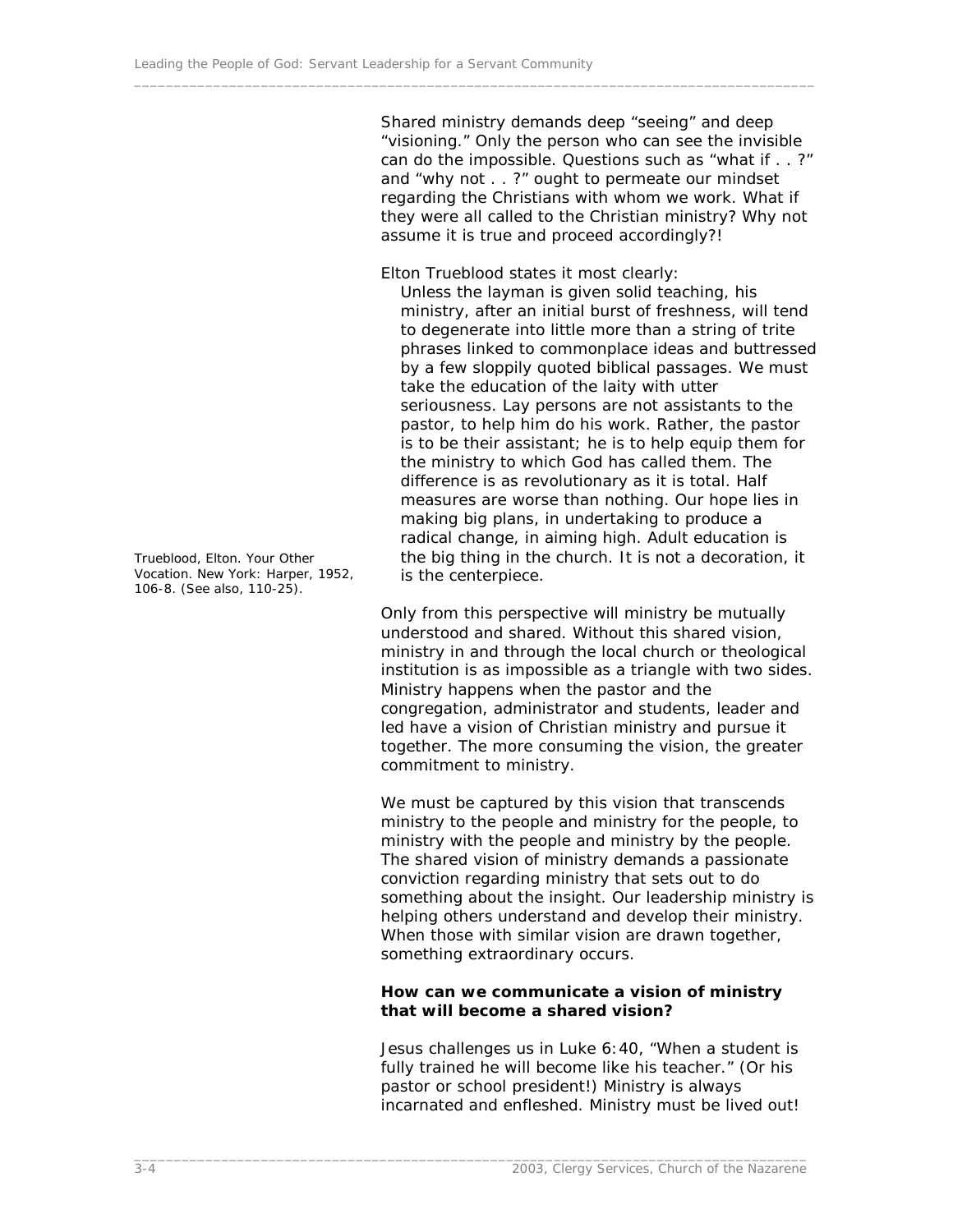Shared ministry demands deep "seeing" and deep "visioning." Only the person who can see the invisible can do the impossible. Questions such as "what if . . ?" and "why not . . ?" ought to permeate our mindset regarding the Christians with whom we work. What if they were all called to the Christian ministry? Why not assume it is true and proceed accordingly?!

Elton Trueblood states it most clearly:

> Unless the layman is given solid teaching, his ministry, after an initial burst of freshness, will tend to degenerate into little more than a string of trite phrases linked to commonplace ideas and buttressed by a few sloppily quoted biblical passages. We must take the education of the laity with utter seriousness. Lay persons are not assistants to the pastor, to help him do his work. Rather, the pastor is to be their assistant; he is to help equip them for the ministry to which God has called them. The difference is as revolutionary as it is total. Half measures are worse than nothing. Our hope lies in making big plans, in undertaking to produce a radical change, in aiming high. Adult education is the big thing in the church. It is not a decoration, it is the centerpiece.

Trueblood, Elton. Your Other Vocation. New York: Harper, 1952, 106-8. (See also, 110-25).

Only from this perspective will ministry be mutually understood and shared. Without this shared vision, ministry in and through the local church or theological institution is as impossible as a triangle with two sides. Ministry happens when the pastor and the congregation, administrator and students, leader and led have a vision of Christian ministry and pursue it together. The more consuming the vision, the greater commitment to ministry.

We must be captured by this vision that transcends ministry to the people and ministry for the people, to ministry with the people and ministry by the people. The shared vision of ministry demands a passionate conviction regarding ministry that sets out to do something about the insight. Our leadership ministry is helping others understand and develop their ministry. When those with similar vision are drawn together, something extraordinary occurs.

**How can we communicate a vision of ministry that will become a shared vision?**

Jesus challenges us in Luke 6:40, "When a student is fully trained he will become like his teacher." (Or his pastor or school president!) Ministry is always incarnated and enfleshed. Ministry must be lived out!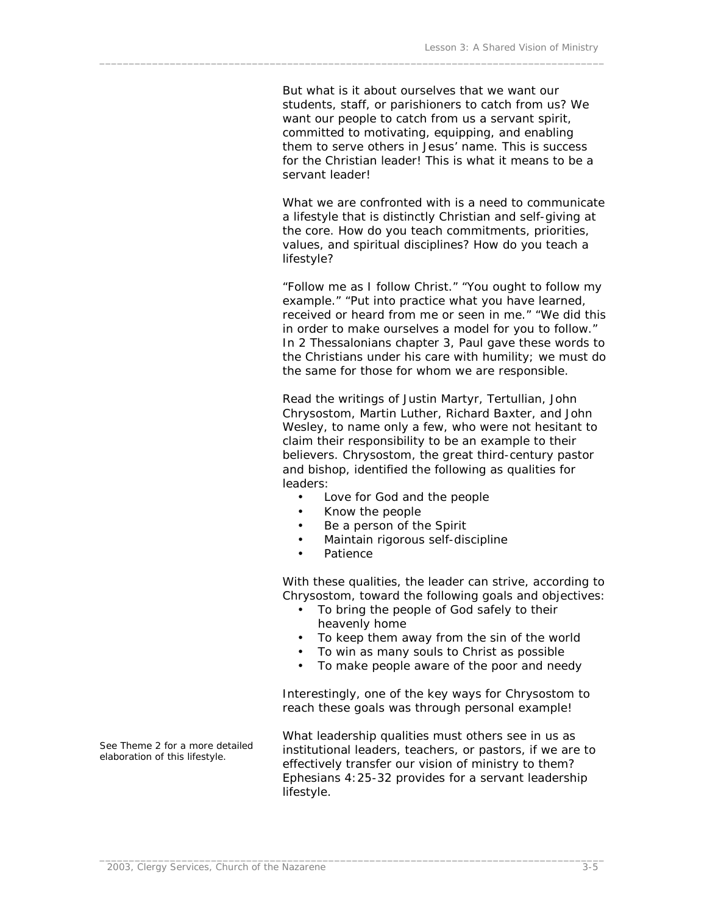But what is it about ourselves that we want our students, staff, or parishioners to catch from us? We want our people to catch from us a servant spirit, committed to motivating, equipping, and enabling them to serve others in Jesus' name. This is success for the Christian leader! This is what it means to be a servant leader!

What we are confronted with is a need to communicate a lifestyle that is distinctly Christian and self-giving at the core. How do you teach commitments, priorities, values, and spiritual disciplines? How do you teach a lifestyle?

"Follow me as I follow Christ." "You ought to follow my example." "Put into practice what you have learned, received or heard from me or seen in me." "We did this in order to make ourselves a model for you to follow." In 2 Thessalonians chapter 3, Paul gave these words to the Christians under his care with humility; we must do the same for those for whom we are responsible.

Read the writings of Justin Martyr, Tertullian, John Chrysostom, Martin Luther, Richard Baxter, and John Wesley, to name only a few, who were not hesitant to claim their responsibility to be an example to their believers. Chrysostom, the great third-century pastor and bishop, identified the following as qualities for leaders:

- Love for God and the people
- Know the people
- Be a person of the Spirit
- Maintain rigorous self-discipline
- Patience

With these qualities, the leader can strive, according to Chrysostom, toward the following goals and objectives:

- To bring the people of God safely to their heavenly home
- To keep them away from the sin of the world
- To win as many souls to Christ as possible
- To make people aware of the poor and needy

Interestingly, one of the key ways for Chrysostom to reach these goals was through personal example!

See Theme 2 for a more detailed elaboration of this lifestyle.

What leadership qualities must others see in us as institutional leaders, teachers, or pastors, if we are to effectively transfer our vision of ministry to them? Ephesians 4:25-32 provides for a servant leadership lifestyle.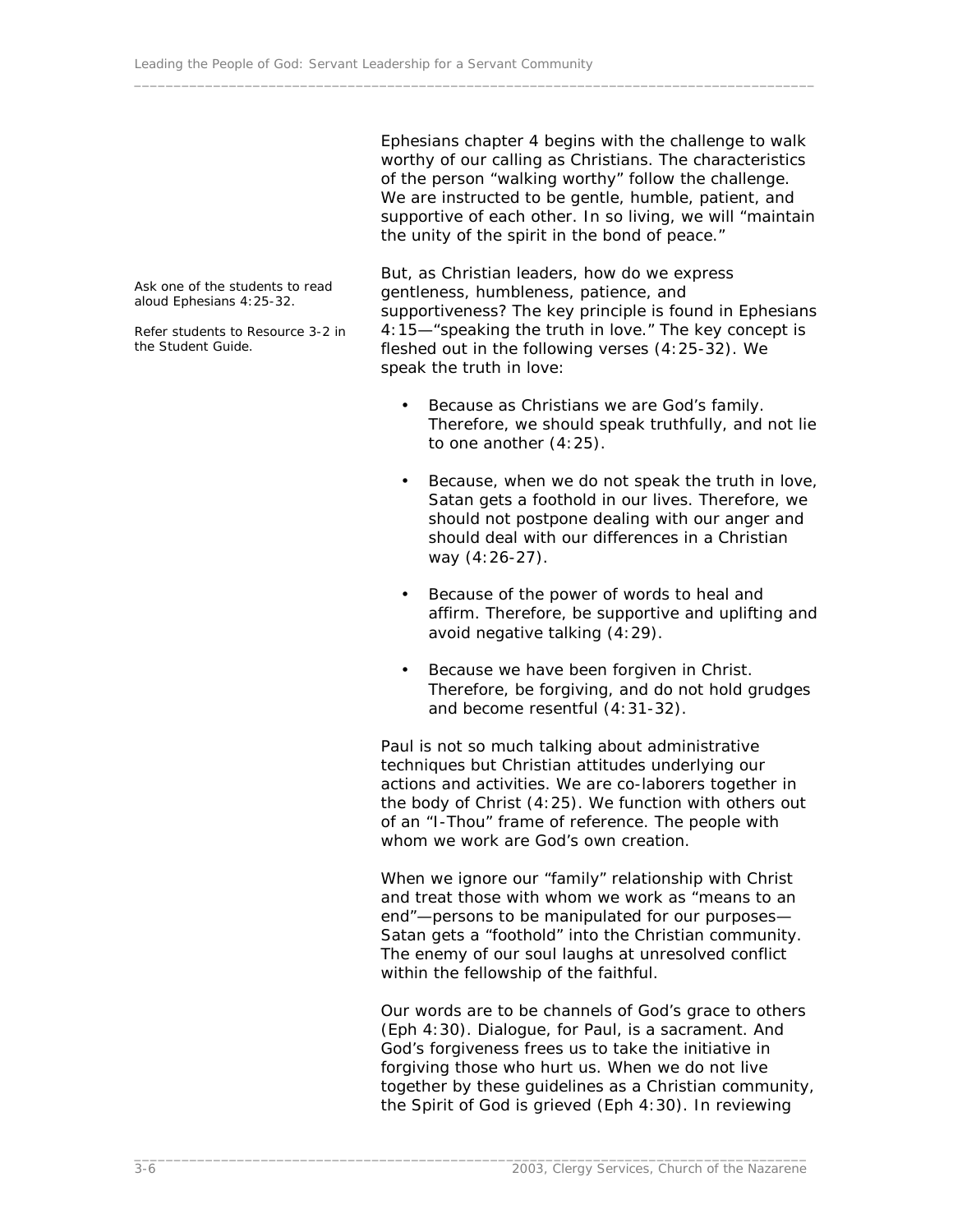Ephesians chapter 4 begins with the challenge to walk worthy of our calling as Christians. The characteristics of the person "walking worthy" follow the challenge. We are instructed to be gentle, humble, patient, and supportive of each other. In so living, we will "maintain the unity of the spirit in the bond of peace."

*Ask one of the students to read aloud Ephesians 4:25-32.*

*Refer students to Resource 3-2 in the Student Guide.*

But, as Christian leaders, how do we express gentleness, humbleness, patience, and supportiveness? The key principle is found in Ephesians 4:15—"speaking the truth in love." The key concept is fleshed out in the following verses (4:25-32). We speak the truth in love:

- Because as Christians we are God's family. Therefore, we should speak truthfully, and not lie to one another (4:25).
- Because, when we do not speak the truth in love, Satan gets a foothold in our lives. Therefore, we should not postpone dealing with our anger and should deal with our differences in a Christian way (4:26-27).
- Because of the power of words to heal and affirm. Therefore, be supportive and uplifting and avoid negative talking (4:29).
- Because we have been forgiven in Christ. Therefore, be forgiving, and do not hold grudges and become resentful (4:31-32).

Paul is not so much talking about administrative techniques but Christian attitudes underlying our actions and activities. We are co-laborers together in the body of Christ (4:25). We function with others out of an "I-Thou" frame of reference. The people with whom we work are God's own creation.

When we ignore our "family" relationship with Christ and treat those with whom we work as "means to an end"—persons to be manipulated for our purposes—Satan gets a "foothold" into the Christian community. The enemy of our soul laughs at unresolved conflict within the fellowship of the faithful.

Our words are to be channels of God's grace to others (Eph 4:30). Dialogue, for Paul, is a sacrament. And God's forgiveness frees us to take the initiative in forgiving those who hurt us. When we do not live together by these guidelines as a Christian community, the Spirit of God is grieved (Eph 4:30). In reviewing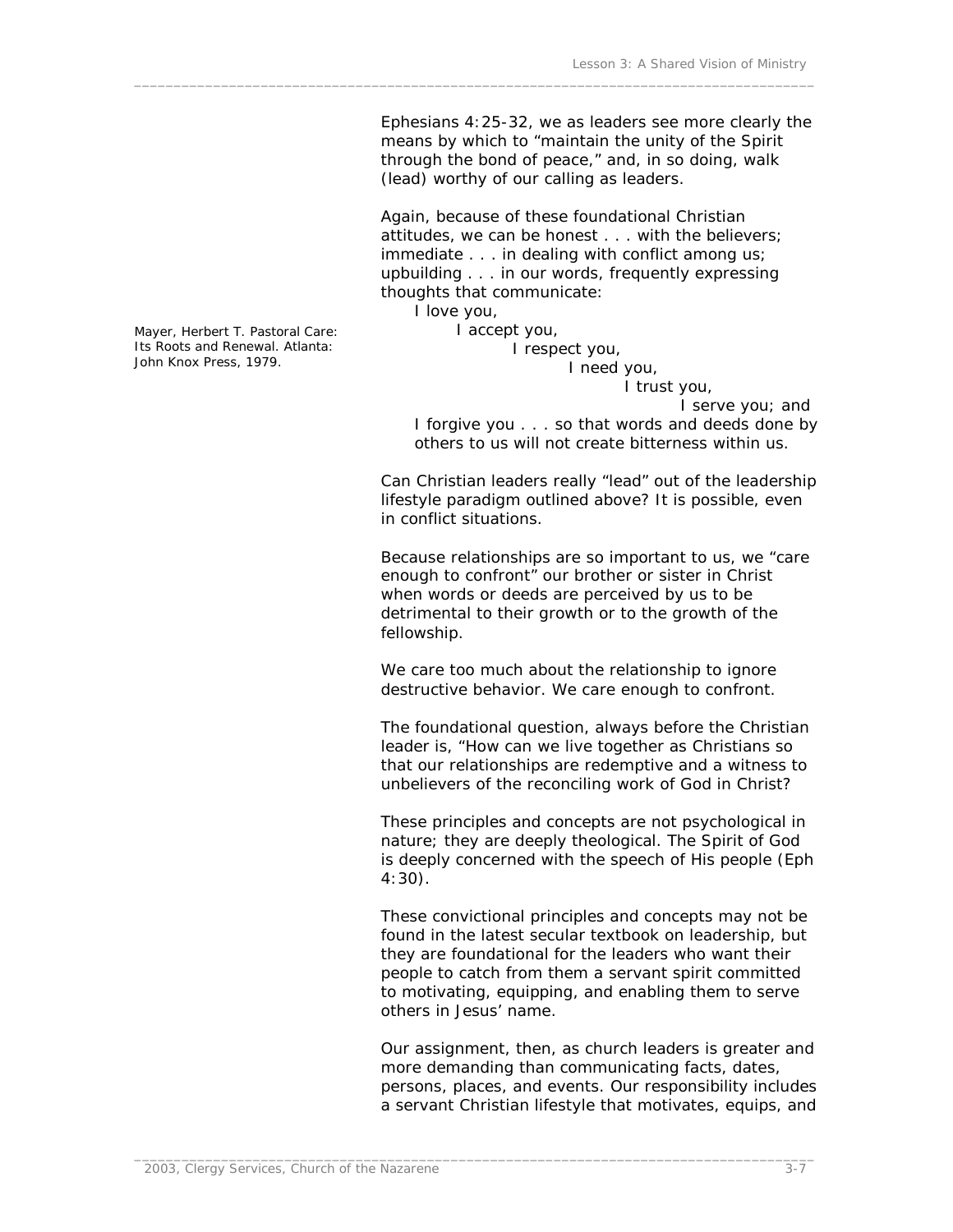Ephesians 4:25-32, we as leaders see more clearly the means by which to "maintain the unity of the Spirit through the bond of peace," and, in so doing, walk (lead) worthy of our calling as leaders.

Again, because of these foundational Christian attitudes, we can be honest . . . with the believers; immediate . . . in dealing with conflict among us; upbuilding . . . in our words, frequently expressing thoughts that communicate:

I love you,
I accept you,
I respect you,
I need you,
I trust you,
I serve you; and
I forgive you . . . so that words and deeds done by others to us will not create bitterness within us.

Mayer, Herbert T. Pastoral Care: Its Roots and Renewal. Atlanta: John Knox Press, 1979.

Can Christian leaders really "lead" out of the leadership lifestyle paradigm outlined above? It is possible, even in conflict situations.

Because relationships are so important to us, we "care enough to confront" our brother or sister in Christ when words or deeds are perceived by us to be detrimental to their growth or to the growth of the fellowship.

We care too much about the relationship to ignore destructive behavior. We care enough to confront.

The foundational question, always before the Christian leader is, "How can we live together as Christians so that our relationships are redemptive and a witness to unbelievers of the reconciling work of God in Christ?

These principles and concepts are not psychological in nature; they are deeply theological. The Spirit of God is deeply concerned with the speech of His people (Eph 4:30).

These convictional principles and concepts may not be found in the latest secular textbook on leadership, but they are foundational for the leaders who want their people to catch from them a servant spirit committed to motivating, equipping, and enabling them to serve others in Jesus' name.

Our assignment, then, as church leaders is greater and more demanding than communicating facts, dates, persons, places, and events. Our responsibility includes a servant Christian lifestyle that motivates, equips, and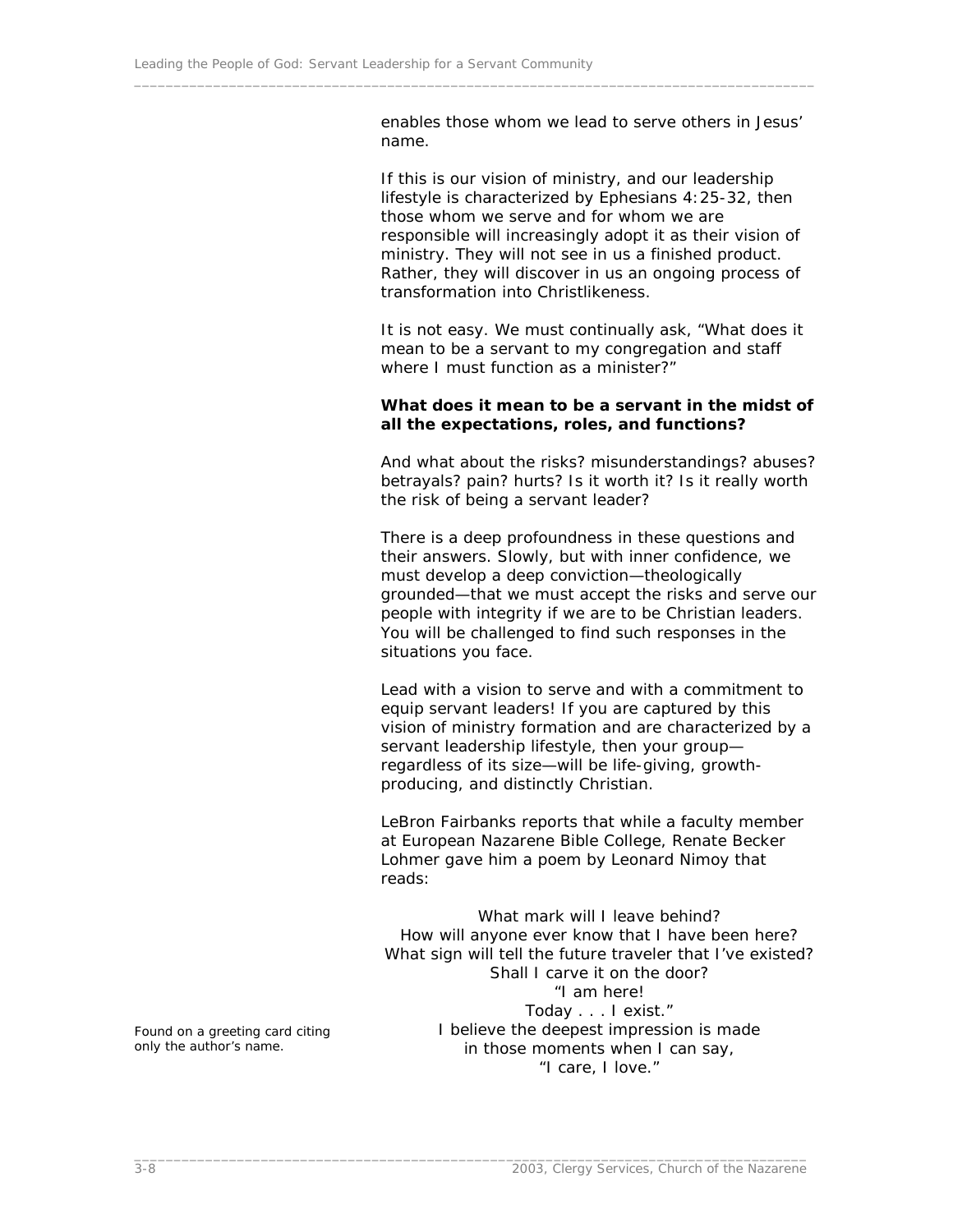enables those whom we lead to serve others in Jesus' name.

If this is our vision of ministry, and our leadership lifestyle is characterized by Ephesians 4:25-32, then those whom we serve and for whom we are responsible will increasingly adopt it as their vision of ministry. They will not see in us a finished product. Rather, they will discover in us an ongoing process of transformation into Christlikeness.

It is not easy. We must continually ask, "What does it mean to be a servant to my congregation and staff where I must function as a minister?"

**What does it mean to be a servant in the midst of all the expectations, roles, and functions?**

And what about the risks? misunderstandings? abuses? betrayals? pain? hurts? Is it worth it? Is it really worth the risk of being a servant leader?

There is a deep profoundness in these questions and their answers. Slowly, but with inner confidence, we must develop a deep conviction—theologically grounded—that we must accept the risks and serve our people with integrity if we are to be Christian leaders. You will be challenged to find such responses in the situations you face.

Lead with a vision to serve and with a commitment to equip servant leaders! If you are captured by this vision of ministry formation and are characterized by a servant leadership lifestyle, then your group—regardless of its size—will be life-giving, growth-producing, and distinctly Christian.

LeBron Fairbanks reports that while a faculty member at European Nazarene Bible College, Renate Becker Lohmer gave him a poem by Leonard Nimoy that reads:

What mark will I leave behind?  
How will anyone ever know that I have been here?  
What sign will tell the future traveler that I've existed?  
Shall I carve it on the door?  
"I am here!  
Today . . . I exist."  
I believe the deepest impression is made  
in those moments when I can say,  
"I care, I love."

*Found on a greeting card citing only the author's name.*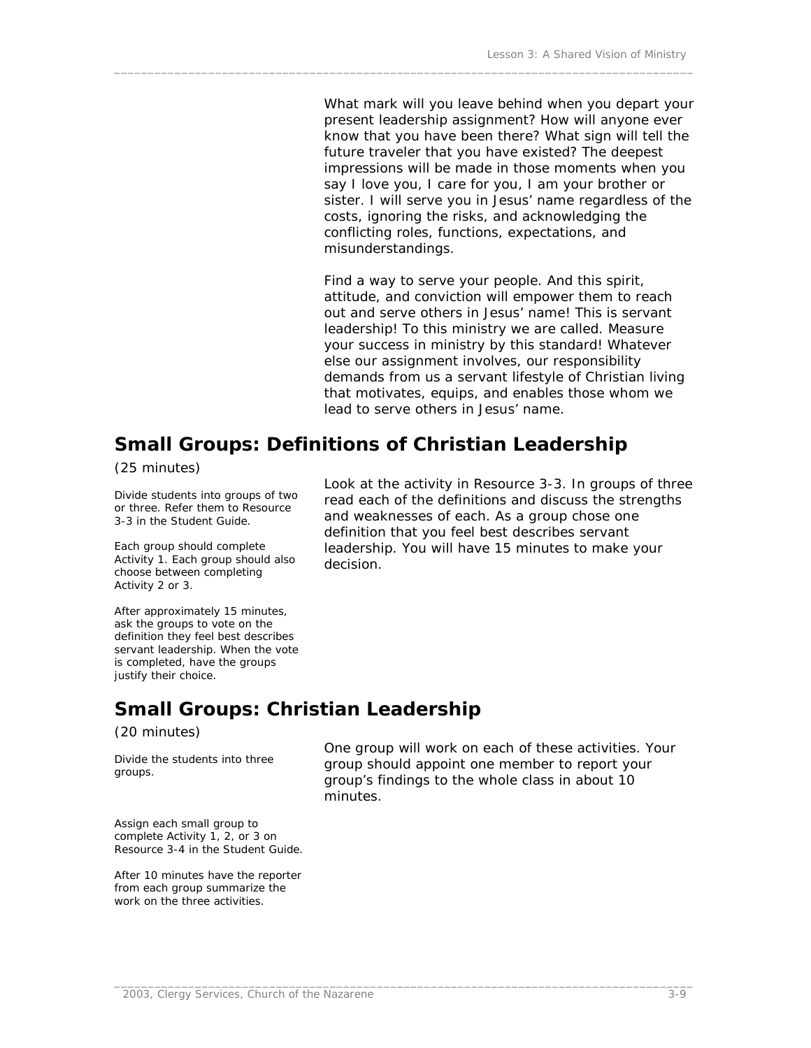What mark will you leave behind when you depart your present leadership assignment? How will anyone ever know that you have been there? What sign will tell the future traveler that you have existed? The deepest impressions will be made in those moments when you say I love you, I care for you, I am your brother or sister. I will serve you in Jesus' name regardless of the costs, ignoring the risks, and acknowledging the conflicting roles, functions, expectations, and misunderstandings.

Find a way to serve your people. And this spirit, attitude, and conviction will empower them to reach out and serve others in Jesus' name! This is servant leadership! To this ministry we are called. Measure your success in ministry by this standard! Whatever else our assignment involves, our responsibility demands from us a servant lifestyle of Christian living that motivates, equips, and enables those whom we lead to serve others in Jesus' name.

## Small Groups: Definitions of Christian Leadership

(25 minutes)

Divide students into groups of two or three. Refer them to Resource 3-3 in the Student Guide.

Each group should complete Activity 1. Each group should also choose between completing Activity 2 or 3.

After approximately 15 minutes, ask the groups to vote on the definition they feel best describes servant leadership. When the vote is completed, have the groups justify their choice.

Look at the activity in Resource 3-3. In groups of three read each of the definitions and discuss the strengths and weaknesses of each. As a group chose one definition that you feel best describes servant leadership. You will have 15 minutes to make your decision.

## Small Groups: Christian Leadership

(20 minutes)

Divide the students into three groups.

Assign each small group to complete Activity 1, 2, or 3 on Resource 3-4 in the Student Guide.

After 10 minutes have the reporter from each group summarize the work on the three activities.

One group will work on each of these activities. Your group should appoint one member to report your group's findings to the whole class in about 10 minutes.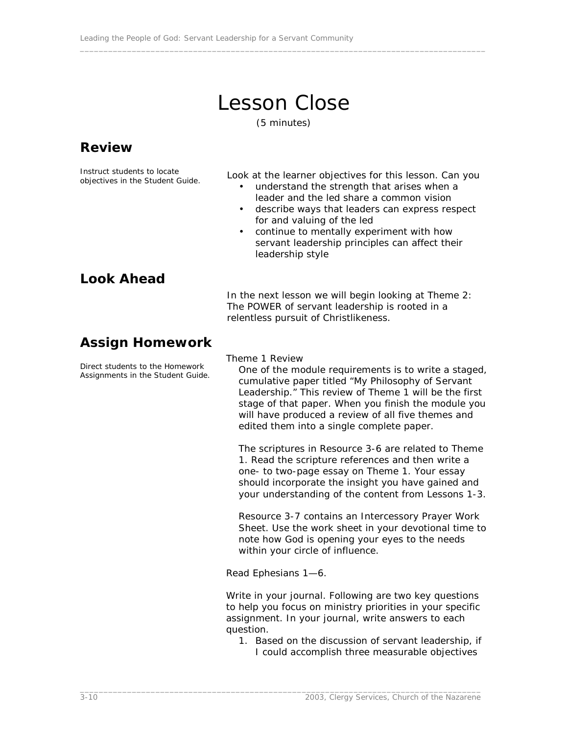# Lesson Close

(5 minutes)

## Review

Instruct students to locate objectives in the Student Guide.

Look at the learner objectives for this lesson. Can you

- understand the strength that arises when a leader and the led share a common vision
- describe ways that leaders can express respect for and valuing of the led
- continue to mentally experiment with how servant leadership principles can affect their leadership style

## Look Ahead

In the next lesson we will begin looking at Theme 2: The POWER of servant leadership is rooted in a relentless pursuit of Christlikeness.

## Assign Homework

Direct students to the Homework Assignments in the Student Guide.

Theme 1 Review

One of the module requirements is to write a staged, cumulative paper titled "My Philosophy of Servant Leadership." This review of Theme 1 will be the first stage of that paper. When you finish the module you will have produced a review of all five themes and edited them into a single complete paper.

The scriptures in Resource 3-6 are related to Theme 1. Read the scripture references and then write a one- to two-page essay on Theme 1. Your essay should incorporate the insight you have gained and your understanding of the content from Lessons 1-3.

Resource 3-7 contains an Intercessory Prayer Work Sheet. Use the work sheet in your devotional time to note how God is opening your eyes to the needs within your circle of influence.

Read Ephesians 1—6.

Write in your journal. Following are two key questions to help you focus on ministry priorities in your specific assignment. In your journal, write answers to each question.

1. Based on the discussion of servant leadership, if I could accomplish three measurable objectives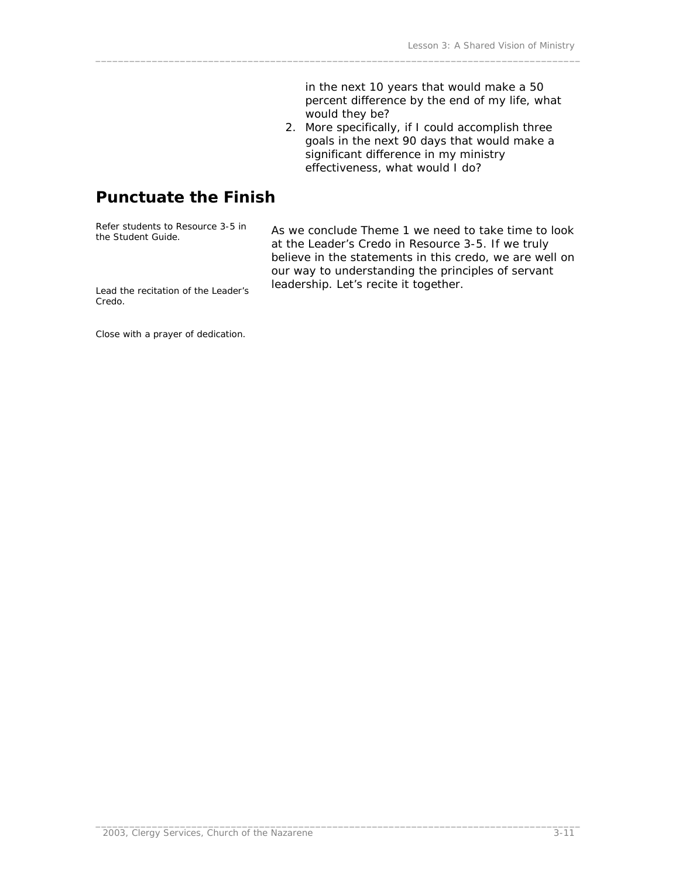in the next 10 years that would make a 50 percent difference by the end of my life, what would they be?

2. More specifically, if I could accomplish three goals in the next 90 days that would make a significant difference in my ministry effectiveness, what would I do?

## Punctuate the Finish

*Refer students to Resource 3-5 in the Student Guide.*

As we conclude Theme 1 we need to take time to look at the Leader's Credo in Resource 3-5. If we truly believe in the statements in this credo, we are well on our way to understanding the principles of servant leadership. Let's recite it together.

*Lead the recitation of the Leader's Credo.*

*Close with a prayer of dedication.*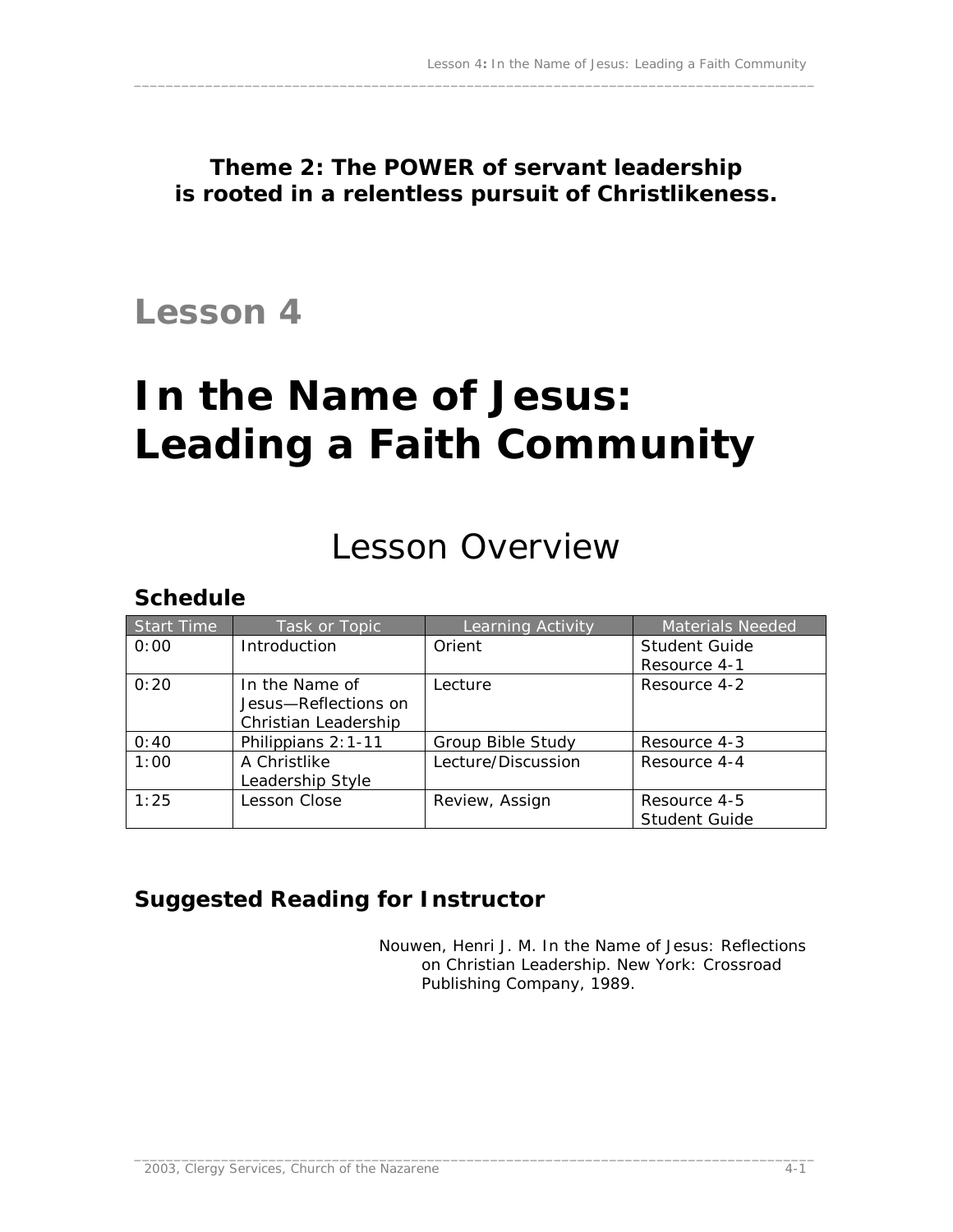**Theme 2: The POWER of servant leadership is rooted in a relentless pursuit of Christlikeness.**

# Lesson 4

# In the Name of Jesus: Leading a Faith Community

## Lesson Overview

### Schedule

| Start Time | Task or Topic | Learning Activity | Materials Needed |
|---|---|---|---|
| 0:00 | Introduction | Orient | Student Guide<br>Resource 4-1 |
| 0:20 | In the Name of Jesus—Reflections on Christian Leadership | Lecture | Resource 4-2 |
| 0:40 | Philippians 2:1-11 | Group Bible Study | Resource 4-3 |
| 1:00 | A Christlike Leadership Style | Lecture/Discussion | Resource 4-4 |
| 1:25 | Lesson Close | Review, Assign | Resource 4-5<br>Student Guide |

### Suggested Reading for Instructor

Nouwen, Henri J. M. In the Name of Jesus: Reflections on Christian Leadership. New York: Crossroad Publishing Company, 1989.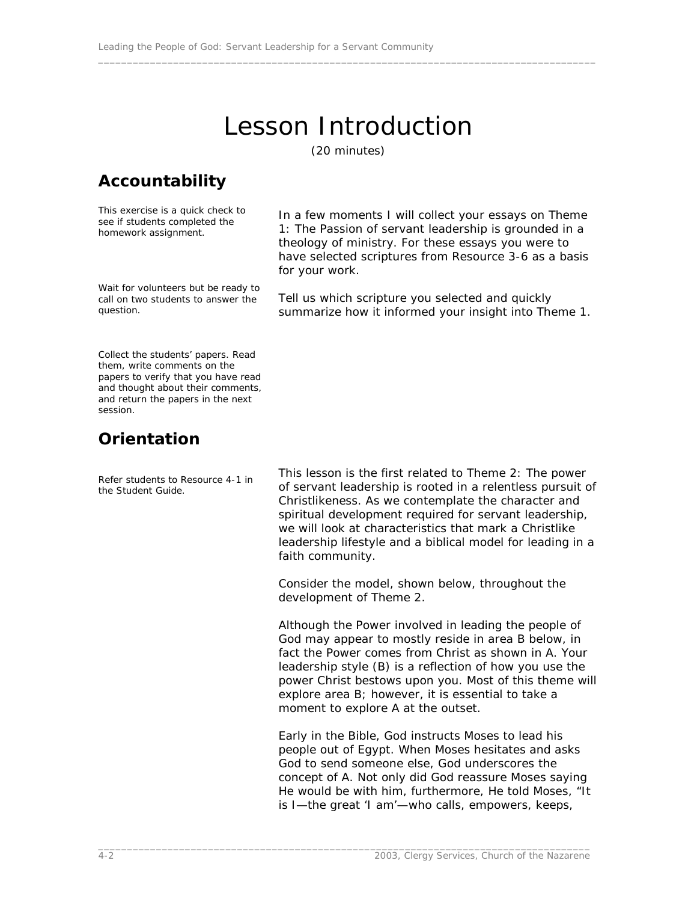# Lesson Introduction

(20 minutes)

## Accountability

This exercise is a quick check to see if students completed the homework assignment.

In a few moments I will collect your essays on Theme 1: The Passion of servant leadership is grounded in a theology of ministry. For these essays you were to have selected scriptures from Resource 3-6 as a basis for your work.

Wait for volunteers but be ready to call on two students to answer the question.

Tell us which scripture you selected and quickly summarize how it informed your insight into Theme 1.

Collect the students' papers. Read them, write comments on the papers to verify that you have read and thought about their comments, and return the papers in the next session.

## Orientation

Refer students to Resource 4-1 in the Student Guide.

This lesson is the first related to Theme 2: The power of servant leadership is rooted in a relentless pursuit of Christlikeness. As we contemplate the character and spiritual development required for servant leadership, we will look at characteristics that mark a Christlike leadership lifestyle and a biblical model for leading in a faith community.

Consider the model, shown below, throughout the development of Theme 2.

Although the Power involved in leading the people of God may appear to mostly reside in area B below, in fact the Power comes from Christ as shown in A. Your leadership style (B) is a reflection of how you use the power Christ bestows upon you. Most of this theme will explore area B; however, it is essential to take a moment to explore A at the outset.

Early in the Bible, God instructs Moses to lead his people out of Egypt. When Moses hesitates and asks God to send someone else, God underscores the concept of A. Not only did God reassure Moses saying He would be with him, furthermore, He told Moses, "It is I—the great 'I am'—who calls, empowers, keeps,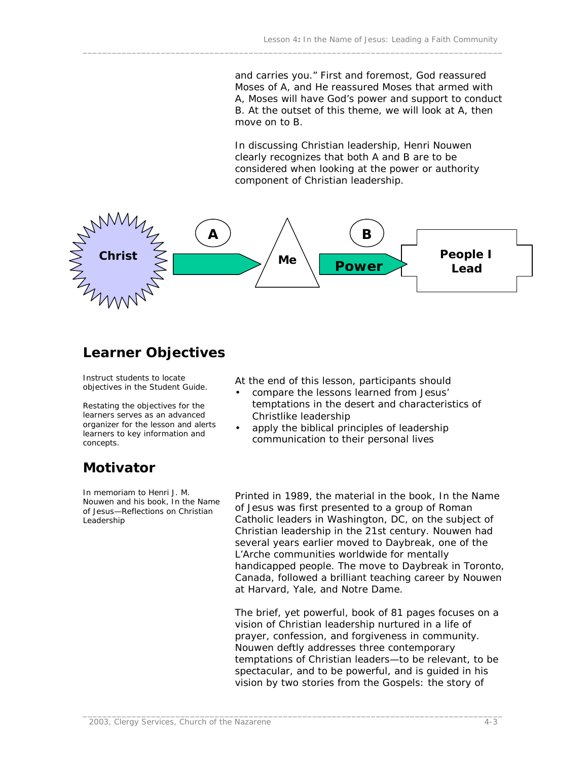and carries you." First and foremost, God reassured Moses of A, and He reassured Moses that armed with A, Moses will have God's power and support to conduct B. At the outset of this theme, we will look at A, then move on to B.

In discussing Christian leadership, Henri Nouwen clearly recognizes that both A and B are to be considered when looking at the power or authority component of Christian leadership.

Christ → A → Me → B Power → People I Lead

## Learner Objectives

Instruct students to locate objectives in the Student Guide.

Restating the objectives for the learners serves as an advanced organizer for the lesson and alerts learners to key information and concepts.

At the end of this lesson, participants should

- compare the lessons learned from Jesus' temptations in the desert and characteristics of Christlike leadership
- apply the biblical principles of leadership communication to their personal lives

## Motivator

In memoriam to Henri J. M. Nouwen and his book, In the Name of Jesus—Reflections on Christian Leadership

Printed in 1989, the material in the book, In the Name of Jesus was first presented to a group of Roman Catholic leaders in Washington, DC, on the subject of Christian leadership in the 21st century. Nouwen had several years earlier moved to Daybreak, one of the L'Arche communities worldwide for mentally handicapped people. The move to Daybreak in Toronto, Canada, followed a brilliant teaching career by Nouwen at Harvard, Yale, and Notre Dame.

The brief, yet powerful, book of 81 pages focuses on a vision of Christian leadership nurtured in a life of prayer, confession, and forgiveness in community. Nouwen deftly addresses three contemporary temptations of Christian leaders—to be relevant, to be spectacular, and to be powerful, and is guided in his vision by two stories from the Gospels: the story of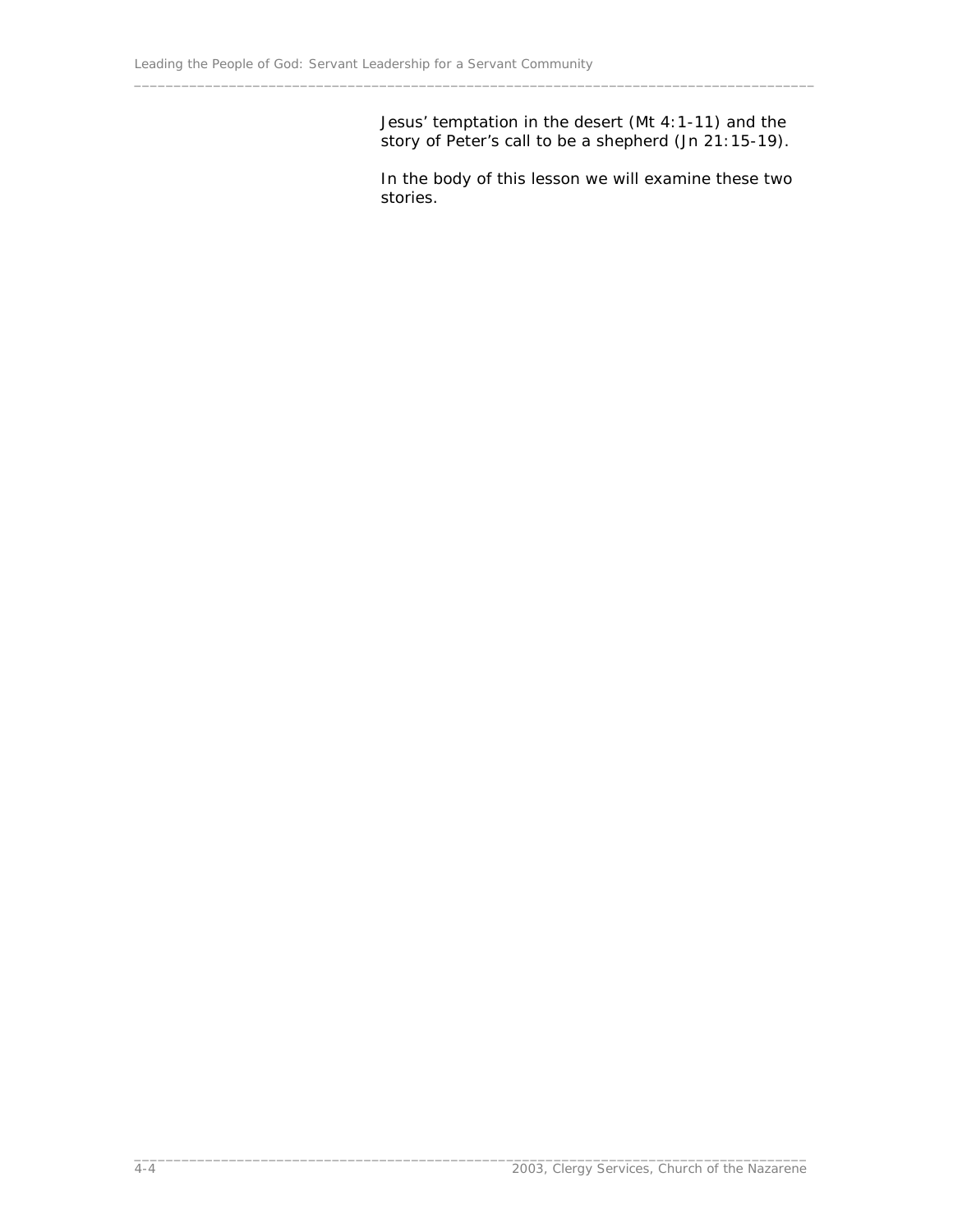Jesus' temptation in the desert (Mt 4:1-11) and the story of Peter's call to be a shepherd (Jn 21:15-19).

In the body of this lesson we will examine these two stories.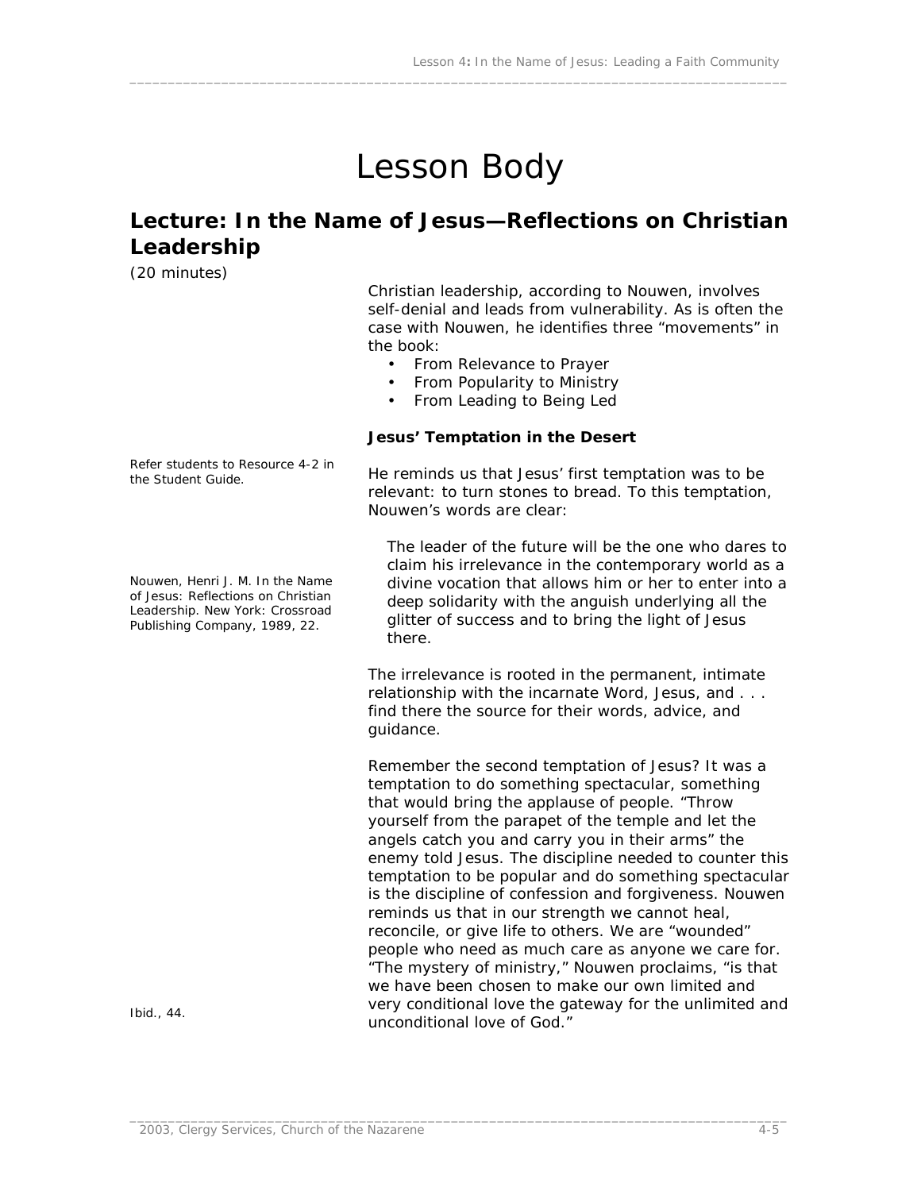# Lesson Body

## Lecture: In the Name of Jesus—Reflections on Christian Leadership

(20 minutes)

Christian leadership, according to Nouwen, involves self-denial and leads from vulnerability. As is often the case with Nouwen, he identifies three "movements" in the book:

- From Relevance to Prayer
- From Popularity to Ministry
- From Leading to Being Led

### Jesus' Temptation in the Desert

*Refer students to Resource 4-2 in the Student Guide.*

He reminds us that Jesus' first temptation was to be relevant: to turn stones to bread. To this temptation, Nouwen's words are clear:

> The leader of the future will be the one who dares to claim his irrelevance in the contemporary world as a divine vocation that allows him or her to enter into a deep solidarity with the anguish underlying all the glitter of success and to bring the light of Jesus there.

*Nouwen, Henri J. M. In the Name of Jesus: Reflections on Christian Leadership. New York: Crossroad Publishing Company, 1989, 22.*

The irrelevance is rooted in the permanent, intimate relationship with the incarnate Word, Jesus, and . . . find there the source for their words, advice, and guidance.

Remember the second temptation of Jesus? It was a temptation to do something spectacular, something that would bring the applause of people. "Throw yourself from the parapet of the temple and let the angels catch you and carry you in their arms" the enemy told Jesus. The discipline needed to counter this temptation to be popular and do something spectacular is the discipline of confession and forgiveness. Nouwen reminds us that in our strength we cannot heal, reconcile, or give life to others. We are "wounded" people who need as much care as anyone we care for. "The mystery of ministry," Nouwen proclaims, "is that we have been chosen to make our own limited and very conditional love the gateway for the unlimited and unconditional love of God."

*Ibid., 44.*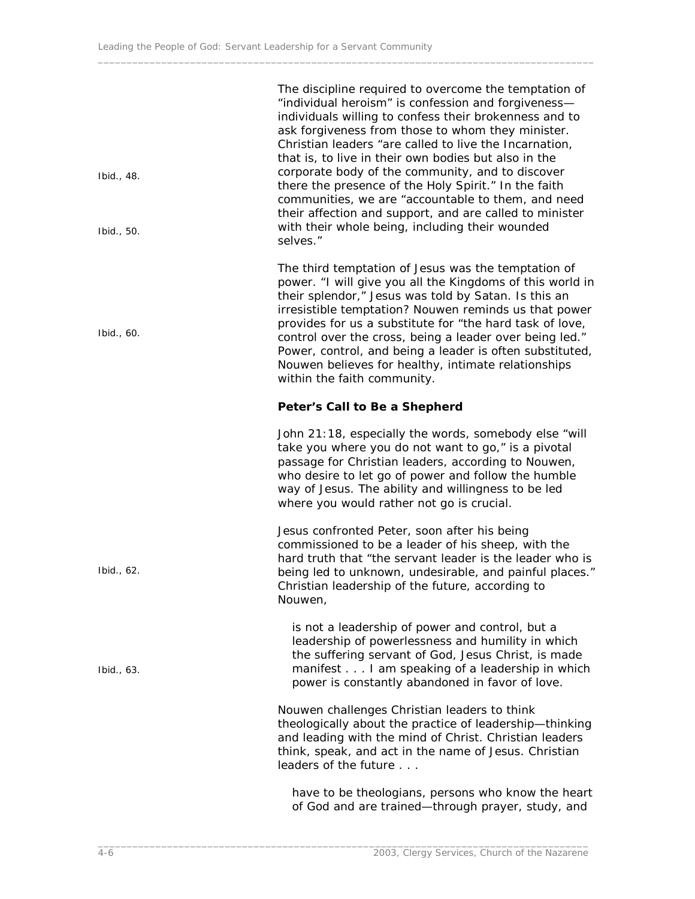The discipline required to overcome the temptation of "individual heroism" is confession and forgiveness—individuals willing to confess their brokenness and to ask forgiveness from those to whom they minister. Christian leaders "are called to live the Incarnation, that is, to live in their own bodies but also in the corporate body of the community, and to discover there the presence of the Holy Spirit." In the faith communities, we are "accountable to them, and need their affection and support, and are called to minister with their whole being, including their wounded selves."

Ibid., 48.

Ibid., 50.

The third temptation of Jesus was the temptation of power. "I will give you all the Kingdoms of this world in their splendor," Jesus was told by Satan. Is this an irresistible temptation? Nouwen reminds us that power provides for us a substitute for "the hard task of love, control over the cross, being a leader over being led." Power, control, and being a leader is often substituted, Nouwen believes for healthy, intimate relationships within the faith community.

Ibid., 60.

**Peter's Call to Be a Shepherd**

John 21:18, especially the words, somebody else "will take you where you do not want to go," is a pivotal passage for Christian leaders, according to Nouwen, who desire to let go of power and follow the humble way of Jesus. The ability and willingness to be led where you would rather not go is crucial.

Jesus confronted Peter, soon after his being commissioned to be a leader of his sheep, with the hard truth that "the servant leader is the leader who is being led to unknown, undesirable, and painful places." Christian leadership of the future, according to Nouwen,

Ibid., 62.

> is not a leadership of power and control, but a leadership of powerlessness and humility in which the suffering servant of God, Jesus Christ, is made manifest . . . I am speaking of a leadership in which power is constantly abandoned in favor of love.

Ibid., 63.

Nouwen challenges Christian leaders to think theologically about the practice of leadership—thinking and leading with the mind of Christ. Christian leaders think, speak, and act in the name of Jesus. Christian leaders of the future . . .

> have to be theologians, persons who know the heart of God and are trained—through prayer, study, and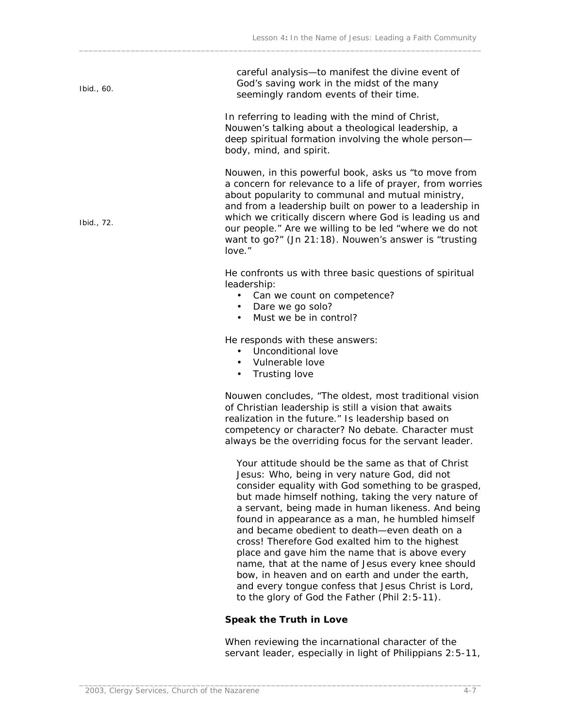> careful analysis—to manifest the divine event of God's saving work in the midst of the many seemingly random events of their time.

Ibid., 60.

In referring to leading with the mind of Christ, Nouwen's talking about a theological leadership, a deep spiritual formation involving the whole person—body, mind, and spirit.

Nouwen, in this powerful book, asks us "to move from a concern for relevance to a life of prayer, from worries about popularity to communal and mutual ministry, and from a leadership built on power to a leadership in which we critically discern where God is leading us and our people." Are we willing to be led "where we do not want to go?" (Jn 21:18). Nouwen's answer is "trusting love."

Ibid., 72.

He confronts us with three basic questions of spiritual leadership:

- Can we count on competence?
- Dare we go solo?
- Must we be in control?

He responds with these answers:

- Unconditional love
- Vulnerable love
- Trusting love

Nouwen concludes, "The oldest, most traditional vision of Christian leadership is still a vision that awaits realization in the future." Is leadership based on competency or character? No debate. Character must always be the overriding focus for the servant leader.

> Your attitude should be the same as that of Christ Jesus: Who, being in very nature God, did not consider equality with God something to be grasped, but made himself nothing, taking the very nature of a servant, being made in human likeness. And being found in appearance as a man, he humbled himself and became obedient to death—even death on a cross! Therefore God exalted him to the highest place and gave him the name that is above every name, that at the name of Jesus every knee should bow, in heaven and on earth and under the earth, and every tongue confess that Jesus Christ is Lord, to the glory of God the Father (Phil 2:5-11).

**Speak the Truth in Love**

When reviewing the incarnational character of the servant leader, especially in light of Philippians 2:5-11,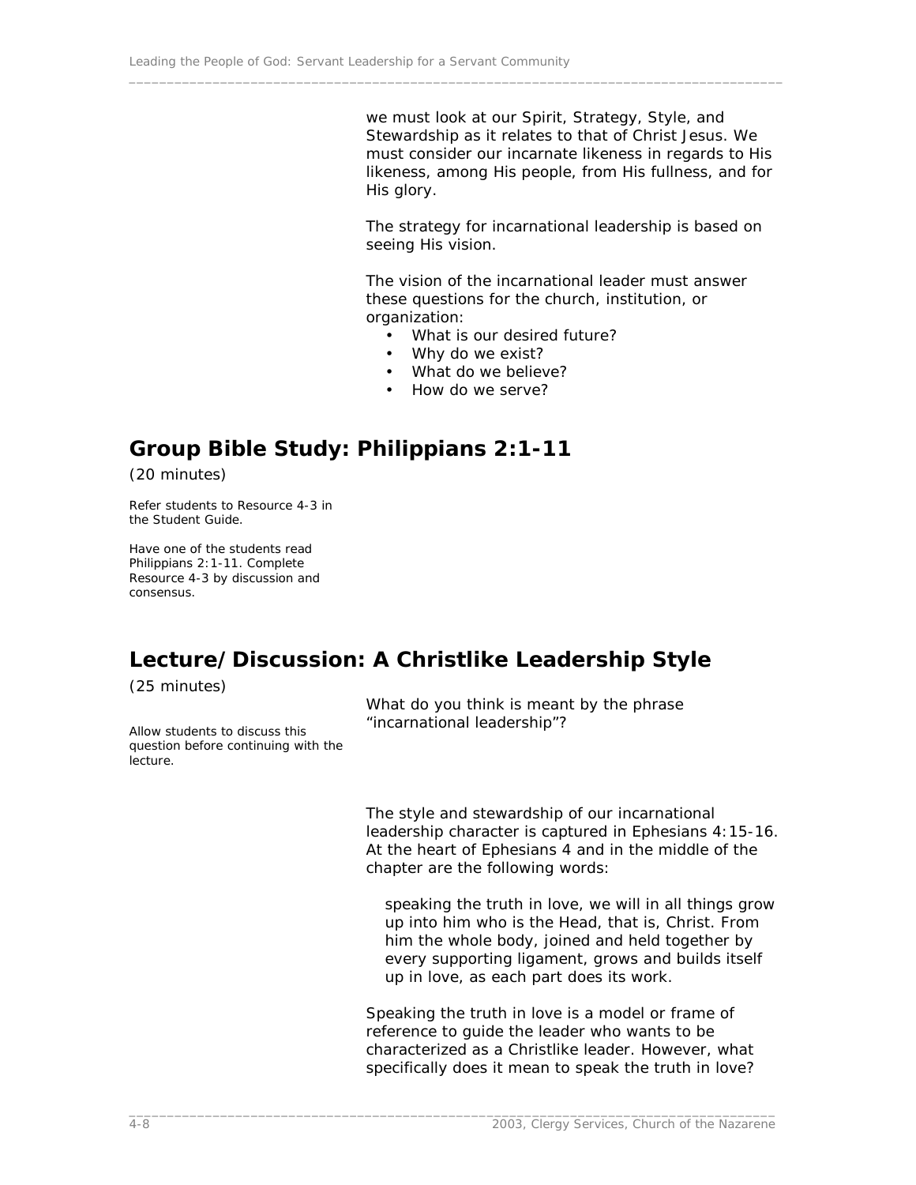we must look at our Spirit, Strategy, Style, and Stewardship as it relates to that of Christ Jesus. We must consider our incarnate likeness in regards to His likeness, among His people, from His fullness, and for His glory.

The strategy for incarnational leadership is based on seeing His vision.

The vision of the incarnational leader must answer these questions for the church, institution, or organization:

- What is our desired future?
- Why do we exist?
- What do we believe?
- How do we serve?

## Group Bible Study: Philippians 2:1-11

(20 minutes)

Refer students to Resource 4-3 in the Student Guide.

Have one of the students read Philippians 2:1-11. Complete Resource 4-3 by discussion and consensus.

## Lecture/Discussion: A Christlike Leadership Style

(25 minutes)

What do you think is meant by the phrase "incarnational leadership"?

Allow students to discuss this question before continuing with the lecture.

The style and stewardship of our incarnational leadership character is captured in Ephesians 4:15-16. At the heart of Ephesians 4 and in the middle of the chapter are the following words:

> speaking the truth in love, we will in all things grow up into him who is the Head, that is, Christ. From him the whole body, joined and held together by every supporting ligament, grows and builds itself up in love, as each part does its work.

Speaking the truth in love is a model or frame of reference to guide the leader who wants to be characterized as a Christlike leader. However, what specifically does it mean to speak the truth in love?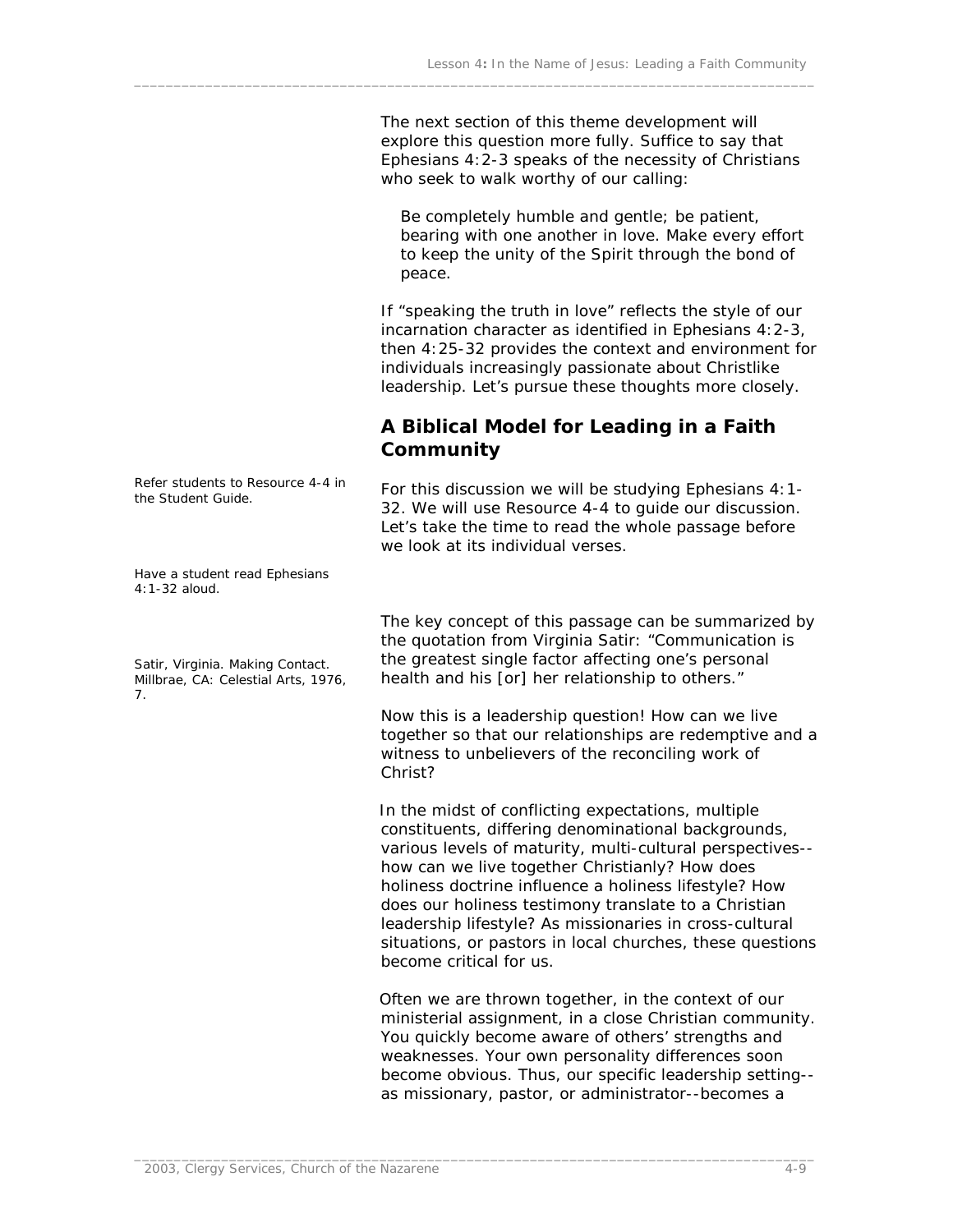The next section of this theme development will explore this question more fully. Suffice to say that Ephesians 4:2-3 speaks of the necessity of Christians who seek to walk worthy of our calling:

> Be completely humble and gentle; be patient, bearing with one another in love. Make every effort to keep the unity of the Spirit through the bond of peace.

If "speaking the truth in love" reflects the style of our incarnation character as identified in Ephesians 4:2-3, then 4:25-32 provides the context and environment for individuals increasingly passionate about Christlike leadership. Let's pursue these thoughts more closely.

## A Biblical Model for Leading in a Faith Community

*Refer students to Resource 4-4 in the Student Guide.*

For this discussion we will be studying Ephesians 4:1-32. We will use Resource 4-4 to guide our discussion. Let's take the time to read the whole passage before we look at its individual verses.

*Have a student read Ephesians 4:1-32 aloud.*

*Satir, Virginia. Making Contact. Millbrae, CA: Celestial Arts, 1976, 7.*

The key concept of this passage can be summarized by the quotation from Virginia Satir: "Communication is the greatest single factor affecting one's personal health and his [or] her relationship to others."

Now this is a leadership question! How can we live together so that our relationships are redemptive and a witness to unbelievers of the reconciling work of Christ?

In the midst of conflicting expectations, multiple constituents, differing denominational backgrounds, various levels of maturity, multi-cultural perspectives--how can we live together Christianly? How does holiness doctrine influence a holiness lifestyle? How does our holiness testimony translate to a Christian leadership lifestyle? As missionaries in cross-cultural situations, or pastors in local churches, these questions become critical for us.

Often we are thrown together, in the context of our ministerial assignment, in a close Christian community. You quickly become aware of others' strengths and weaknesses. Your own personality differences soon become obvious. Thus, our specific leadership setting--as missionary, pastor, or administrator--becomes a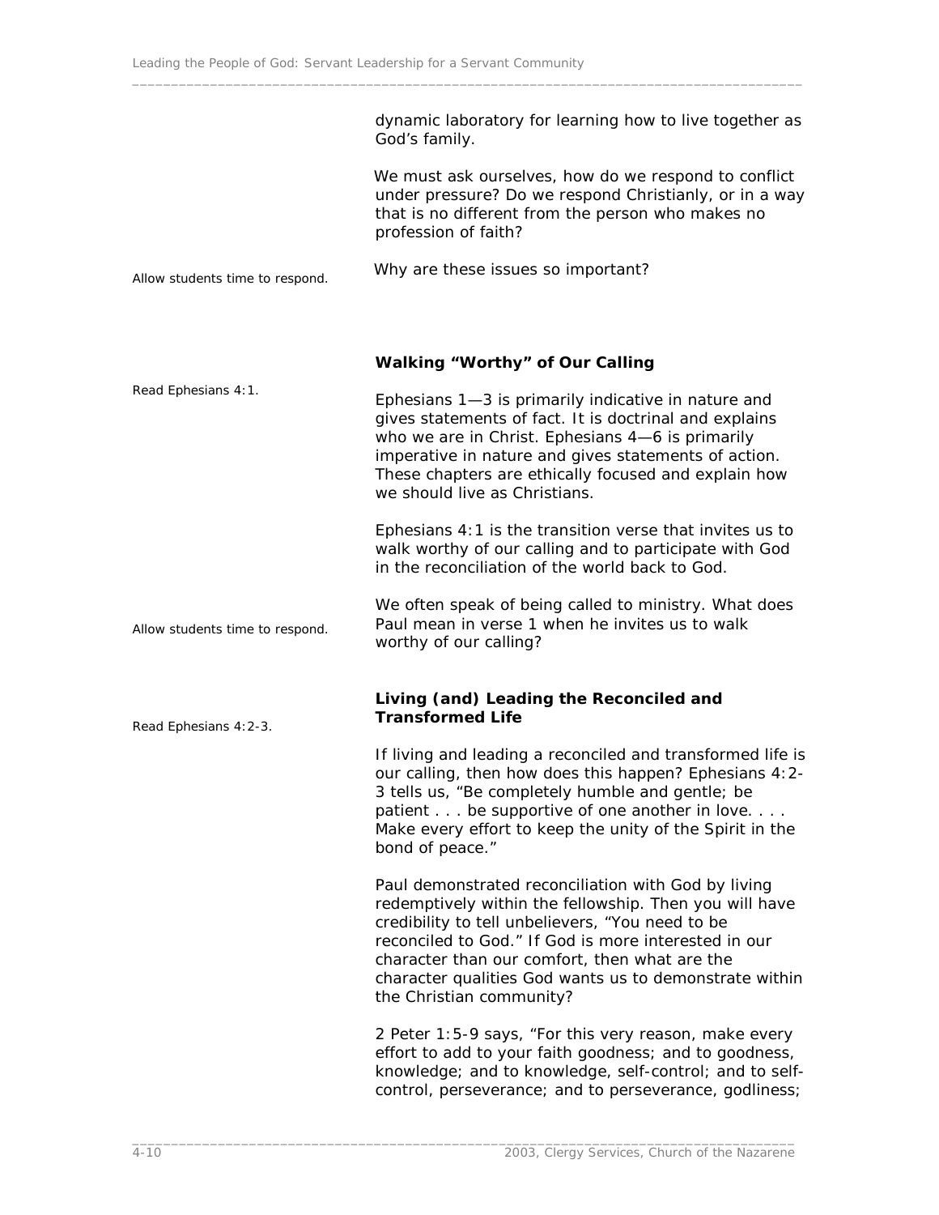dynamic laboratory for learning how to live together as God's family.

We must ask ourselves, how do we respond to conflict under pressure? Do we respond Christianly, or in a way that is no different from the person who makes no profession of faith?

*Allow students time to respond.*

Why are these issues so important?

### Walking "Worthy" of Our Calling

*Read Ephesians 4:1.*

Ephesians 1—3 is primarily indicative in nature and gives statements of fact. It is doctrinal and explains who we are in Christ. Ephesians 4—6 is primarily imperative in nature and gives statements of action. These chapters are ethically focused and explain how we should live as Christians.

Ephesians 4:1 is the transition verse that invites us to walk worthy of our calling and to participate with God in the reconciliation of the world back to God.

*Allow students time to respond.*

We often speak of being called to ministry. What does Paul mean in verse 1 when he invites us to walk worthy of our calling?

### Living (and) Leading the Reconciled and Transformed Life

*Read Ephesians 4:2-3.*

If living and leading a reconciled and transformed life is our calling, then how does this happen? Ephesians 4:2-3 tells us, "Be completely humble and gentle; be patient . . . be supportive of one another in love. . . . Make every effort to keep the unity of the Spirit in the bond of peace."

Paul demonstrated reconciliation with God by living redemptively within the fellowship. Then you will have credibility to tell unbelievers, "You need to be reconciled to God." If God is more interested in our character than our comfort, then what are the character qualities God wants us to demonstrate within the Christian community?

2 Peter 1:5-9 says, "For this very reason, make every effort to add to your faith goodness; and to goodness, knowledge; and to knowledge, self-control; and to self-control, perseverance; and to perseverance, godliness;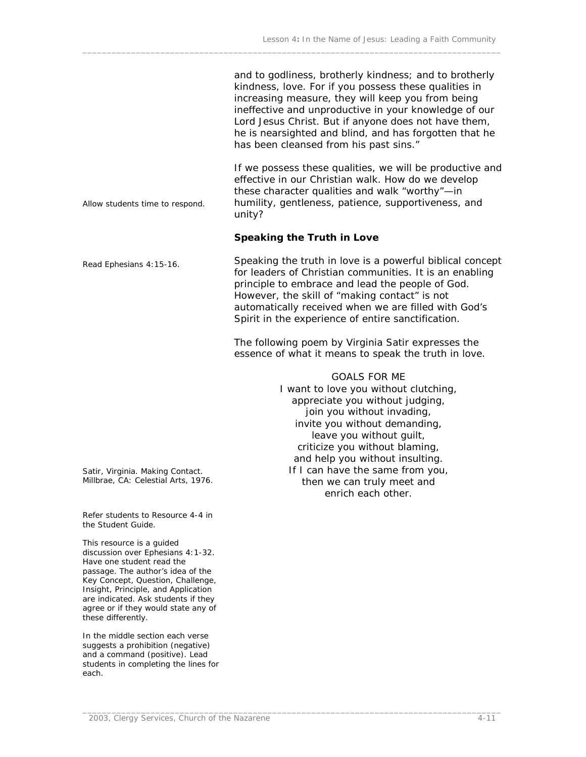and to godliness, brotherly kindness; and to brotherly kindness, love. For if you possess these qualities in increasing measure, they will keep you from being ineffective and unproductive in your knowledge of our Lord Jesus Christ. But if anyone does not have them, he is nearsighted and blind, and has forgotten that he has been cleansed from his past sins."

If we possess these qualities, we will be productive and effective in our Christian walk. How do we develop these character qualities and walk "worthy"—in humility, gentleness, patience, supportiveness, and unity?

*Allow students time to respond.*

**Speaking the Truth in Love**

*Read Ephesians 4:15-16.*

Speaking the truth in love is a powerful biblical concept for leaders of Christian communities. It is an enabling principle to embrace and lead the people of God. However, the skill of "making contact" is not automatically received when we are filled with God's Spirit in the experience of entire sanctification.

The following poem by Virginia Satir expresses the essence of what it means to speak the truth in love.

GOALS FOR ME
I want to love you without clutching,
appreciate you without judging,
join you without invading,
invite you without demanding,
leave you without guilt,
criticize you without blaming,
and help you without insulting.
If I can have the same from you,
then we can truly meet and
enrich each other.

*Satir, Virginia. Making Contact. Millbrae, CA: Celestial Arts, 1976.*

*Refer students to Resource 4-4 in the Student Guide.*

*This resource is a guided discussion over Ephesians 4:1-32. Have one student read the passage. The author's idea of the Key Concept, Question, Challenge, Insight, Principle, and Application are indicated. Ask students if they agree or if they would state any of these differently.*

*In the middle section each verse suggests a prohibition (negative) and a command (positive). Lead students in completing the lines for each.*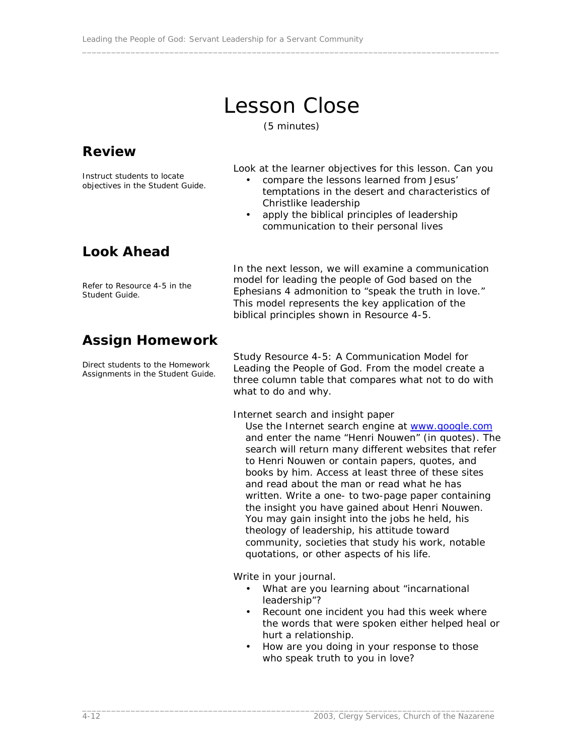# Lesson Close

(5 minutes)

## Review

Instruct students to locate objectives in the Student Guide.

Look at the learner objectives for this lesson. Can you

- compare the lessons learned from Jesus' temptations in the desert and characteristics of Christlike leadership
- apply the biblical principles of leadership communication to their personal lives

## Look Ahead

Refer to Resource 4-5 in the Student Guide.

In the next lesson, we will examine a communication model for leading the people of God based on the Ephesians 4 admonition to "speak the truth in love." This model represents the key application of the biblical principles shown in Resource 4-5.

## Assign Homework

Direct students to the Homework Assignments in the Student Guide.

Study Resource 4-5: A Communication Model for Leading the People of God. From the model create a three column table that compares what not to do with what to do and why.

Internet search and insight paper

Use the Internet search engine at www.google.com and enter the name "Henri Nouwen" (in quotes). The search will return many different websites that refer to Henri Nouwen or contain papers, quotes, and books by him. Access at least three of these sites and read about the man or read what he has written. Write a one- to two-page paper containing the insight you have gained about Henri Nouwen. You may gain insight into the jobs he held, his theology of leadership, his attitude toward community, societies that study his work, notable quotations, or other aspects of his life.

Write in your journal.

- What are you learning about "incarnational leadership"?
- Recount one incident you had this week where the words that were spoken either helped heal or hurt a relationship.
- How are you doing in your response to those who speak truth to you in love?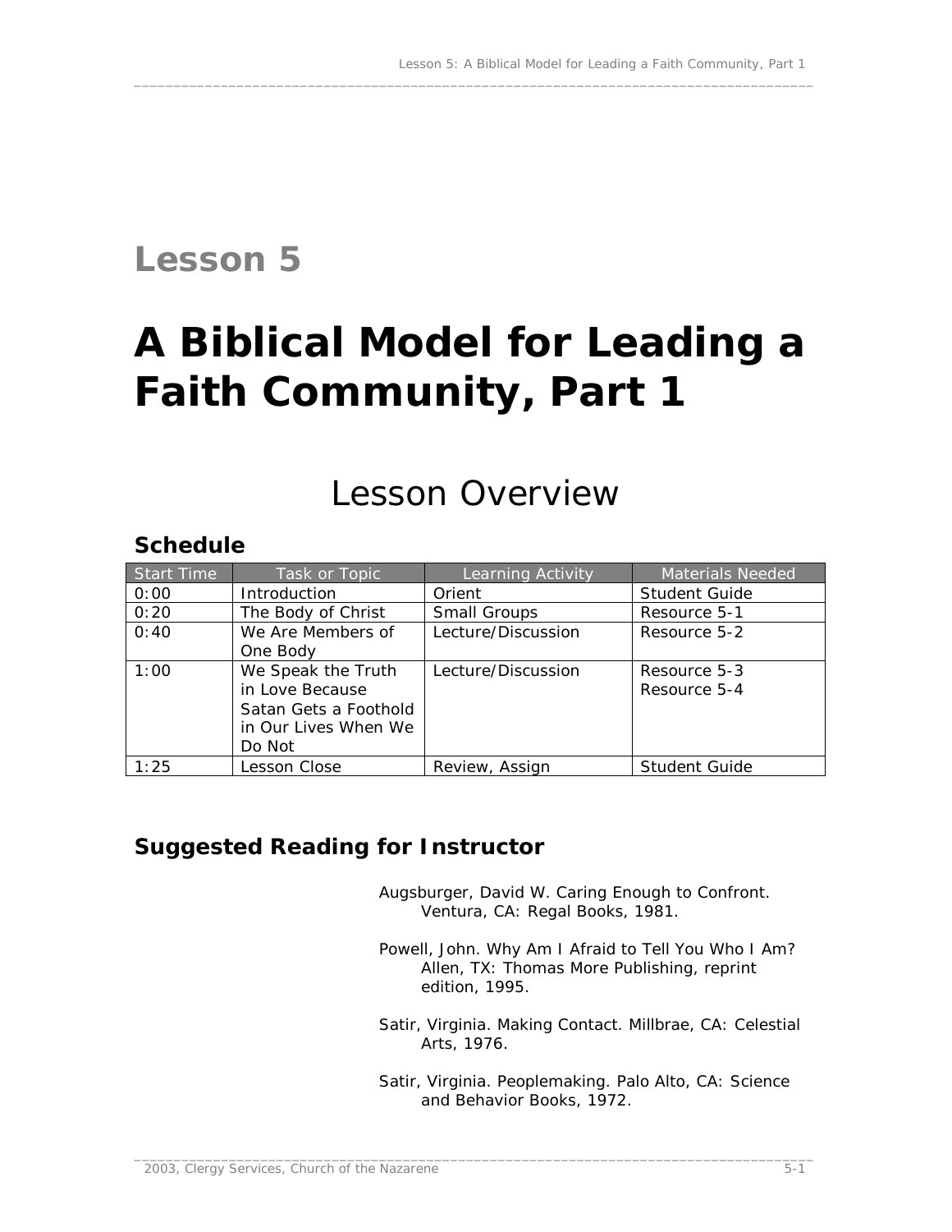# Lesson 5

# A Biblical Model for Leading a Faith Community, Part 1

## Lesson Overview

### Schedule

| Start Time | Task or Topic | Learning Activity | Materials Needed |
|---|---|---|---|
| 0:00 | Introduction | Orient | Student Guide |
| 0:20 | The Body of Christ | Small Groups | Resource 5-1 |
| 0:40 | We Are Members of One Body | Lecture/Discussion | Resource 5-2 |
| 1:00 | We Speak the Truth in Love Because Satan Gets a Foothold in Our Lives When We Do Not | Lecture/Discussion | Resource 5-3<br>Resource 5-4 |
| 1:25 | Lesson Close | Review, Assign | Student Guide |

### Suggested Reading for Instructor

Augsburger, David W. Caring Enough to Confront. Ventura, CA: Regal Books, 1981.

Powell, John. Why Am I Afraid to Tell You Who I Am? Allen, TX: Thomas More Publishing, reprint edition, 1995.

Satir, Virginia. Making Contact. Millbrae, CA: Celestial Arts, 1976.

Satir, Virginia. Peoplemaking. Palo Alto, CA: Science and Behavior Books, 1972.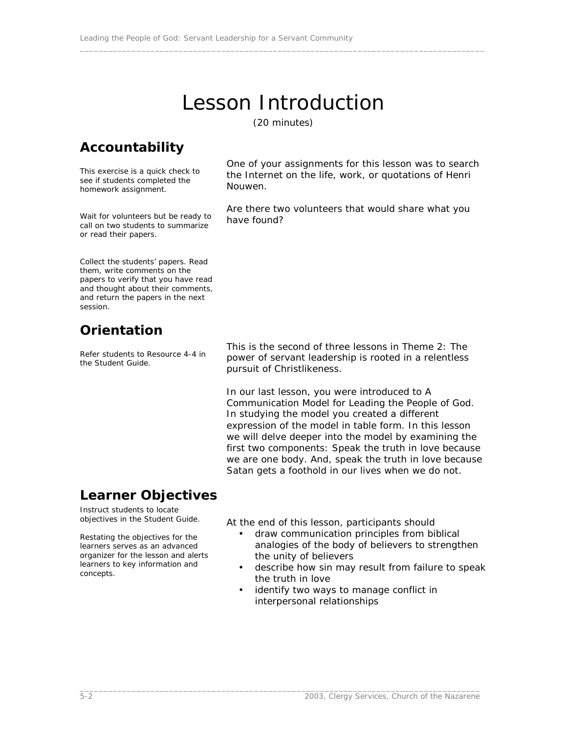# Lesson Introduction

(20 minutes)

## Accountability

This exercise is a quick check to see if students completed the homework assignment.

One of your assignments for this lesson was to search the Internet on the life, work, or quotations of Henri Nouwen.

Wait for volunteers but be ready to call on two students to summarize or read their papers.

Are there two volunteers that would share what you have found?

Collect the students' papers. Read them, write comments on the papers to verify that you have read and thought about their comments, and return the papers in the next session.

## Orientation

Refer students to Resource 4-4 in the Student Guide.

This is the second of three lessons in Theme 2: The power of servant leadership is rooted in a relentless pursuit of Christlikeness.

In our last lesson, you were introduced to A Communication Model for Leading the People of God. In studying the model you created a different expression of the model in table form. In this lesson we will delve deeper into the model by examining the first two components: Speak the truth in love because we are one body. And, speak the truth in love because Satan gets a foothold in our lives when we do not.

## Learner Objectives

Instruct students to locate objectives in the Student Guide.

Restating the objectives for the learners serves as an advanced organizer for the lesson and alerts learners to key information and concepts.

At the end of this lesson, participants should

- draw communication principles from biblical analogies of the body of believers to strengthen the unity of believers
- describe how sin may result from failure to speak the truth in love
- identify two ways to manage conflict in interpersonal relationships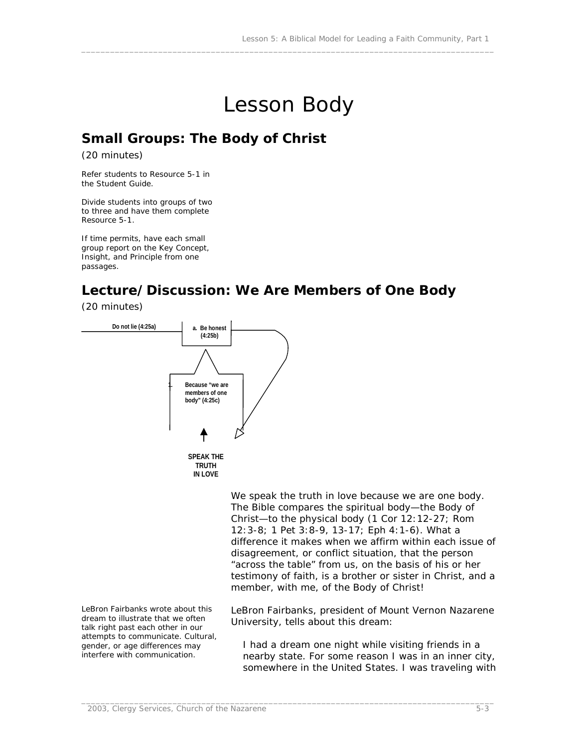// Lesson Body

## Small Groups: The Body of Christ

(20 minutes)

Refer students to Resource 5-1 in the Student Guide.

Divide students into groups of two to three and have them complete Resource 5-1.

If time permits, have each small group report on the Key Concept, Insight, and Principle from one passages.

## Lecture/Discussion: We Are Members of One Body

(20 minutes)

Do not lie (4:25a)

a. Be honest (4:25b)

1. Because "we are members of one body" (4:25c)

SPEAK THE TRUTH IN LOVE

We speak the truth in love because we are one body. The Bible compares the spiritual body—the Body of Christ—to the physical body (1 Cor 12:12-27; Rom 12:3-8; 1 Pet 3:8-9, 13-17; Eph 4:1-6). What a difference it makes when we affirm within each issue of disagreement, or conflict situation, that the person "across the table" from us, on the basis of his or her testimony of faith, is a brother or sister in Christ, and a member, with me, of the Body of Christ!

LeBron Fairbanks wrote about this dream to illustrate that we often talk right past each other in our attempts to communicate. Cultural, gender, or age differences may interfere with communication.

LeBron Fairbanks, president of Mount Vernon Nazarene University, tells about this dream:

> I had a dream one night while visiting friends in a nearby state. For some reason I was in an inner city, somewhere in the United States. I was traveling with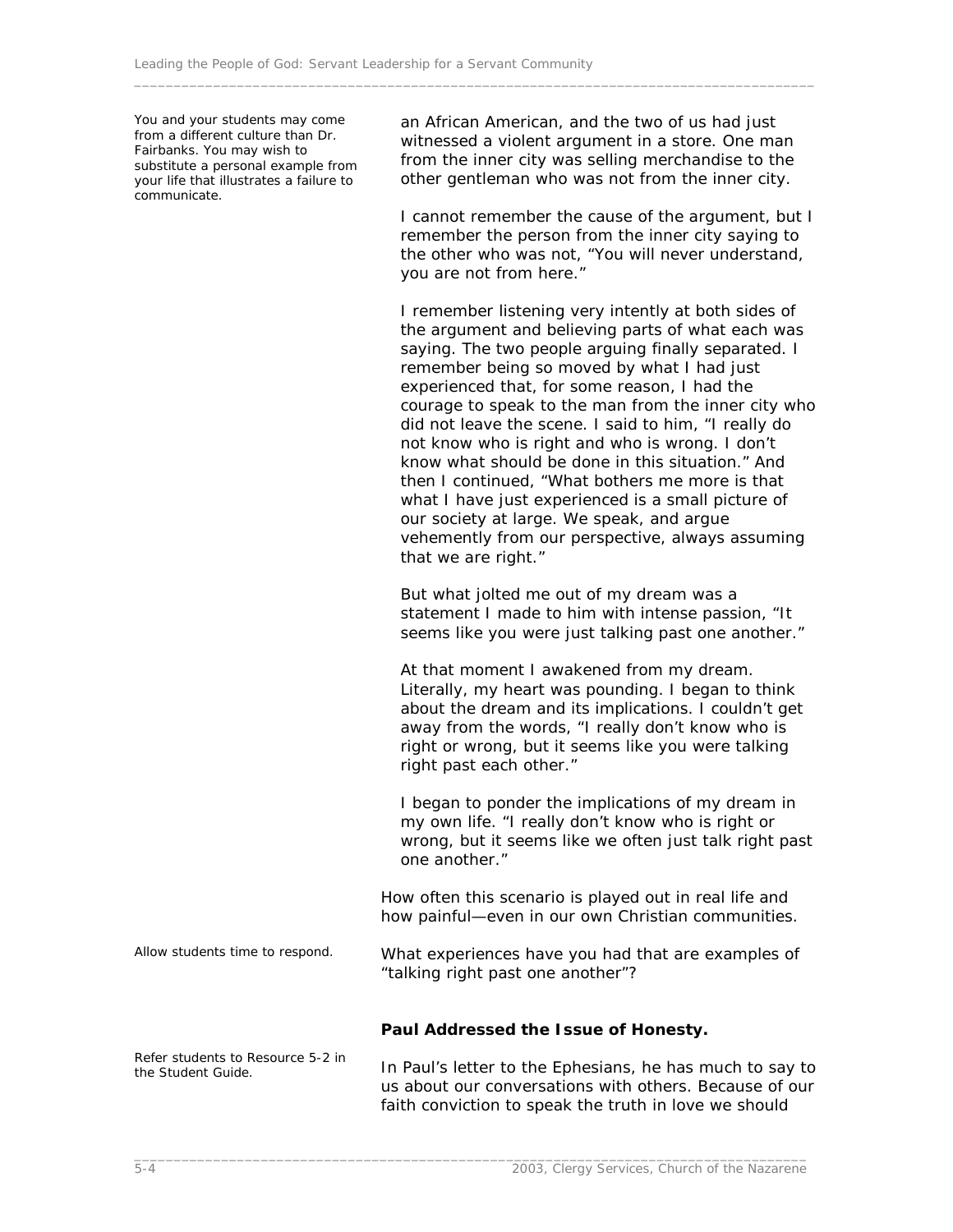You and your students may come from a different culture than Dr. Fairbanks. You may wish to substitute a personal example from your life that illustrates a failure to communicate.

an African American, and the two of us had just witnessed a violent argument in a store. One man from the inner city was selling merchandise to the other gentleman who was not from the inner city.

I cannot remember the cause of the argument, but I remember the person from the inner city saying to the other who was not, "You will never understand, you are not from here."

I remember listening very intently at both sides of the argument and believing parts of what each was saying. The two people arguing finally separated. I remember being so moved by what I had just experienced that, for some reason, I had the courage to speak to the man from the inner city who did not leave the scene. I said to him, "I really do not know who is right and who is wrong. I don't know what should be done in this situation." And then I continued, "What bothers me more is that what I have just experienced is a small picture of our society at large. We speak, and argue vehemently from our perspective, always assuming that we are right."

But what jolted me out of my dream was a statement I made to him with intense passion, "It seems like you were just talking past one another."

At that moment I awakened from my dream. Literally, my heart was pounding. I began to think about the dream and its implications. I couldn't get away from the words, "I really don't know who is right or wrong, but it seems like you were talking right past each other."

I began to ponder the implications of my dream in my own life. "I really don't know who is right or wrong, but it seems like we often just talk right past one another."

How often this scenario is played out in real life and how painful—even in our own Christian communities.

Allow students time to respond.

What experiences have you had that are examples of "talking right past one another"?

**Paul Addressed the Issue of Honesty.**

Refer students to Resource 5-2 in the Student Guide.

In Paul's letter to the Ephesians, he has much to say to us about our conversations with others. Because of our faith conviction to speak the truth in love we should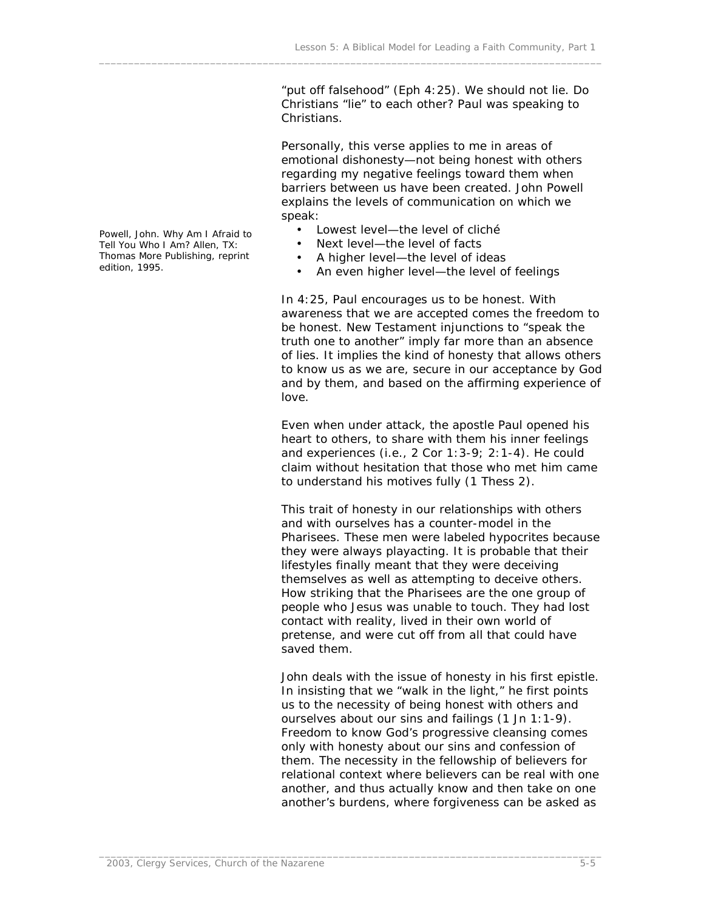"put off falsehood" (Eph 4:25). We should not lie. Do Christians "lie" to each other? Paul was speaking to Christians.

Personally, this verse applies to me in areas of emotional dishonesty—not being honest with others regarding my negative feelings toward them when barriers between us have been created. John Powell explains the levels of communication on which we speak:

Powell, John. Why Am I Afraid to Tell You Who I Am? Allen, TX: Thomas More Publishing, reprint edition, 1995.

- Lowest level—the level of cliché
- Next level—the level of facts
- A higher level—the level of ideas
- An even higher level—the level of feelings

In 4:25, Paul encourages us to be honest. With awareness that we are accepted comes the freedom to be honest. New Testament injunctions to "speak the truth one to another" imply far more than an absence of lies. It implies the kind of honesty that allows others to know us as we are, secure in our acceptance by God and by them, and based on the affirming experience of love.

Even when under attack, the apostle Paul opened his heart to others, to share with them his inner feelings and experiences (i.e., 2 Cor 1:3-9; 2:1-4). He could claim without hesitation that those who met him came to understand his motives fully (1 Thess 2).

This trait of honesty in our relationships with others and with ourselves has a counter-model in the Pharisees. These men were labeled hypocrites because they were always playacting. It is probable that their lifestyles finally meant that they were deceiving themselves as well as attempting to deceive others. How striking that the Pharisees are the one group of people who Jesus was unable to touch. They had lost contact with reality, lived in their own world of pretense, and were cut off from all that could have saved them.

John deals with the issue of honesty in his first epistle. In insisting that we "walk in the light," he first points us to the necessity of being honest with others and ourselves about our sins and failings (1 Jn 1:1-9). Freedom to know God's progressive cleansing comes only with honesty about our sins and confession of them. The necessity in the fellowship of believers for relational context where believers can be real with one another, and thus actually know and then take on one another's burdens, where forgiveness can be asked as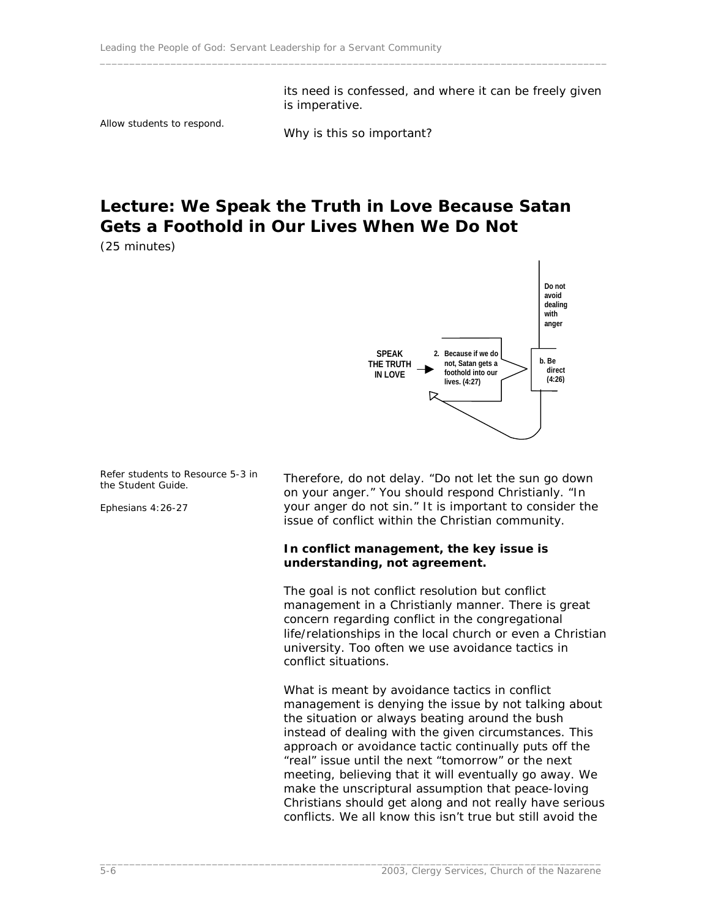its need is confessed, and where it can be freely given is imperative.

*Allow students to respond.*

Why is this so important?

## Lecture: We Speak the Truth in Love Because Satan Gets a Foothold in Our Lives When We Do Not

(25 minutes)

SPEAK THE TRUTH IN LOVE → 2. Because if we do not, Satan gets a foothold into our lives. (4:27)

b. Be direct (4:26)

Do not avoid dealing with anger

*Refer students to Resource 5-3 in the Student Guide.*

*Ephesians 4:26-27*

Therefore, do not delay. "Do not let the sun go down on your anger." You should respond Christianly. "In your anger do not sin." It is important to consider the issue of conflict within the Christian community.

**In conflict management, the key issue is understanding, not agreement.**

The goal is not conflict resolution but conflict management in a Christianly manner. There is great concern regarding conflict in the congregational life/relationships in the local church or even a Christian university. Too often we use avoidance tactics in conflict situations.

What is meant by avoidance tactics in conflict management is denying the issue by not talking about the situation or always beating around the bush instead of dealing with the given circumstances. This approach or avoidance tactic continually puts off the "real" issue until the next "tomorrow" or the next meeting, believing that it will eventually go away. We make the unscriptural assumption that peace-loving Christians should get along and not really have serious conflicts. We all know this isn't true but still avoid the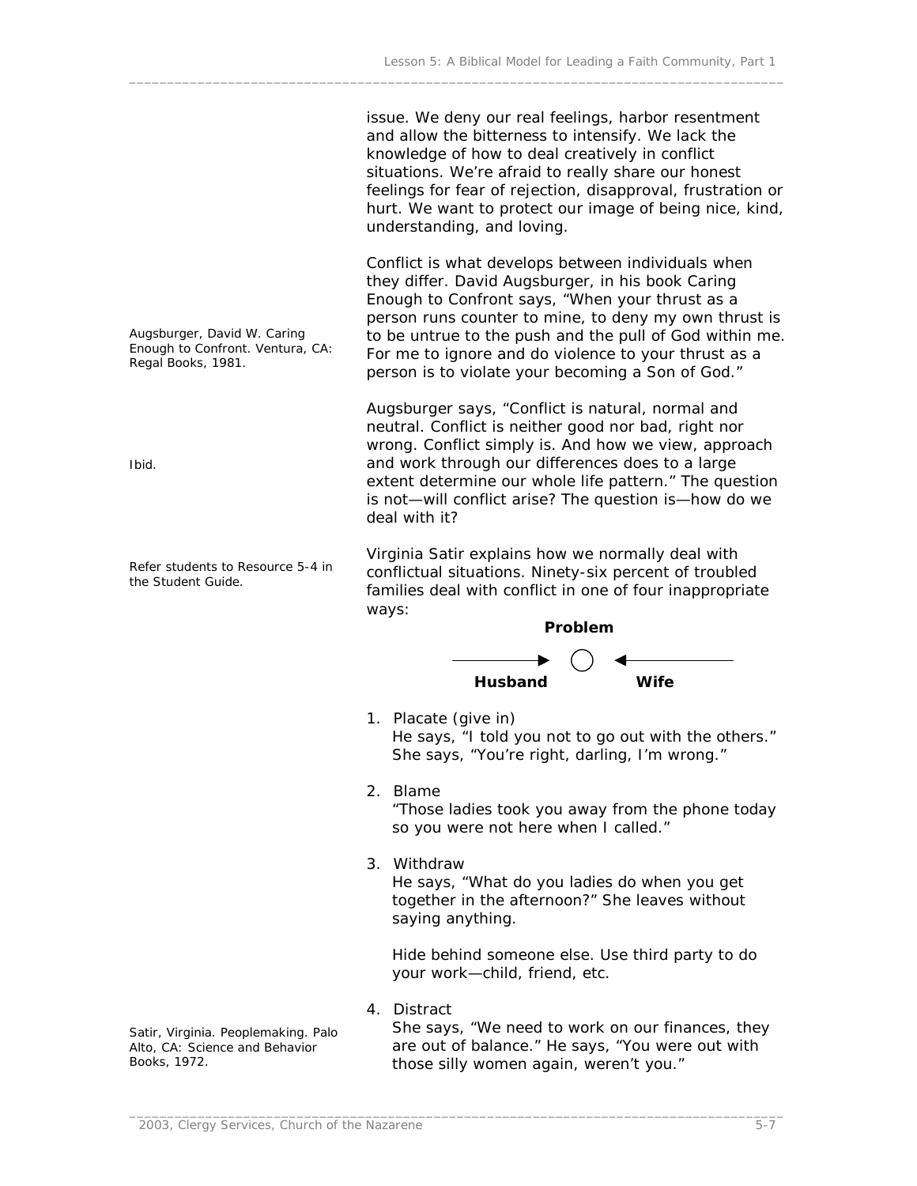issue. We deny our real feelings, harbor resentment and allow the bitterness to intensify. We lack the knowledge of how to deal creatively in conflict situations. We're afraid to really share our honest feelings for fear of rejection, disapproval, frustration or hurt. We want to protect our image of being nice, kind, understanding, and loving.

Augsburger, David W. Caring Enough to Confront. Ventura, CA: Regal Books, 1981.

Conflict is what develops between individuals when they differ. David Augsburger, in his book Caring Enough to Confront says, "When your thrust as a person runs counter to mine, to deny my own thrust is to be untrue to the push and the pull of God within me. For me to ignore and do violence to your thrust as a person is to violate your becoming a Son of God."

Ibid.

Augsburger says, "Conflict is natural, normal and neutral. Conflict is neither good nor bad, right nor wrong. Conflict simply is. And how we view, approach and work through our differences does to a large extent determine our whole life pattern." The question is not—will conflict arise? The question is—how do we deal with it?

Refer students to Resource 5-4 in the Student Guide.

Virginia Satir explains how we normally deal with conflictual situations. Ninety-six percent of troubled families deal with conflict in one of four inappropriate ways:

**Problem**

**Husband** → ○ ← **Wife**

1. Placate (give in)
   He says, "I told you not to go out with the others." She says, "You're right, darling, I'm wrong."

2. Blame
   "Those ladies took you away from the phone today so you were not here when I called."

3. Withdraw
   He says, "What do you ladies do when you get together in the afternoon?" She leaves without saying anything.

   Hide behind someone else. Use third party to do your work—child, friend, etc.

4. Distract
   She says, "We need to work on our finances, they are out of balance." He says, "You were out with those silly women again, weren't you."

Satir, Virginia. Peoplemaking. Palo Alto, CA: Science and Behavior Books, 1972.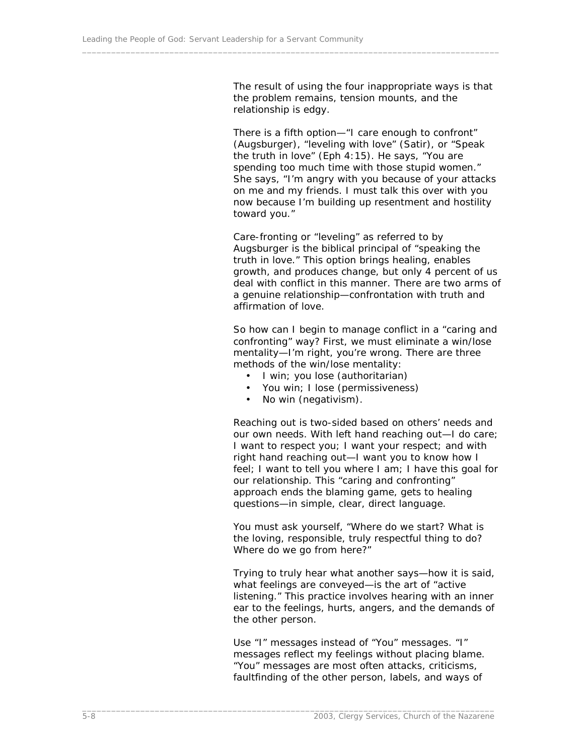The result of using the four inappropriate ways is that the problem remains, tension mounts, and the relationship is edgy.

There is a fifth option—"I care enough to confront" (Augsburger), "leveling with love" (Satir), or "Speak the truth in love" (Eph 4:15). He says, "You are spending too much time with those stupid women." She says, "I'm angry with you because of your attacks on me and my friends. I must talk this over with you now because I'm building up resentment and hostility toward you."

Care-fronting or "leveling" as referred to by Augsburger is the biblical principal of "speaking the truth in love." This option brings healing, enables growth, and produces change, but only 4 percent of us deal with conflict in this manner. There are two arms of a genuine relationship—confrontation with truth and affirmation of love.

So how can I begin to manage conflict in a "caring and confronting" way? First, we must eliminate a win/lose mentality—I'm right, you're wrong. There are three methods of the win/lose mentality:

- I win; you lose (authoritarian)
- You win; I lose (permissiveness)
- No win (negativism).

Reaching out is two-sided based on others' needs and our own needs. With left hand reaching out—I do care; I want to respect you; I want your respect; and with right hand reaching out—I want you to know how I feel; I want to tell you where I am; I have this goal for our relationship. This "caring and confronting" approach ends the blaming game, gets to healing questions—in simple, clear, direct language.

You must ask yourself, "Where do we start? What is the loving, responsible, truly respectful thing to do? Where do we go from here?"

Trying to truly hear what another says—how it is said, what feelings are conveyed—is the art of "active listening." This practice involves hearing with an inner ear to the feelings, hurts, angers, and the demands of the other person.

Use "I" messages instead of "You" messages. "I" messages reflect my feelings without placing blame. "You" messages are most often attacks, criticisms, faultfinding of the other person, labels, and ways of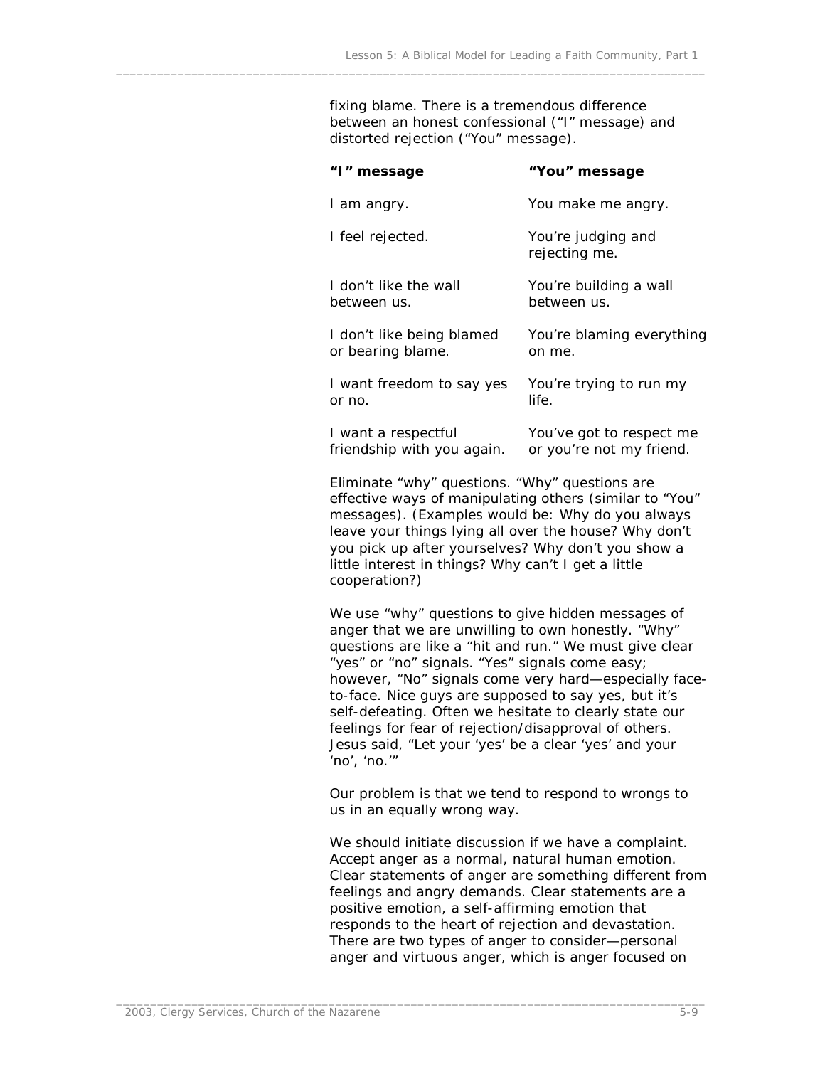fixing blame. There is a tremendous difference between an honest confessional ("I" message) and distorted rejection ("You" message).

| **"I" message** | **"You" message** |
| --- | --- |
| I am angry. | You make me angry. |
| I feel rejected. | You're judging and rejecting me. |
| I don't like the wall between us. | You're building a wall between us. |
| I don't like being blamed or bearing blame. | You're blaming everything on me. |
| I want freedom to say yes or no. | You're trying to run my life. |
| I want a respectful friendship with you again. | You've got to respect me or you're not my friend. |

Eliminate "why" questions. "Why" questions are effective ways of manipulating others (similar to "You" messages). (Examples would be: Why do you always leave your things lying all over the house? Why don't you pick up after yourselves? Why don't you show a little interest in things? Why can't I get a little cooperation?)

We use "why" questions to give hidden messages of anger that we are unwilling to own honestly. "Why" questions are like a "hit and run." We must give clear "yes" or "no" signals. "Yes" signals come easy; however, "No" signals come very hard—especially face-to-face. Nice guys are supposed to say yes, but it's self-defeating. Often we hesitate to clearly state our feelings for fear of rejection/disapproval of others. Jesus said, "Let your 'yes' be a clear 'yes' and your 'no', 'no.'"

Our problem is that we tend to respond to wrongs to us in an equally wrong way.

We should initiate discussion if we have a complaint. Accept anger as a normal, natural human emotion. Clear statements of anger are something different from feelings and angry demands. Clear statements are a positive emotion, a self-affirming emotion that responds to the heart of rejection and devastation. There are two types of anger to consider—personal anger and virtuous anger, which is anger focused on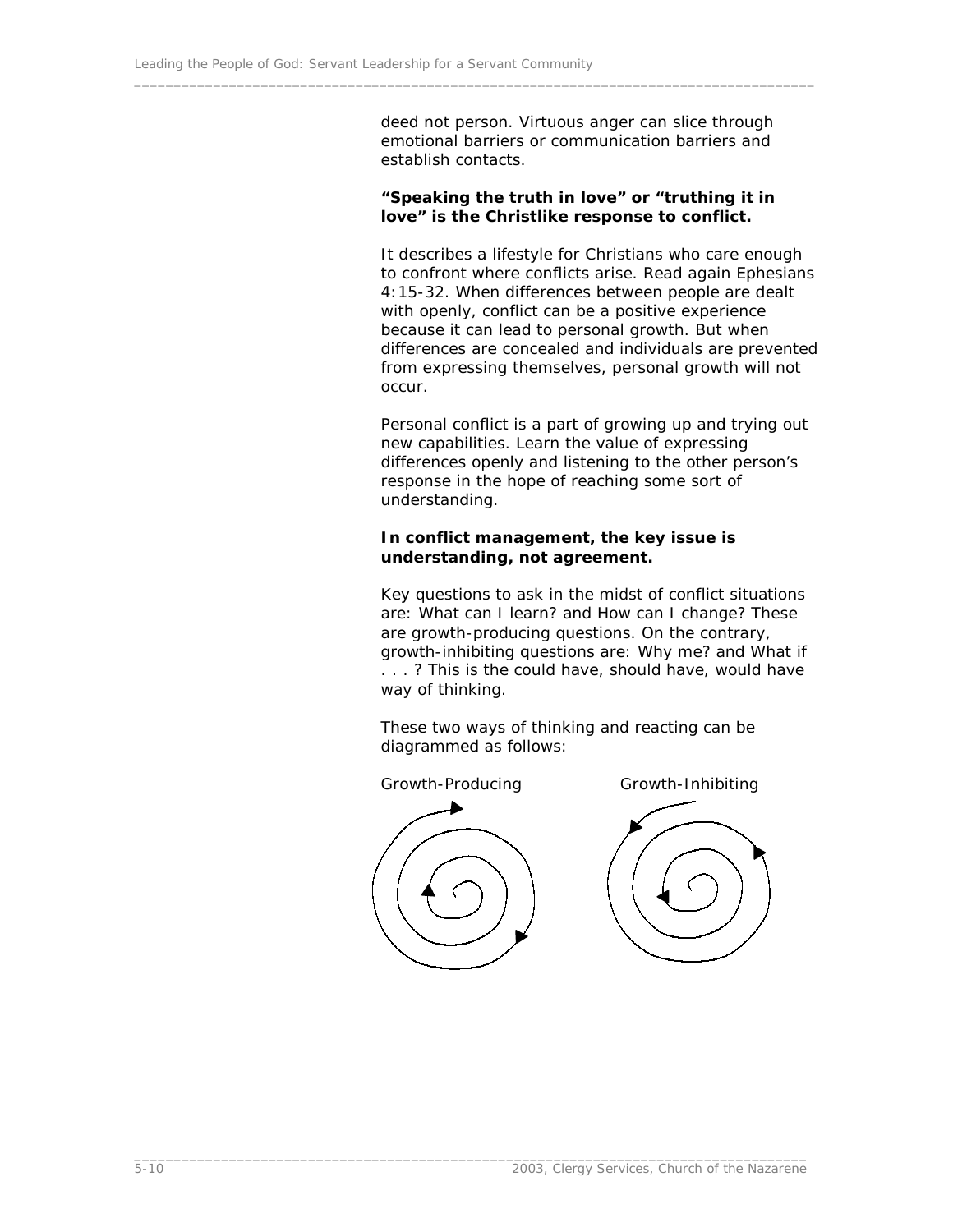deed not person. Virtuous anger can slice through emotional barriers or communication barriers and establish contacts.

**"Speaking the truth in love" or "truthing it in love" is the Christlike response to conflict.**

It describes a lifestyle for Christians who care enough to confront where conflicts arise. Read again Ephesians 4:15-32. When differences between people are dealt with openly, conflict can be a positive experience because it can lead to personal growth. But when differences are concealed and individuals are prevented from expressing themselves, personal growth will not occur.

Personal conflict is a part of growing up and trying out new capabilities. Learn the value of expressing differences openly and listening to the other person's response in the hope of reaching some sort of understanding.

**In conflict management, the key issue is understanding, not agreement.**

Key questions to ask in the midst of conflict situations are: What can I learn? and How can I change? These are growth-producing questions. On the contrary, growth-inhibiting questions are: Why me? and What if . . . ? This is the could have, should have, would have way of thinking.

These two ways of thinking and reacting can be diagrammed as follows:

Growth-Producing Growth-Inhibiting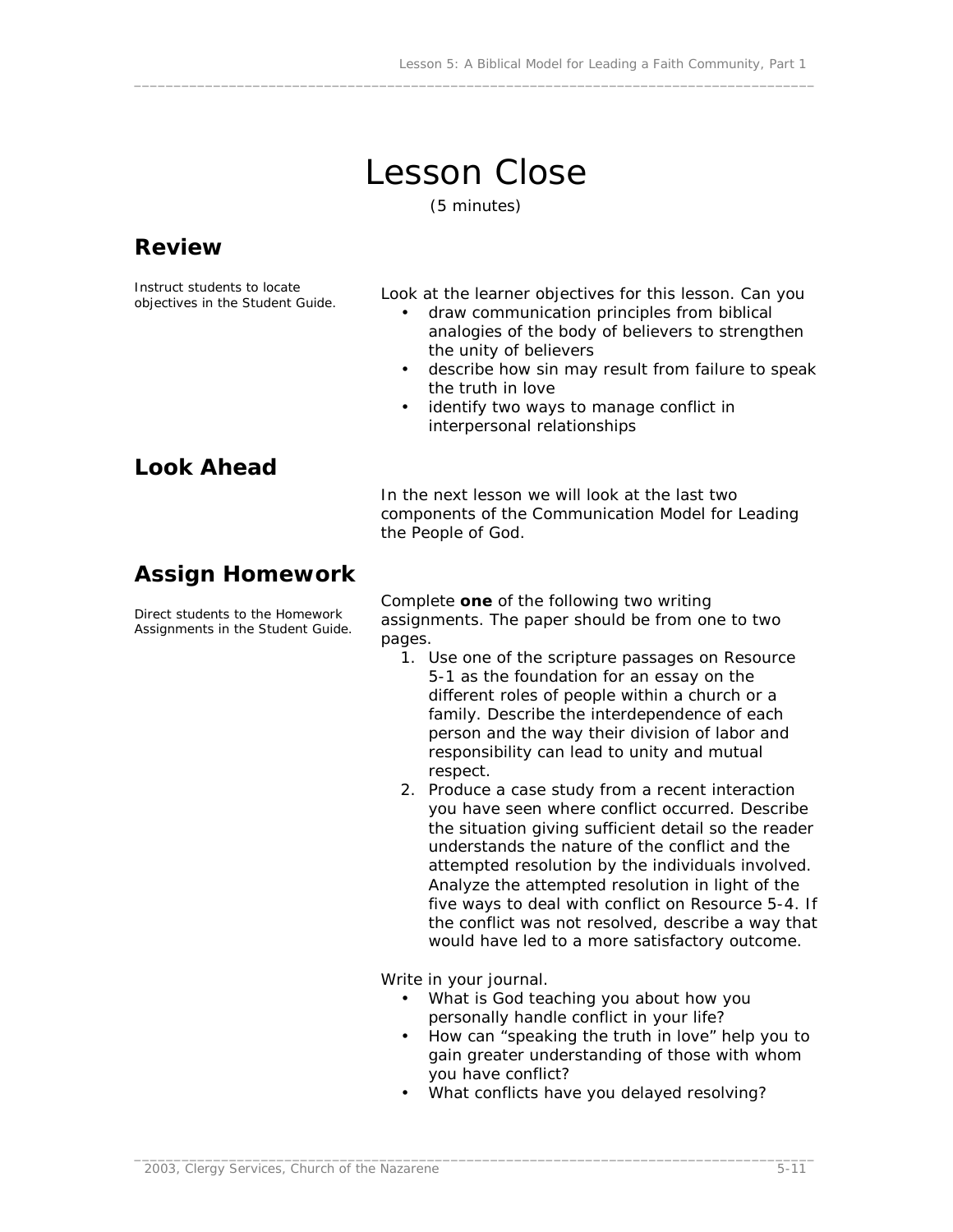# Lesson Close

(5 minutes)

## Review

Instruct students to locate objectives in the Student Guide.

Look at the learner objectives for this lesson. Can you

- draw communication principles from biblical analogies of the body of believers to strengthen the unity of believers
- describe how sin may result from failure to speak the truth in love
- identify two ways to manage conflict in interpersonal relationships

## Look Ahead

In the next lesson we will look at the last two components of the Communication Model for Leading the People of God.

## Assign Homework

Direct students to the Homework Assignments in the Student Guide.

Complete **one** of the following two writing assignments. The paper should be from one to two pages.

1. Use one of the scripture passages on Resource 5-1 as the foundation for an essay on the different roles of people within a church or a family. Describe the interdependence of each person and the way their division of labor and responsibility can lead to unity and mutual respect.
2. Produce a case study from a recent interaction you have seen where conflict occurred. Describe the situation giving sufficient detail so the reader understands the nature of the conflict and the attempted resolution by the individuals involved. Analyze the attempted resolution in light of the five ways to deal with conflict on Resource 5-4. If the conflict was not resolved, describe a way that would have led to a more satisfactory outcome.

Write in your journal.

- What is God teaching you about how you personally handle conflict in your life?
- How can "speaking the truth in love" help you to gain greater understanding of those with whom you have conflict?
- What conflicts have you delayed resolving?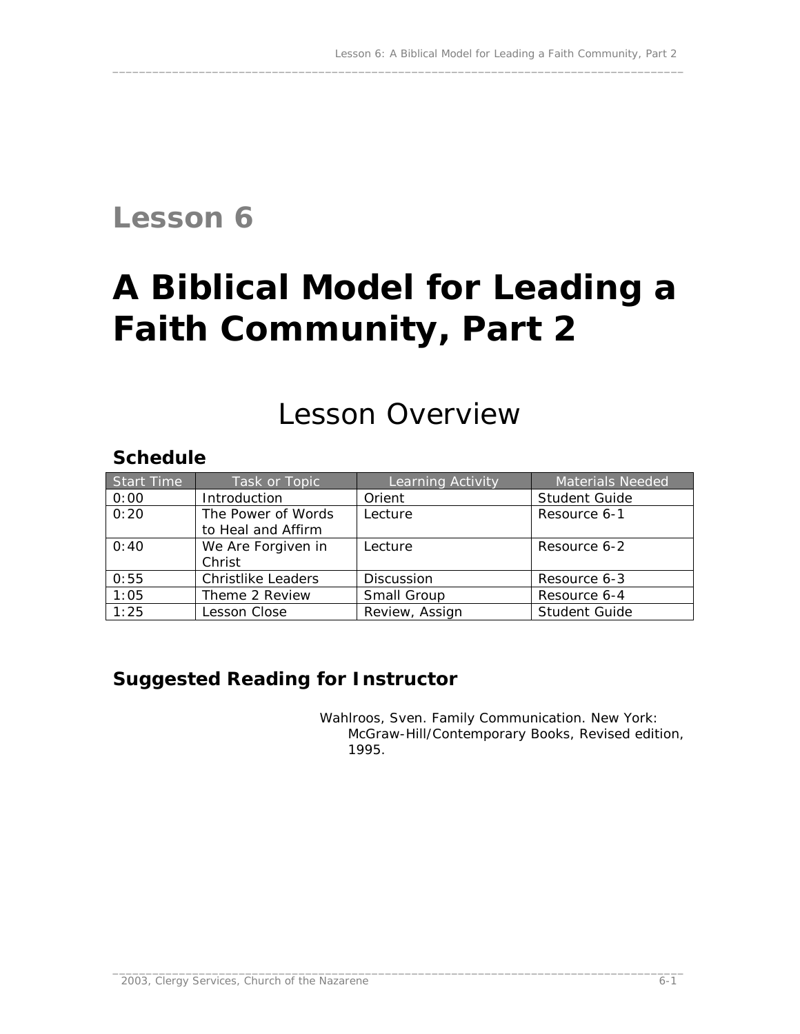## Lesson 6

# A Biblical Model for Leading a Faith Community, Part 2

## Lesson Overview

### Schedule

| Start Time | Task or Topic | Learning Activity | Materials Needed |
|---|---|---|---|
| 0:00 | Introduction | Orient | Student Guide |
| 0:20 | The Power of Words to Heal and Affirm | Lecture | Resource 6-1 |
| 0:40 | We Are Forgiven in Christ | Lecture | Resource 6-2 |
| 0:55 | Christlike Leaders | Discussion | Resource 6-3 |
| 1:05 | Theme 2 Review | Small Group | Resource 6-4 |
| 1:25 | Lesson Close | Review, Assign | Student Guide |

### Suggested Reading for Instructor

Wahlroos, Sven. Family Communication. New York: McGraw-Hill/Contemporary Books, Revised edition, 1995.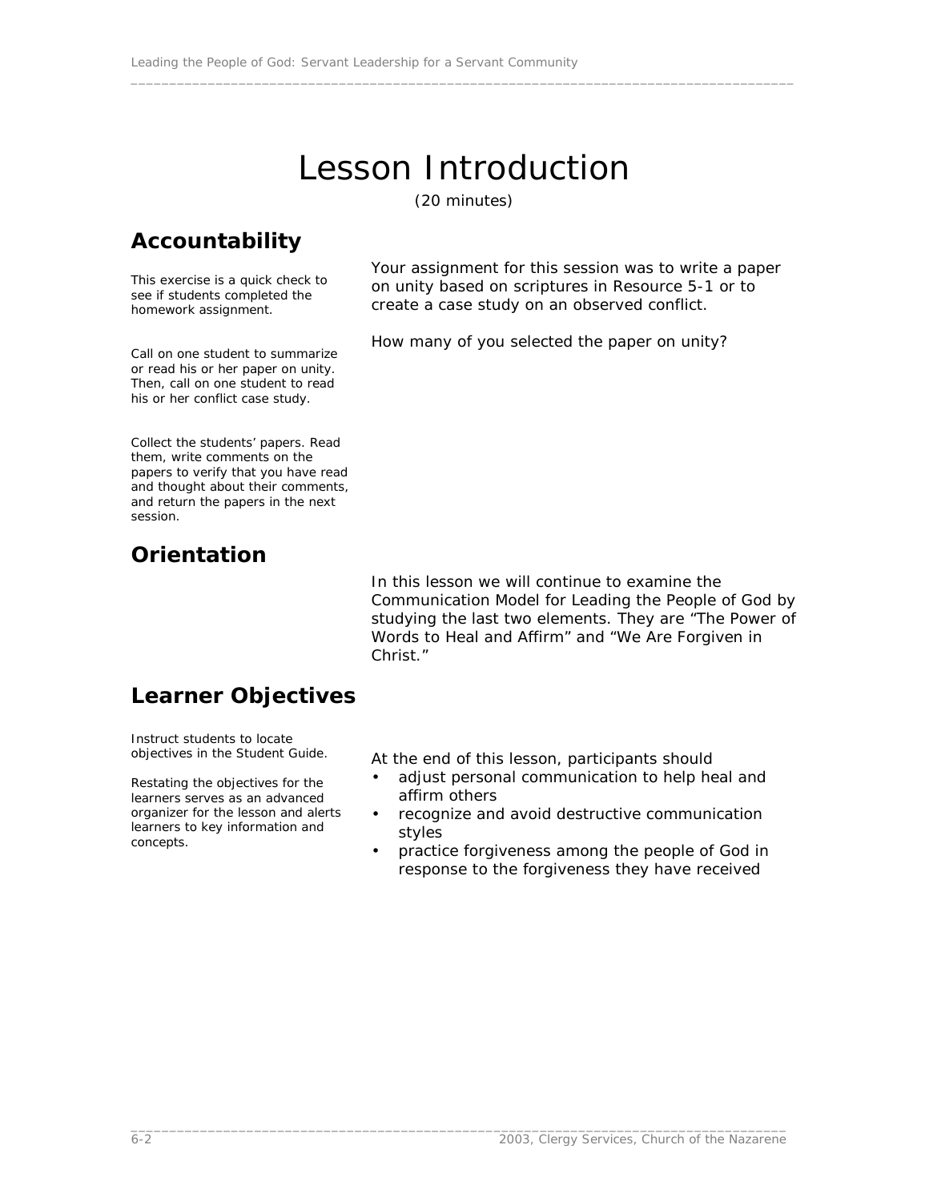# Lesson Introduction

(20 minutes)

## Accountability

This exercise is a quick check to see if students completed the homework assignment.

Your assignment for this session was to write a paper on unity based on scriptures in Resource 5-1 or to create a case study on an observed conflict.

Call on one student to summarize or read his or her paper on unity. Then, call on one student to read his or her conflict case study.

How many of you selected the paper on unity?

Collect the students' papers. Read them, write comments on the papers to verify that you have read and thought about their comments, and return the papers in the next session.

## Orientation

In this lesson we will continue to examine the Communication Model for Leading the People of God by studying the last two elements. They are "The Power of Words to Heal and Affirm" and "We Are Forgiven in Christ."

## Learner Objectives

Instruct students to locate objectives in the Student Guide.

Restating the objectives for the learners serves as an advanced organizer for the lesson and alerts learners to key information and concepts.

At the end of this lesson, participants should

- adjust personal communication to help heal and affirm others
- recognize and avoid destructive communication styles
- practice forgiveness among the people of God in response to the forgiveness they have received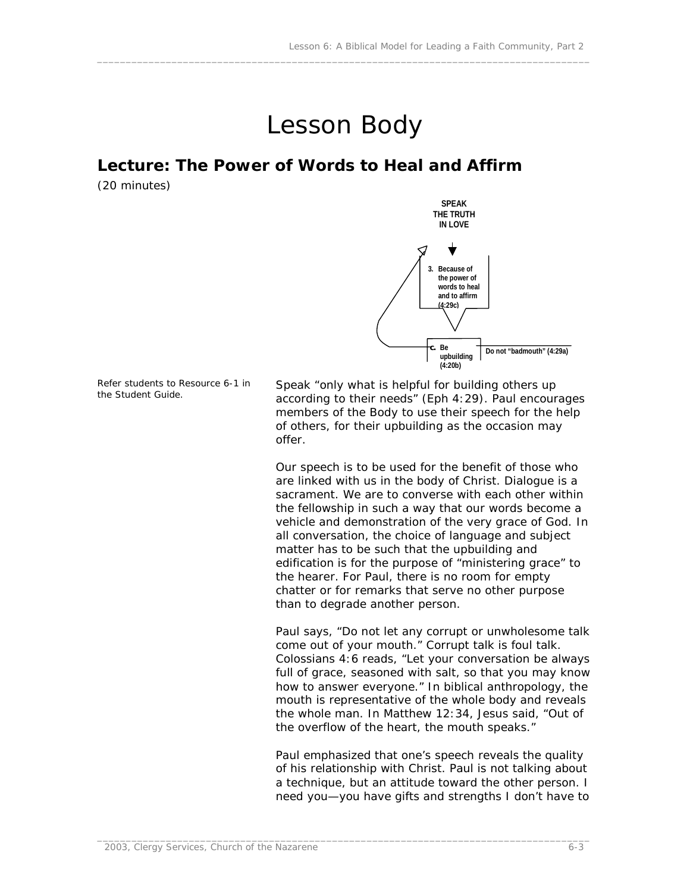# Lesson Body

## Lecture: The Power of Words to Heal and Affirm

(20 minutes)

SPEAK THE TRUTH IN LOVE

3. Because of the power of words to heal and to affirm (4:29c)

c. Be upbuilding (4:20b)

Do not "badmouth" (4:29a)

*Refer students to Resource 6-1 in the Student Guide.*

Speak "only what is helpful for building others up according to their needs" (Eph 4:29). Paul encourages members of the Body to use their speech for the help of others, for their upbuilding as the occasion may offer.

Our speech is to be used for the benefit of those who are linked with us in the body of Christ. Dialogue is a sacrament. We are to converse with each other within the fellowship in such a way that our words become a vehicle and demonstration of the very grace of God. In all conversation, the choice of language and subject matter has to be such that the upbuilding and edification is for the purpose of "ministering grace" to the hearer. For Paul, there is no room for empty chatter or for remarks that serve no other purpose than to degrade another person.

Paul says, "Do not let any corrupt or unwholesome talk come out of your mouth." Corrupt talk is foul talk. Colossians 4:6 reads, "Let your conversation be always full of grace, seasoned with salt, so that you may know how to answer everyone." In biblical anthropology, the mouth is representative of the whole body and reveals the whole man. In Matthew 12:34, Jesus said, "Out of the overflow of the heart, the mouth speaks."

Paul emphasized that one's speech reveals the quality of his relationship with Christ. Paul is not talking about a technique, but an attitude toward the other person. I need you—you have gifts and strengths I don't have to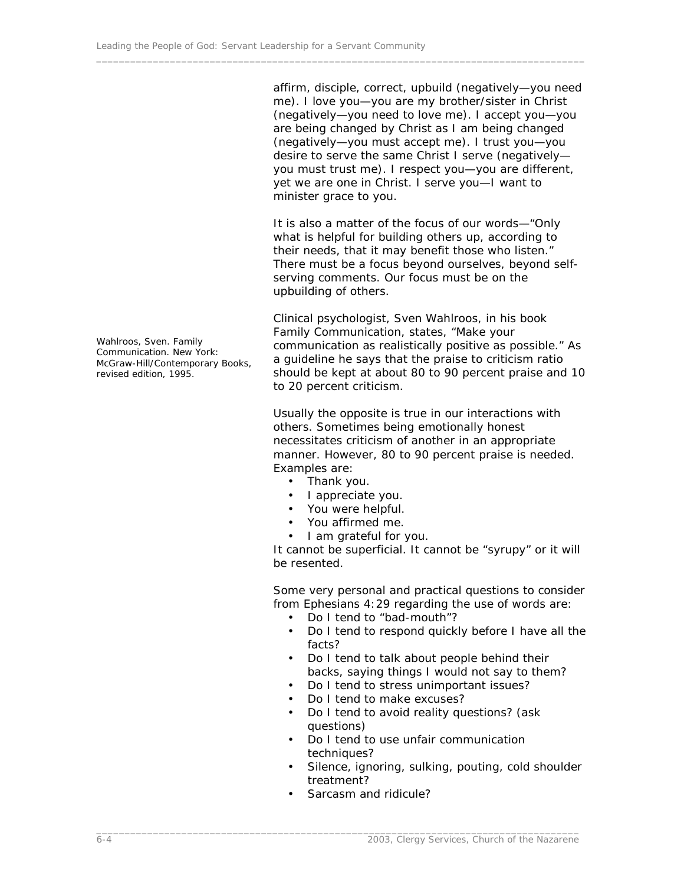affirm, disciple, correct, upbuild (negatively—you need me). I love you—you are my brother/sister in Christ (negatively—you need to love me). I accept you—you are being changed by Christ as I am being changed (negatively—you must accept me). I trust you—you desire to serve the same Christ I serve (negatively—you must trust me). I respect you—you are different, yet we are one in Christ. I serve you—I want to minister grace to you.

It is also a matter of the focus of our words—"Only what is helpful for building others up, according to their needs, that it may benefit those who listen." There must be a focus beyond ourselves, beyond self-serving comments. Our focus must be on the upbuilding of others.

Wahlroos, Sven. Family Communication. New York: McGraw-Hill/Contemporary Books, revised edition, 1995.

Clinical psychologist, Sven Wahlroos, in his book Family Communication, states, "Make your communication as realistically positive as possible." As a guideline he says that the praise to criticism ratio should be kept at about 80 to 90 percent praise and 10 to 20 percent criticism.

Usually the opposite is true in our interactions with others. Sometimes being emotionally honest necessitates criticism of another in an appropriate manner. However, 80 to 90 percent praise is needed. Examples are:

- Thank you.
- I appreciate you.
- You were helpful.
- You affirmed me.
- I am grateful for you.

It cannot be superficial. It cannot be "syrupy" or it will be resented.

Some very personal and practical questions to consider from Ephesians 4:29 regarding the use of words are:

- Do I tend to "bad-mouth"?
- Do I tend to respond quickly before I have all the facts?
- Do I tend to talk about people behind their backs, saying things I would not say to them?
- Do I tend to stress unimportant issues?
- Do I tend to make excuses?
- Do I tend to avoid reality questions? (ask questions)
- Do I tend to use unfair communication techniques?
- Silence, ignoring, sulking, pouting, cold shoulder treatment?
- Sarcasm and ridicule?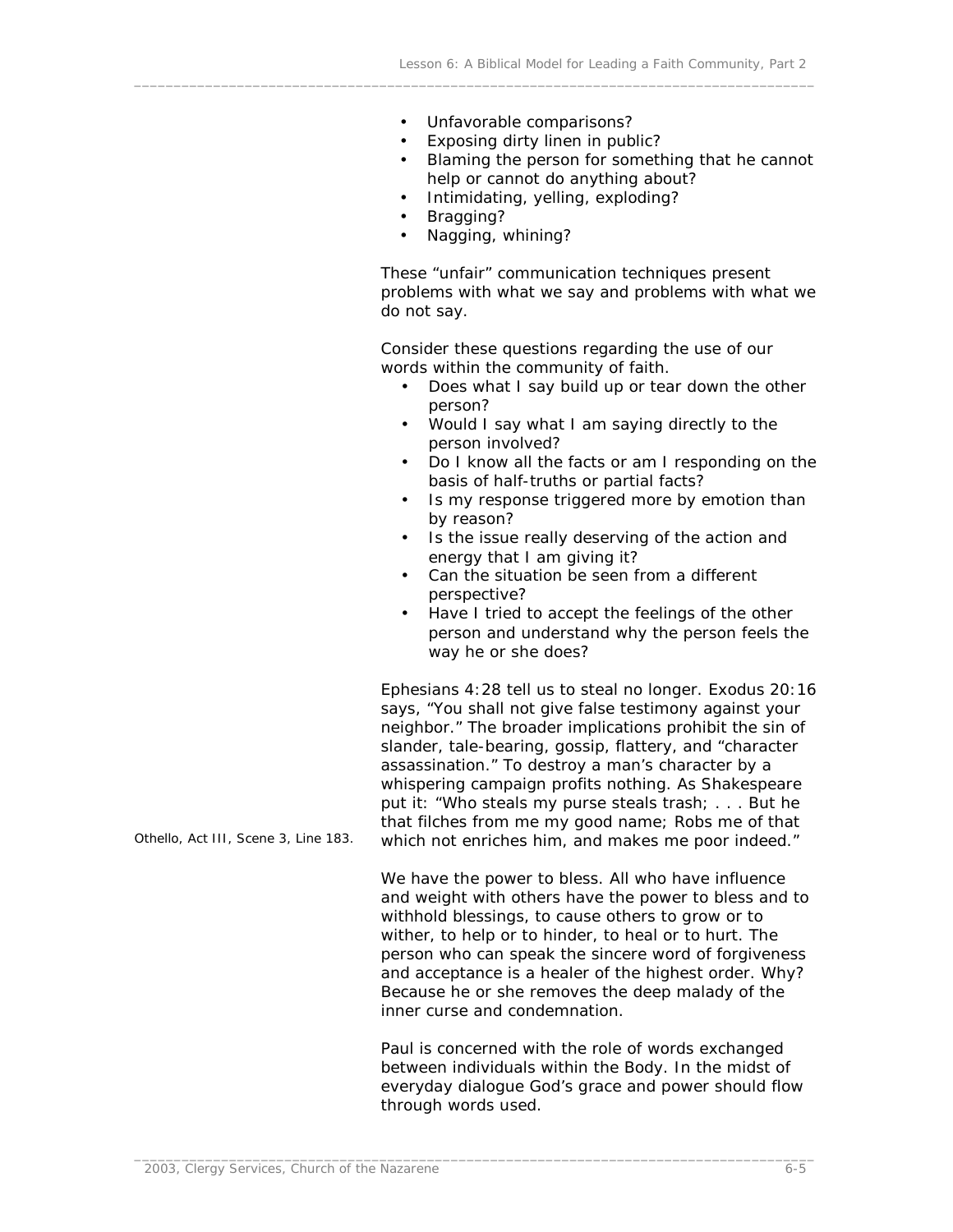- Unfavorable comparisons?
- Exposing dirty linen in public?
- Blaming the person for something that he cannot help or cannot do anything about?
- Intimidating, yelling, exploding?
- Bragging?
- Nagging, whining?

These "unfair" communication techniques present problems with what we say and problems with what we do not say.

Consider these questions regarding the use of our words within the community of faith.

- Does what I say build up or tear down the other person?
- Would I say what I am saying directly to the person involved?
- Do I know all the facts or am I responding on the basis of half-truths or partial facts?
- Is my response triggered more by emotion than by reason?
- Is the issue really deserving of the action and energy that I am giving it?
- Can the situation be seen from a different perspective?
- Have I tried to accept the feelings of the other person and understand why the person feels the way he or she does?

Ephesians 4:28 tell us to steal no longer. Exodus 20:16 says, "You shall not give false testimony against your neighbor." The broader implications prohibit the sin of slander, tale-bearing, gossip, flattery, and "character assassination." To destroy a man's character by a whispering campaign profits nothing. As Shakespeare put it: "Who steals my purse steals trash; . . . But he that filches from me my good name; Robs me of that which not enriches him, and makes me poor indeed."

Othello, Act III, Scene 3, Line 183.

We have the power to bless. All who have influence and weight with others have the power to bless and to withhold blessings, to cause others to grow or to wither, to help or to hinder, to heal or to hurt. The person who can speak the sincere word of forgiveness and acceptance is a healer of the highest order. Why? Because he or she removes the deep malady of the inner curse and condemnation.

Paul is concerned with the role of words exchanged between individuals within the Body. In the midst of everyday dialogue God's grace and power should flow through words used.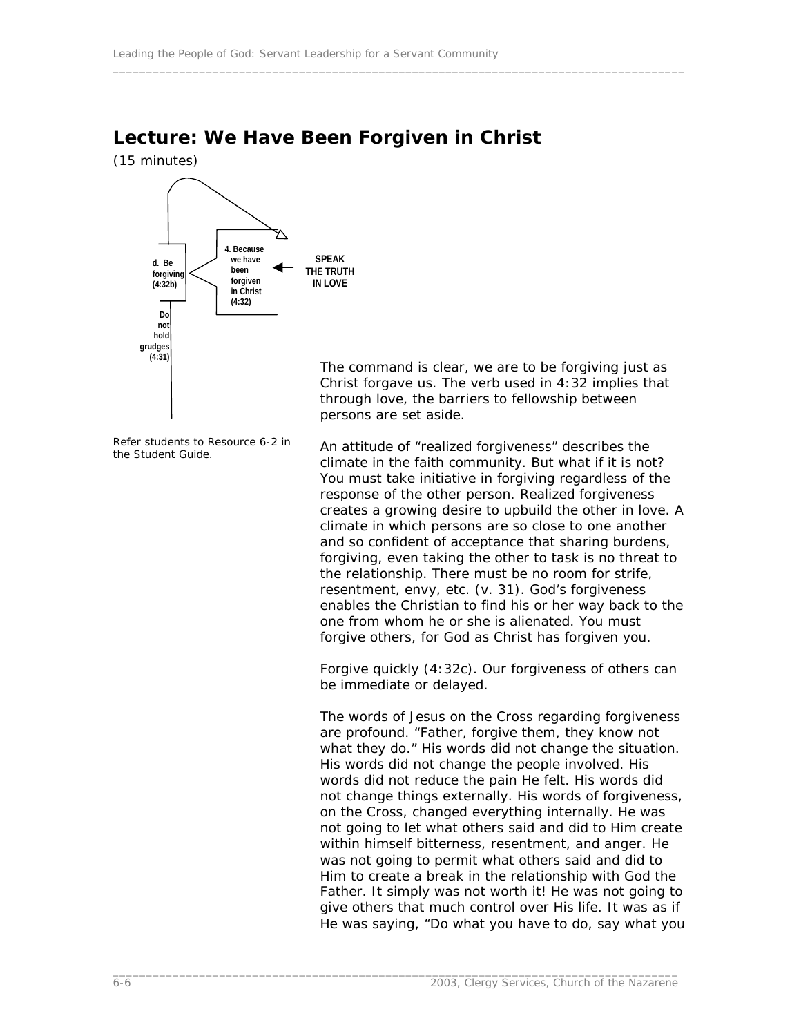## Lecture: We Have Been Forgiven in Christ

(15 minutes)

d. Be forgiving (4:32b)

4. Because we have been forgiven in Christ (4:32)

SPEAK THE TRUTH IN LOVE

Do not hold grudges (4:31)

The command is clear, we are to be forgiving just as Christ forgave us. The verb used in 4:32 implies that through love, the barriers to fellowship between persons are set aside.

*Refer students to Resource 6-2 in the Student Guide.*

An attitude of "realized forgiveness" describes the climate in the faith community. But what if it is not? You must take initiative in forgiving regardless of the response of the other person. Realized forgiveness creates a growing desire to upbuild the other in love. A climate in which persons are so close to one another and so confident of acceptance that sharing burdens, forgiving, even taking the other to task is no threat to the relationship. There must be no room for strife, resentment, envy, etc. (v. 31). God's forgiveness enables the Christian to find his or her way back to the one from whom he or she is alienated. You must forgive others, for God as Christ has forgiven you.

Forgive quickly (4:32c). Our forgiveness of others can be immediate or delayed.

The words of Jesus on the Cross regarding forgiveness are profound. "Father, forgive them, they know not what they do." His words did not change the situation. His words did not change the people involved. His words did not reduce the pain He felt. His words did not change things externally. His words of forgiveness, on the Cross, changed everything internally. He was not going to let what others said and did to Him create within himself bitterness, resentment, and anger. He was not going to permit what others said and did to Him to create a break in the relationship with God the Father. It simply was not worth it! He was not going to give others that much control over His life. It was as if He was saying, "Do what you have to do, say what you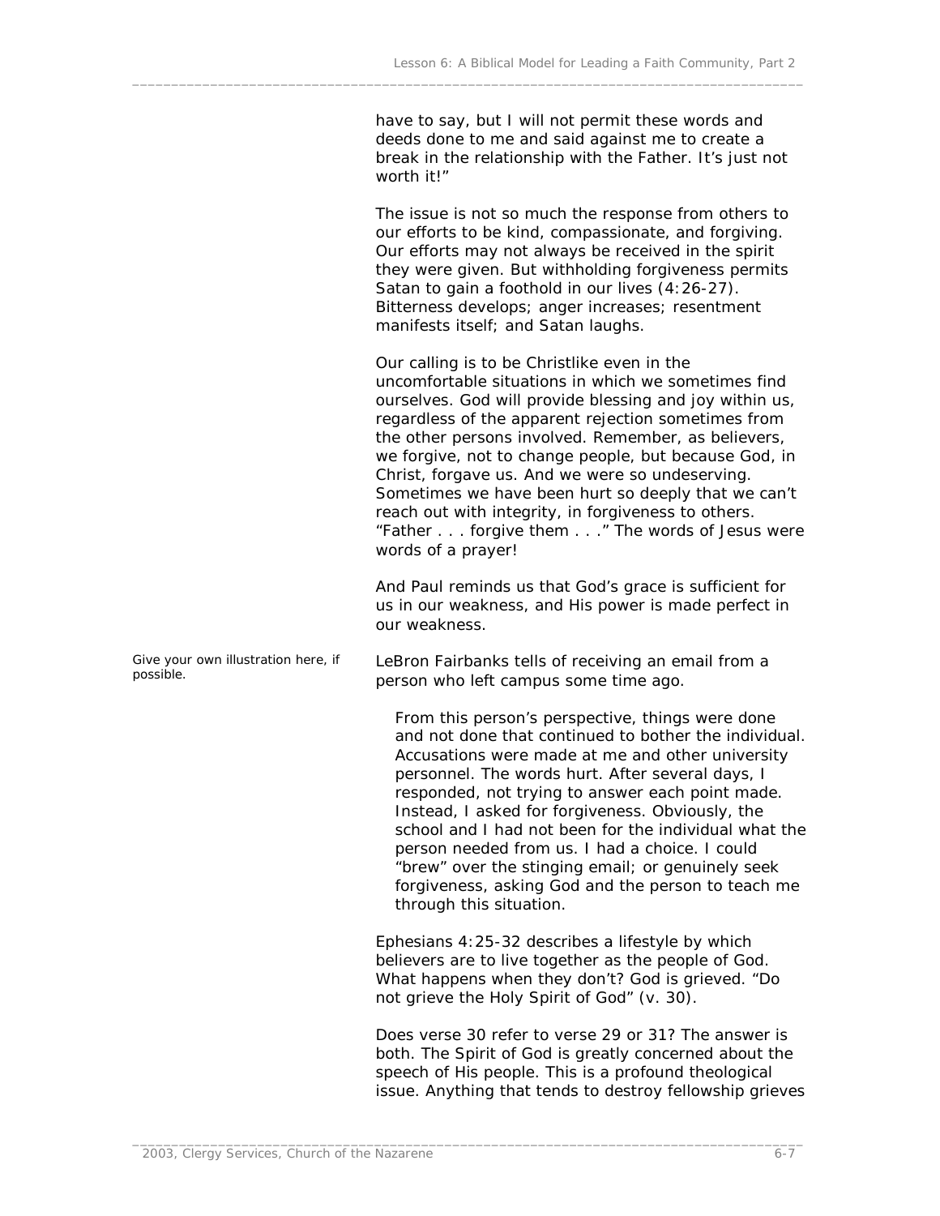have to say, but I will not permit these words and deeds done to me and said against me to create a break in the relationship with the Father. It's just not worth it!"

The issue is not so much the response from others to our efforts to be kind, compassionate, and forgiving. Our efforts may not always be received in the spirit they were given. But withholding forgiveness permits Satan to gain a foothold in our lives (4:26-27). Bitterness develops; anger increases; resentment manifests itself; and Satan laughs.

Our calling is to be Christlike even in the uncomfortable situations in which we sometimes find ourselves. God will provide blessing and joy within us, regardless of the apparent rejection sometimes from the other persons involved. Remember, as believers, we forgive, not to change people, but because God, in Christ, forgave us. And we were so undeserving. Sometimes we have been hurt so deeply that we can't reach out with integrity, in forgiveness to others. "Father . . . forgive them . . ." The words of Jesus were words of a prayer!

And Paul reminds us that God's grace is sufficient for us in our weakness, and His power is made perfect in our weakness.

*Give your own illustration here, if possible.*

LeBron Fairbanks tells of receiving an email from a person who left campus some time ago.

> From this person's perspective, things were done and not done that continued to bother the individual. Accusations were made at me and other university personnel. The words hurt. After several days, I responded, not trying to answer each point made. Instead, I asked for forgiveness. Obviously, the school and I had not been for the individual what the person needed from us. I had a choice. I could "brew" over the stinging email; or genuinely seek forgiveness, asking God and the person to teach me through this situation.

Ephesians 4:25-32 describes a lifestyle by which believers are to live together as the people of God. What happens when they don't? God is grieved. "Do not grieve the Holy Spirit of God" (v. 30).

Does verse 30 refer to verse 29 or 31? The answer is both. The Spirit of God is greatly concerned about the speech of His people. This is a profound theological issue. Anything that tends to destroy fellowship grieves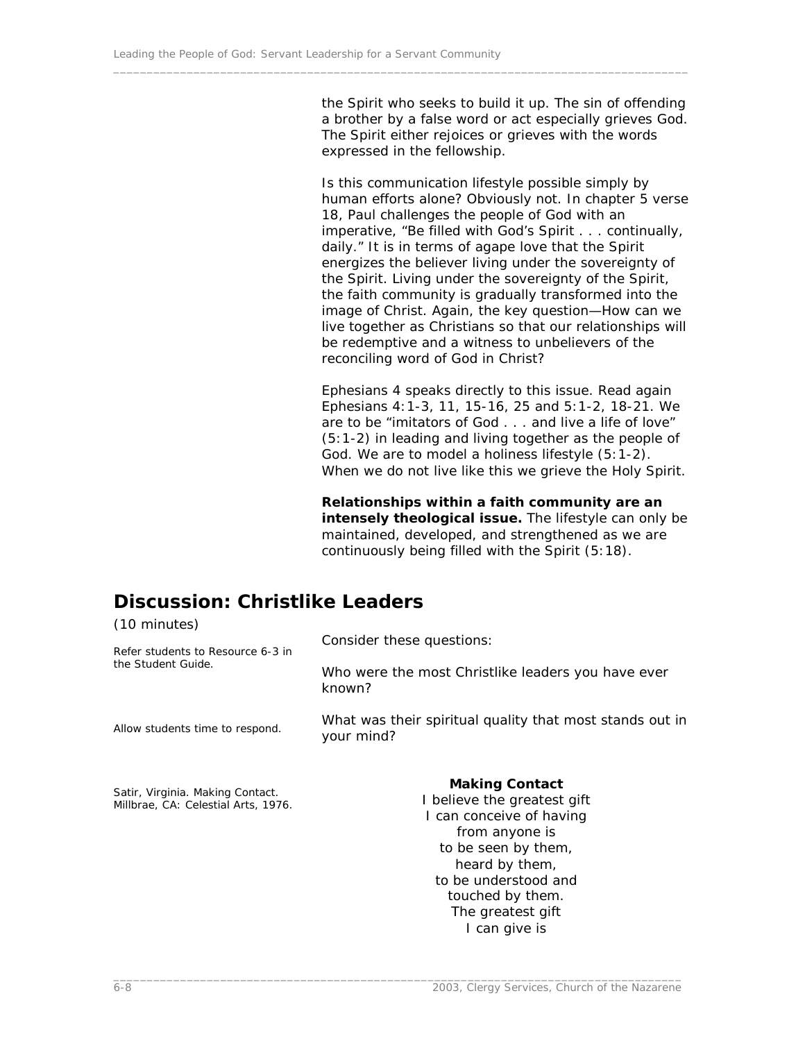the Spirit who seeks to build it up. The sin of offending a brother by a false word or act especially grieves God. The Spirit either rejoices or grieves with the words expressed in the fellowship.

Is this communication lifestyle possible simply by human efforts alone? Obviously not. In chapter 5 verse 18, Paul challenges the people of God with an imperative, "Be filled with God's Spirit . . . continually, daily." It is in terms of agape love that the Spirit energizes the believer living under the sovereignty of the Spirit. Living under the sovereignty of the Spirit, the faith community is gradually transformed into the image of Christ. Again, the key question—How can we live together as Christians so that our relationships will be redemptive and a witness to unbelievers of the reconciling word of God in Christ?

Ephesians 4 speaks directly to this issue. Read again Ephesians 4:1-3, 11, 15-16, 25 and 5:1-2, 18-21. We are to be "imitators of God . . . and live a life of love" (5:1-2) in leading and living together as the people of God. We are to model a holiness lifestyle (5:1-2). When we do not live like this we grieve the Holy Spirit.

**Relationships within a faith community are an intensely theological issue.** The lifestyle can only be maintained, developed, and strengthened as we are continuously being filled with the Spirit (5:18).

## Discussion: Christlike Leaders

(10 minutes)

*Refer students to Resource 6-3 in the Student Guide.*

Consider these questions:

Who were the most Christlike leaders you have ever known?

*Allow students time to respond.*

What was their spiritual quality that most stands out in your mind?

*Satir, Virginia. Making Contact. Millbrae, CA: Celestial Arts, 1976.*

**Making Contact**
I believe the greatest gift
I can conceive of having
from anyone is
to be seen by them,
heard by them,
to be understood and
touched by them.
The greatest gift
I can give is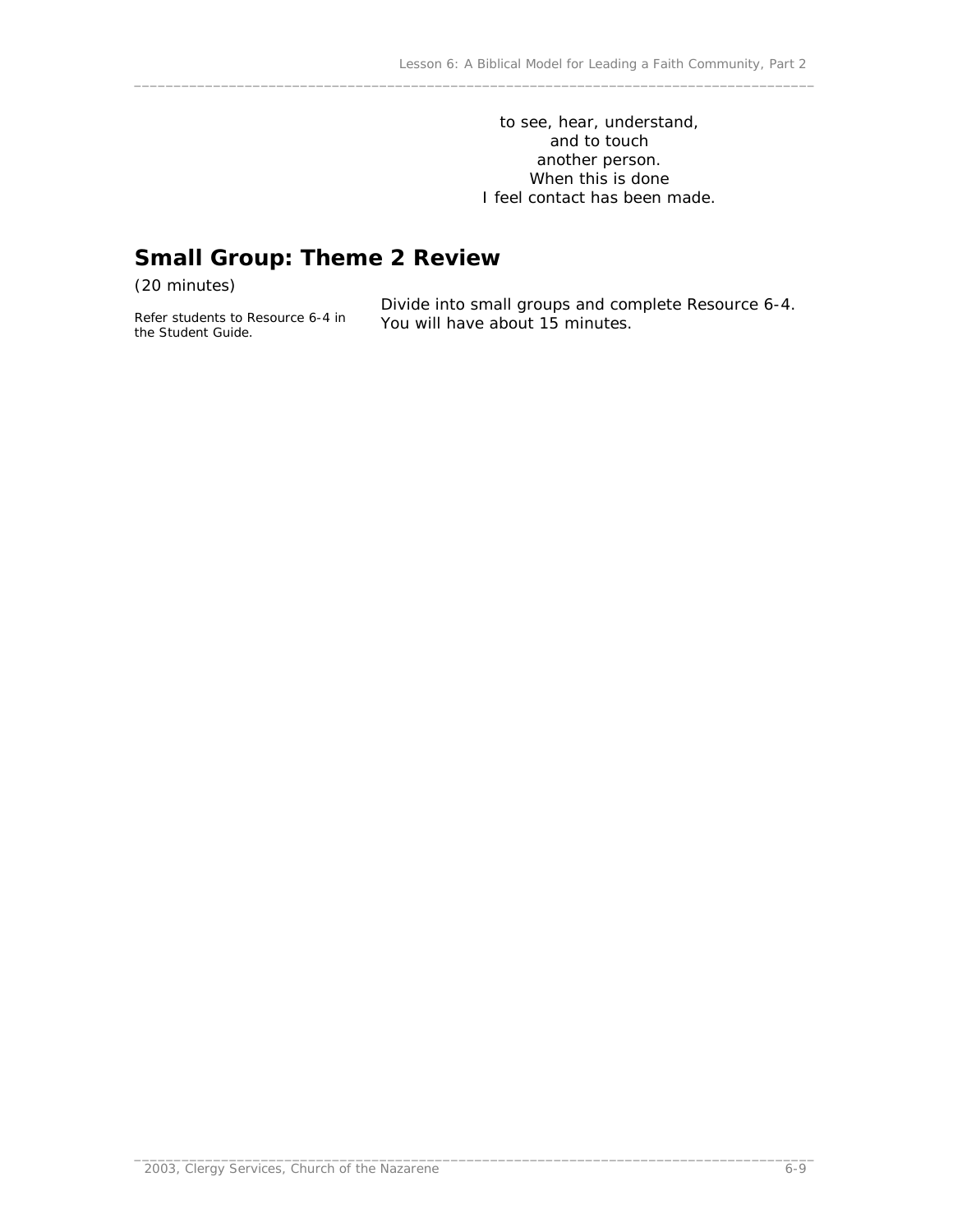to see, hear, understand,
and to touch
another person.
When this is done
I feel contact has been made.

## Small Group: Theme 2 Review

(20 minutes)

Refer students to Resource 6-4 in the Student Guide.

Divide into small groups and complete Resource 6-4. You will have about 15 minutes.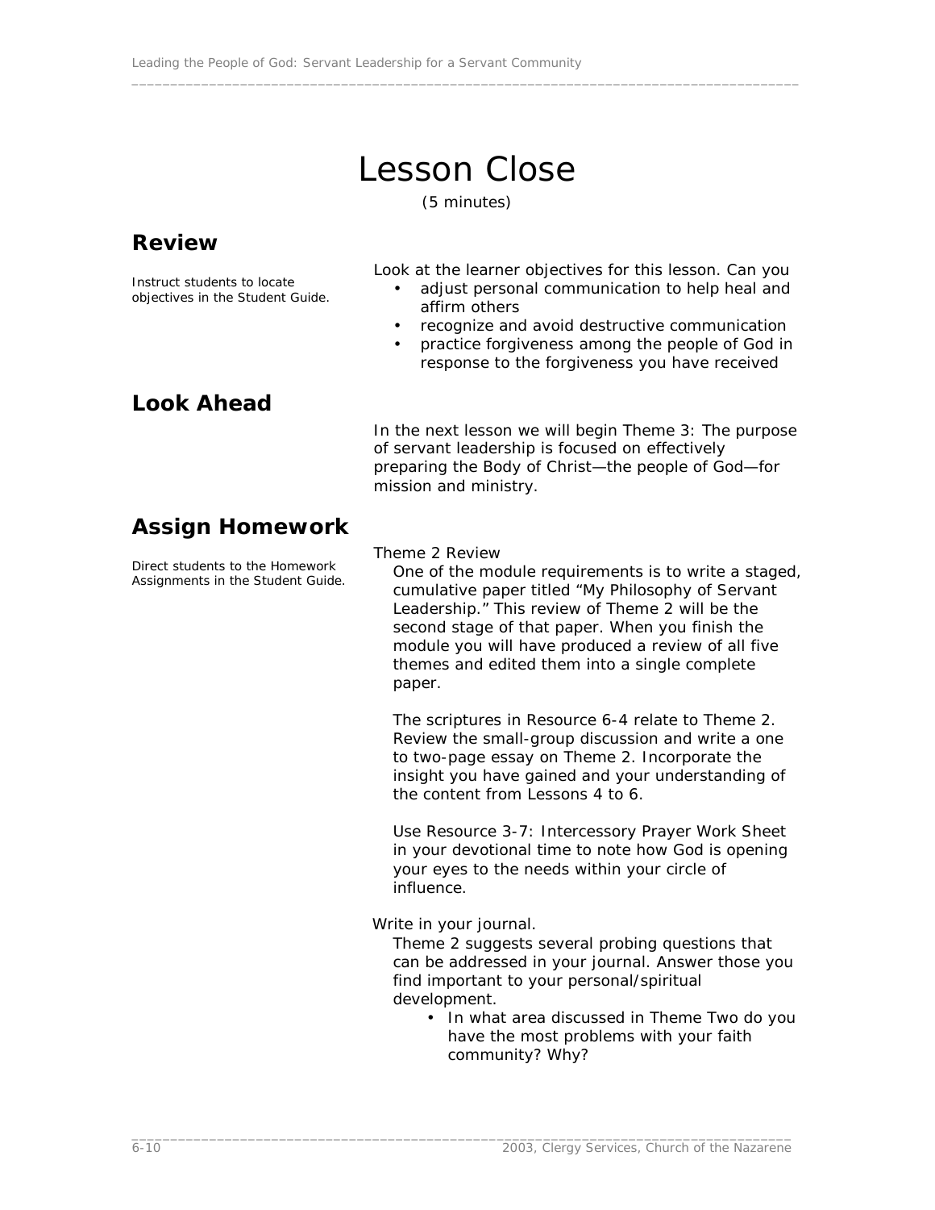# Lesson Close

(5 minutes)

## Review

Instruct students to locate objectives in the Student Guide.

Look at the learner objectives for this lesson. Can you

- adjust personal communication to help heal and affirm others
- recognize and avoid destructive communication
- practice forgiveness among the people of God in response to the forgiveness you have received

## Look Ahead

In the next lesson we will begin Theme 3: The purpose of servant leadership is focused on effectively preparing the Body of Christ—the people of God—for mission and ministry.

## Assign Homework

Direct students to the Homework Assignments in the Student Guide.

Theme 2 Review

One of the module requirements is to write a staged, cumulative paper titled "My Philosophy of Servant Leadership." This review of Theme 2 will be the second stage of that paper. When you finish the module you will have produced a review of all five themes and edited them into a single complete paper.

The scriptures in Resource 6-4 relate to Theme 2. Review the small-group discussion and write a one to two-page essay on Theme 2. Incorporate the insight you have gained and your understanding of the content from Lessons 4 to 6.

Use Resource 3-7: Intercessory Prayer Work Sheet in your devotional time to note how God is opening your eyes to the needs within your circle of influence.

Write in your journal.

Theme 2 suggests several probing questions that can be addressed in your journal. Answer those you find important to your personal/spiritual development.

- In what area discussed in Theme Two do you have the most problems with your faith community? Why?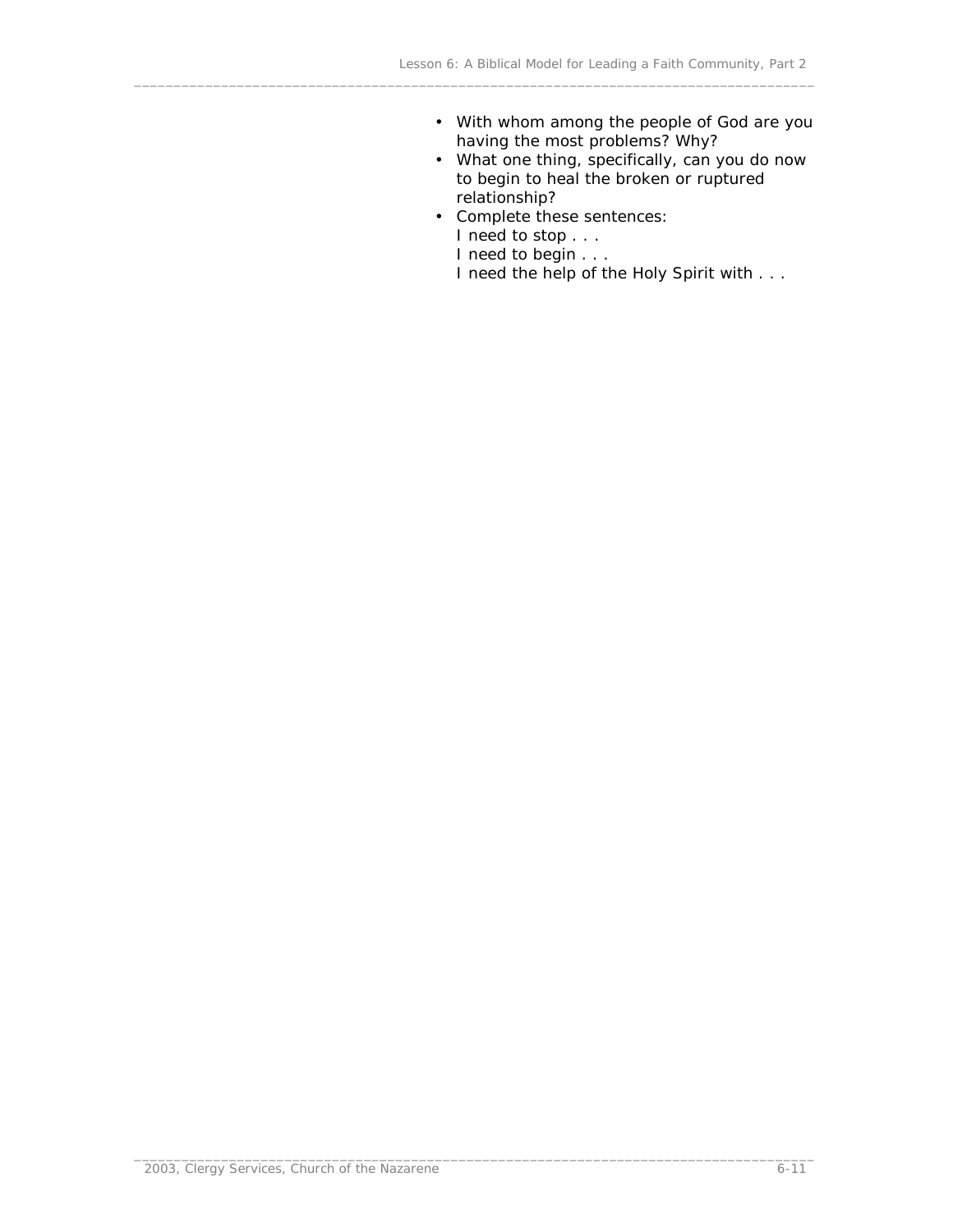- With whom among the people of God are you having the most problems? Why?
- What one thing, specifically, can you do now to begin to heal the broken or ruptured relationship?
- Complete these sentences:
  I need to stop . . .
  I need to begin . . .
  I need the help of the Holy Spirit with . . .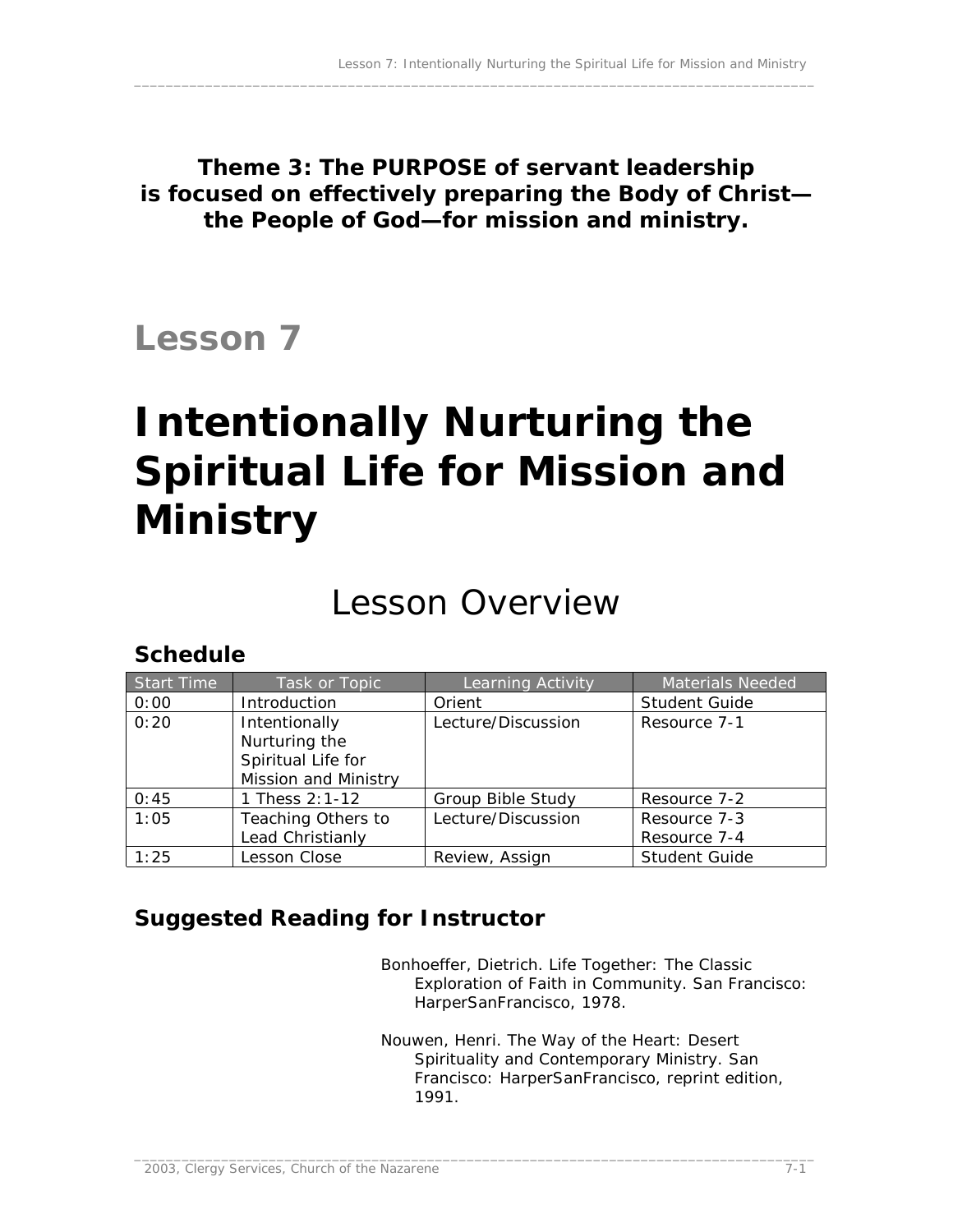**Theme 3: The PURPOSE of servant leadership is focused on effectively preparing the Body of Christ—the People of God—for mission and ministry.**

# Lesson 7

# Intentionally Nurturing the Spiritual Life for Mission and Ministry

## Lesson Overview

### Schedule

| Start Time | Task or Topic | Learning Activity | Materials Needed |
|---|---|---|---|
| 0:00 | Introduction | Orient | Student Guide |
| 0:20 | Intentionally Nurturing the Spiritual Life for Mission and Ministry | Lecture/Discussion | Resource 7-1 |
| 0:45 | 1 Thess 2:1-12 | Group Bible Study | Resource 7-2 |
| 1:05 | Teaching Others to Lead Christianly | Lecture/Discussion | Resource 7-3<br>Resource 7-4 |
| 1:25 | Lesson Close | Review, Assign | Student Guide |

### Suggested Reading for Instructor

Bonhoeffer, Dietrich. Life Together: The Classic Exploration of Faith in Community. San Francisco: HarperSanFrancisco, 1978.

Nouwen, Henri. The Way of the Heart: Desert Spirituality and Contemporary Ministry. San Francisco: HarperSanFrancisco, reprint edition, 1991.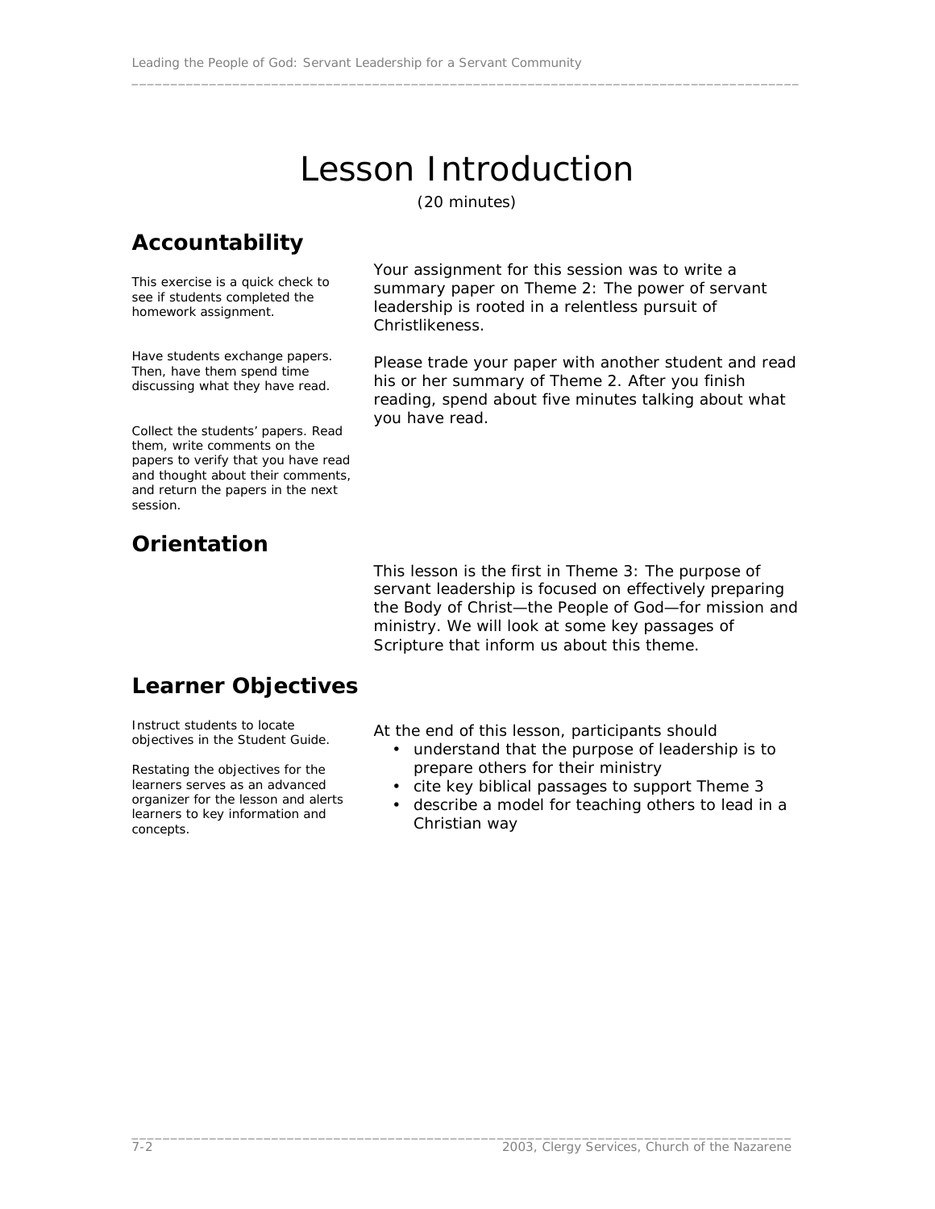# Lesson Introduction

(20 minutes)

## Accountability

This exercise is a quick check to see if students completed the homework assignment.

Your assignment for this session was to write a summary paper on Theme 2: The power of servant leadership is rooted in a relentless pursuit of Christlikeness.

Have students exchange papers. Then, have them spend time discussing what they have read.

Please trade your paper with another student and read his or her summary of Theme 2. After you finish reading, spend about five minutes talking about what you have read.

Collect the students' papers. Read them, write comments on the papers to verify that you have read and thought about their comments, and return the papers in the next session.

## Orientation

This lesson is the first in Theme 3: The purpose of servant leadership is focused on effectively preparing the Body of Christ—the People of God—for mission and ministry. We will look at some key passages of Scripture that inform us about this theme.

## Learner Objectives

Instruct students to locate objectives in the Student Guide.

Restating the objectives for the learners serves as an advanced organizer for the lesson and alerts learners to key information and concepts.

At the end of this lesson, participants should

- understand that the purpose of leadership is to prepare others for their ministry
- cite key biblical passages to support Theme 3
- describe a model for teaching others to lead in a Christian way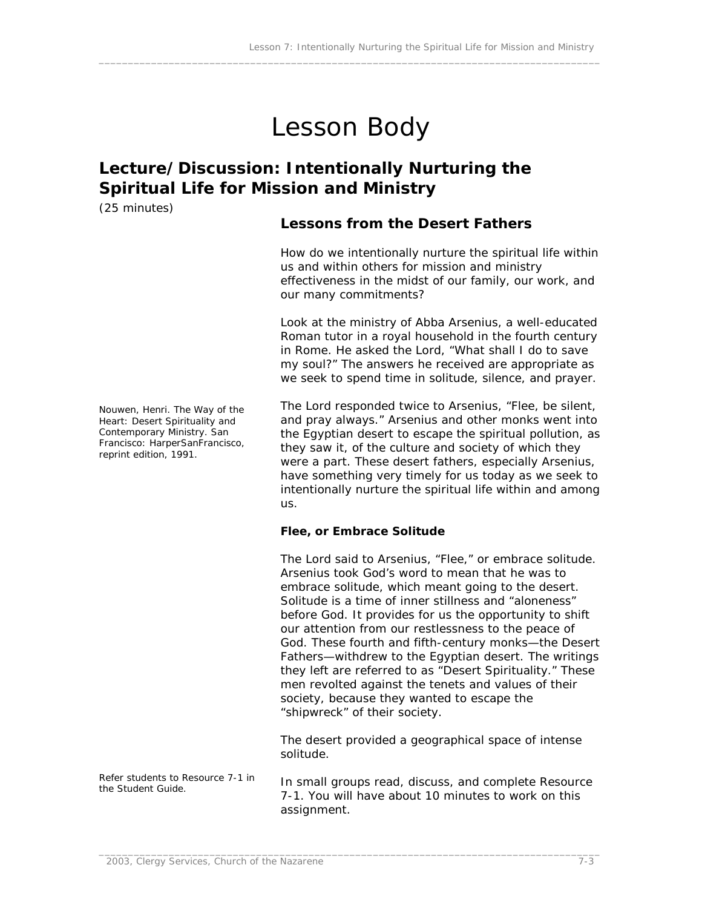# Lesson Body

## Lecture/Discussion: Intentionally Nurturing the Spiritual Life for Mission and Ministry

(25 minutes)

### Lessons from the Desert Fathers

How do we intentionally nurture the spiritual life within us and within others for mission and ministry effectiveness in the midst of our family, our work, and our many commitments?

Look at the ministry of Abba Arsenius, a well-educated Roman tutor in a royal household in the fourth century in Rome. He asked the Lord, "What shall I do to save my soul?" The answers he received are appropriate as we seek to spend time in solitude, silence, and prayer.

*Nouwen, Henri. The Way of the Heart: Desert Spirituality and Contemporary Ministry. San Francisco: HarperSanFrancisco, reprint edition, 1991.*

The Lord responded twice to Arsenius, "Flee, be silent, and pray always." Arsenius and other monks went into the Egyptian desert to escape the spiritual pollution, as they saw it, of the culture and society of which they were a part. These desert fathers, especially Arsenius, have something very timely for us today as we seek to intentionally nurture the spiritual life within and among us.

**Flee, or Embrace Solitude**

The Lord said to Arsenius, "Flee," or embrace solitude. Arsenius took God's word to mean that he was to embrace solitude, which meant going to the desert. Solitude is a time of inner stillness and "aloneness" before God. It provides for us the opportunity to shift our attention from our restlessness to the peace of God. These fourth and fifth-century monks—the Desert Fathers—withdrew to the Egyptian desert. The writings they left are referred to as "Desert Spirituality." These men revolted against the tenets and values of their society, because they wanted to escape the "shipwreck" of their society.

The desert provided a geographical space of intense solitude.

*Refer students to Resource 7-1 in the Student Guide.*

In small groups read, discuss, and complete Resource 7-1. You will have about 10 minutes to work on this assignment.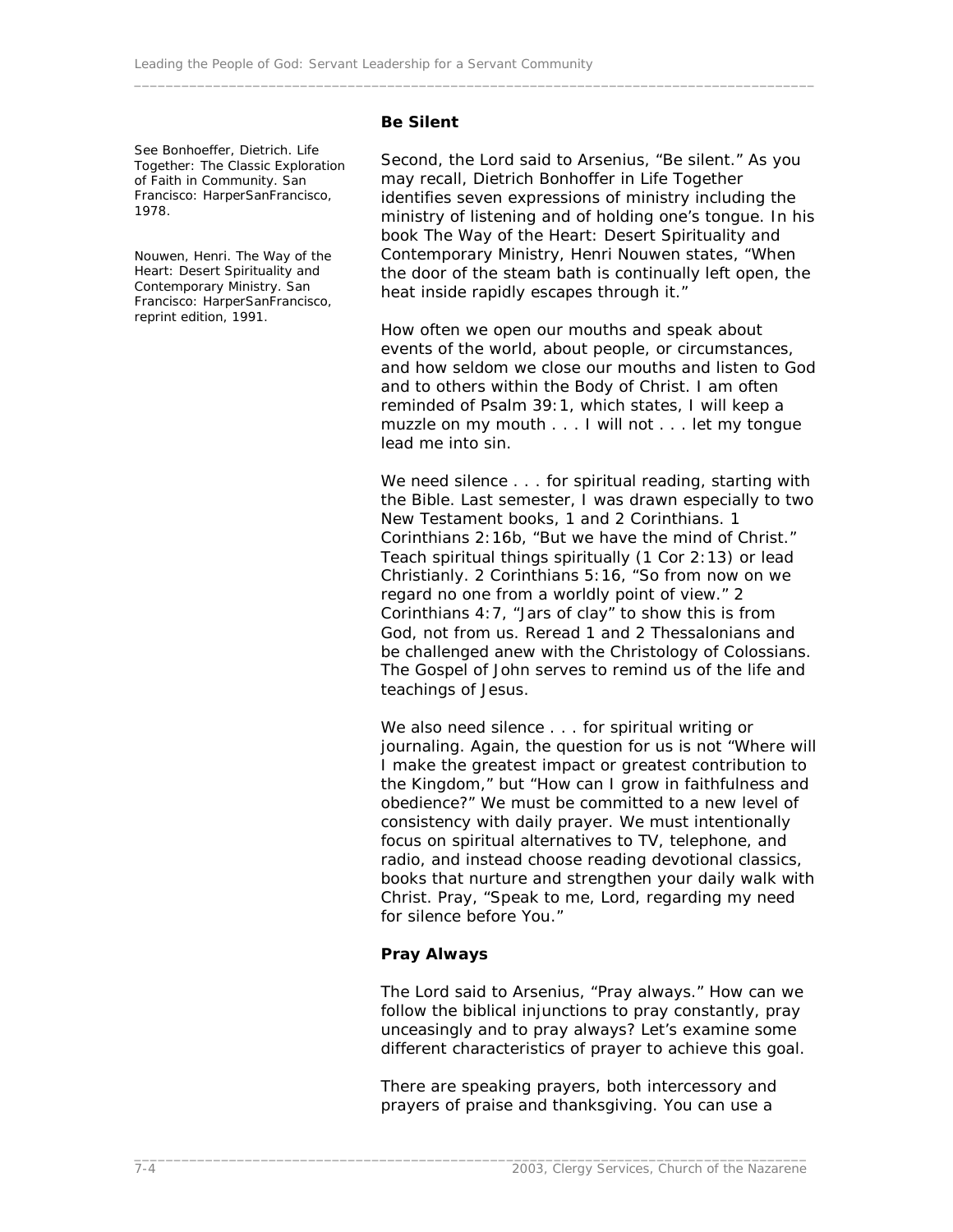### Be Silent

See Bonhoeffer, Dietrich. Life Together: The Classic Exploration of Faith in Community. San Francisco: HarperSanFrancisco, 1978.

Nouwen, Henri. The Way of the Heart: Desert Spirituality and Contemporary Ministry. San Francisco: HarperSanFrancisco, reprint edition, 1991.

Second, the Lord said to Arsenius, "Be silent." As you may recall, Dietrich Bonhoffer in Life Together identifies seven expressions of ministry including the ministry of listening and of holding one's tongue. In his book The Way of the Heart: Desert Spirituality and Contemporary Ministry, Henri Nouwen states, "When the door of the steam bath is continually left open, the heat inside rapidly escapes through it."

How often we open our mouths and speak about events of the world, about people, or circumstances, and how seldom we close our mouths and listen to God and to others within the Body of Christ. I am often reminded of Psalm 39:1, which states, I will keep a muzzle on my mouth . . . I will not . . . let my tongue lead me into sin.

We need silence . . . for spiritual reading, starting with the Bible. Last semester, I was drawn especially to two New Testament books, 1 and 2 Corinthians. 1 Corinthians 2:16b, "But we have the mind of Christ." Teach spiritual things spiritually (1 Cor 2:13) or lead Christianly. 2 Corinthians 5:16, "So from now on we regard no one from a worldly point of view." 2 Corinthians 4:7, "Jars of clay" to show this is from God, not from us. Reread 1 and 2 Thessalonians and be challenged anew with the Christology of Colossians. The Gospel of John serves to remind us of the life and teachings of Jesus.

We also need silence . . . for spiritual writing or journaling. Again, the question for us is not "Where will I make the greatest impact or greatest contribution to the Kingdom," but "How can I grow in faithfulness and obedience?" We must be committed to a new level of consistency with daily prayer. We must intentionally focus on spiritual alternatives to TV, telephone, and radio, and instead choose reading devotional classics, books that nurture and strengthen your daily walk with Christ. Pray, "Speak to me, Lord, regarding my need for silence before You."

### Pray Always

The Lord said to Arsenius, "Pray always." How can we follow the biblical injunctions to pray constantly, pray unceasingly and to pray always? Let's examine some different characteristics of prayer to achieve this goal.

There are speaking prayers, both intercessory and prayers of praise and thanksgiving. You can use a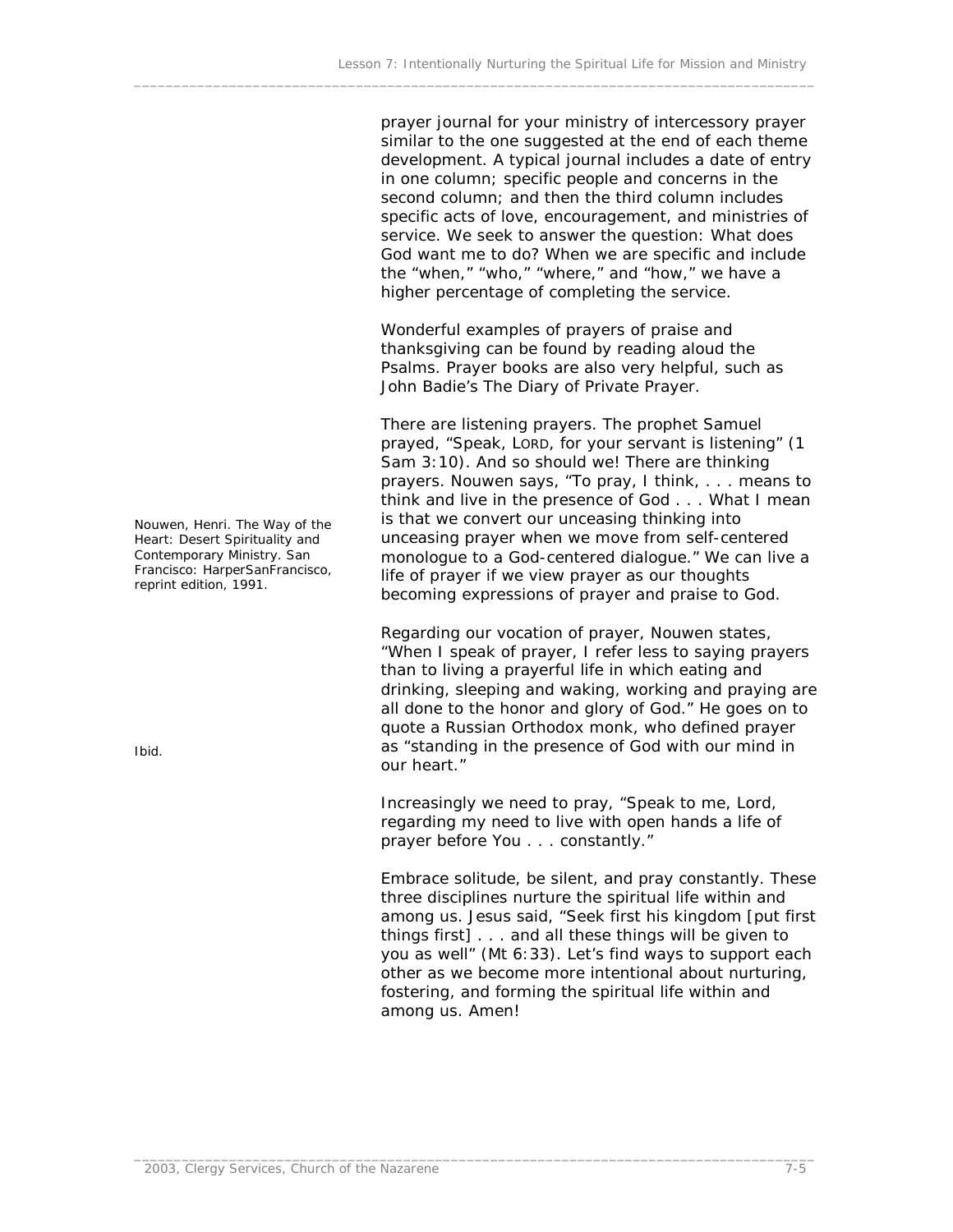prayer journal for your ministry of intercessory prayer similar to the one suggested at the end of each theme development. A typical journal includes a date of entry in one column; specific people and concerns in the second column; and then the third column includes specific acts of love, encouragement, and ministries of service. We seek to answer the question: What does God want me to do? When we are specific and include the "when," "who," "where," and "how," we have a higher percentage of completing the service.

Wonderful examples of prayers of praise and thanksgiving can be found by reading aloud the Psalms. Prayer books are also very helpful, such as John Badie's The Diary of Private Prayer.

There are listening prayers. The prophet Samuel prayed, "Speak, LORD, for your servant is listening" (1 Sam 3:10). And so should we! There are thinking prayers. Nouwen says, "To pray, I think, . . . means to think and live in the presence of God . . . What I mean is that we convert our unceasing thinking into unceasing prayer when we move from self-centered monologue to a God-centered dialogue." We can live a life of prayer if we view prayer as our thoughts becoming expressions of prayer and praise to God.

*Nouwen, Henri. The Way of the Heart: Desert Spirituality and Contemporary Ministry. San Francisco: HarperSanFrancisco, reprint edition, 1991.*

Regarding our vocation of prayer, Nouwen states, "When I speak of prayer, I refer less to saying prayers than to living a prayerful life in which eating and drinking, sleeping and waking, working and praying are all done to the honor and glory of God." He goes on to quote a Russian Orthodox monk, who defined prayer as "standing in the presence of God with our mind in our heart."

*Ibid.*

Increasingly we need to pray, "Speak to me, Lord, regarding my need to live with open hands a life of prayer before You . . . constantly."

Embrace solitude, be silent, and pray constantly. These three disciplines nurture the spiritual life within and among us. Jesus said, "Seek first his kingdom [put first things first] . . . and all these things will be given to you as well" (Mt 6:33). Let's find ways to support each other as we become more intentional about nurturing, fostering, and forming the spiritual life within and among us. Amen!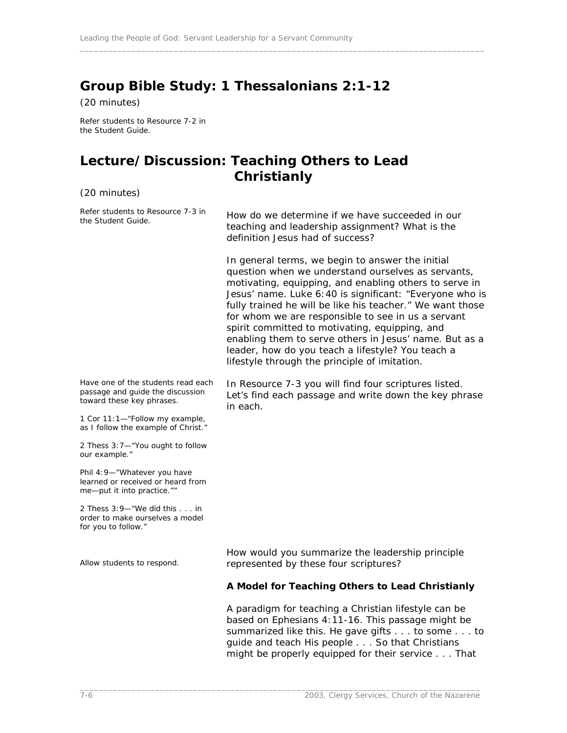## Group Bible Study: 1 Thessalonians 2:1-12

(20 minutes)

*Refer students to Resource 7-2 in the Student Guide.*

## Lecture/Discussion: Teaching Others to Lead Christianly

(20 minutes)

*Refer students to Resource 7-3 in the Student Guide.*

How do we determine if we have succeeded in our teaching and leadership assignment? What is the definition Jesus had of success?

In general terms, we begin to answer the initial question when we understand ourselves as servants, motivating, equipping, and enabling others to serve in Jesus' name. Luke 6:40 is significant: "Everyone who is fully trained he will be like his teacher." We want those for whom we are responsible to see in us a servant spirit committed to motivating, equipping, and enabling them to serve others in Jesus' name. But as a leader, how do you teach a lifestyle? You teach a lifestyle through the principle of imitation.

*Have one of the students read each passage and guide the discussion toward these key phrases.*

*1 Cor 11:1—"Follow my example, as I follow the example of Christ."*

*2 Thess 3:7—"You ought to follow our example."*

*Phil 4:9—"Whatever you have learned or received or heard from me—put it into practice.""*

*2 Thess 3:9—"We did this . . . in order to make ourselves a model for you to follow."*

In Resource 7-3 you will find four scriptures listed. Let's find each passage and write down the key phrase in each.

*Allow students to respond.*

How would you summarize the leadership principle represented by these four scriptures?

**A Model for Teaching Others to Lead Christianly**

A paradigm for teaching a Christian lifestyle can be based on Ephesians 4:11-16. This passage might be summarized like this. He gave gifts . . . to some . . . to guide and teach His people . . . So that Christians might be properly equipped for their service . . . That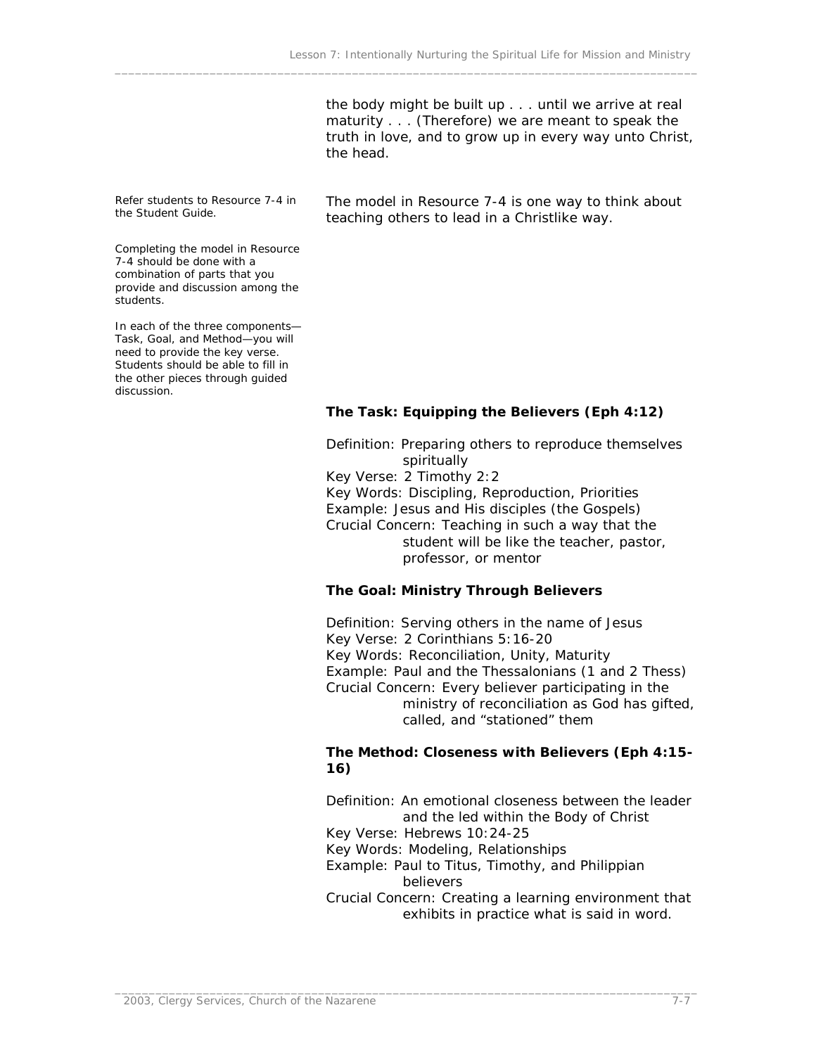the body might be built up . . . until we arrive at real maturity . . . (Therefore) we are meant to speak the truth in love, and to grow up in every way unto Christ, the head.

*Refer students to Resource 7-4 in the Student Guide.*

The model in Resource 7-4 is one way to think about teaching others to lead in a Christlike way.

*Completing the model in Resource 7-4 should be done with a combination of parts that you provide and discussion among the students.*

*In each of the three components—Task, Goal, and Method—you will need to provide the key verse. Students should be able to fill in the other pieces through guided discussion.*

**The Task: Equipping the Believers (Eph 4:12)**

Definition: Preparing others to reproduce themselves spiritually
Key Verse: 2 Timothy 2:2
Key Words: Discipling, Reproduction, Priorities
Example: Jesus and His disciples (the Gospels)
Crucial Concern: Teaching in such a way that the student will be like the teacher, pastor, professor, or mentor

**The Goal: Ministry Through Believers**

Definition: Serving others in the name of Jesus
Key Verse: 2 Corinthians 5:16-20
Key Words: Reconciliation, Unity, Maturity
Example: Paul and the Thessalonians (1 and 2 Thess)
Crucial Concern: Every believer participating in the ministry of reconciliation as God has gifted, called, and "stationed" them

**The Method: Closeness with Believers (Eph 4:15-16)**

Definition: An emotional closeness between the leader and the led within the Body of Christ
Key Verse: Hebrews 10:24-25
Key Words: Modeling, Relationships
Example: Paul to Titus, Timothy, and Philippian believers
Crucial Concern: Creating a learning environment that exhibits in practice what is said in word.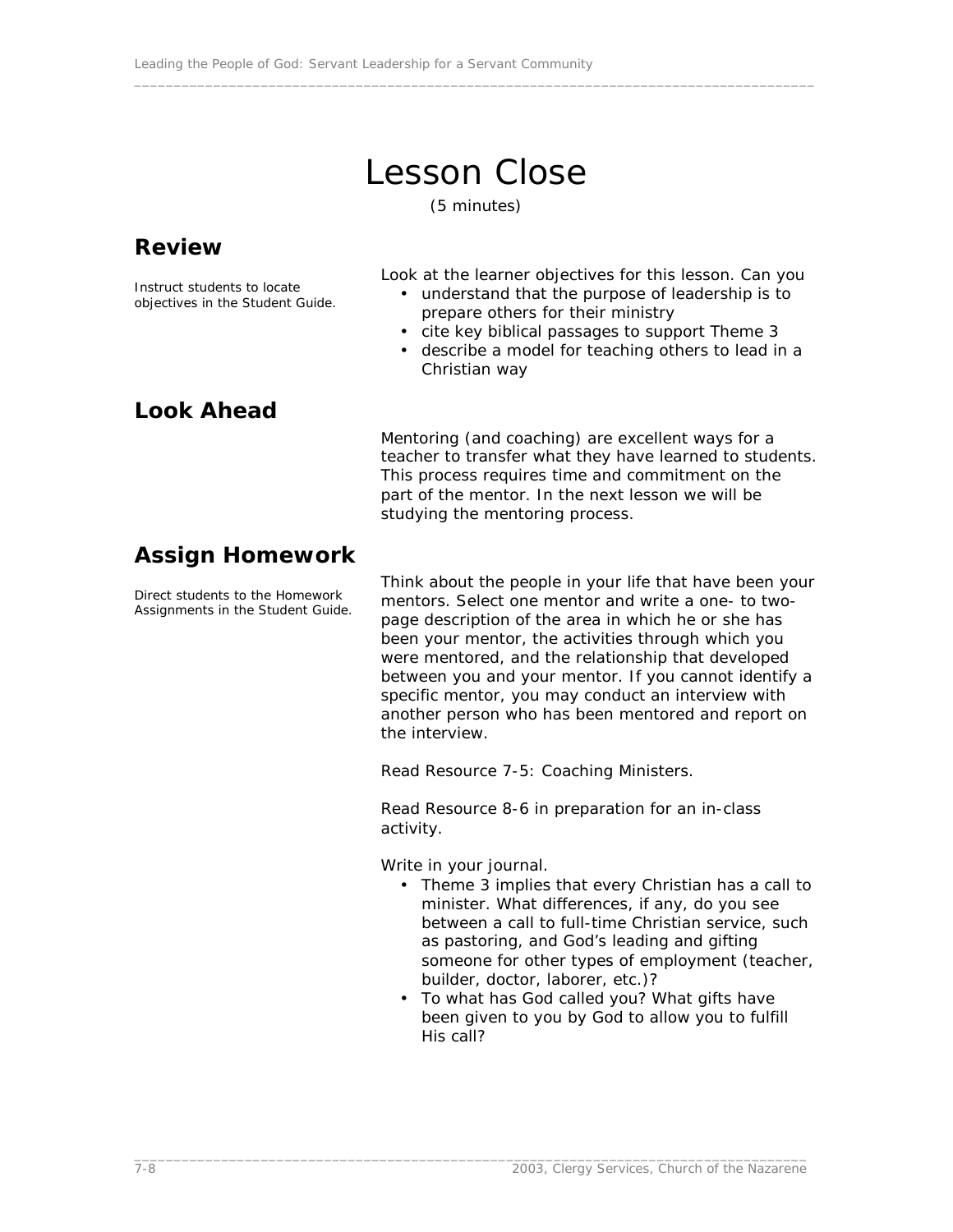# Lesson Close

(5 minutes)

## Review

Instruct students to locate objectives in the Student Guide.

Look at the learner objectives for this lesson. Can you

- understand that the purpose of leadership is to prepare others for their ministry
- cite key biblical passages to support Theme 3
- describe a model for teaching others to lead in a Christian way

## Look Ahead

Mentoring (and coaching) are excellent ways for a teacher to transfer what they have learned to students. This process requires time and commitment on the part of the mentor. In the next lesson we will be studying the mentoring process.

## Assign Homework

Direct students to the Homework Assignments in the Student Guide.

Think about the people in your life that have been your mentors. Select one mentor and write a one- to two-page description of the area in which he or she has been your mentor, the activities through which you were mentored, and the relationship that developed between you and your mentor. If you cannot identify a specific mentor, you may conduct an interview with another person who has been mentored and report on the interview.

Read Resource 7-5: Coaching Ministers.

Read Resource 8-6 in preparation for an in-class activity.

Write in your journal.

- Theme 3 implies that every Christian has a call to minister. What differences, if any, do you see between a call to full-time Christian service, such as pastoring, and God's leading and gifting someone for other types of employment (teacher, builder, doctor, laborer, etc.)?
- To what has God called you? What gifts have been given to you by God to allow you to fulfill His call?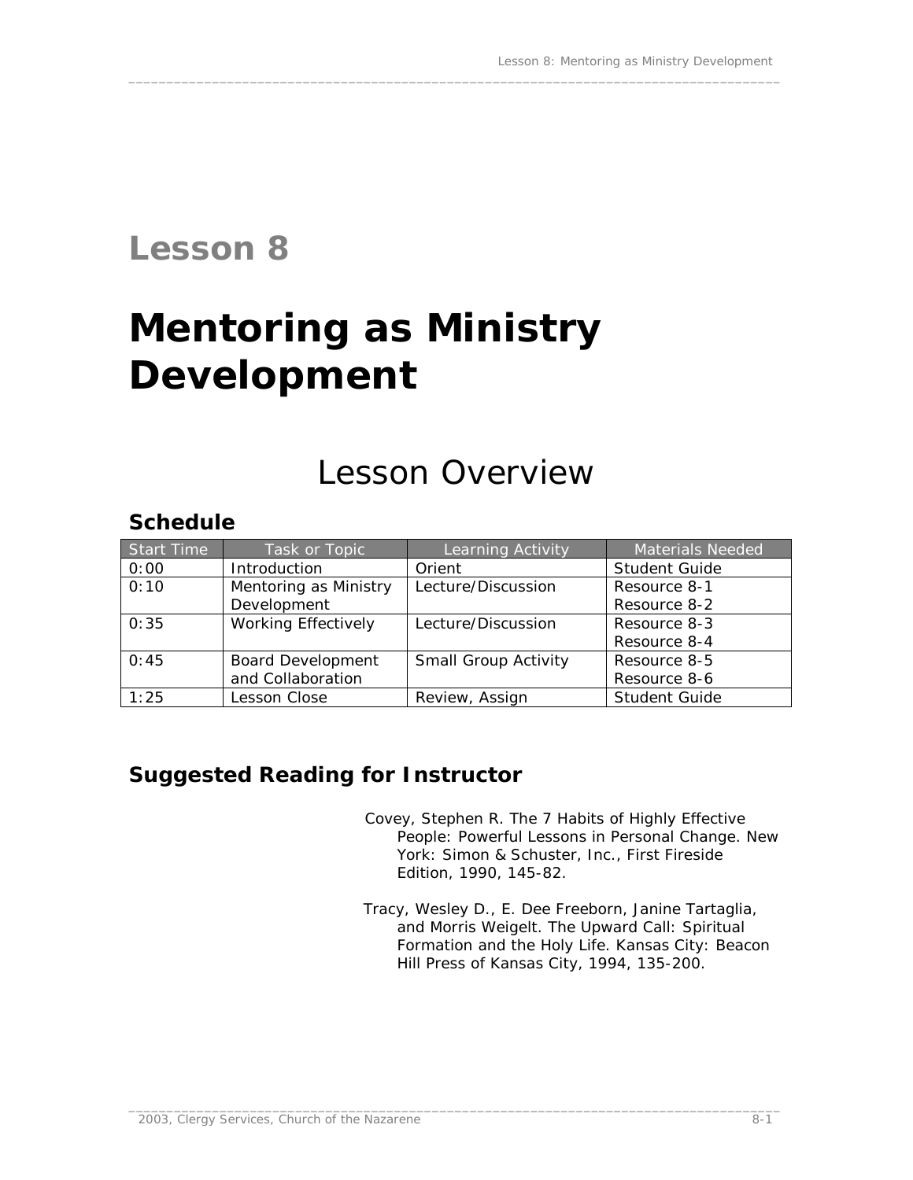# Lesson 8

# Mentoring as Ministry Development

## Lesson Overview

### Schedule

| Start Time | Task or Topic | Learning Activity | Materials Needed |
|---|---|---|---|
| 0:00 | Introduction | Orient | Student Guide |
| 0:10 | Mentoring as Ministry Development | Lecture/Discussion | Resource 8-1<br>Resource 8-2 |
| 0:35 | Working Effectively | Lecture/Discussion | Resource 8-3<br>Resource 8-4 |
| 0:45 | Board Development and Collaboration | Small Group Activity | Resource 8-5<br>Resource 8-6 |
| 1:25 | Lesson Close | Review, Assign | Student Guide |

### Suggested Reading for Instructor

Covey, Stephen R. The 7 Habits of Highly Effective People: Powerful Lessons in Personal Change. New York: Simon & Schuster, Inc., First Fireside Edition, 1990, 145-82.

Tracy, Wesley D., E. Dee Freeborn, Janine Tartaglia, and Morris Weigelt. The Upward Call: Spiritual Formation and the Holy Life. Kansas City: Beacon Hill Press of Kansas City, 1994, 135-200.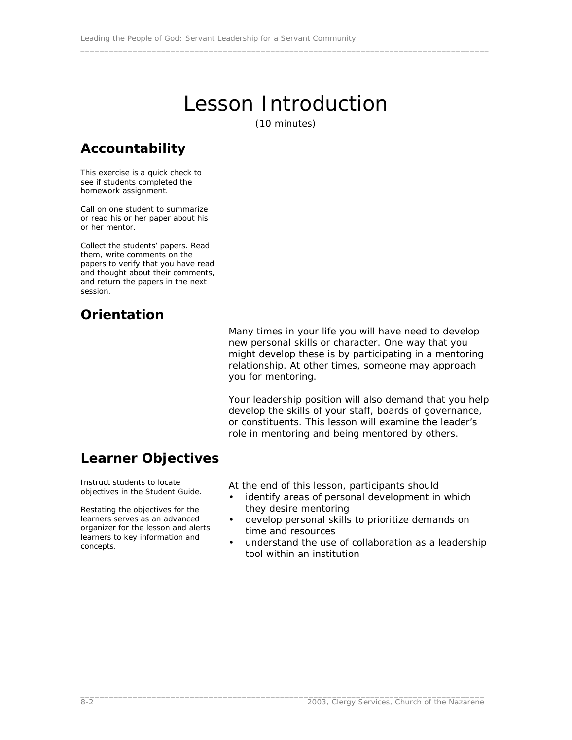# Lesson Introduction

(10 minutes)

## Accountability

This exercise is a quick check to see if students completed the homework assignment.

Call on one student to summarize or read his or her paper about his or her mentor.

Collect the students' papers. Read them, write comments on the papers to verify that you have read and thought about their comments, and return the papers in the next session.

## Orientation

Many times in your life you will have need to develop new personal skills or character. One way that you might develop these is by participating in a mentoring relationship. At other times, someone may approach you for mentoring.

Your leadership position will also demand that you help develop the skills of your staff, boards of governance, or constituents. This lesson will examine the leader's role in mentoring and being mentored by others.

## Learner Objectives

Instruct students to locate objectives in the Student Guide.

Restating the objectives for the learners serves as an advanced organizer for the lesson and alerts learners to key information and concepts.

At the end of this lesson, participants should

- identify areas of personal development in which they desire mentoring
- develop personal skills to prioritize demands on time and resources
- understand the use of collaboration as a leadership tool within an institution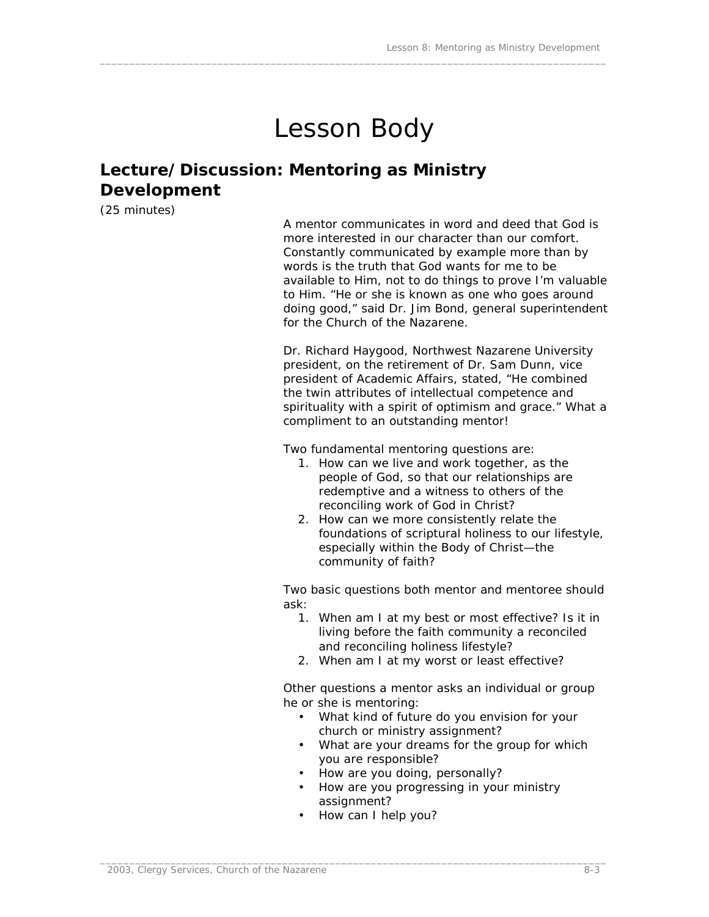# Lesson Body

## Lecture/Discussion: Mentoring as Ministry Development

(25 minutes)

A mentor communicates in word and deed that God is more interested in our character than our comfort. Constantly communicated by example more than by words is the truth that God wants for me to be available to Him, not to do things to prove I'm valuable to Him. "He or she is known as one who goes around doing good," said Dr. Jim Bond, general superintendent for the Church of the Nazarene.

Dr. Richard Haygood, Northwest Nazarene University president, on the retirement of Dr. Sam Dunn, vice president of Academic Affairs, stated, "He combined the twin attributes of intellectual competence and spirituality with a spirit of optimism and grace." What a compliment to an outstanding mentor!

Two fundamental mentoring questions are:

1. How can we live and work together, as the people of God, so that our relationships are redemptive and a witness to others of the reconciling work of God in Christ?
2. How can we more consistently relate the foundations of scriptural holiness to our lifestyle, especially within the Body of Christ—the community of faith?

Two basic questions both mentor and mentoree should ask:

1. When am I at my best or most effective? Is it in living before the faith community a reconciled and reconciling holiness lifestyle?
2. When am I at my worst or least effective?

Other questions a mentor asks an individual or group he or she is mentoring:

- What kind of future do you envision for your church or ministry assignment?
- What are your dreams for the group for which you are responsible?
- How are you doing, personally?
- How are you progressing in your ministry assignment?
- How can I help you?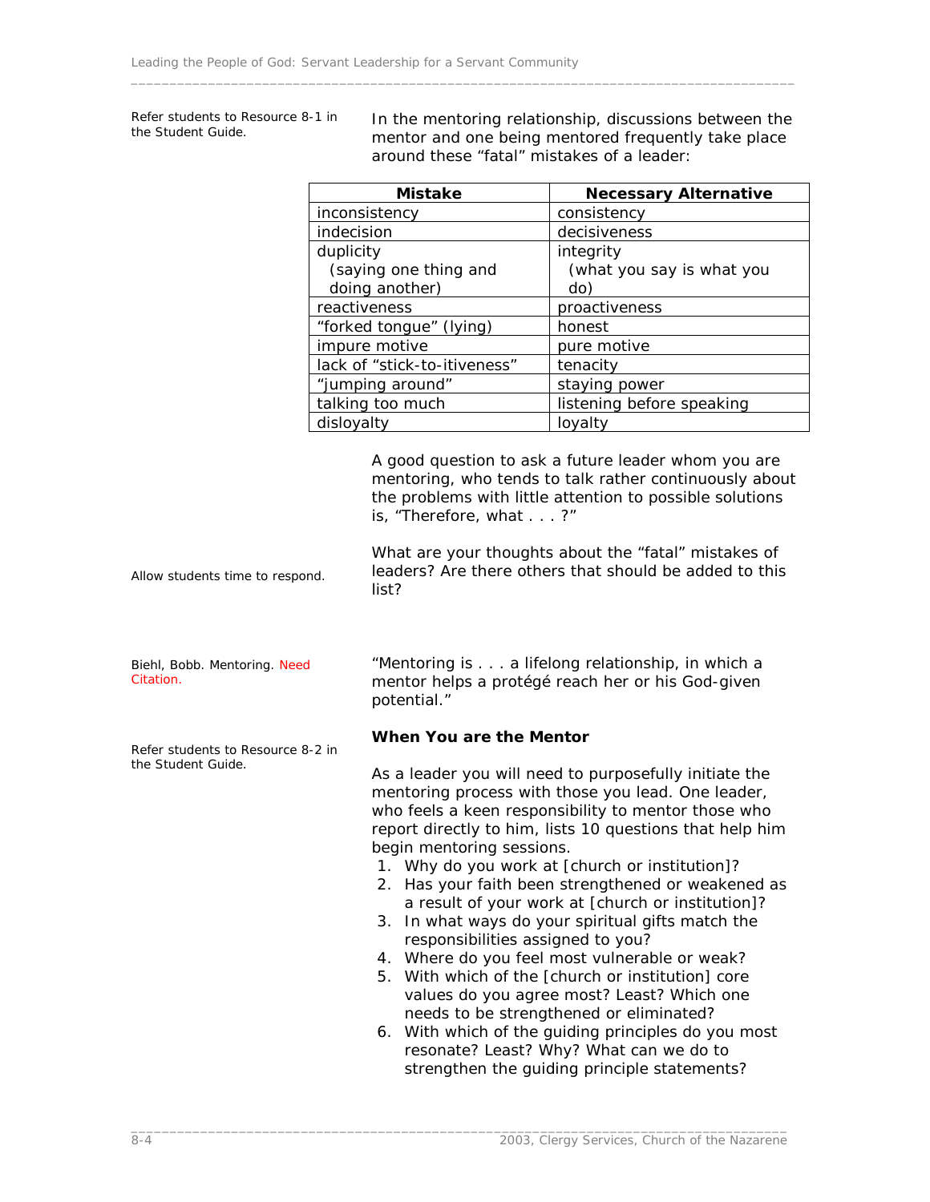Refer students to Resource 8-1 in the Student Guide.

In the mentoring relationship, discussions between the mentor and one being mentored frequently take place around these "fatal" mistakes of a leader:

| Mistake | Necessary Alternative |
|---|---|
| inconsistency | consistency |
| indecision | decisiveness |
| duplicity (saying one thing and doing another) | integrity (what you say is what you do) |
| reactiveness | proactiveness |
| "forked tongue" (lying) | honest |
| impure motive | pure motive |
| lack of "stick-to-itiveness" | tenacity |
| "jumping around" | staying power |
| talking too much | listening before speaking |
| disloyalty | loyalty |

A good question to ask a future leader whom you are mentoring, who tends to talk rather continuously about the problems with little attention to possible solutions is, "Therefore, what . . . ?"

Allow students time to respond.

What are your thoughts about the "fatal" mistakes of leaders? Are there others that should be added to this list?

Biehl, Bobb. Mentoring. Need Citation.

"Mentoring is . . . a lifelong relationship, in which a mentor helps a protégé reach her or his God-given potential."

Refer students to Resource 8-2 in the Student Guide.

**When You are the Mentor**

As a leader you will need to purposefully initiate the mentoring process with those you lead. One leader, who feels a keen responsibility to mentor those who report directly to him, lists 10 questions that help him begin mentoring sessions.

1. Why do you work at [church or institution]?
2. Has your faith been strengthened or weakened as a result of your work at [church or institution]?
3. In what ways do your spiritual gifts match the responsibilities assigned to you?
4. Where do you feel most vulnerable or weak?
5. With which of the [church or institution] core values do you agree most? Least? Which one needs to be strengthened or eliminated?
6. With which of the guiding principles do you most resonate? Least? Why? What can we do to strengthen the guiding principle statements?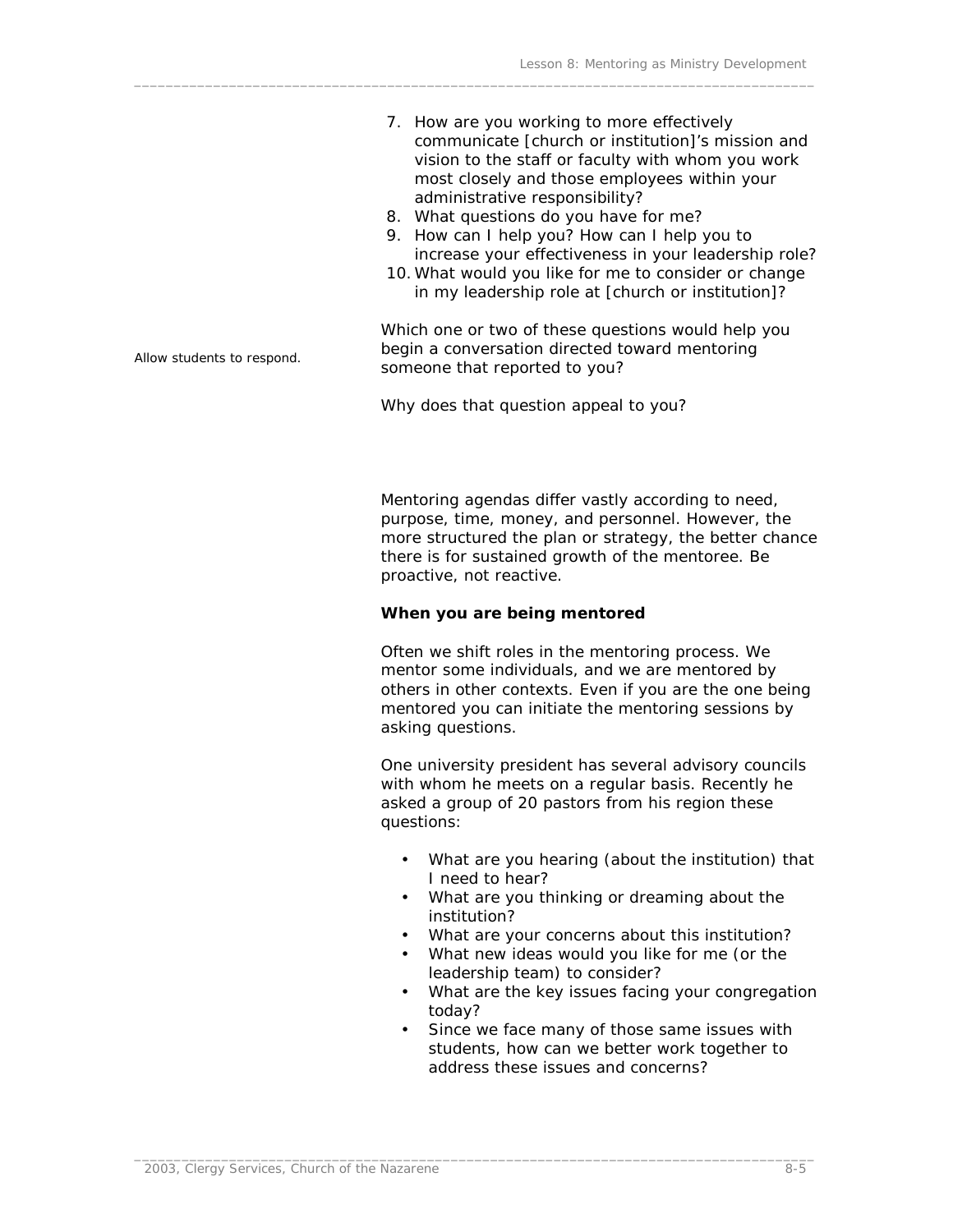7. How are you working to more effectively communicate [church or institution]'s mission and vision to the staff or faculty with whom you work most closely and those employees within your administrative responsibility?
8. What questions do you have for me?
9. How can I help you? How can I help you to increase your effectiveness in your leadership role?
10. What would you like for me to consider or change in my leadership role at [church or institution]?

Allow students to respond.

Which one or two of these questions would help you begin a conversation directed toward mentoring someone that reported to you?

Why does that question appeal to you?

Mentoring agendas differ vastly according to need, purpose, time, money, and personnel. However, the more structured the plan or strategy, the better chance there is for sustained growth of the mentoree. Be proactive, not reactive.

**When you are being mentored**

Often we shift roles in the mentoring process. We mentor some individuals, and we are mentored by others in other contexts. Even if you are the one being mentored you can initiate the mentoring sessions by asking questions.

One university president has several advisory councils with whom he meets on a regular basis. Recently he asked a group of 20 pastors from his region these questions:

- What are you hearing (about the institution) that I need to hear?
- What are you thinking or dreaming about the institution?
- What are your concerns about this institution?
- What new ideas would you like for me (or the leadership team) to consider?
- What are the key issues facing your congregation today?
- Since we face many of those same issues with students, how can we better work together to address these issues and concerns?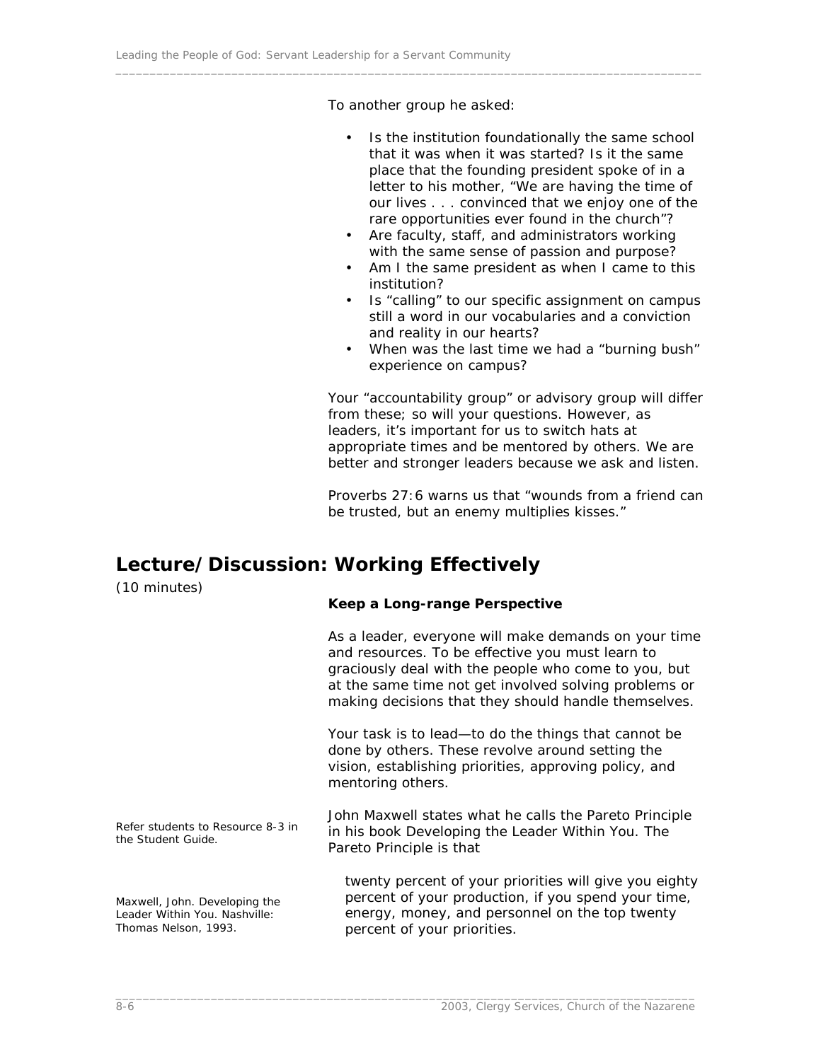To another group he asked:

- Is the institution foundationally the same school that it was when it was started? Is it the same place that the founding president spoke of in a letter to his mother, "We are having the time of our lives . . . convinced that we enjoy one of the rare opportunities ever found in the church"?
- Are faculty, staff, and administrators working with the same sense of passion and purpose?
- Am I the same president as when I came to this institution?
- Is "calling" to our specific assignment on campus still a word in our vocabularies and a conviction and reality in our hearts?
- When was the last time we had a "burning bush" experience on campus?

Your "accountability group" or advisory group will differ from these; so will your questions. However, as leaders, it's important for us to switch hats at appropriate times and be mentored by others. We are better and stronger leaders because we ask and listen.

Proverbs 27:6 warns us that "wounds from a friend can be trusted, but an enemy multiplies kisses."

## Lecture/Discussion: Working Effectively

(10 minutes)

**Keep a Long-range Perspective**

As a leader, everyone will make demands on your time and resources. To be effective you must learn to graciously deal with the people who come to you, but at the same time not get involved solving problems or making decisions that they should handle themselves.

Your task is to lead—to do the things that cannot be done by others. These revolve around setting the vision, establishing priorities, approving policy, and mentoring others.

*Refer students to Resource 8-3 in the Student Guide.*

John Maxwell states what he calls the Pareto Principle in his book Developing the Leader Within You. The Pareto Principle is that

*Maxwell, John. Developing the Leader Within You. Nashville: Thomas Nelson, 1993.*

> twenty percent of your priorities will give you eighty percent of your production, if you spend your time, energy, money, and personnel on the top twenty percent of your priorities.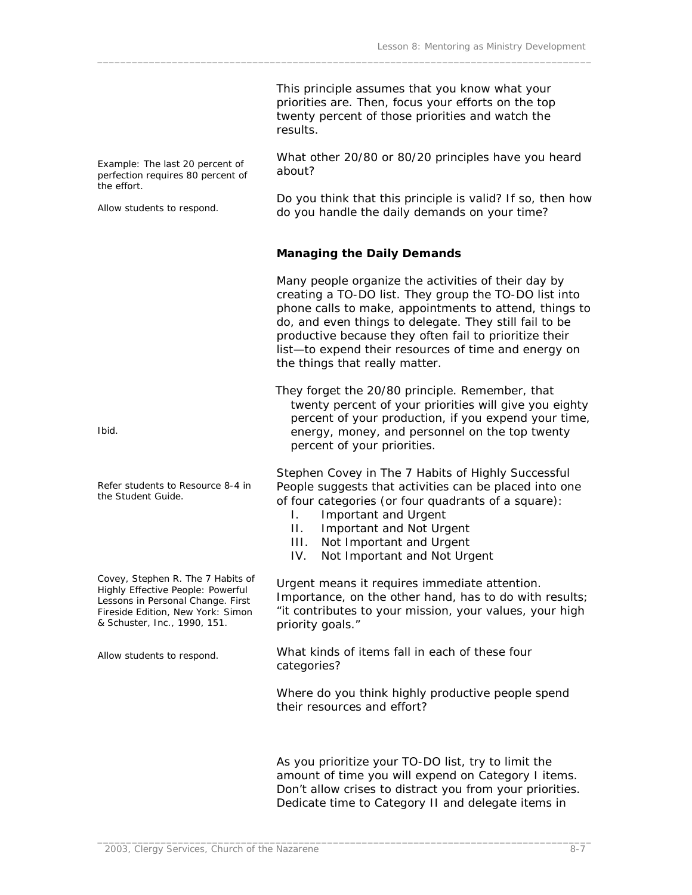This principle assumes that you know what your priorities are. Then, focus your efforts on the top twenty percent of those priorities and watch the results.

Example: The last 20 percent of perfection requires 80 percent of the effort.

What other 20/80 or 80/20 principles have you heard about?

Allow students to respond.

Do you think that this principle is valid? If so, then how do you handle the daily demands on your time?

**Managing the Daily Demands**

Many people organize the activities of their day by creating a TO-DO list. They group the TO-DO list into phone calls to make, appointments to attend, things to do, and even things to delegate. They still fail to be productive because they often fail to prioritize their list—to expend their resources of time and energy on the things that really matter.

Ibid.

They forget the 20/80 principle. Remember, that twenty percent of your priorities will give you eighty percent of your production, if you expend your time, energy, money, and personnel on the top twenty percent of your priorities.

Refer students to Resource 8-4 in the Student Guide.

Stephen Covey in The 7 Habits of Highly Successful People suggests that activities can be placed into one of four categories (or four quadrants of a square):

I. Important and Urgent
II. Important and Not Urgent
III. Not Important and Urgent
IV. Not Important and Not Urgent

Covey, Stephen R. The 7 Habits of Highly Effective People: Powerful Lessons in Personal Change. First Fireside Edition, New York: Simon & Schuster, Inc., 1990, 151.

Urgent means it requires immediate attention. Importance, on the other hand, has to do with results; "it contributes to your mission, your values, your high priority goals."

Allow students to respond.

What kinds of items fall in each of these four categories?

Where do you think highly productive people spend their resources and effort?

As you prioritize your TO-DO list, try to limit the amount of time you will expend on Category I items. Don't allow crises to distract you from your priorities. Dedicate time to Category II and delegate items in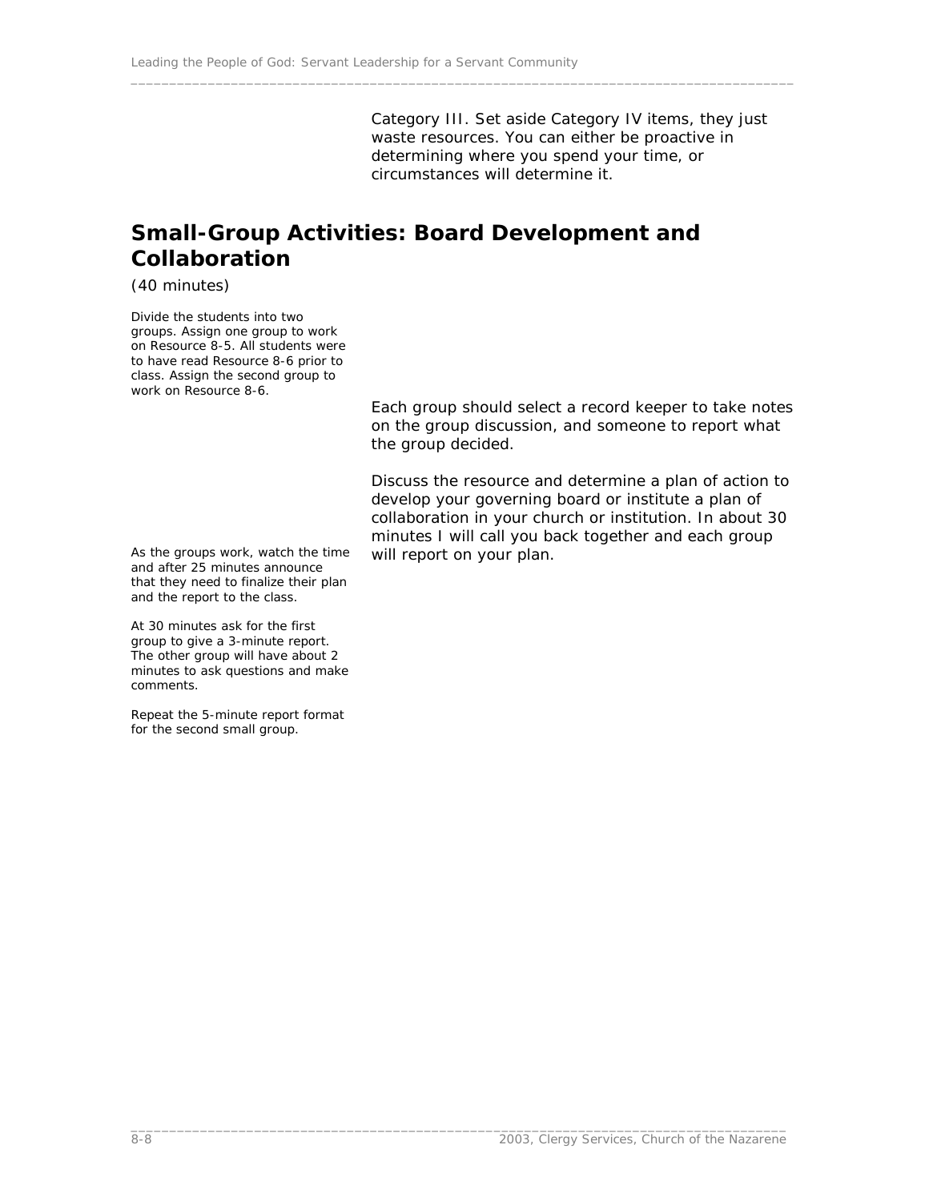Category III. Set aside Category IV items, they just waste resources. You can either be proactive in determining where you spend your time, or circumstances will determine it.

## Small-Group Activities: Board Development and Collaboration

(40 minutes)

Divide the students into two groups. Assign one group to work on Resource 8-5. All students were to have read Resource 8-6 prior to class. Assign the second group to work on Resource 8-6.

Each group should select a record keeper to take notes on the group discussion, and someone to report what the group decided.

Discuss the resource and determine a plan of action to develop your governing board or institute a plan of collaboration in your church or institution. In about 30 minutes I will call you back together and each group will report on your plan.

As the groups work, watch the time and after 25 minutes announce that they need to finalize their plan and the report to the class.

At 30 minutes ask for the first group to give a 3-minute report. The other group will have about 2 minutes to ask questions and make comments.

Repeat the 5-minute report format for the second small group.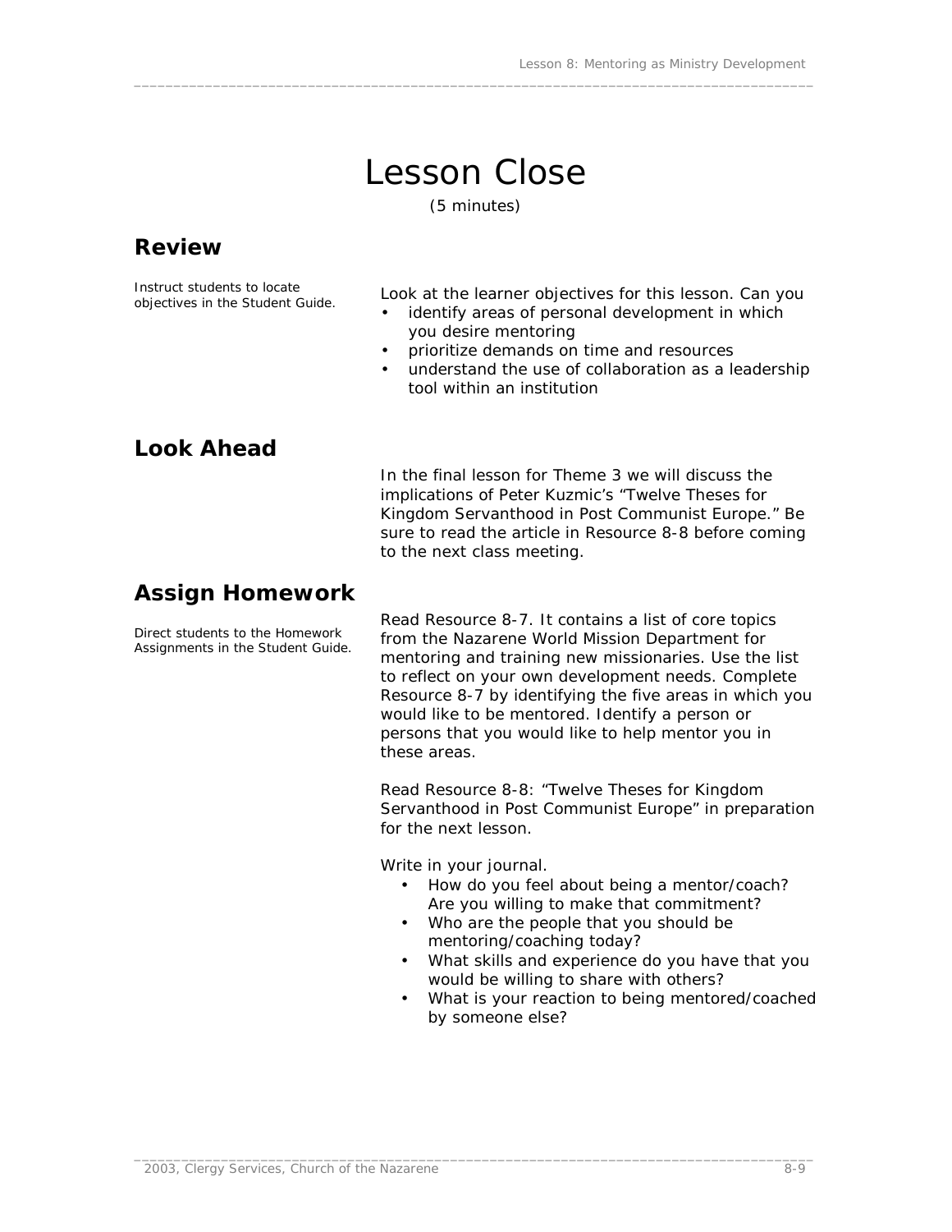# Lesson Close

(5 minutes)

## Review

*Instruct students to locate objectives in the Student Guide.*

Look at the learner objectives for this lesson. Can you

- identify areas of personal development in which you desire mentoring
- prioritize demands on time and resources
- understand the use of collaboration as a leadership tool within an institution

## Look Ahead

In the final lesson for Theme 3 we will discuss the implications of Peter Kuzmic's "Twelve Theses for Kingdom Servanthood in Post Communist Europe." Be sure to read the article in Resource 8-8 before coming to the next class meeting.

## Assign Homework

*Direct students to the Homework Assignments in the Student Guide.*

Read Resource 8-7. It contains a list of core topics from the Nazarene World Mission Department for mentoring and training new missionaries. Use the list to reflect on your own development needs. Complete Resource 8-7 by identifying the five areas in which you would like to be mentored. Identify a person or persons that you would like to help mentor you in these areas.

Read Resource 8-8: "Twelve Theses for Kingdom Servanthood in Post Communist Europe" in preparation for the next lesson.

Write in your journal.

- How do you feel about being a mentor/coach? Are you willing to make that commitment?
- Who are the people that you should be mentoring/coaching today?
- What skills and experience do you have that you would be willing to share with others?
- What is your reaction to being mentored/coached by someone else?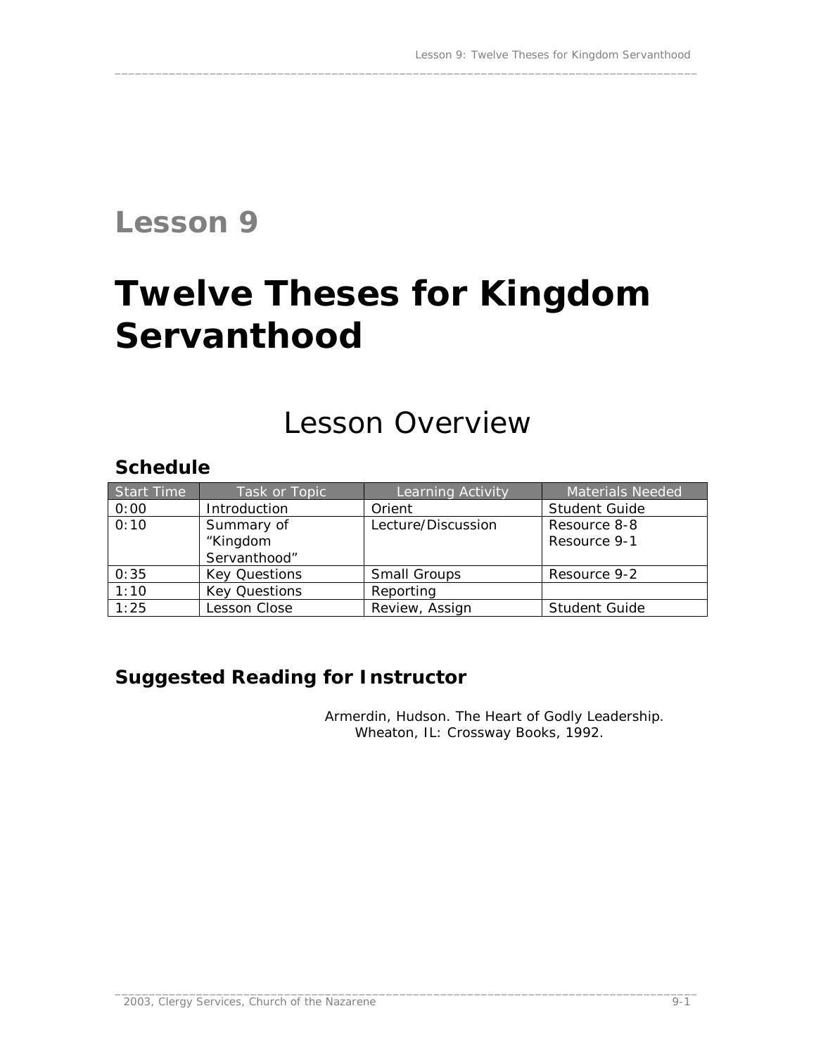# Lesson 9

# Twelve Theses for Kingdom Servanthood

## Lesson Overview

### Schedule

| Start Time | Task or Topic | Learning Activity | Materials Needed |
|---|---|---|---|
| 0:00 | Introduction | Orient | Student Guide |
| 0:10 | Summary of "Kingdom Servanthood" | Lecture/Discussion | Resource 8-8<br>Resource 9-1 |
| 0:35 | Key Questions | Small Groups | Resource 9-2 |
| 1:10 | Key Questions | Reporting | |
| 1:25 | Lesson Close | Review, Assign | Student Guide |

### Suggested Reading for Instructor

Armerdin, Hudson. The Heart of Godly Leadership. Wheaton, IL: Crossway Books, 1992.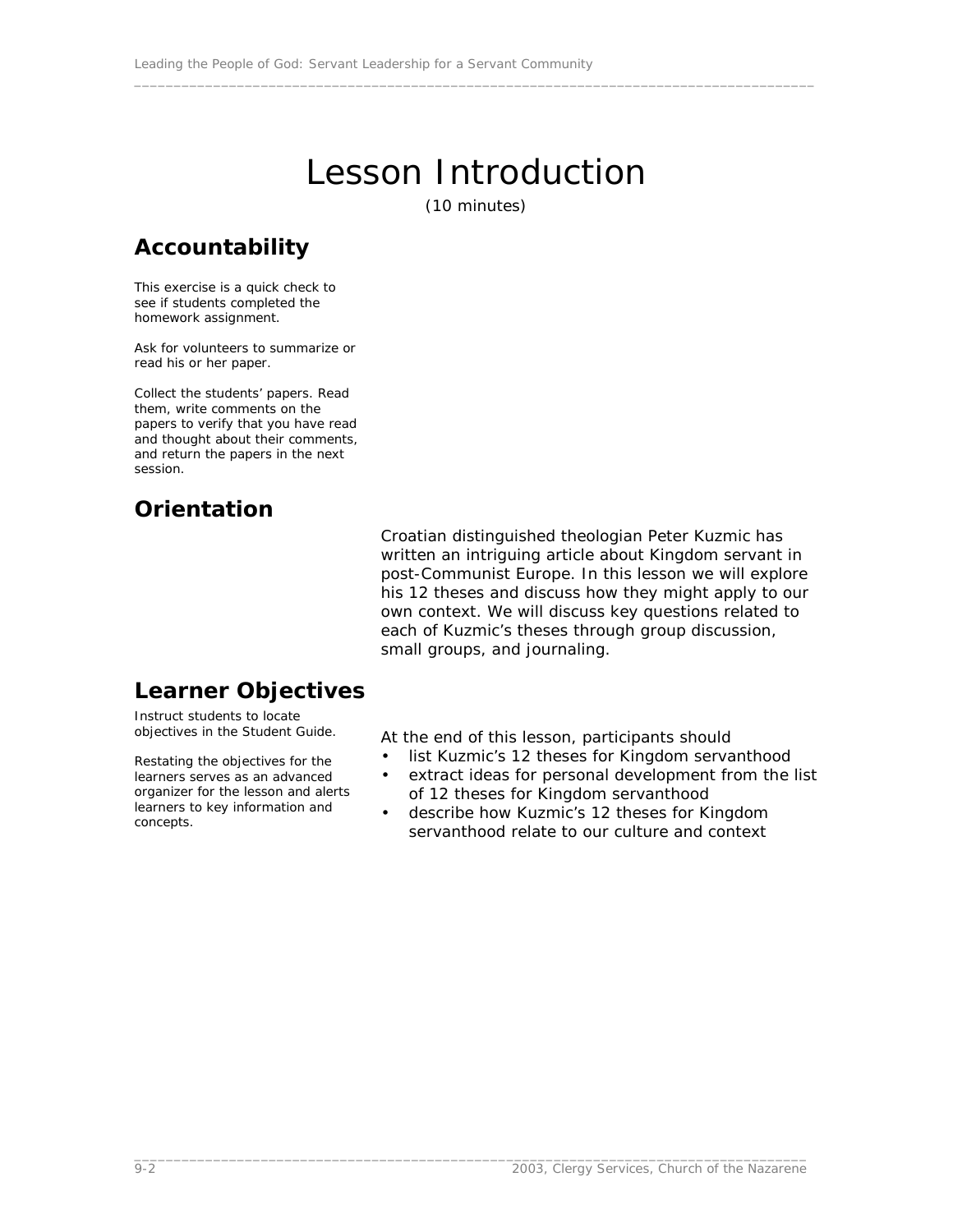# Lesson Introduction

(10 minutes)

## Accountability

This exercise is a quick check to see if students completed the homework assignment.

Ask for volunteers to summarize or read his or her paper.

Collect the students' papers. Read them, write comments on the papers to verify that you have read and thought about their comments, and return the papers in the next session.

## Orientation

Croatian distinguished theologian Peter Kuzmic has written an intriguing article about Kingdom servant in post-Communist Europe. In this lesson we will explore his 12 theses and discuss how they might apply to our own context. We will discuss key questions related to each of Kuzmic's theses through group discussion, small groups, and journaling.

## Learner Objectives

Instruct students to locate objectives in the Student Guide.

Restating the objectives for the learners serves as an advanced organizer for the lesson and alerts learners to key information and concepts.

At the end of this lesson, participants should

- list Kuzmic's 12 theses for Kingdom servanthood
- extract ideas for personal development from the list of 12 theses for Kingdom servanthood
- describe how Kuzmic's 12 theses for Kingdom servanthood relate to our culture and context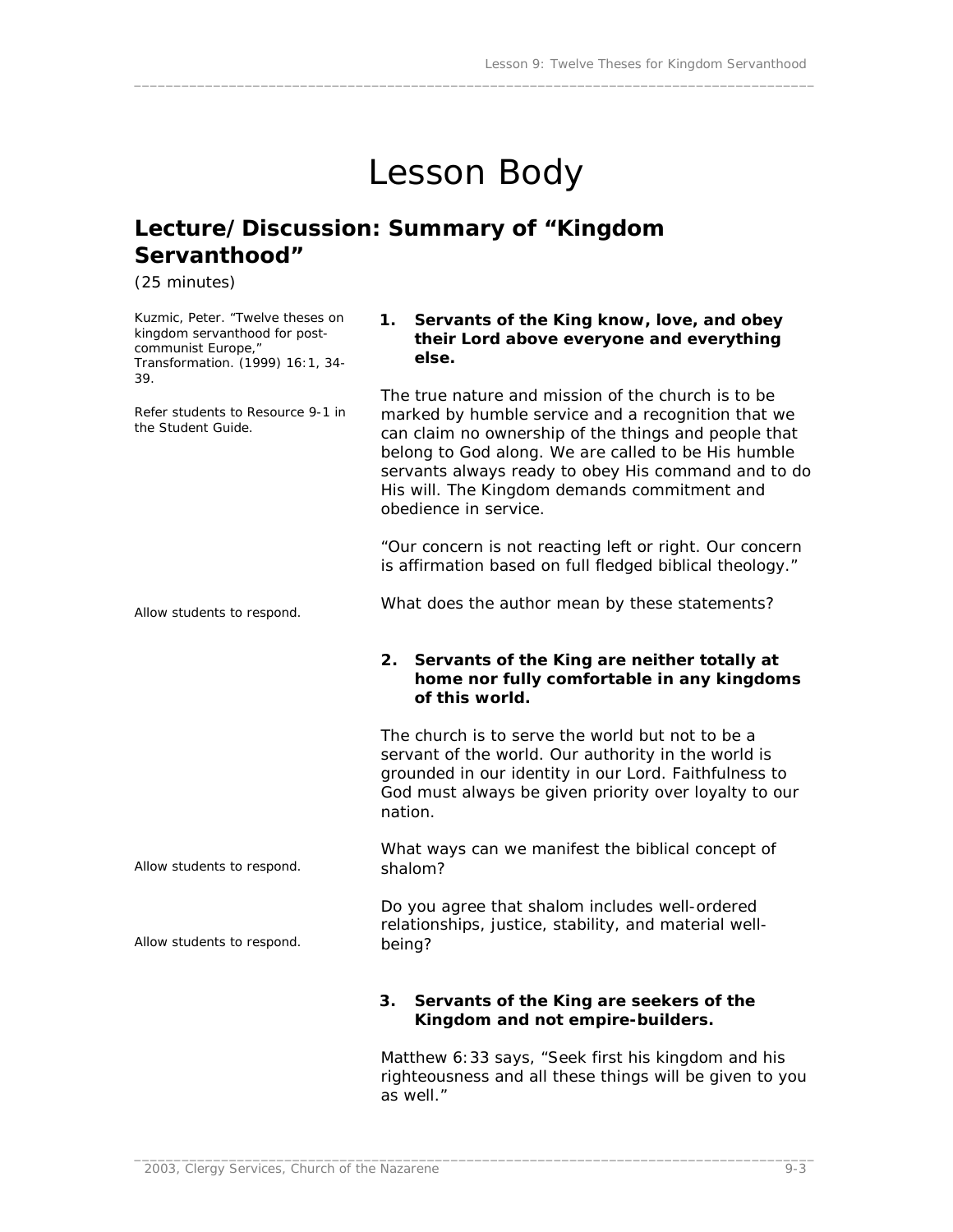# Lesson Body

## Lecture/Discussion: Summary of "Kingdom Servanthood"

(25 minutes)

Kuzmic, Peter. "Twelve theses on kingdom servanthood for post-communist Europe," Transformation. (1999) 16:1, 34-39.

Refer students to Resource 9-1 in the Student Guide.

**1. Servants of the King know, love, and obey their Lord above everyone and everything else.**

The true nature and mission of the church is to be marked by humble service and a recognition that we can claim no ownership of the things and people that belong to God along. We are called to be His humble servants always ready to obey His command and to do His will. The Kingdom demands commitment and obedience in service.

"Our concern is not reacting left or right. Our concern is affirmation based on full fledged biblical theology."

Allow students to respond.

What does the author mean by these statements?

**2. Servants of the King are neither totally at home nor fully comfortable in any kingdoms of this world.**

The church is to serve the world but not to be a servant of the world. Our authority in the world is grounded in our identity in our Lord. Faithfulness to God must always be given priority over loyalty to our nation.

Allow students to respond.

What ways can we manifest the biblical concept of shalom?

Allow students to respond.

Do you agree that shalom includes well-ordered relationships, justice, stability, and material well-being?

**3. Servants of the King are seekers of the Kingdom and not empire-builders.**

Matthew 6:33 says, "Seek first his kingdom and his righteousness and all these things will be given to you as well."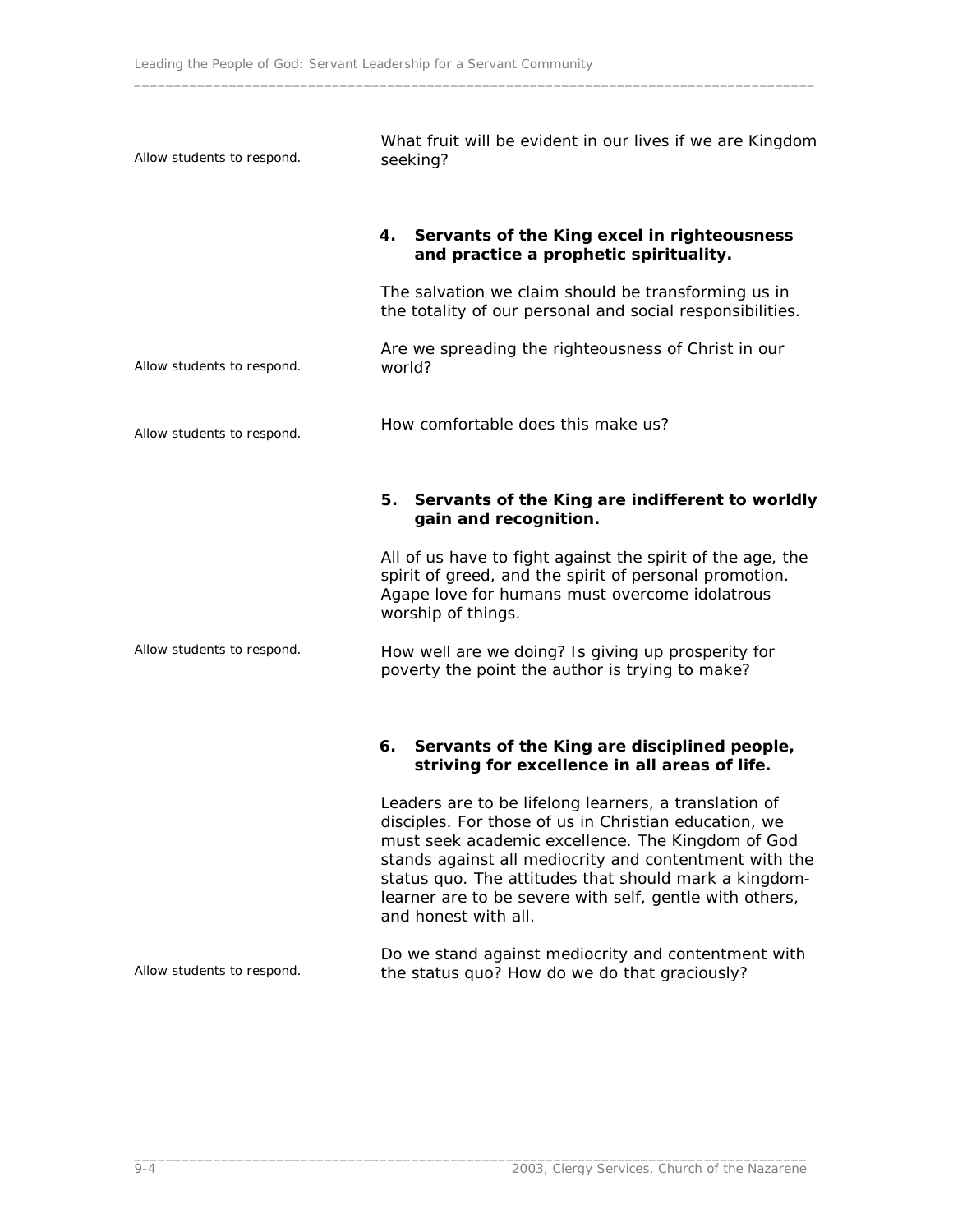*Allow students to respond.*

What fruit will be evident in our lives if we are Kingdom seeking?

**4. Servants of the King excel in righteousness and practice a prophetic spirituality.**

The salvation we claim should be transforming us in the totality of our personal and social responsibilities.

*Allow students to respond.*

Are we spreading the righteousness of Christ in our world?

*Allow students to respond.*

How comfortable does this make us?

**5. Servants of the King are indifferent to worldly gain and recognition.**

All of us have to fight against the spirit of the age, the spirit of greed, and the spirit of personal promotion. Agape love for humans must overcome idolatrous worship of things.

*Allow students to respond.*

How well are we doing? Is giving up prosperity for poverty the point the author is trying to make?

**6. Servants of the King are disciplined people, striving for excellence in all areas of life.**

Leaders are to be lifelong learners, a translation of disciples. For those of us in Christian education, we must seek academic excellence. The Kingdom of God stands against all mediocrity and contentment with the status quo. The attitudes that should mark a kingdom-learner are to be severe with self, gentle with others, and honest with all.

*Allow students to respond.*

Do we stand against mediocrity and contentment with the status quo? How do we do that graciously?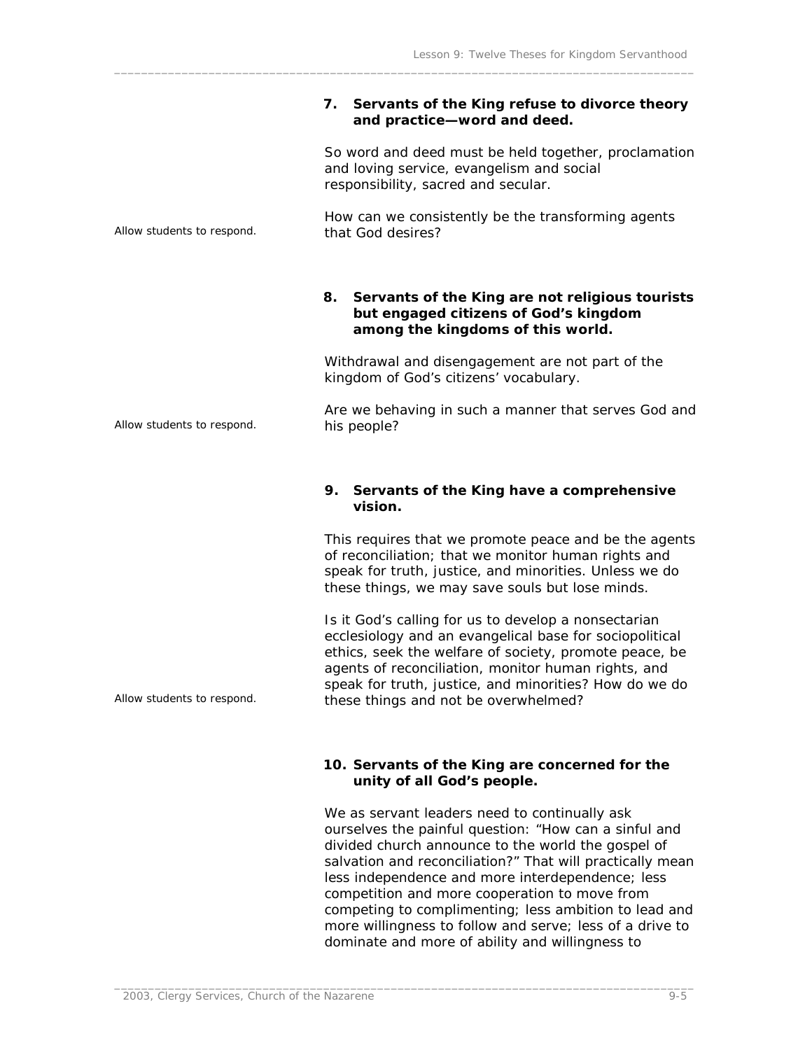**7. Servants of the King refuse to divorce theory and practice—word and deed.**

So word and deed must be held together, proclamation and loving service, evangelism and social responsibility, sacred and secular.

*Allow students to respond.*

How can we consistently be the transforming agents that God desires?

**8. Servants of the King are not religious tourists but engaged citizens of God's kingdom among the kingdoms of this world.**

Withdrawal and disengagement are not part of the kingdom of God's citizens' vocabulary.

*Allow students to respond.*

Are we behaving in such a manner that serves God and his people?

**9. Servants of the King have a comprehensive vision.**

This requires that we promote peace and be the agents of reconciliation; that we monitor human rights and speak for truth, justice, and minorities. Unless we do these things, we may save souls but lose minds.

*Allow students to respond.*

Is it God's calling for us to develop a nonsectarian ecclesiology and an evangelical base for sociopolitical ethics, seek the welfare of society, promote peace, be agents of reconciliation, monitor human rights, and speak for truth, justice, and minorities? How do we do these things and not be overwhelmed?

**10. Servants of the King are concerned for the unity of all God's people.**

We as servant leaders need to continually ask ourselves the painful question: "How can a sinful and divided church announce to the world the gospel of salvation and reconciliation?" That will practically mean less independence and more interdependence; less competition and more cooperation to move from competing to complimenting; less ambition to lead and more willingness to follow and serve; less of a drive to dominate and more of ability and willingness to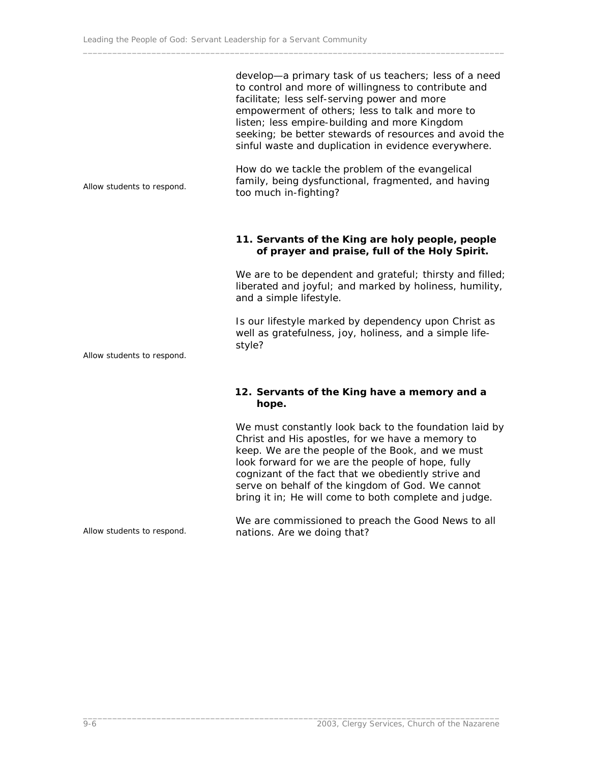develop—a primary task of us teachers; less of a need to control and more of willingness to contribute and facilitate; less self-serving power and more empowerment of others; less to talk and more to listen; less empire-building and more Kingdom seeking; be better stewards of resources and avoid the sinful waste and duplication in evidence everywhere.

*Allow students to respond.*

How do we tackle the problem of the evangelical family, being dysfunctional, fragmented, and having too much in-fighting?

**11. Servants of the King are holy people, people of prayer and praise, full of the Holy Spirit.**

We are to be dependent and grateful; thirsty and filled; liberated and joyful; and marked by holiness, humility, and a simple lifestyle.

*Allow students to respond.*

Is our lifestyle marked by dependency upon Christ as well as gratefulness, joy, holiness, and a simple life-style?

**12. Servants of the King have a memory and a hope.**

We must constantly look back to the foundation laid by Christ and His apostles, for we have a memory to keep. We are the people of the Book, and we must look forward for we are the people of hope, fully cognizant of the fact that we obediently strive and serve on behalf of the kingdom of God. We cannot bring it in; He will come to both complete and judge.

*Allow students to respond.*

We are commissioned to preach the Good News to all nations. Are we doing that?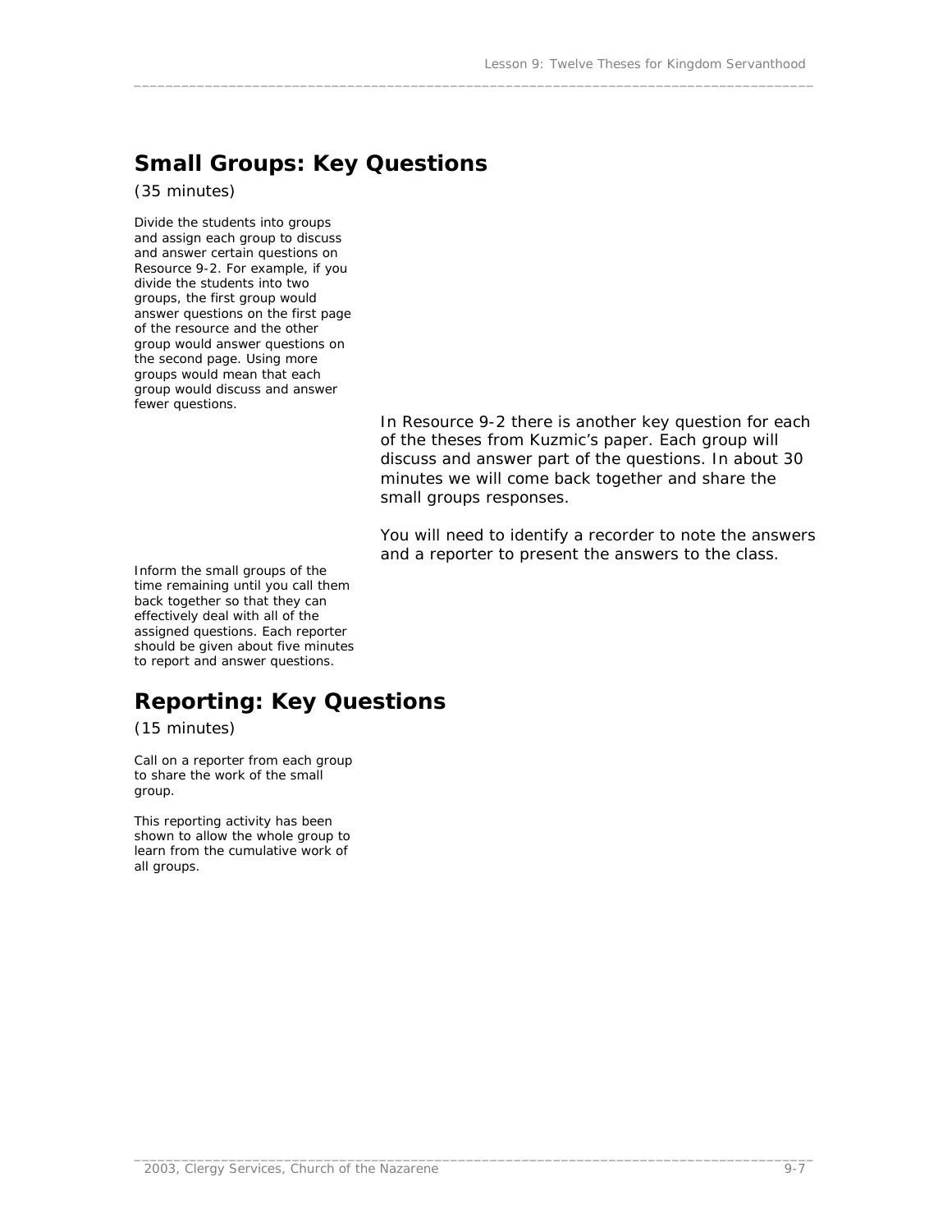## Small Groups: Key Questions

(35 minutes)

Divide the students into groups and assign each group to discuss and answer certain questions on Resource 9-2. For example, if you divide the students into two groups, the first group would answer questions on the first page of the resource and the other group would answer questions on the second page. Using more groups would mean that each group would discuss and answer fewer questions.

In Resource 9-2 there is another key question for each of the theses from Kuzmic's paper. Each group will discuss and answer part of the questions. In about 30 minutes we will come back together and share the small groups responses.

You will need to identify a recorder to note the answers and a reporter to present the answers to the class.

Inform the small groups of the time remaining until you call them back together so that they can effectively deal with all of the assigned questions. Each reporter should be given about five minutes to report and answer questions.

## Reporting: Key Questions

(15 minutes)

Call on a reporter from each group to share the work of the small group.

This reporting activity has been shown to allow the whole group to learn from the cumulative work of all groups.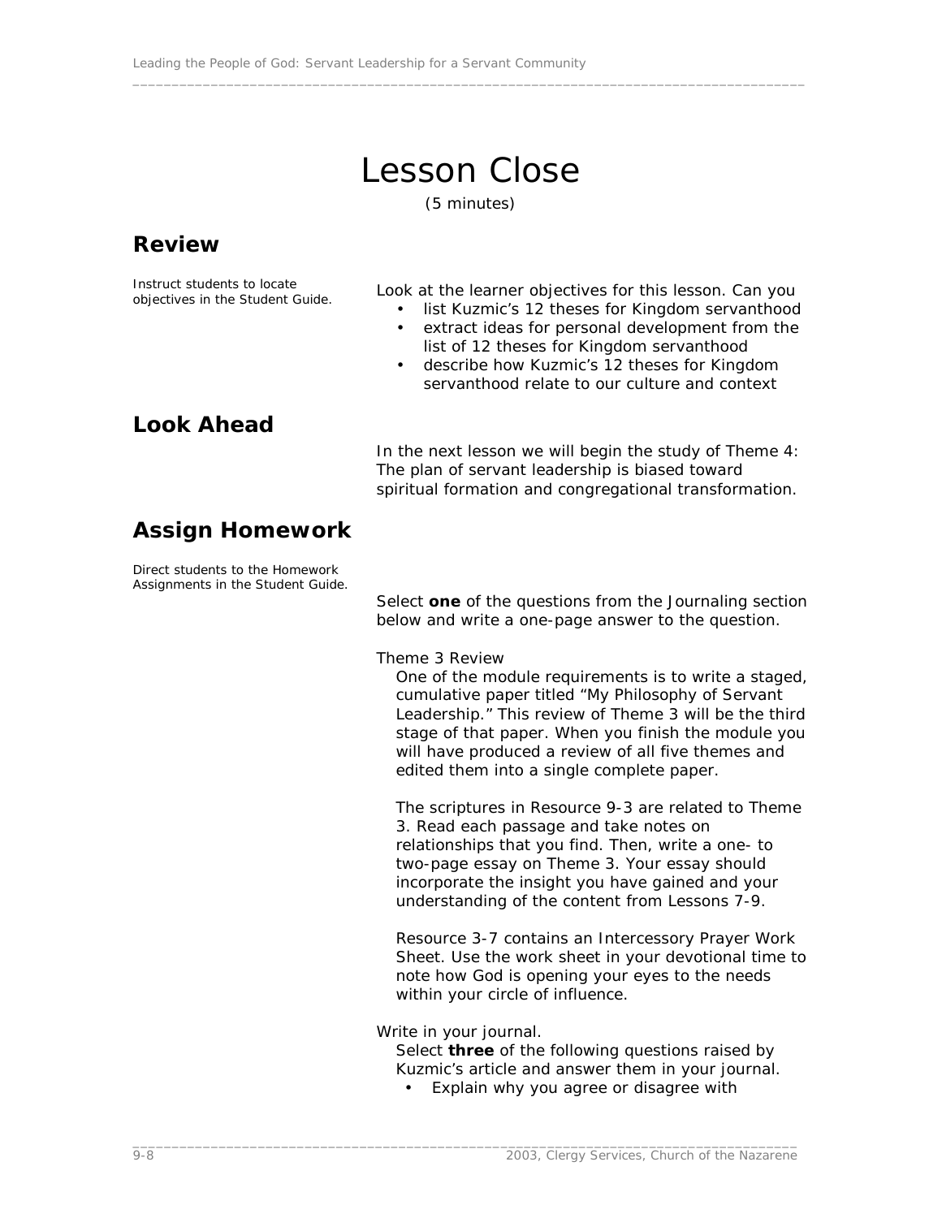# Lesson Close

(5 minutes)

## Review

Instruct students to locate objectives in the Student Guide.

Look at the learner objectives for this lesson. Can you

- list Kuzmic's 12 theses for Kingdom servanthood
- extract ideas for personal development from the list of 12 theses for Kingdom servanthood
- describe how Kuzmic's 12 theses for Kingdom servanthood relate to our culture and context

## Look Ahead

In the next lesson we will begin the study of Theme 4: The plan of servant leadership is biased toward spiritual formation and congregational transformation.

## Assign Homework

Direct students to the Homework Assignments in the Student Guide.

Select **one** of the questions from the Journaling section below and write a one-page answer to the question.

Theme 3 Review

One of the module requirements is to write a staged, cumulative paper titled "My Philosophy of Servant Leadership." This review of Theme 3 will be the third stage of that paper. When you finish the module you will have produced a review of all five themes and edited them into a single complete paper.

The scriptures in Resource 9-3 are related to Theme 3. Read each passage and take notes on relationships that you find. Then, write a one- to two-page essay on Theme 3. Your essay should incorporate the insight you have gained and your understanding of the content from Lessons 7-9.

Resource 3-7 contains an Intercessory Prayer Work Sheet. Use the work sheet in your devotional time to note how God is opening your eyes to the needs within your circle of influence.

Write in your journal.

Select **three** of the following questions raised by Kuzmic's article and answer them in your journal.

- Explain why you agree or disagree with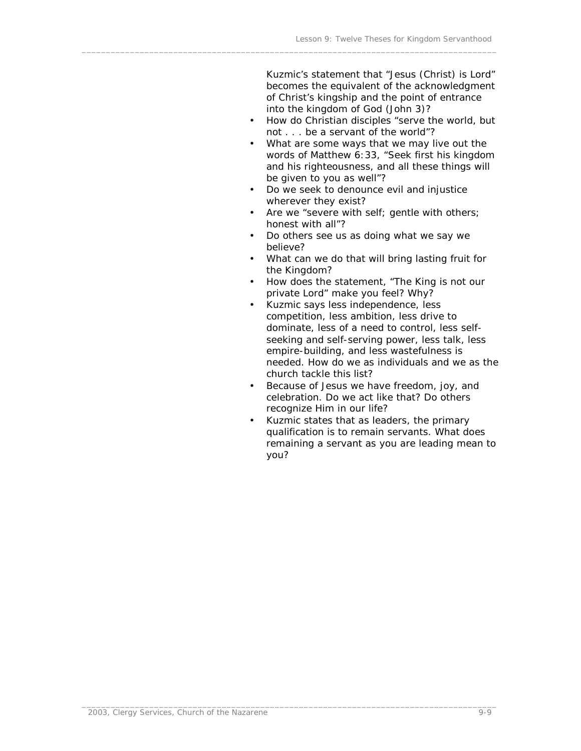Kuzmic's statement that "Jesus (Christ) is Lord" becomes the equivalent of the acknowledgment of Christ's kingship and the point of entrance into the kingdom of God (John 3)?

- How do Christian disciples "serve the world, but not . . . be a servant of the world"?
- What are some ways that we may live out the words of Matthew 6:33, "Seek first his kingdom and his righteousness, and all these things will be given to you as well"?
- Do we seek to denounce evil and injustice wherever they exist?
- Are we "severe with self; gentle with others; honest with all"?
- Do others see us as doing what we say we believe?
- What can we do that will bring lasting fruit for the Kingdom?
- How does the statement, "The King is not our private Lord" make you feel? Why?
- Kuzmic says less independence, less competition, less ambition, less drive to dominate, less of a need to control, less self-seeking and self-serving power, less talk, less empire-building, and less wastefulness is needed. How do we as individuals and we as the church tackle this list?
- Because of Jesus we have freedom, joy, and celebration. Do we act like that? Do others recognize Him in our life?
- Kuzmic states that as leaders, the primary qualification is to remain servants. What does remaining a servant as you are leading mean to you?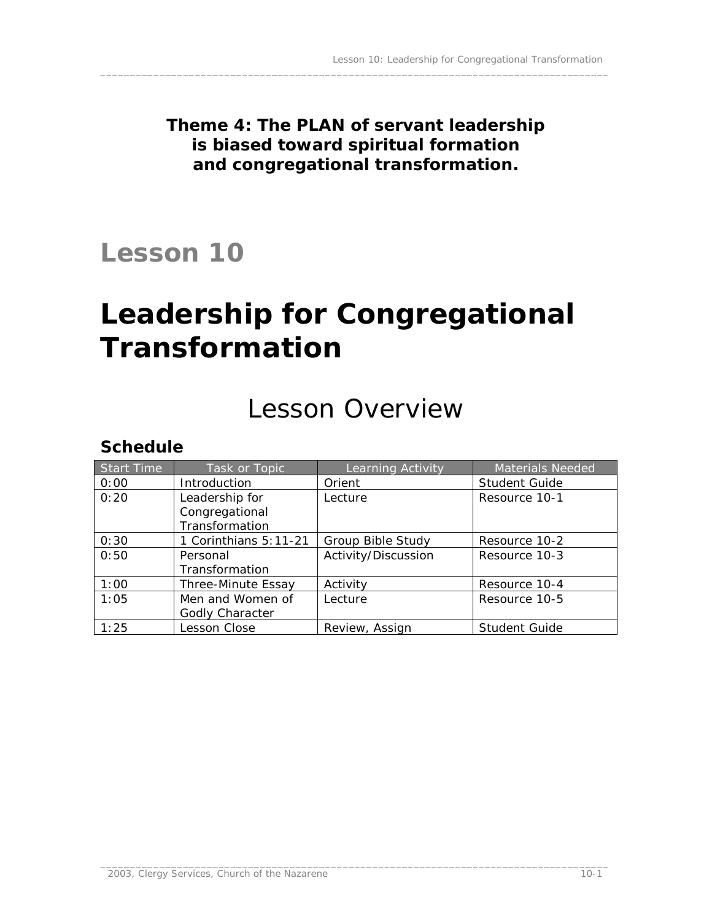**Theme 4: The PLAN of servant leadership is biased toward spiritual formation and congregational transformation.**

# Lesson 10

# Leadership for Congregational Transformation

## Lesson Overview

### Schedule

| Start Time | Task or Topic | Learning Activity | Materials Needed |
|---|---|---|---|
| 0:00 | Introduction | Orient | Student Guide |
| 0:20 | Leadership for Congregational Transformation | Lecture | Resource 10-1 |
| 0:30 | 1 Corinthians 5:11-21 | Group Bible Study | Resource 10-2 |
| 0:50 | Personal Transformation | Activity/Discussion | Resource 10-3 |
| 1:00 | Three-Minute Essay | Activity | Resource 10-4 |
| 1:05 | Men and Women of Godly Character | Lecture | Resource 10-5 |
| 1:25 | Lesson Close | Review, Assign | Student Guide |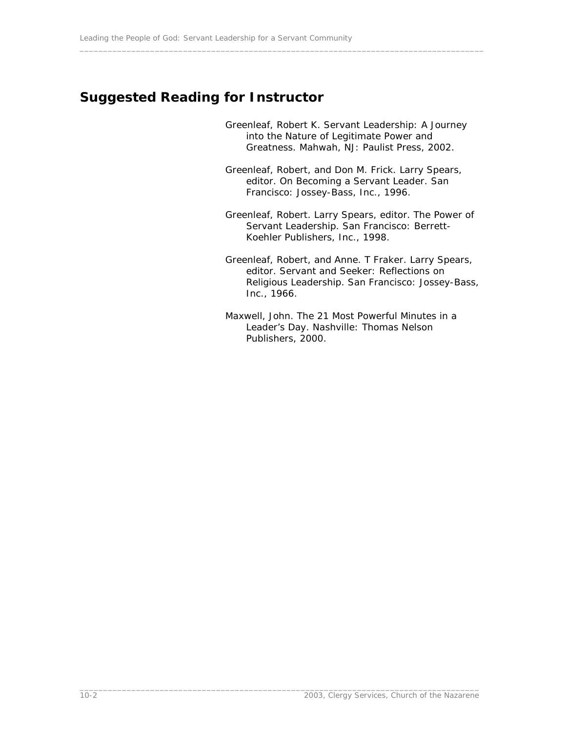## Suggested Reading for Instructor

Greenleaf, Robert K. Servant Leadership: A Journey into the Nature of Legitimate Power and Greatness. Mahwah, NJ: Paulist Press, 2002.

Greenleaf, Robert, and Don M. Frick. Larry Spears, editor. On Becoming a Servant Leader. San Francisco: Jossey-Bass, Inc., 1996.

Greenleaf, Robert. Larry Spears, editor. The Power of Servant Leadership. San Francisco: Berrett-Koehler Publishers, Inc., 1998.

Greenleaf, Robert, and Anne. T Fraker. Larry Spears, editor. Servant and Seeker: Reflections on Religious Leadership. San Francisco: Jossey-Bass, Inc., 1966.

Maxwell, John. The 21 Most Powerful Minutes in a Leader's Day. Nashville: Thomas Nelson Publishers, 2000.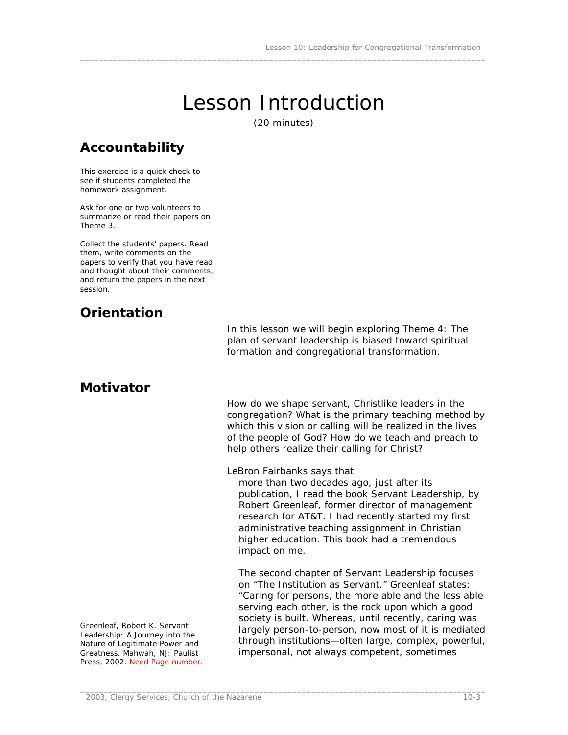# Lesson Introduction

(20 minutes)

## Accountability

This exercise is a quick check to see if students completed the homework assignment.

Ask for one or two volunteers to summarize or read their papers on Theme 3.

Collect the students' papers. Read them, write comments on the papers to verify that you have read and thought about their comments, and return the papers in the next session.

## Orientation

In this lesson we will begin exploring Theme 4: The plan of servant leadership is biased toward spiritual formation and congregational transformation.

## Motivator

How do we shape servant, Christlike leaders in the congregation? What is the primary teaching method by which this vision or calling will be realized in the lives of the people of God? How do we teach and preach to help others realize their calling for Christ?

LeBron Fairbanks says that

> more than two decades ago, just after its publication, I read the book Servant Leadership, by Robert Greenleaf, former director of management research for AT&T. I had recently started my first administrative teaching assignment in Christian higher education. This book had a tremendous impact on me.
>
> The second chapter of Servant Leadership focuses on "The Institution as Servant." Greenleaf states: "Caring for persons, the more able and the less able serving each other, is the rock upon which a good society is built. Whereas, until recently, caring was largely person-to-person, now most of it is mediated through institutions—often large, complex, powerful, impersonal, not always competent, sometimes

Greenleaf, Robert K. Servant Leadership: A Journey into the Nature of Legitimate Power and Greatness. Mahwah, NJ: Paulist Press, 2002. Need Page number.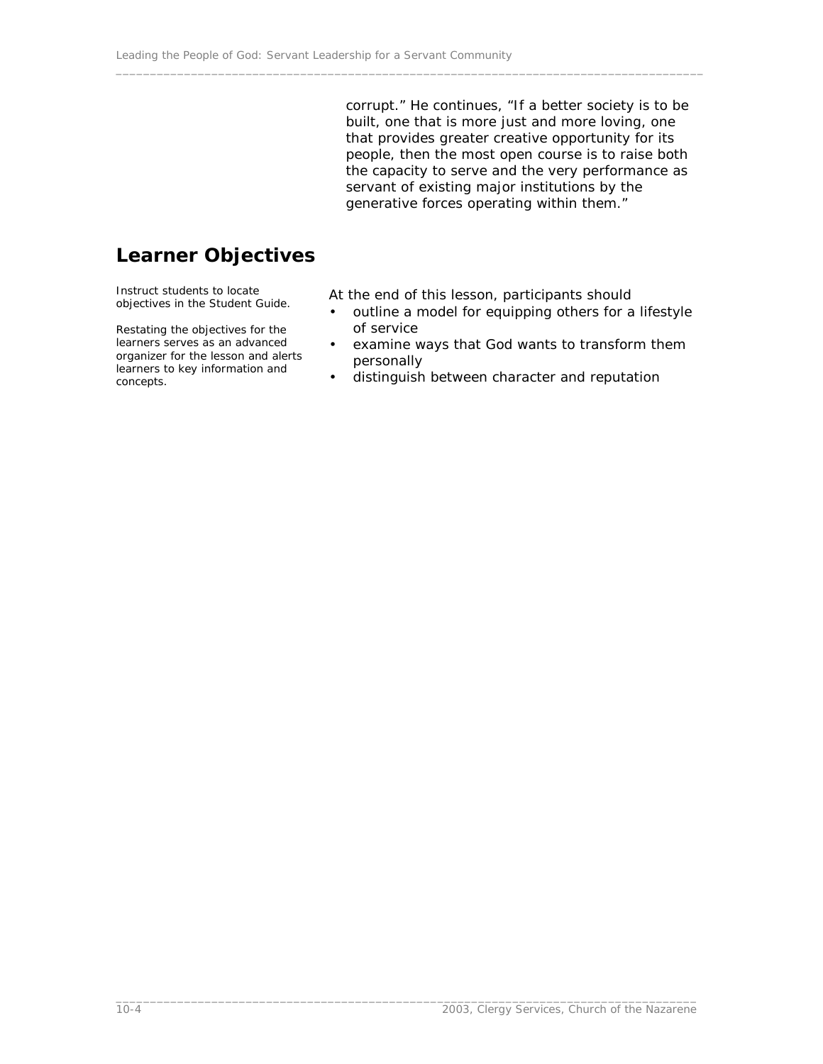corrupt." He continues, "If a better society is to be built, one that is more just and more loving, one that provides greater creative opportunity for its people, then the most open course is to raise both the capacity to serve and the very performance as servant of existing major institutions by the generative forces operating within them."

## Learner Objectives

Instruct students to locate objectives in the Student Guide.

Restating the objectives for the learners serves as an advanced organizer for the lesson and alerts learners to key information and concepts.

At the end of this lesson, participants should

- outline a model for equipping others for a lifestyle of service
- examine ways that God wants to transform them personally
- distinguish between character and reputation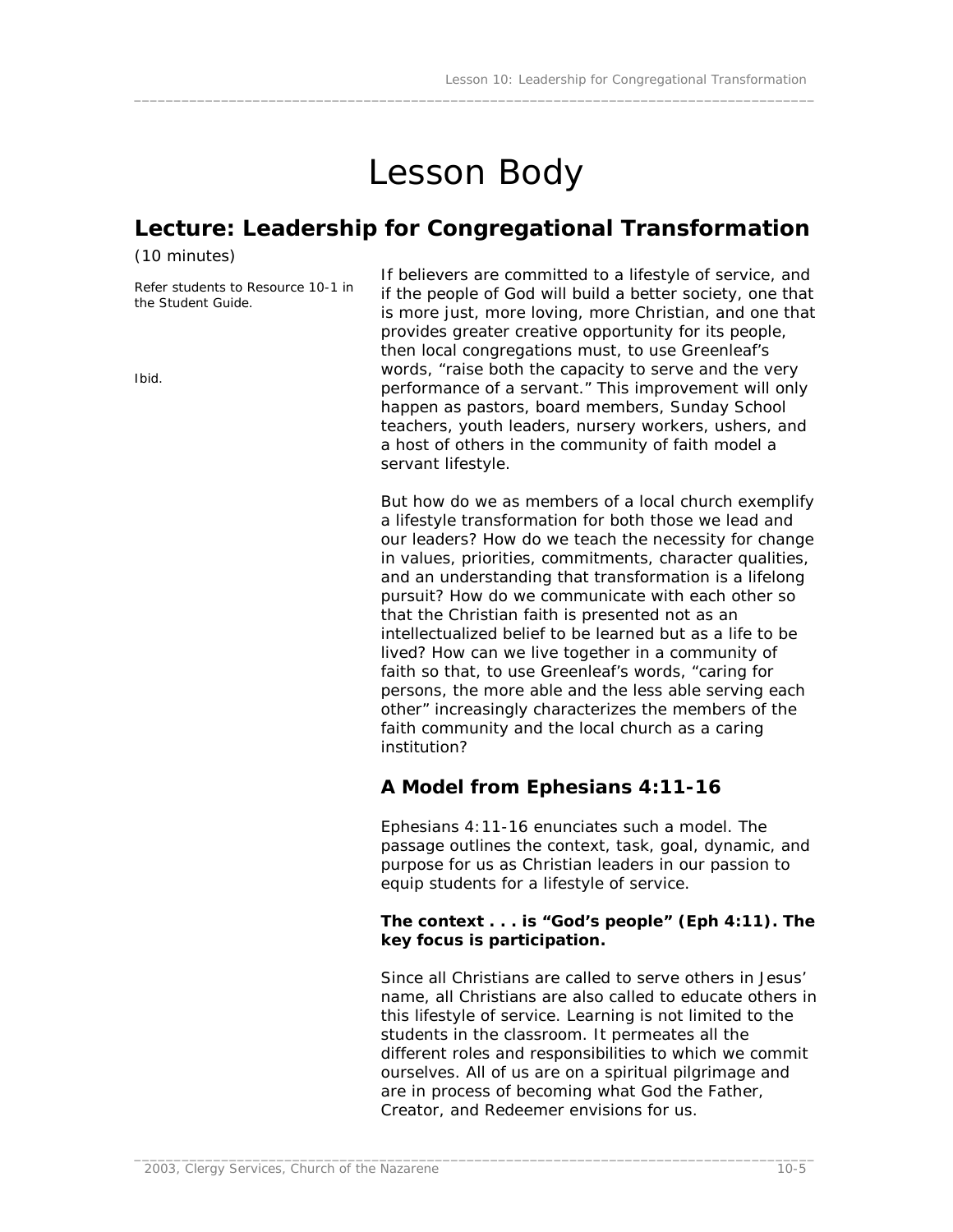# Lesson Body

## Lecture: Leadership for Congregational Transformation

(10 minutes)

Refer students to Resource 10-1 in the Student Guide.

If believers are committed to a lifestyle of service, and if the people of God will build a better society, one that is more just, more loving, more Christian, and one that provides greater creative opportunity for its people, then local congregations must, to use Greenleaf's words, "raise both the capacity to serve and the very performance of a servant." This improvement will only happen as pastors, board members, Sunday School teachers, youth leaders, nursery workers, ushers, and a host of others in the community of faith model a servant lifestyle.

Ibid.

But how do we as members of a local church exemplify a lifestyle transformation for both those we lead and our leaders? How do we teach the necessity for change in values, priorities, commitments, character qualities, and an understanding that transformation is a lifelong pursuit? How do we communicate with each other so that the Christian faith is presented not as an intellectualized belief to be learned but as a life to be lived? How can we live together in a community of faith so that, to use Greenleaf's words, "caring for persons, the more able and the less able serving each other" increasingly characterizes the members of the faith community and the local church as a caring institution?

### A Model from Ephesians 4:11-16

Ephesians 4:11-16 enunciates such a model. The passage outlines the context, task, goal, dynamic, and purpose for us as Christian leaders in our passion to equip students for a lifestyle of service.

**The context . . . is "God's people" (Eph 4:11). The key focus is participation.**

Since all Christians are called to serve others in Jesus' name, all Christians are also called to educate others in this lifestyle of service. Learning is not limited to the students in the classroom. It permeates all the different roles and responsibilities to which we commit ourselves. All of us are on a spiritual pilgrimage and are in process of becoming what God the Father, Creator, and Redeemer envisions for us.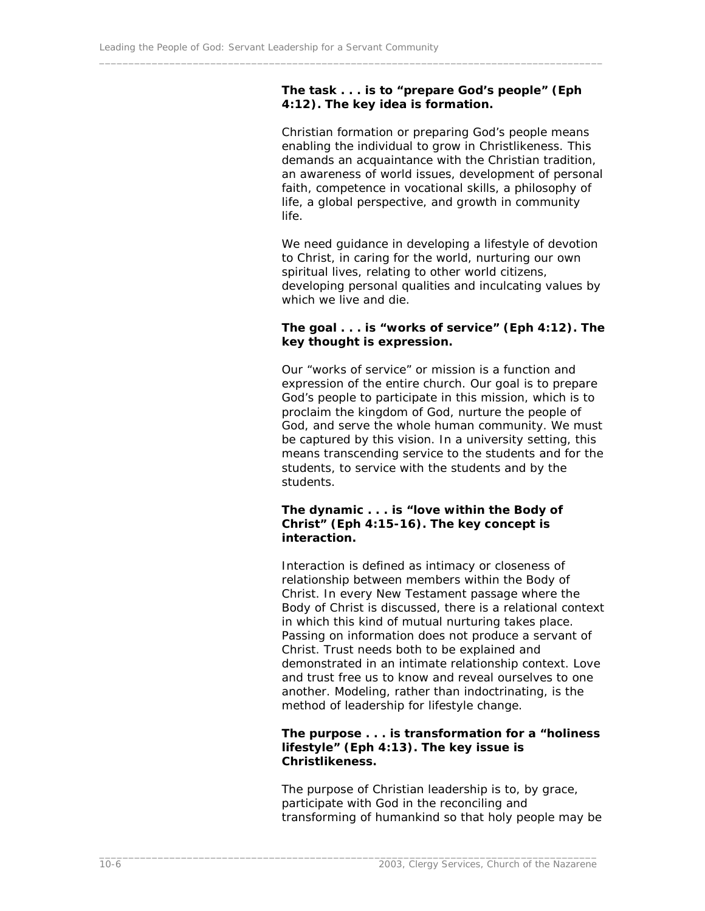**The task . . . is to "prepare God's people" (Eph 4:12). The key idea is formation.**

Christian formation or preparing God's people means enabling the individual to grow in Christlikeness. This demands an acquaintance with the Christian tradition, an awareness of world issues, development of personal faith, competence in vocational skills, a philosophy of life, a global perspective, and growth in community life.

We need guidance in developing a lifestyle of devotion to Christ, in caring for the world, nurturing our own spiritual lives, relating to other world citizens, developing personal qualities and inculcating values by which we live and die.

**The goal . . . is "works of service" (Eph 4:12). The key thought is expression.**

Our "works of service" or mission is a function and expression of the entire church. Our goal is to prepare God's people to participate in this mission, which is to proclaim the kingdom of God, nurture the people of God, and serve the whole human community. We must be captured by this vision. In a university setting, this means transcending service to the students and for the students, to service with the students and by the students.

**The dynamic . . . is "love within the Body of Christ" (Eph 4:15-16). The key concept is interaction.**

Interaction is defined as intimacy or closeness of relationship between members within the Body of Christ. In every New Testament passage where the Body of Christ is discussed, there is a relational context in which this kind of mutual nurturing takes place. Passing on information does not produce a servant of Christ. Trust needs both to be explained and demonstrated in an intimate relationship context. Love and trust free us to know and reveal ourselves to one another. Modeling, rather than indoctrinating, is the method of leadership for lifestyle change.

**The purpose . . . is transformation for a "holiness lifestyle" (Eph 4:13). The key issue is Christlikeness.**

The purpose of Christian leadership is to, by grace, participate with God in the reconciling and transforming of humankind so that holy people may be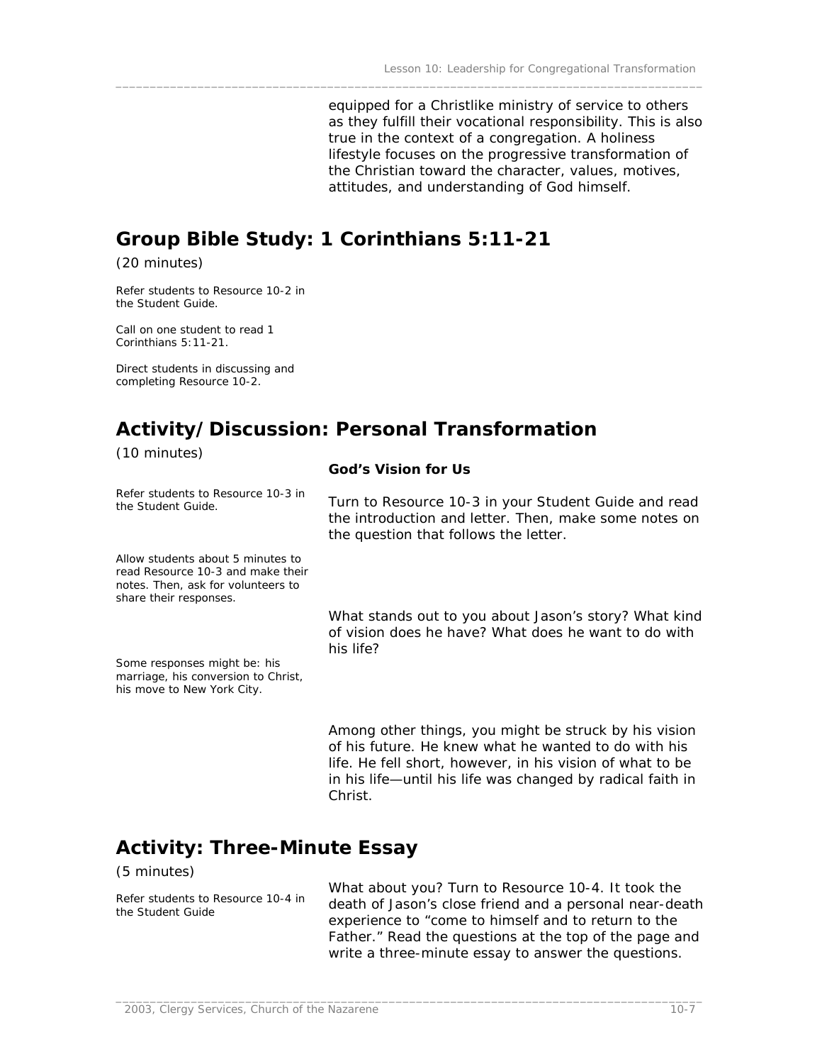equipped for a Christlike ministry of service to others as they fulfill their vocational responsibility. This is also true in the context of a congregation. A holiness lifestyle focuses on the progressive transformation of the Christian toward the character, values, motives, attitudes, and understanding of God himself.

## Group Bible Study: 1 Corinthians 5:11-21

(20 minutes)

Refer students to Resource 10-2 in the Student Guide.

Call on one student to read 1 Corinthians 5:11-21.

Direct students in discussing and completing Resource 10-2.

## Activity/Discussion: Personal Transformation

(10 minutes)

**God's Vision for Us**

Refer students to Resource 10-3 in the Student Guide.

Turn to Resource 10-3 in your Student Guide and read the introduction and letter. Then, make some notes on the question that follows the letter.

Allow students about 5 minutes to read Resource 10-3 and make their notes. Then, ask for volunteers to share their responses.

What stands out to you about Jason's story? What kind of vision does he have? What does he want to do with his life?

Some responses might be: his marriage, his conversion to Christ, his move to New York City.

Among other things, you might be struck by his vision of his future. He knew what he wanted to do with his life. He fell short, however, in his vision of what to be in his life—until his life was changed by radical faith in Christ.

## Activity: Three-Minute Essay

(5 minutes)

Refer students to Resource 10-4 in the Student Guide

What about you? Turn to Resource 10-4. It took the death of Jason's close friend and a personal near-death experience to "come to himself and to return to the Father." Read the questions at the top of the page and write a three-minute essay to answer the questions.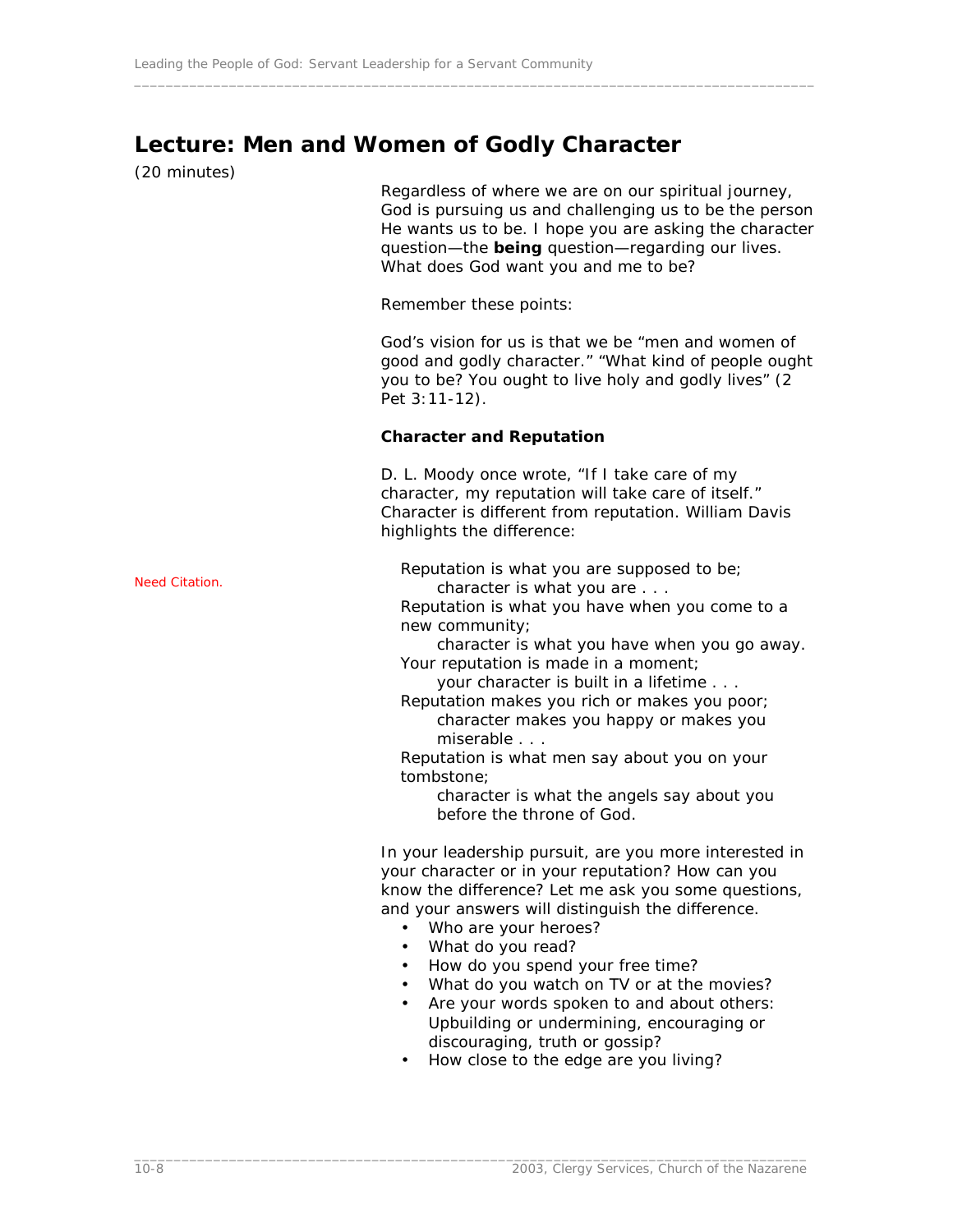## Lecture: Men and Women of Godly Character

(20 minutes)

Regardless of where we are on our spiritual journey, God is pursuing us and challenging us to be the person He wants us to be. I hope you are asking the character question—the **being** question—regarding our lives. What does God want you and me to be?

Remember these points:

God's vision for us is that we be "men and women of good and godly character." "What kind of people ought you to be? You ought to live holy and godly lives" (2 Pet 3:11-12).

**Character and Reputation**

D. L. Moody once wrote, "If I take care of my character, my reputation will take care of itself." Character is different from reputation. William Davis highlights the difference:

Need Citation.

> Reputation is what you are supposed to be;
> character is what you are . . .
> Reputation is what you have when you come to a new community;
> character is what you have when you go away.
> Your reputation is made in a moment;
> your character is built in a lifetime . . .
> Reputation makes you rich or makes you poor;
> character makes you happy or makes you miserable . . .
> Reputation is what men say about you on your tombstone;
> character is what the angels say about you before the throne of God.

In your leadership pursuit, are you more interested in your character or in your reputation? How can you know the difference? Let me ask you some questions, and your answers will distinguish the difference.

- Who are your heroes?
- What do you read?
- How do you spend your free time?
- What do you watch on TV or at the movies?
- Are your words spoken to and about others: Upbuilding or undermining, encouraging or discouraging, truth or gossip?
- How close to the edge are you living?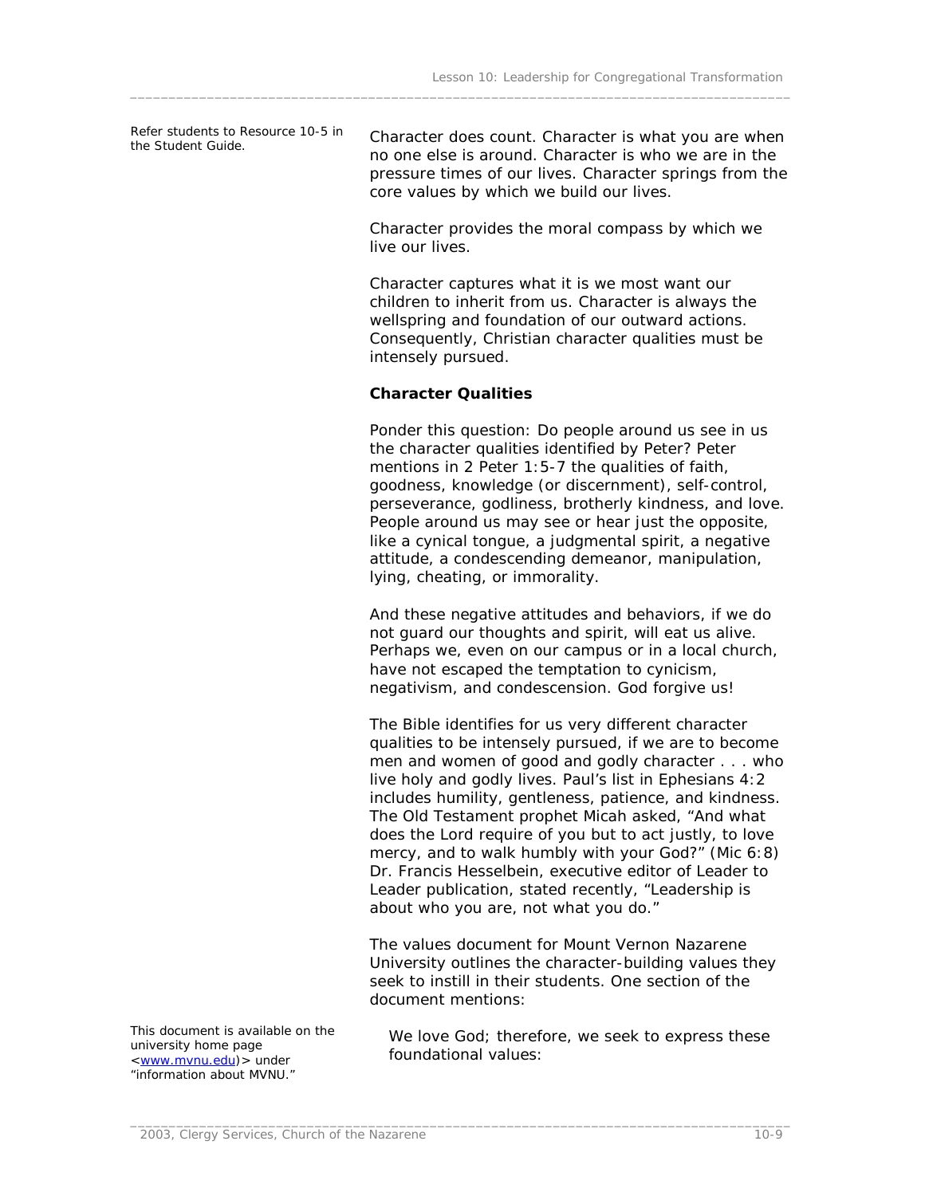Refer students to Resource 10-5 in the Student Guide.

Character does count. Character is what you are when no one else is around. Character is who we are in the pressure times of our lives. Character springs from the core values by which we build our lives.

Character provides the moral compass by which we live our lives.

Character captures what it is we most want our children to inherit from us. Character is always the wellspring and foundation of our outward actions. Consequently, Christian character qualities must be intensely pursued.

**Character Qualities**

Ponder this question: Do people around us see in us the character qualities identified by Peter? Peter mentions in 2 Peter 1:5-7 the qualities of faith, goodness, knowledge (or discernment), self-control, perseverance, godliness, brotherly kindness, and love. People around us may see or hear just the opposite, like a cynical tongue, a judgmental spirit, a negative attitude, a condescending demeanor, manipulation, lying, cheating, or immorality.

And these negative attitudes and behaviors, if we do not guard our thoughts and spirit, will eat us alive. Perhaps we, even on our campus or in a local church, have not escaped the temptation to cynicism, negativism, and condescension. God forgive us!

The Bible identifies for us very different character qualities to be intensely pursued, if we are to become men and women of good and godly character . . . who live holy and godly lives. Paul's list in Ephesians 4:2 includes humility, gentleness, patience, and kindness. The Old Testament prophet Micah asked, "And what does the Lord require of you but to act justly, to love mercy, and to walk humbly with your God?" (Mic 6:8) Dr. Francis Hesselbein, executive editor of Leader to Leader publication, stated recently, "Leadership is about who you are, not what you do."

The values document for Mount Vernon Nazarene University outlines the character-building values they seek to instill in their students. One section of the document mentions:

This document is available on the university home page <www.mvnu.edu)> under "information about MVNU."

> We love God; therefore, we seek to express these foundational values: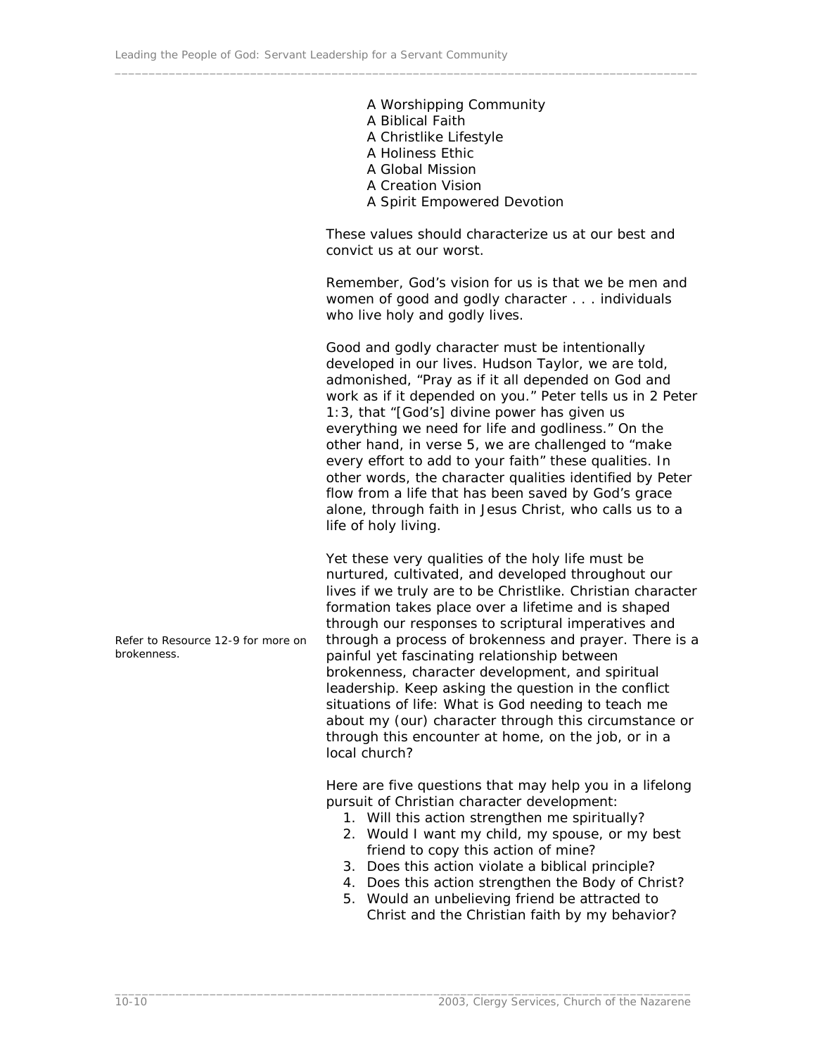A Worshipping Community
A Biblical Faith
A Christlike Lifestyle
A Holiness Ethic
A Global Mission
A Creation Vision
A Spirit Empowered Devotion

These values should characterize us at our best and convict us at our worst.

Remember, God's vision for us is that we be men and women of good and godly character . . . individuals who live holy and godly lives.

Good and godly character must be intentionally developed in our lives. Hudson Taylor, we are told, admonished, "Pray as if it all depended on God and work as if it depended on you." Peter tells us in 2 Peter 1:3, that "[God's] divine power has given us everything we need for life and godliness." On the other hand, in verse 5, we are challenged to "make every effort to add to your faith" these qualities. In other words, the character qualities identified by Peter flow from a life that has been saved by God's grace alone, through faith in Jesus Christ, who calls us to a life of holy living.

*Refer to Resource 12-9 for more on brokenness.*

Yet these very qualities of the holy life must be nurtured, cultivated, and developed throughout our lives if we truly are to be Christlike. Christian character formation takes place over a lifetime and is shaped through our responses to scriptural imperatives and through a process of brokenness and prayer. There is a painful yet fascinating relationship between brokenness, character development, and spiritual leadership. Keep asking the question in the conflict situations of life: What is God needing to teach me about my (our) character through this circumstance or through this encounter at home, on the job, or in a local church?

Here are five questions that may help you in a lifelong pursuit of Christian character development:

1. Will this action strengthen me spiritually?
2. Would I want my child, my spouse, or my best friend to copy this action of mine?
3. Does this action violate a biblical principle?
4. Does this action strengthen the Body of Christ?
5. Would an unbelieving friend be attracted to Christ and the Christian faith by my behavior?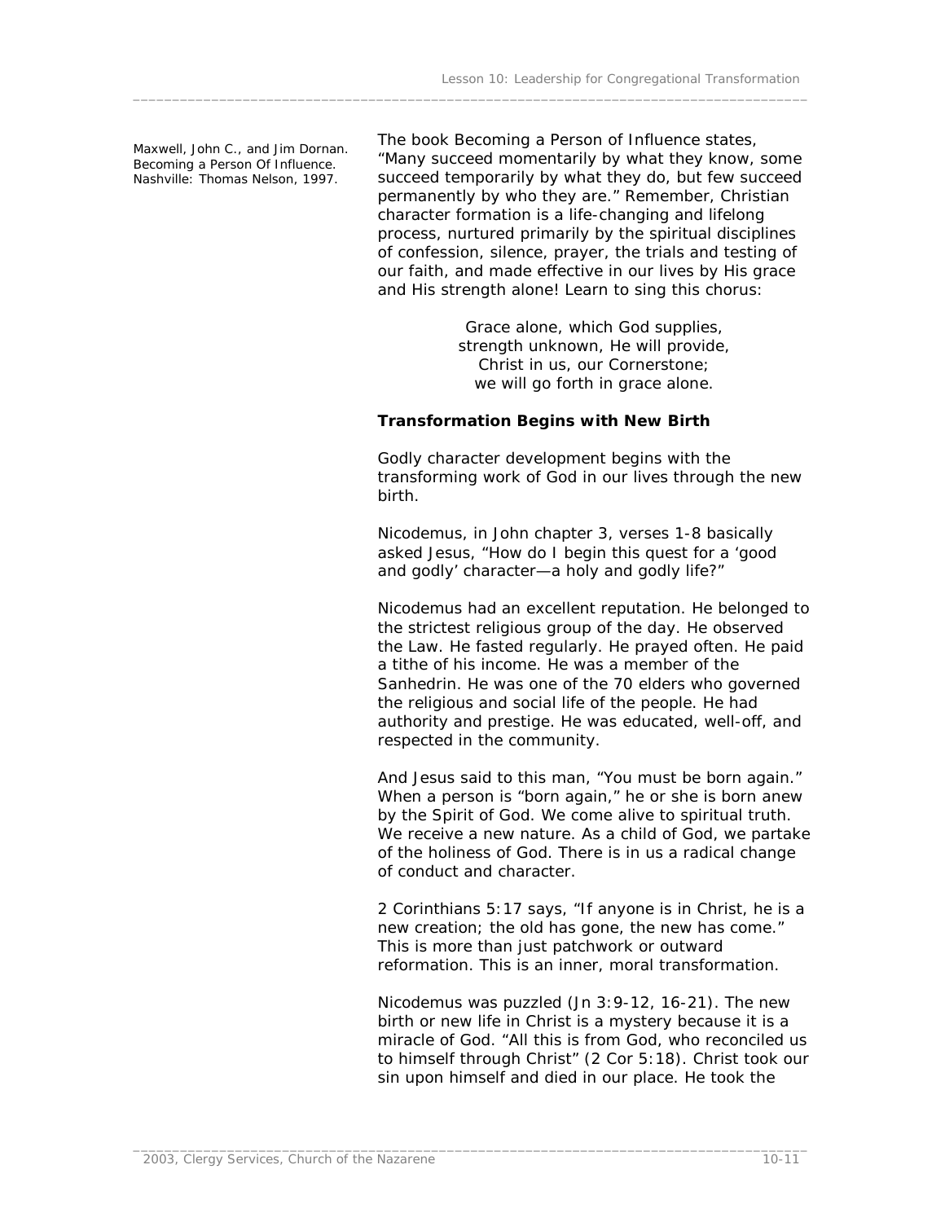Maxwell, John C., and Jim Dornan. *Becoming a Person Of Influence.* Nashville: Thomas Nelson, 1997.

The book Becoming a Person of Influence states, "Many succeed momentarily by what they know, some succeed temporarily by what they do, but few succeed permanently by who they are." Remember, Christian character formation is a life-changing and lifelong process, nurtured primarily by the spiritual disciplines of confession, silence, prayer, the trials and testing of our faith, and made effective in our lives by His grace and His strength alone! Learn to sing this chorus:

> Grace alone, which God supplies,
> strength unknown, He will provide,
> Christ in us, our Cornerstone;
> we will go forth in grace alone.

**Transformation Begins with New Birth**

Godly character development begins with the transforming work of God in our lives through the new birth.

Nicodemus, in John chapter 3, verses 1-8 basically asked Jesus, "How do I begin this quest for a 'good and godly' character—a holy and godly life?"

Nicodemus had an excellent reputation. He belonged to the strictest religious group of the day. He observed the Law. He fasted regularly. He prayed often. He paid a tithe of his income. He was a member of the Sanhedrin. He was one of the 70 elders who governed the religious and social life of the people. He had authority and prestige. He was educated, well-off, and respected in the community.

And Jesus said to this man, "You must be born again." When a person is "born again," he or she is born anew by the Spirit of God. We come alive to spiritual truth. We receive a new nature. As a child of God, we partake of the holiness of God. There is in us a radical change of conduct and character.

2 Corinthians 5:17 says, "If anyone is in Christ, he is a new creation; the old has gone, the new has come." This is more than just patchwork or outward reformation. This is an inner, moral transformation.

Nicodemus was puzzled (Jn 3:9-12, 16-21). The new birth or new life in Christ is a mystery because it is a miracle of God. "All this is from God, who reconciled us to himself through Christ" (2 Cor 5:18). Christ took our sin upon himself and died in our place. He took the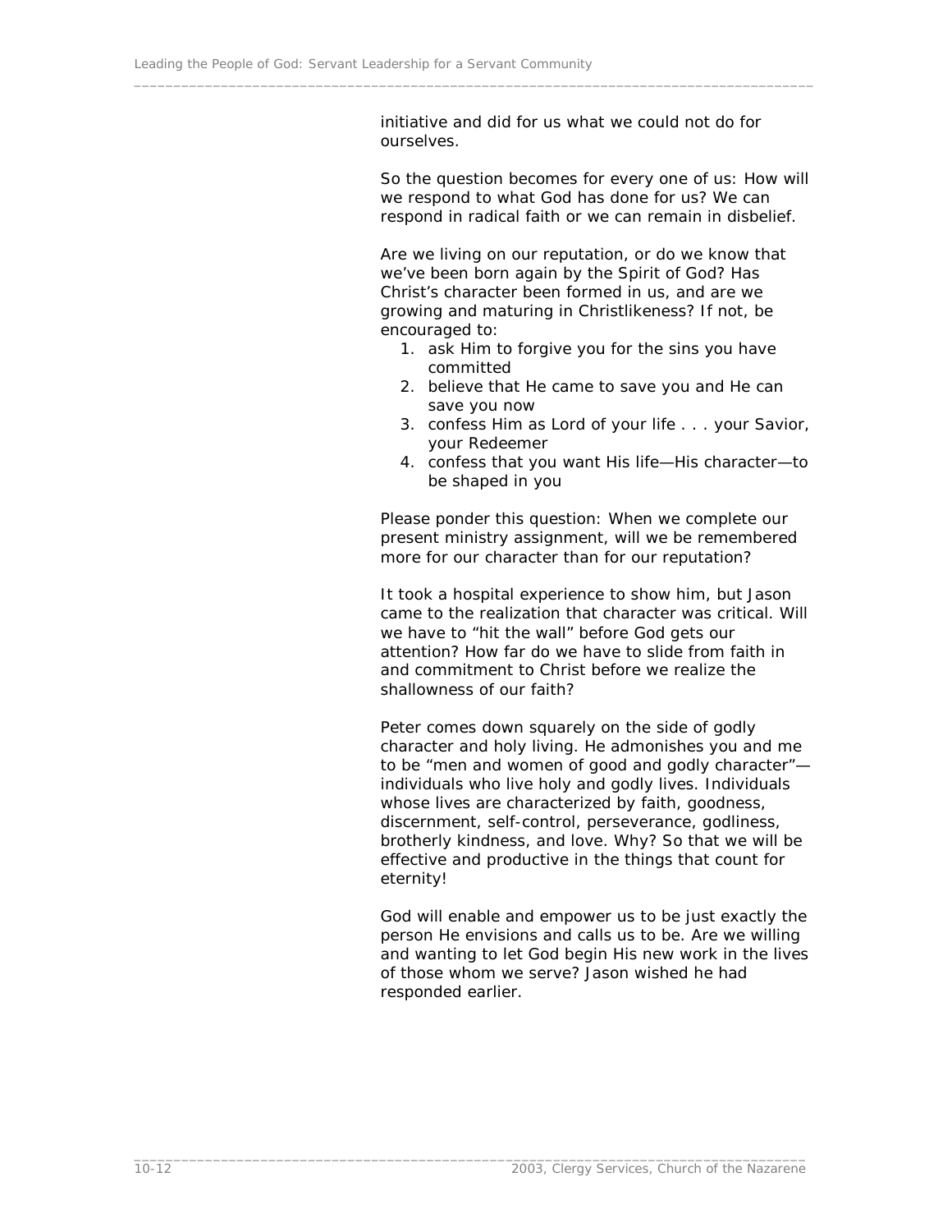initiative and did for us what we could not do for ourselves.

So the question becomes for every one of us: How will we respond to what God has done for us? We can respond in radical faith or we can remain in disbelief.

Are we living on our reputation, or do we know that we've been born again by the Spirit of God? Has Christ's character been formed in us, and are we growing and maturing in Christlikeness? If not, be encouraged to:

1. ask Him to forgive you for the sins you have committed
2. believe that He came to save you and He can save you now
3. confess Him as Lord of your life . . . your Savior, your Redeemer
4. confess that you want His life—His character—to be shaped in you

Please ponder this question: When we complete our present ministry assignment, will we be remembered more for our character than for our reputation?

It took a hospital experience to show him, but Jason came to the realization that character was critical. Will we have to "hit the wall" before God gets our attention? How far do we have to slide from faith in and commitment to Christ before we realize the shallowness of our faith?

Peter comes down squarely on the side of godly character and holy living. He admonishes you and me to be "men and women of good and godly character"—individuals who live holy and godly lives. Individuals whose lives are characterized by faith, goodness, discernment, self-control, perseverance, godliness, brotherly kindness, and love. Why? So that we will be effective and productive in the things that count for eternity!

God will enable and empower us to be just exactly the person He envisions and calls us to be. Are we willing and wanting to let God begin His new work in the lives of those whom we serve? Jason wished he had responded earlier.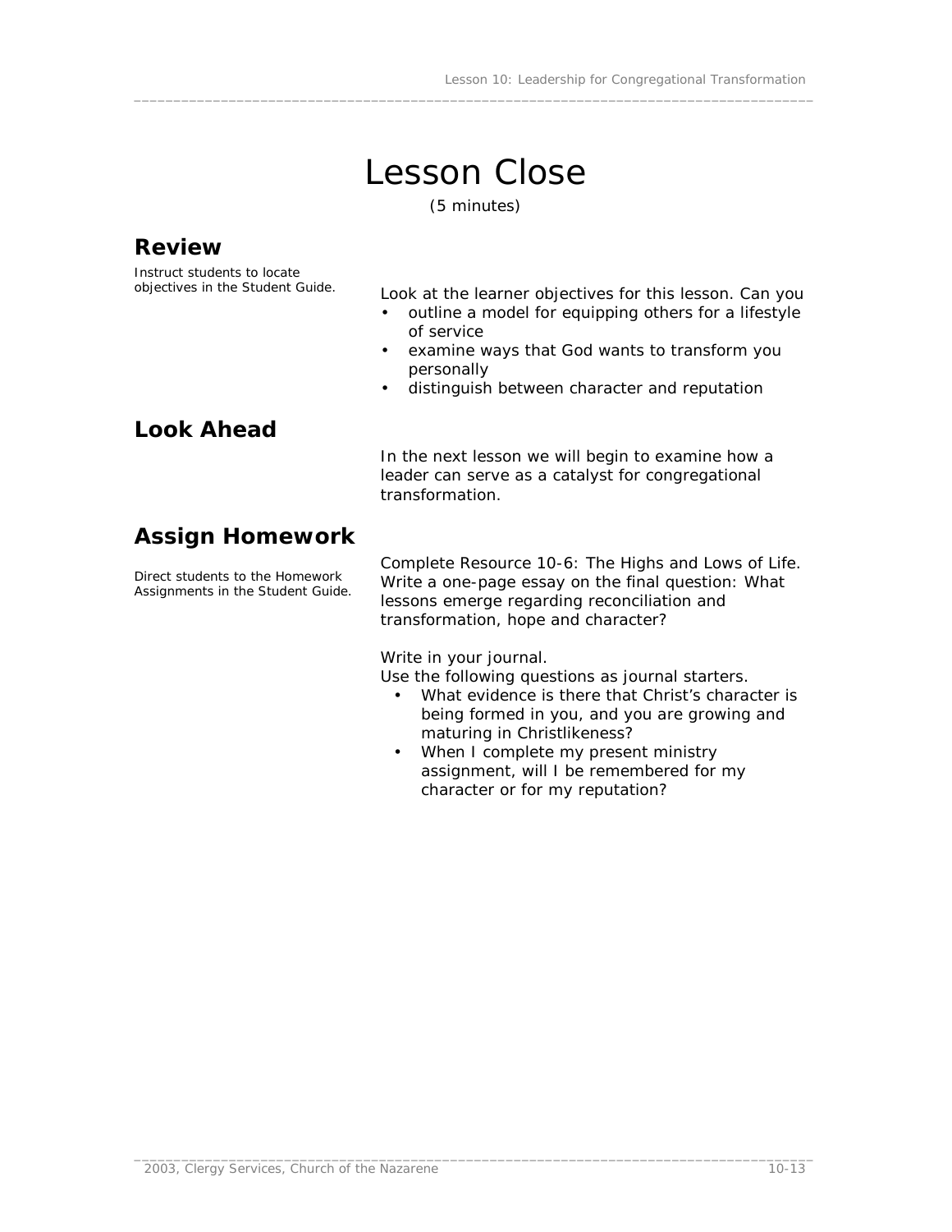# Lesson Close

(5 minutes)

## Review

Instruct students to locate objectives in the Student Guide.

Look at the learner objectives for this lesson. Can you

- outline a model for equipping others for a lifestyle of service
- examine ways that God wants to transform you personally
- distinguish between character and reputation

## Look Ahead

In the next lesson we will begin to examine how a leader can serve as a catalyst for congregational transformation.

## Assign Homework

Direct students to the Homework Assignments in the Student Guide.

Complete Resource 10-6: The Highs and Lows of Life. Write a one-page essay on the final question: What lessons emerge regarding reconciliation and transformation, hope and character?

Write in your journal.
Use the following questions as journal starters.

- What evidence is there that Christ's character is being formed in you, and you are growing and maturing in Christlikeness?
- When I complete my present ministry assignment, will I be remembered for my character or for my reputation?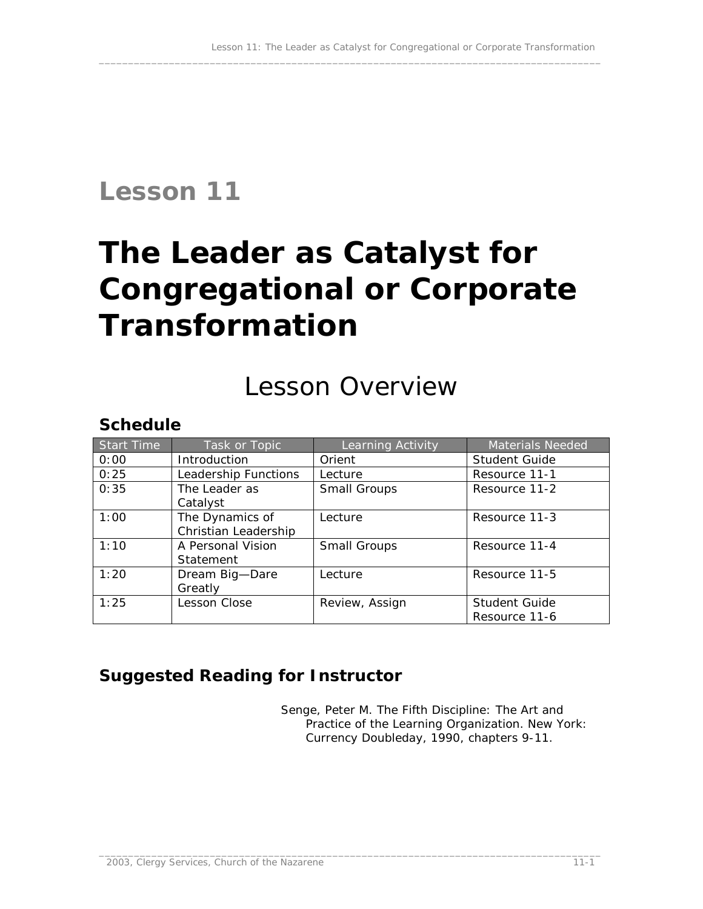# Lesson 11

# The Leader as Catalyst for Congregational or Corporate Transformation

## Lesson Overview

### Schedule

| Start Time | Task or Topic | Learning Activity | Materials Needed |
|---|---|---|---|
| 0:00 | Introduction | Orient | Student Guide |
| 0:25 | Leadership Functions | Lecture | Resource 11-1 |
| 0:35 | The Leader as Catalyst | Small Groups | Resource 11-2 |
| 1:00 | The Dynamics of Christian Leadership | Lecture | Resource 11-3 |
| 1:10 | A Personal Vision Statement | Small Groups | Resource 11-4 |
| 1:20 | Dream Big—Dare Greatly | Lecture | Resource 11-5 |
| 1:25 | Lesson Close | Review, Assign | Student Guide<br>Resource 11-6 |

### Suggested Reading for Instructor

Senge, Peter M. The Fifth Discipline: The Art and Practice of the Learning Organization. New York: Currency Doubleday, 1990, chapters 9-11.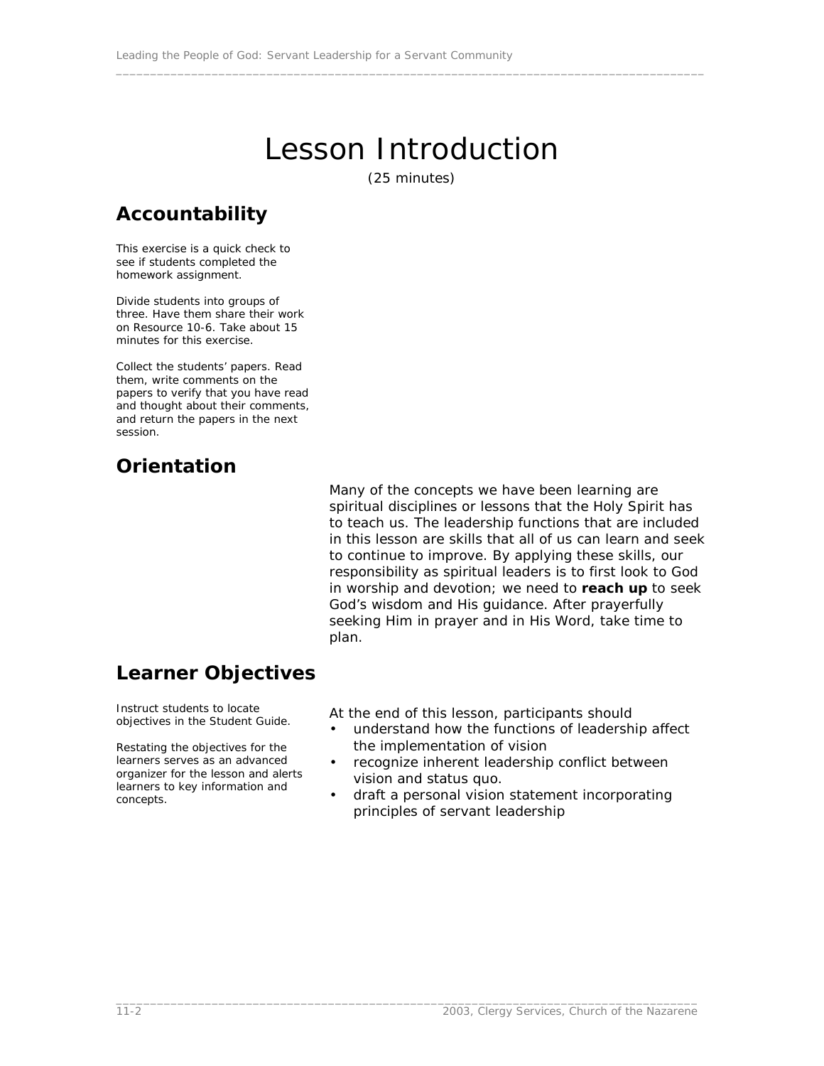# Lesson Introduction

(25 minutes)

## Accountability

This exercise is a quick check to see if students completed the homework assignment.

Divide students into groups of three. Have them share their work on Resource 10-6. Take about 15 minutes for this exercise.

Collect the students' papers. Read them, write comments on the papers to verify that you have read and thought about their comments, and return the papers in the next session.

## Orientation

Many of the concepts we have been learning are spiritual disciplines or lessons that the Holy Spirit has to teach us. The leadership functions that are included in this lesson are skills that all of us can learn and seek to continue to improve. By applying these skills, our responsibility as spiritual leaders is to first look to God in worship and devotion; we need to **reach up** to seek God's wisdom and His guidance. After prayerfully seeking Him in prayer and in His Word, take time to plan.

## Learner Objectives

Instruct students to locate objectives in the Student Guide.

Restating the objectives for the learners serves as an advanced organizer for the lesson and alerts learners to key information and concepts.

At the end of this lesson, participants should

- understand how the functions of leadership affect the implementation of vision
- recognize inherent leadership conflict between vision and status quo.
- draft a personal vision statement incorporating principles of servant leadership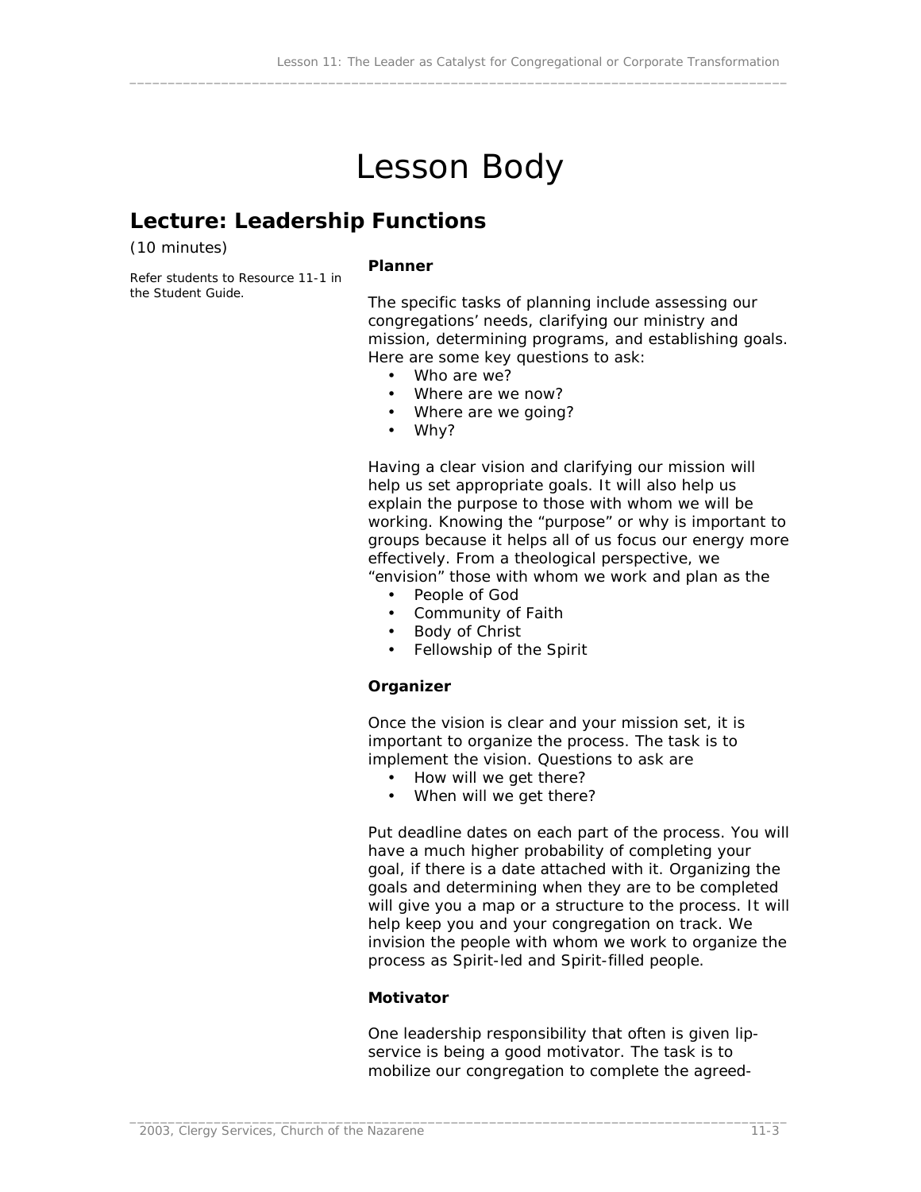# Lesson Body

## Lecture: Leadership Functions

(10 minutes)

*Refer students to Resource 11-1 in the Student Guide.*

**Planner**

The specific tasks of planning include assessing our congregations' needs, clarifying our ministry and mission, determining programs, and establishing goals. Here are some key questions to ask:

- Who are we?
- Where are we now?
- Where are we going?
- Why?

Having a clear vision and clarifying our mission will help us set appropriate goals. It will also help us explain the purpose to those with whom we will be working. Knowing the "purpose" or why is important to groups because it helps all of us focus our energy more effectively. From a theological perspective, we "envision" those with whom we work and plan as the

- People of God
- Community of Faith
- Body of Christ
- Fellowship of the Spirit

**Organizer**

Once the vision is clear and your mission set, it is important to organize the process. The task is to implement the vision. Questions to ask are

- How will we get there?
- When will we get there?

Put deadline dates on each part of the process. You will have a much higher probability of completing your goal, if there is a date attached with it. Organizing the goals and determining when they are to be completed will give you a map or a structure to the process. It will help keep you and your congregation on track. We invision the people with whom we work to organize the process as Spirit-led and Spirit-filled people.

**Motivator**

One leadership responsibility that often is given lip-service is being a good motivator. The task is to mobilize our congregation to complete the agreed-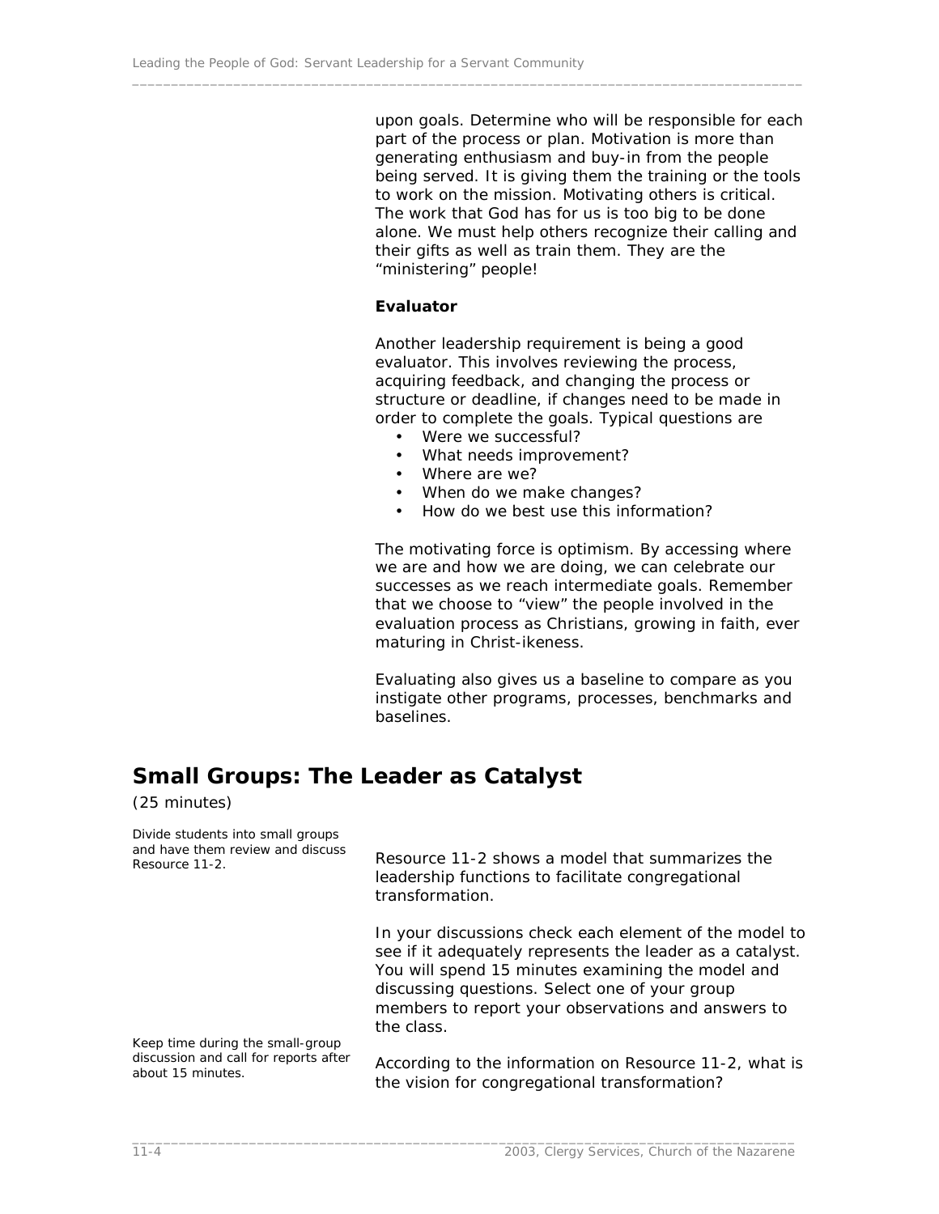upon goals. Determine who will be responsible for each part of the process or plan. Motivation is more than generating enthusiasm and buy-in from the people being served. It is giving them the training or the tools to work on the mission. Motivating others is critical. The work that God has for us is too big to be done alone. We must help others recognize their calling and their gifts as well as train them. They are the "ministering" people!

**Evaluator**

Another leadership requirement is being a good evaluator. This involves reviewing the process, acquiring feedback, and changing the process or structure or deadline, if changes need to be made in order to complete the goals. Typical questions are

- Were we successful?
- What needs improvement?
- Where are we?
- When do we make changes?
- How do we best use this information?

The motivating force is optimism. By accessing where we are and how we are doing, we can celebrate our successes as we reach intermediate goals. Remember that we choose to "view" the people involved in the evaluation process as Christians, growing in faith, ever maturing in Christ-ikeness.

Evaluating also gives us a baseline to compare as you instigate other programs, processes, benchmarks and baselines.

## Small Groups: The Leader as Catalyst

(25 minutes)

*Divide students into small groups and have them review and discuss Resource 11-2.*

Resource 11-2 shows a model that summarizes the leadership functions to facilitate congregational transformation.

In your discussions check each element of the model to see if it adequately represents the leader as a catalyst. You will spend 15 minutes examining the model and discussing questions. Select one of your group members to report your observations and answers to the class.

*Keep time during the small-group discussion and call for reports after about 15 minutes.*

According to the information on Resource 11-2, what is the vision for congregational transformation?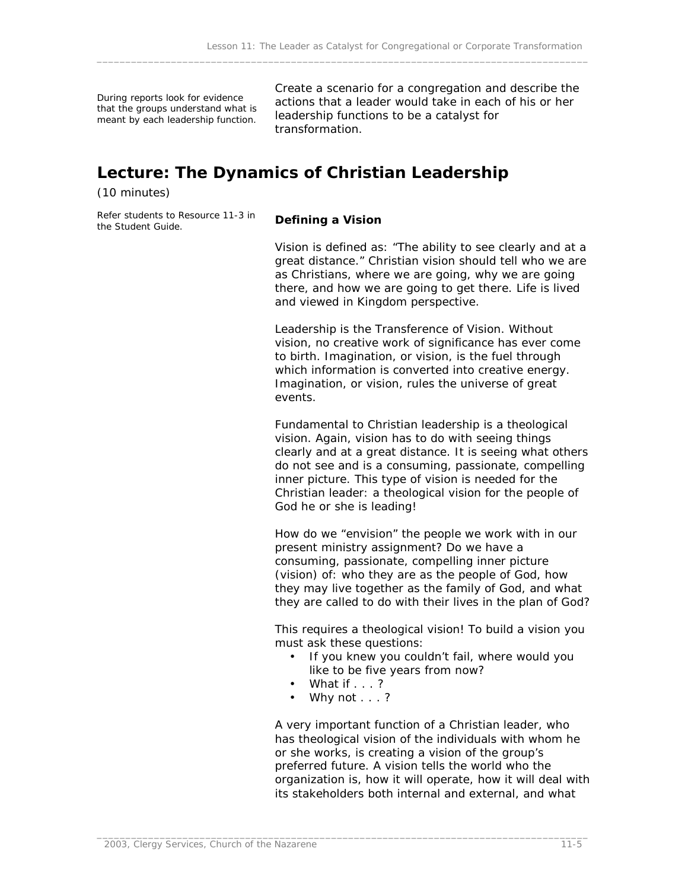During reports look for evidence that the groups understand what is meant by each leadership function.

Create a scenario for a congregation and describe the actions that a leader would take in each of his or her leadership functions to be a catalyst for transformation.

## Lecture: The Dynamics of Christian Leadership

(10 minutes)

Refer students to Resource 11-3 in the Student Guide.

**Defining a Vision**

Vision is defined as: "The ability to see clearly and at a great distance." Christian vision should tell who we are as Christians, where we are going, why we are going there, and how we are going to get there. Life is lived and viewed in Kingdom perspective.

Leadership is the Transference of Vision. Without vision, no creative work of significance has ever come to birth. Imagination, or vision, is the fuel through which information is converted into creative energy. Imagination, or vision, rules the universe of great events.

Fundamental to Christian leadership is a theological vision. Again, vision has to do with seeing things clearly and at a great distance. It is seeing what others do not see and is a consuming, passionate, compelling inner picture. This type of vision is needed for the Christian leader: a theological vision for the people of God he or she is leading!

How do we "envision" the people we work with in our present ministry assignment? Do we have a consuming, passionate, compelling inner picture (vision) of: who they are as the people of God, how they may live together as the family of God, and what they are called to do with their lives in the plan of God?

This requires a theological vision! To build a vision you must ask these questions:

- If you knew you couldn't fail, where would you like to be five years from now?
- What if . . . ?
- Why not . . . ?

A very important function of a Christian leader, who has theological vision of the individuals with whom he or she works, is creating a vision of the group's preferred future. A vision tells the world who the organization is, how it will operate, how it will deal with its stakeholders both internal and external, and what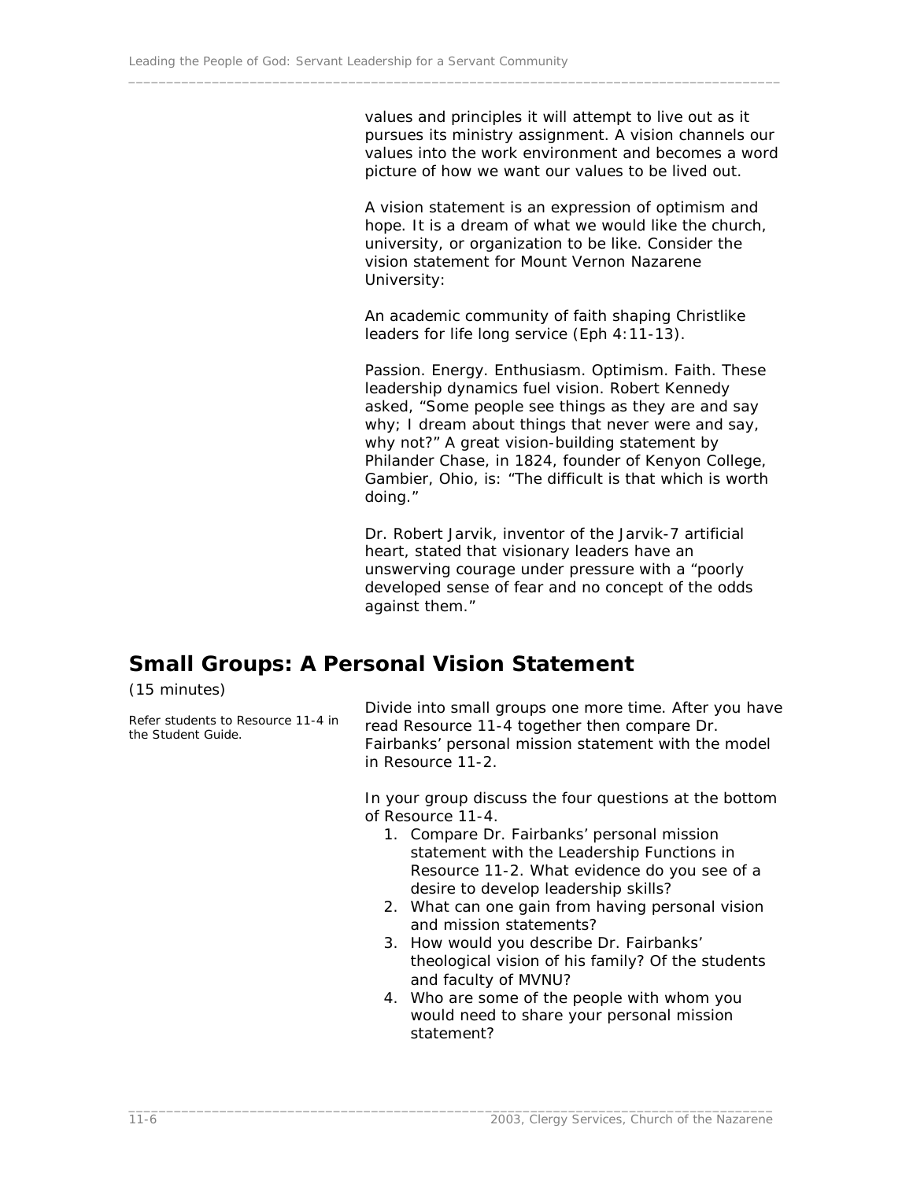values and principles it will attempt to live out as it pursues its ministry assignment. A vision channels our values into the work environment and becomes a word picture of how we want our values to be lived out.

A vision statement is an expression of optimism and hope. It is a dream of what we would like the church, university, or organization to be like. Consider the vision statement for Mount Vernon Nazarene University:

An academic community of faith shaping Christlike leaders for life long service (Eph 4:11-13).

Passion. Energy. Enthusiasm. Optimism. Faith. These leadership dynamics fuel vision. Robert Kennedy asked, "Some people see things as they are and say why; I dream about things that never were and say, why not?" A great vision-building statement by Philander Chase, in 1824, founder of Kenyon College, Gambier, Ohio, is: "The difficult is that which is worth doing."

Dr. Robert Jarvik, inventor of the Jarvik-7 artificial heart, stated that visionary leaders have an unswerving courage under pressure with a "poorly developed sense of fear and no concept of the odds against them."

## Small Groups: A Personal Vision Statement

*(15 minutes)*

*Refer students to Resource 11-4 in the Student Guide.*

Divide into small groups one more time. After you have read Resource 11-4 together then compare Dr. Fairbanks' personal mission statement with the model in Resource 11-2.

In your group discuss the four questions at the bottom of Resource 11-4.

1. Compare Dr. Fairbanks' personal mission statement with the Leadership Functions in Resource 11-2. What evidence do you see of a desire to develop leadership skills?
2. What can one gain from having personal vision and mission statements?
3. How would you describe Dr. Fairbanks' theological vision of his family? Of the students and faculty of MVNU?
4. Who are some of the people with whom you would need to share your personal mission statement?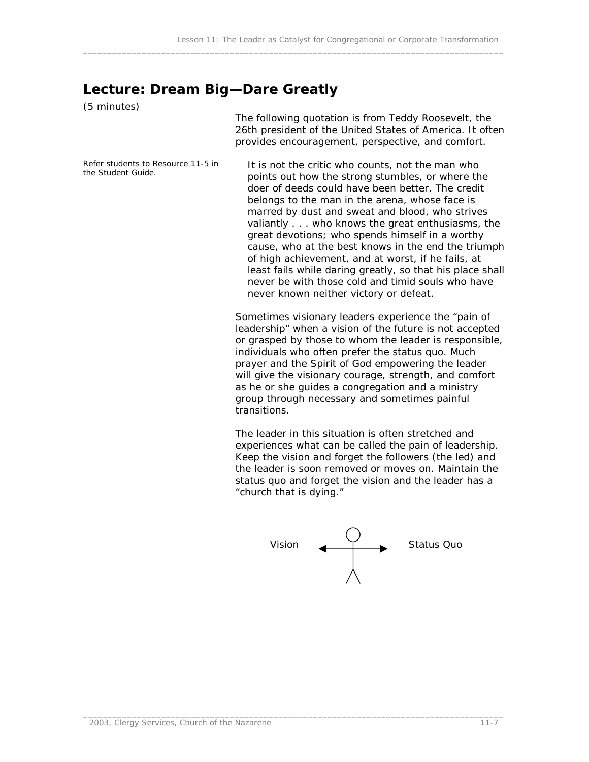## Lecture: Dream Big—Dare Greatly

(5 minutes)

The following quotation is from Teddy Roosevelt, the 26th president of the United States of America. It often provides encouragement, perspective, and comfort.

*Refer students to Resource 11-5 in the Student Guide.*

> It is not the critic who counts, not the man who points out how the strong stumbles, or where the doer of deeds could have been better. The credit belongs to the man in the arena, whose face is marred by dust and sweat and blood, who strives valiantly . . . who knows the great enthusiasms, the great devotions; who spends himself in a worthy cause, who at the best knows in the end the triumph of high achievement, and at worst, if he fails, at least fails while daring greatly, so that his place shall never be with those cold and timid souls who have never known neither victory or defeat.

Sometimes visionary leaders experience the "pain of leadership" when a vision of the future is not accepted or grasped by those to whom the leader is responsible, individuals who often prefer the status quo. Much prayer and the Spirit of God empowering the leader will give the visionary courage, strength, and comfort as he or she guides a congregation and a ministry group through necessary and sometimes painful transitions.

The leader in this situation is often stretched and experiences what can be called the pain of leadership. Keep the vision and forget the followers (the led) and the leader is soon removed or moves on. Maintain the status quo and forget the vision and the leader has a "church that is dying."

Vision ←→ Status Quo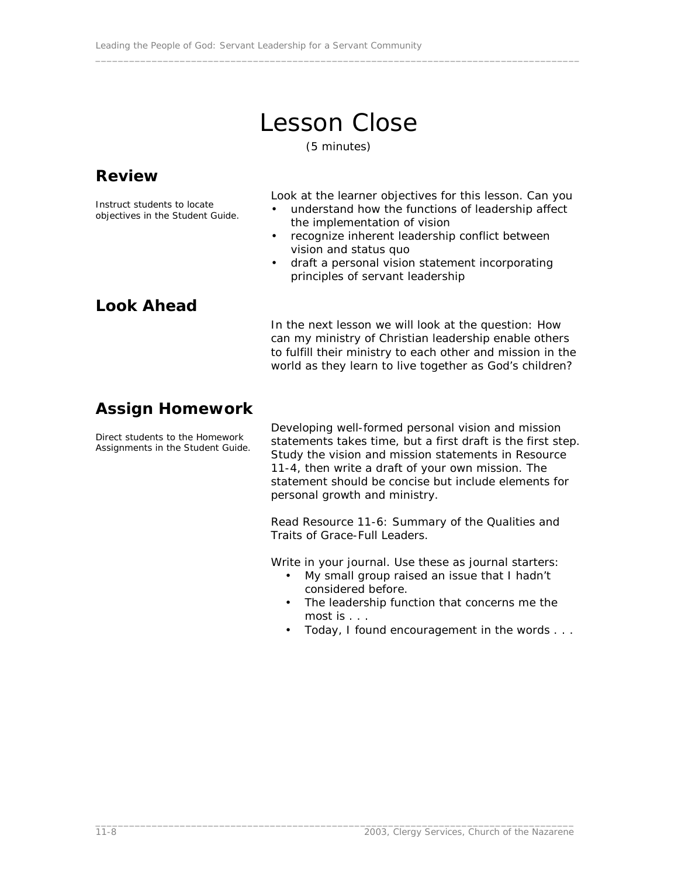# Lesson Close

(5 minutes)

## Review

Instruct students to locate objectives in the Student Guide.

Look at the learner objectives for this lesson. Can you

- understand how the functions of leadership affect the implementation of vision
- recognize inherent leadership conflict between vision and status quo
- draft a personal vision statement incorporating principles of servant leadership

## Look Ahead

In the next lesson we will look at the question: How can my ministry of Christian leadership enable others to fulfill their ministry to each other and mission in the world as they learn to live together as God's children?

## Assign Homework

Direct students to the Homework Assignments in the Student Guide.

Developing well-formed personal vision and mission statements takes time, but a first draft is the first step. Study the vision and mission statements in Resource 11-4, then write a draft of your own mission. The statement should be concise but include elements for personal growth and ministry.

Read Resource 11-6: Summary of the Qualities and Traits of Grace-Full Leaders.

Write in your journal. Use these as journal starters:

- My small group raised an issue that I hadn't considered before.
- The leadership function that concerns me the most is . . .
- Today, I found encouragement in the words . . .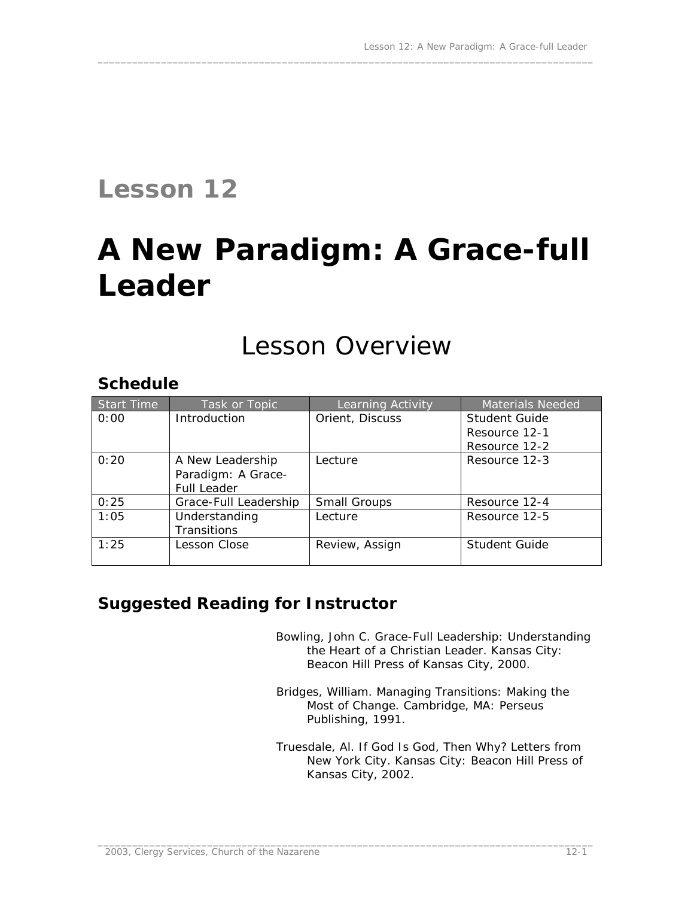# Lesson 12

# A New Paradigm: A Grace-full Leader

## Lesson Overview

### Schedule

| Start Time | Task or Topic | Learning Activity | Materials Needed |
|---|---|---|---|
| 0:00 | Introduction | Orient, Discuss | Student Guide<br>Resource 12-1<br>Resource 12-2 |
| 0:20 | A New Leadership Paradigm: A Grace-Full Leader | Lecture | Resource 12-3 |
| 0:25 | Grace-Full Leadership | Small Groups | Resource 12-4 |
| 1:05 | Understanding Transitions | Lecture | Resource 12-5 |
| 1:25 | Lesson Close | Review, Assign | Student Guide |

### Suggested Reading for Instructor

Bowling, John C. Grace-Full Leadership: Understanding the Heart of a Christian Leader. Kansas City: Beacon Hill Press of Kansas City, 2000.

Bridges, William. Managing Transitions: Making the Most of Change. Cambridge, MA: Perseus Publishing, 1991.

Truesdale, Al. If God Is God, Then Why? Letters from New York City. Kansas City: Beacon Hill Press of Kansas City, 2002.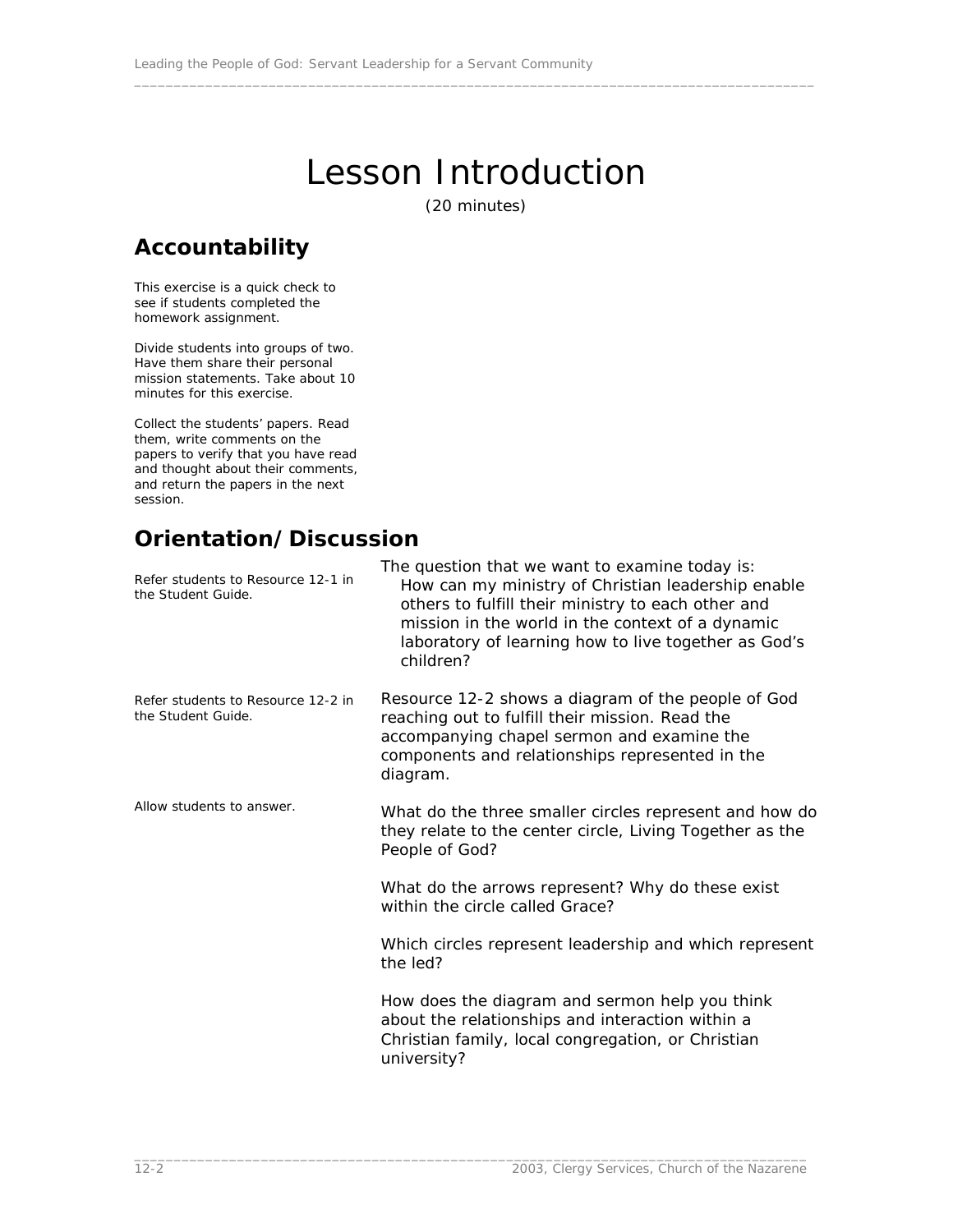# Lesson Introduction

(20 minutes)

## Accountability

This exercise is a quick check to see if students completed the homework assignment.

Divide students into groups of two. Have them share their personal mission statements. Take about 10 minutes for this exercise.

Collect the students' papers. Read them, write comments on the papers to verify that you have read and thought about their comments, and return the papers in the next session.

## Orientation/Discussion

Refer students to Resource 12-1 in the Student Guide.

The question that we want to examine today is:

How can my ministry of Christian leadership enable others to fulfill their ministry to each other and mission in the world in the context of a dynamic laboratory of learning how to live together as God's children?

Refer students to Resource 12-2 in the Student Guide.

Resource 12-2 shows a diagram of the people of God reaching out to fulfill their mission. Read the accompanying chapel sermon and examine the components and relationships represented in the diagram.

Allow students to answer.

What do the three smaller circles represent and how do they relate to the center circle, Living Together as the People of God?

What do the arrows represent? Why do these exist within the circle called Grace?

Which circles represent leadership and which represent the led?

How does the diagram and sermon help you think about the relationships and interaction within a Christian family, local congregation, or Christian university?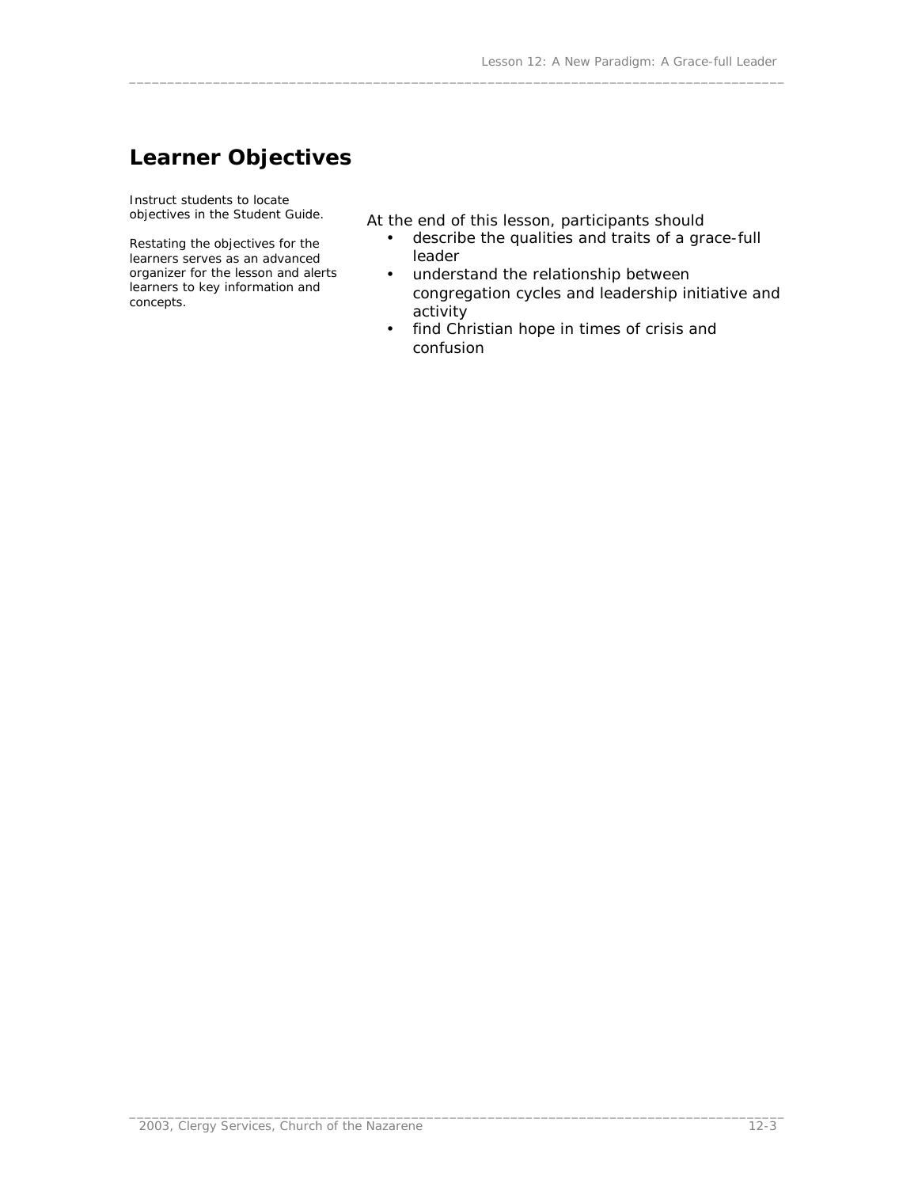## Learner Objectives

Instruct students to locate objectives in the Student Guide.

Restating the objectives for the learners serves as an advanced organizer for the lesson and alerts learners to key information and concepts.

At the end of this lesson, participants should

- describe the qualities and traits of a grace-full leader
- understand the relationship between congregation cycles and leadership initiative and activity
- find Christian hope in times of crisis and confusion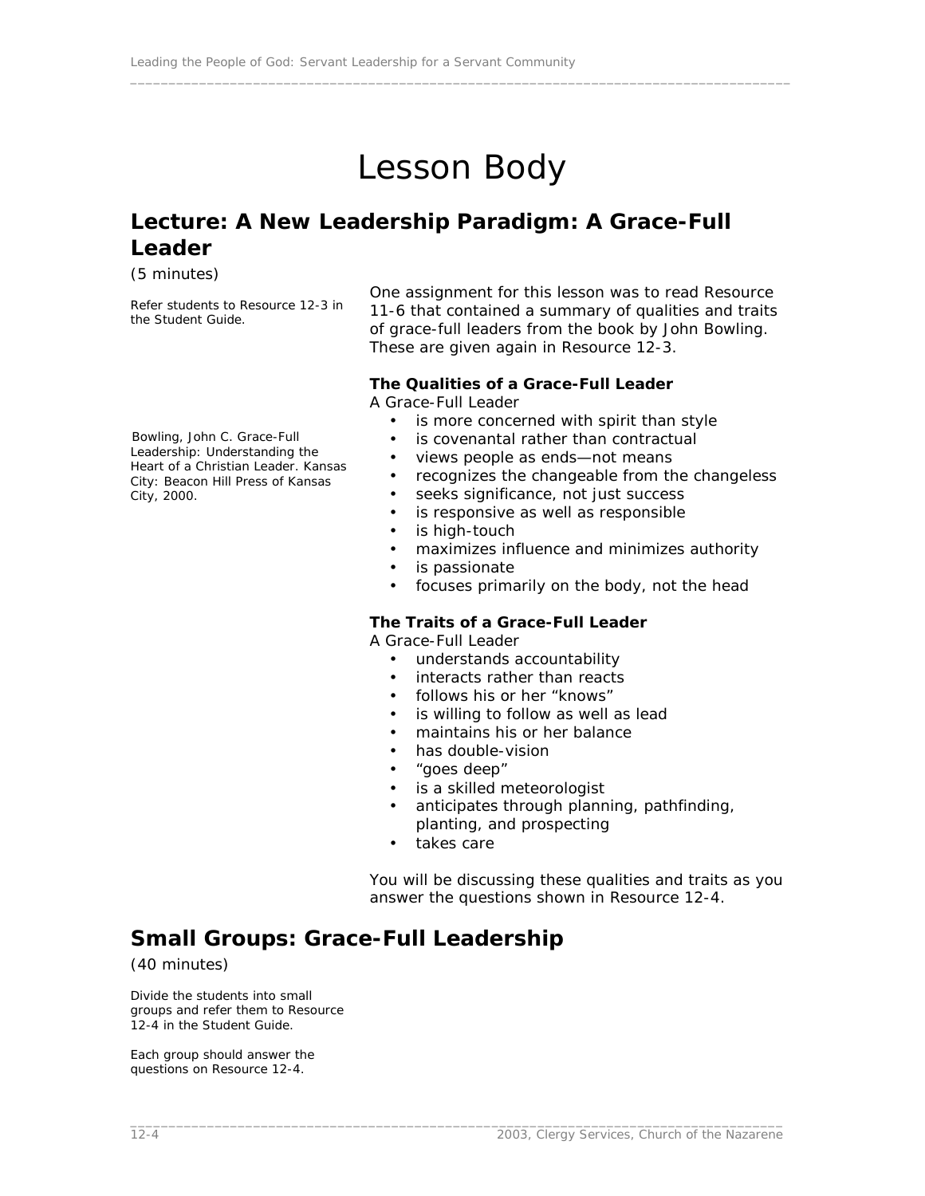# Lesson Body

## Lecture: A New Leadership Paradigm: A Grace-Full Leader

(5 minutes)

Refer students to Resource 12-3 in the Student Guide.

One assignment for this lesson was to read Resource 11-6 that contained a summary of qualities and traits of grace-full leaders from the book by John Bowling. These are given again in Resource 12-3.

**The Qualities of a Grace-Full Leader**

A Grace-Full Leader

Bowling, John C. Grace-Full Leadership: Understanding the Heart of a Christian Leader. Kansas City: Beacon Hill Press of Kansas City, 2000.

- is more concerned with spirit than style
- is covenantal rather than contractual
- views people as ends—not means
- recognizes the changeable from the changeless
- seeks significance, not just success
- is responsive as well as responsible
- is high-touch
- maximizes influence and minimizes authority
- is passionate
- focuses primarily on the body, not the head

**The Traits of a Grace-Full Leader**

A Grace-Full Leader

- understands accountability
- interacts rather than reacts
- follows his or her "knows"
- is willing to follow as well as lead
- maintains his or her balance
- has double-vision
- "goes deep"
- is a skilled meteorologist
- anticipates through planning, pathfinding, planting, and prospecting
- takes care

You will be discussing these qualities and traits as you answer the questions shown in Resource 12-4.

## Small Groups: Grace-Full Leadership

(40 minutes)

Divide the students into small groups and refer them to Resource 12-4 in the Student Guide.

Each group should answer the questions on Resource 12-4.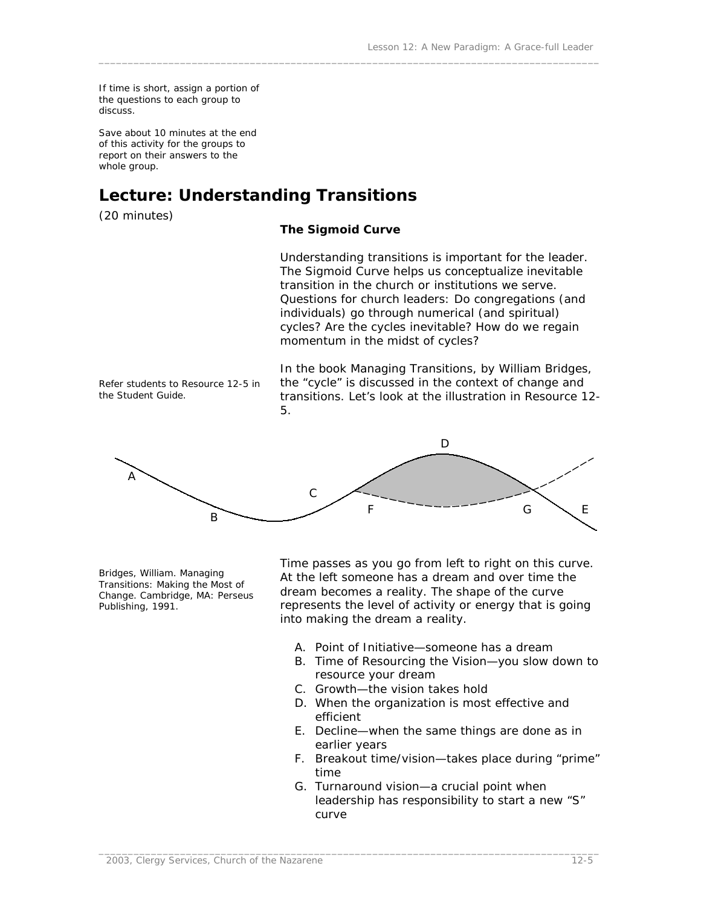If time is short, assign a portion of the questions to each group to discuss.

Save about 10 minutes at the end of this activity for the groups to report on their answers to the whole group.

## Lecture: Understanding Transitions

(20 minutes)

**The Sigmoid Curve**

Understanding transitions is important for the leader. The Sigmoid Curve helps us conceptualize inevitable transition in the church or institutions we serve. Questions for church leaders: Do congregations (and individuals) go through numerical (and spiritual) cycles? Are the cycles inevitable? How do we regain momentum in the midst of cycles?

Refer students to Resource 12-5 in the Student Guide.

In the book Managing Transitions, by William Bridges, the "cycle" is discussed in the context of change and transitions. Let's look at the illustration in Resource 12-5.

Bridges, William. Managing Transitions: Making the Most of Change. Cambridge, MA: Perseus Publishing, 1991.

Time passes as you go from left to right on this curve. At the left someone has a dream and over time the dream becomes a reality. The shape of the curve represents the level of activity or energy that is going into making the dream a reality.

A. Point of Initiative—someone has a dream
B. Time of Resourcing the Vision—you slow down to resource your dream
C. Growth—the vision takes hold
D. When the organization is most effective and efficient
E. Decline—when the same things are done as in earlier years
F. Breakout time/vision—takes place during "prime" time
G. Turnaround vision—a crucial point when leadership has responsibility to start a new "S" curve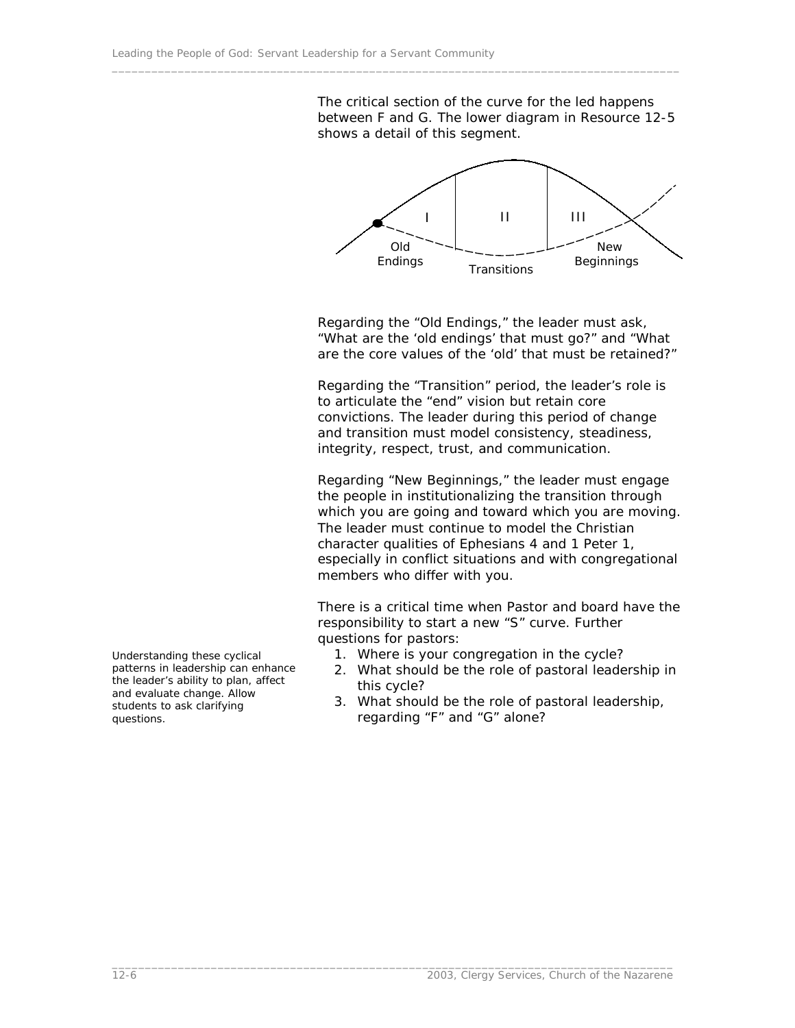The critical section of the curve for the led happens between F and G. The lower diagram in Resource 12-5 shows a detail of this segment.

I II III

Old Endings — Transitions — New Beginnings

Regarding the "Old Endings," the leader must ask, "What are the 'old endings' that must go?" and "What are the core values of the 'old' that must be retained?"

Regarding the "Transition" period, the leader's role is to articulate the "end" vision but retain core convictions. The leader during this period of change and transition must model consistency, steadiness, integrity, respect, trust, and communication.

Regarding "New Beginnings," the leader must engage the people in institutionalizing the transition through which you are going and toward which you are moving. The leader must continue to model the Christian character qualities of Ephesians 4 and 1 Peter 1, especially in conflict situations and with congregational members who differ with you.

There is a critical time when Pastor and board have the responsibility to start a new "S" curve. Further questions for pastors:

1. Where is your congregation in the cycle?
2. What should be the role of pastoral leadership in this cycle?
3. What should be the role of pastoral leadership, regarding "F" and "G" alone?

*Understanding these cyclical patterns in leadership can enhance the leader's ability to plan, affect and evaluate change. Allow students to ask clarifying questions.*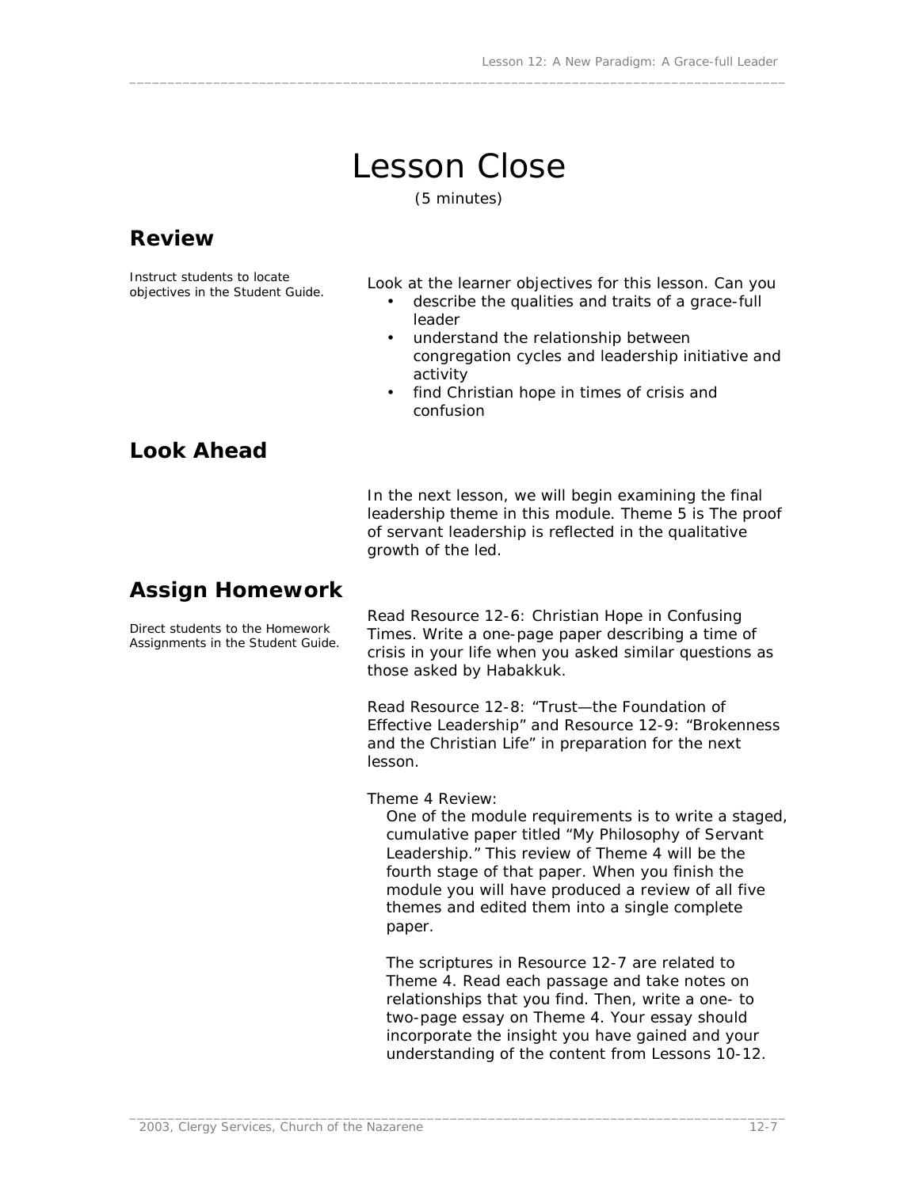# Lesson Close

(5 minutes)

## Review

Instruct students to locate objectives in the Student Guide.

Look at the learner objectives for this lesson. Can you

- describe the qualities and traits of a grace-full leader
- understand the relationship between congregation cycles and leadership initiative and activity
- find Christian hope in times of crisis and confusion

## Look Ahead

In the next lesson, we will begin examining the final leadership theme in this module. Theme 5 is The proof of servant leadership is reflected in the qualitative growth of the led.

## Assign Homework

Direct students to the Homework Assignments in the Student Guide.

Read Resource 12-6: Christian Hope in Confusing Times. Write a one-page paper describing a time of crisis in your life when you asked similar questions as those asked by Habakkuk.

Read Resource 12-8: "Trust—the Foundation of Effective Leadership" and Resource 12-9: "Brokenness and the Christian Life" in preparation for the next lesson.

Theme 4 Review:

One of the module requirements is to write a staged, cumulative paper titled "My Philosophy of Servant Leadership." This review of Theme 4 will be the fourth stage of that paper. When you finish the module you will have produced a review of all five themes and edited them into a single complete paper.

The scriptures in Resource 12-7 are related to Theme 4. Read each passage and take notes on relationships that you find. Then, write a one- to two-page essay on Theme 4. Your essay should incorporate the insight you have gained and your understanding of the content from Lessons 10-12.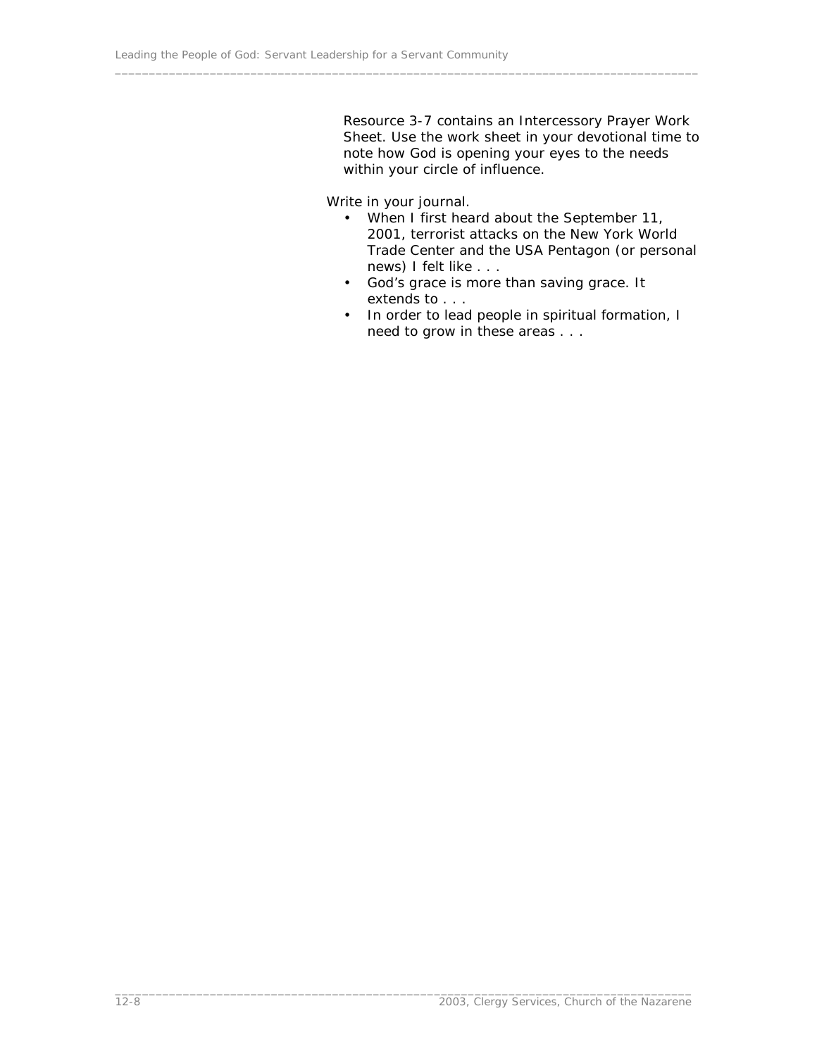Resource 3-7 contains an Intercessory Prayer Work Sheet. Use the work sheet in your devotional time to note how God is opening your eyes to the needs within your circle of influence.

Write in your journal.

- When I first heard about the September 11, 2001, terrorist attacks on the New York World Trade Center and the USA Pentagon (or personal news) I felt like . . .
- God's grace is more than saving grace. It extends to . . .
- In order to lead people in spiritual formation, I need to grow in these areas . . .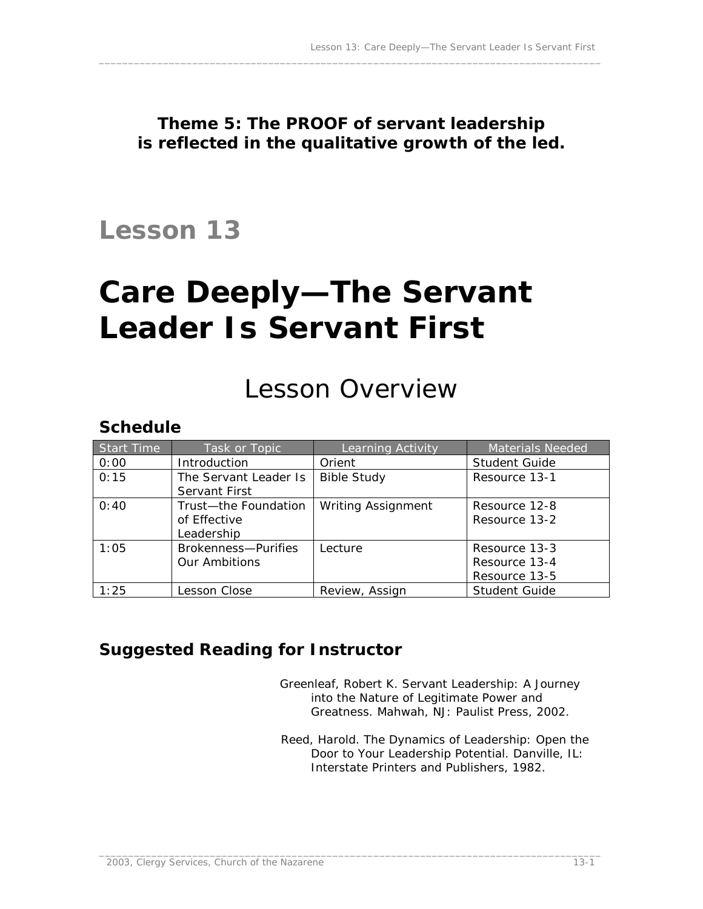**Theme 5: The PROOF of servant leadership is reflected in the qualitative growth of the led.**

## Lesson 13

# Care Deeply—The Servant Leader Is Servant First

## Lesson Overview

### Schedule

| Start Time | Task or Topic | Learning Activity | Materials Needed |
|---|---|---|---|
| 0:00 | Introduction | Orient | Student Guide |
| 0:15 | The Servant Leader Is Servant First | Bible Study | Resource 13-1 |
| 0:40 | Trust—the Foundation of Effective Leadership | Writing Assignment | Resource 12-8<br>Resource 13-2 |
| 1:05 | Brokenness—Purifies Our Ambitions | Lecture | Resource 13-3<br>Resource 13-4<br>Resource 13-5 |
| 1:25 | Lesson Close | Review, Assign | Student Guide |

### Suggested Reading for Instructor

Greenleaf, Robert K. Servant Leadership: A Journey into the Nature of Legitimate Power and Greatness. Mahwah, NJ: Paulist Press, 2002.

Reed, Harold. The Dynamics of Leadership: Open the Door to Your Leadership Potential. Danville, IL: Interstate Printers and Publishers, 1982.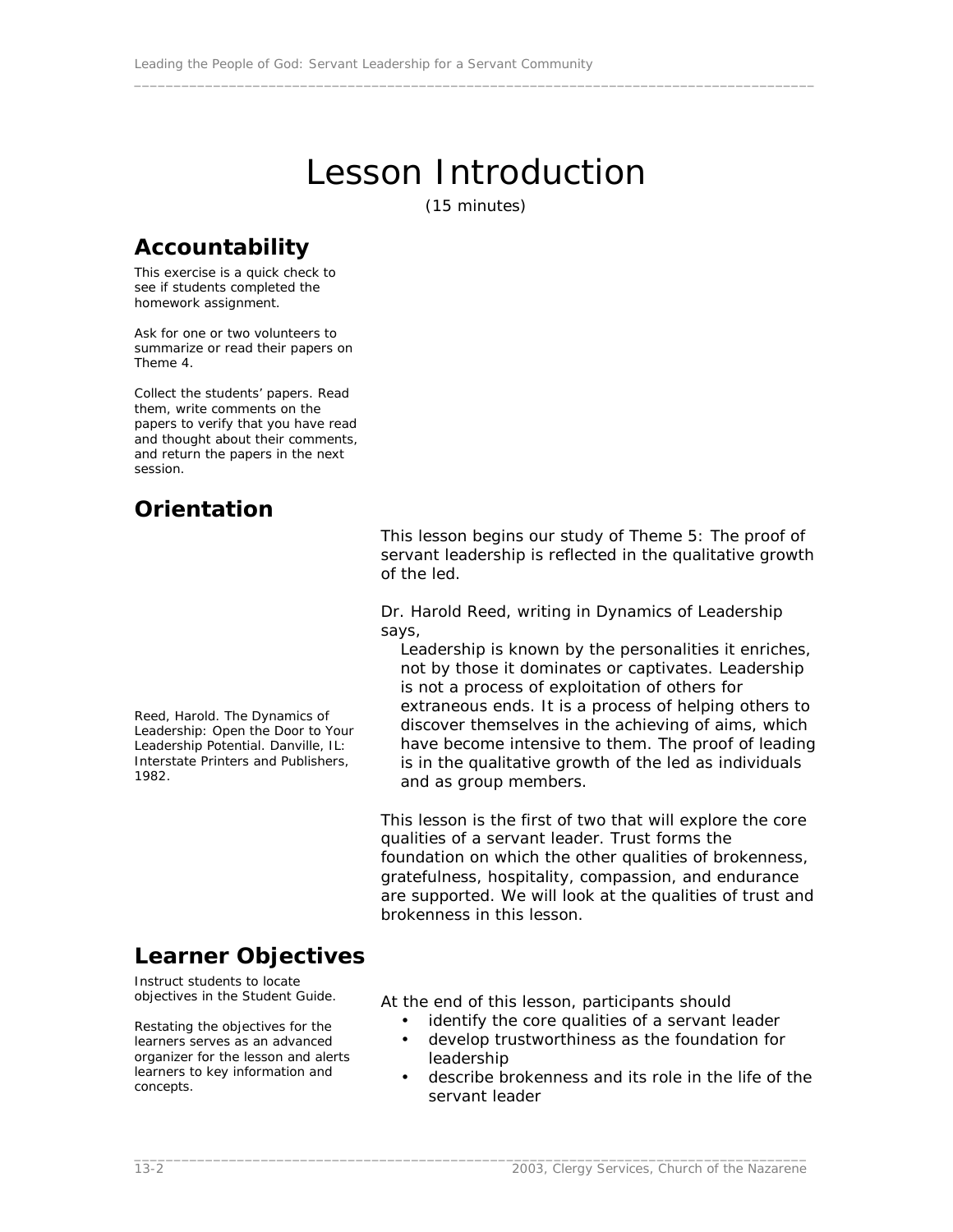# Lesson Introduction

(15 minutes)

## Accountability

This exercise is a quick check to see if students completed the homework assignment.

Ask for one or two volunteers to summarize or read their papers on Theme 4.

Collect the students' papers. Read them, write comments on the papers to verify that you have read and thought about their comments, and return the papers in the next session.

## Orientation

This lesson begins our study of Theme 5: The proof of servant leadership is reflected in the qualitative growth of the led.

Dr. Harold Reed, writing in Dynamics of Leadership says,

> Leadership is known by the personalities it enriches, not by those it dominates or captivates. Leadership is not a process of exploitation of others for extraneous ends. It is a process of helping others to discover themselves in the achieving of aims, which have become intensive to them. The proof of leading is in the qualitative growth of the led as individuals and as group members.

Reed, Harold. The Dynamics of Leadership: Open the Door to Your Leadership Potential. Danville, IL: Interstate Printers and Publishers, 1982.

This lesson is the first of two that will explore the core qualities of a servant leader. Trust forms the foundation on which the other qualities of brokenness, gratefulness, hospitality, compassion, and endurance are supported. We will look at the qualities of trust and brokenness in this lesson.

## Learner Objectives

Instruct students to locate objectives in the Student Guide.

Restating the objectives for the learners serves as an advanced organizer for the lesson and alerts learners to key information and concepts.

At the end of this lesson, participants should

- identify the core qualities of a servant leader
- develop trustworthiness as the foundation for leadership
- describe brokenness and its role in the life of the servant leader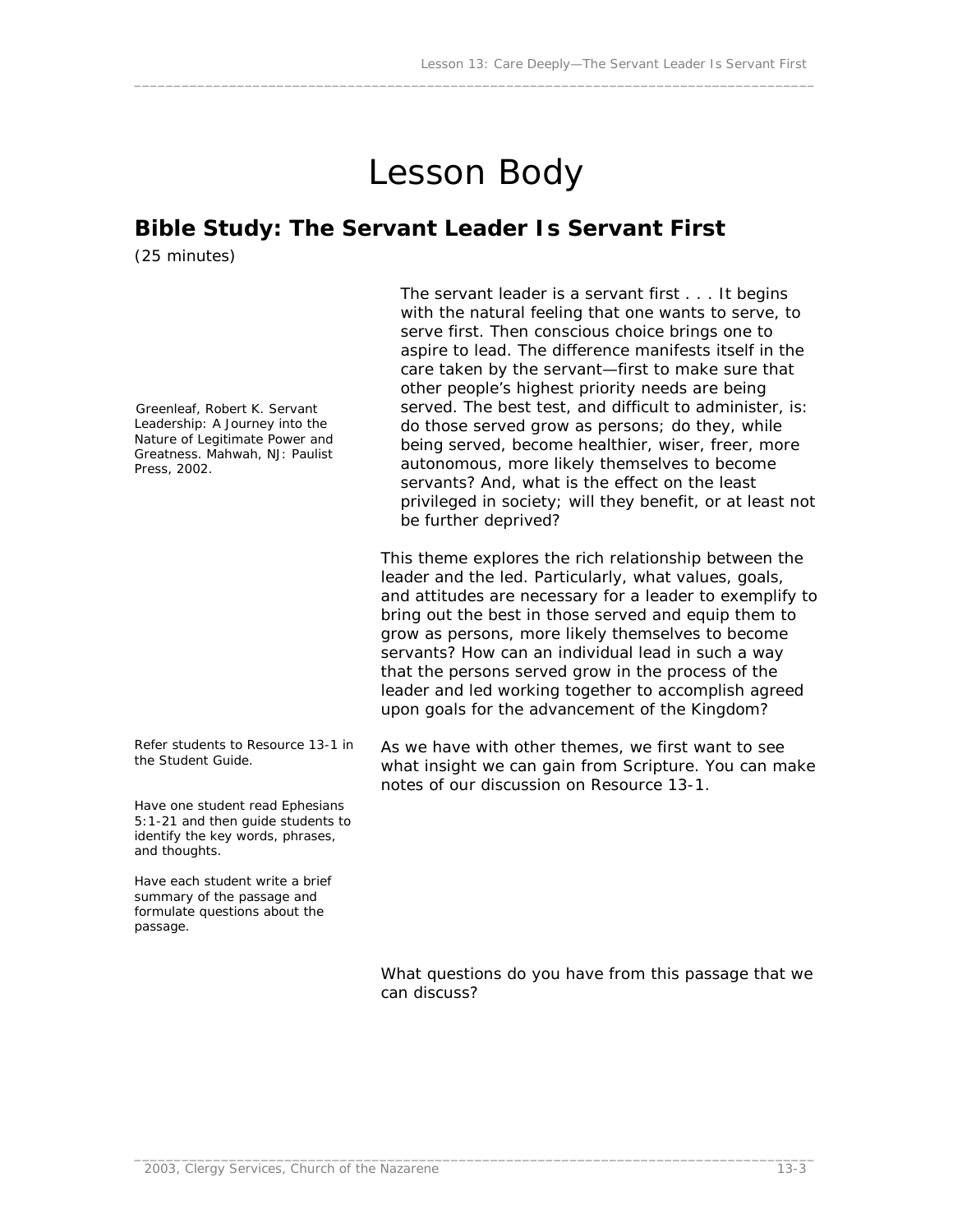# Lesson Body

## Bible Study: The Servant Leader Is Servant First

(25 minutes)

Greenleaf, Robert K. Servant Leadership: A Journey into the Nature of Legitimate Power and Greatness. Mahwah, NJ: Paulist Press, 2002.

> The servant leader is a servant first . . . It begins with the natural feeling that one wants to serve, to serve first. Then conscious choice brings one to aspire to lead. The difference manifests itself in the care taken by the servant—first to make sure that other people's highest priority needs are being served. The best test, and difficult to administer, is: do those served grow as persons; do they, while being served, become healthier, wiser, freer, more autonomous, more likely themselves to become servants? And, what is the effect on the least privileged in society; will they benefit, or at least not be further deprived?

This theme explores the rich relationship between the leader and the led. Particularly, what values, goals, and attitudes are necessary for a leader to exemplify to bring out the best in those served and equip them to grow as persons, more likely themselves to become servants? How can an individual lead in such a way that the persons served grow in the process of the leader and led working together to accomplish agreed upon goals for the advancement of the Kingdom?

Refer students to Resource 13-1 in the Student Guide.

As we have with other themes, we first want to see what insight we can gain from Scripture. You can make notes of our discussion on Resource 13-1.

Have one student read Ephesians 5:1-21 and then guide students to identify the key words, phrases, and thoughts.

Have each student write a brief summary of the passage and formulate questions about the passage.

What questions do you have from this passage that we can discuss?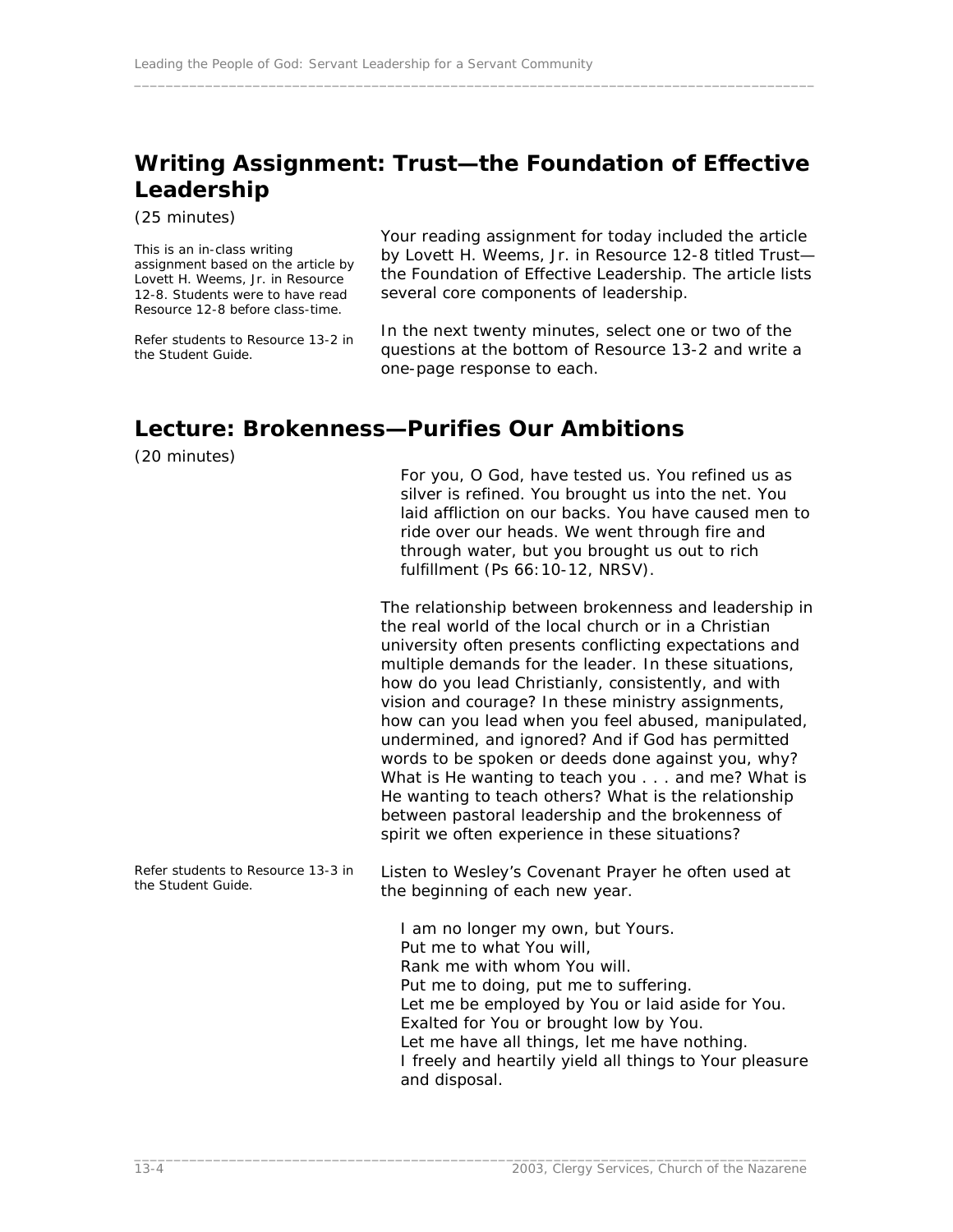## Writing Assignment: Trust—the Foundation of Effective Leadership

(25 minutes)

This is an in-class writing assignment based on the article by Lovett H. Weems, Jr. in Resource 12-8. Students were to have read Resource 12-8 before class-time.

Refer students to Resource 13-2 in the Student Guide.

Your reading assignment for today included the article by Lovett H. Weems, Jr. in Resource 12-8 titled Trust—the Foundation of Effective Leadership. The article lists several core components of leadership.

In the next twenty minutes, select one or two of the questions at the bottom of Resource 13-2 and write a one-page response to each.

## Lecture: Brokenness—Purifies Our Ambitions

(20 minutes)

> For you, O God, have tested us. You refined us as silver is refined. You brought us into the net. You laid affliction on our backs. You have caused men to ride over our heads. We went through fire and through water, but you brought us out to rich fulfillment (Ps 66:10-12, NRSV).

The relationship between brokenness and leadership in the real world of the local church or in a Christian university often presents conflicting expectations and multiple demands for the leader. In these situations, how do you lead Christianly, consistently, and with vision and courage? In these ministry assignments, how can you lead when you feel abused, manipulated, undermined, and ignored? And if God has permitted words to be spoken or deeds done against you, why? What is He wanting to teach you . . . and me? What is He wanting to teach others? What is the relationship between pastoral leadership and the brokenness of spirit we often experience in these situations?

Refer students to Resource 13-3 in the Student Guide.

Listen to Wesley's Covenant Prayer he often used at the beginning of each new year.

> I am no longer my own, but Yours.
> Put me to what You will,
> Rank me with whom You will.
> Put me to doing, put me to suffering.
> Let me be employed by You or laid aside for You.
> Exalted for You or brought low by You.
> Let me have all things, let me have nothing.
> I freely and heartily yield all things to Your pleasure and disposal.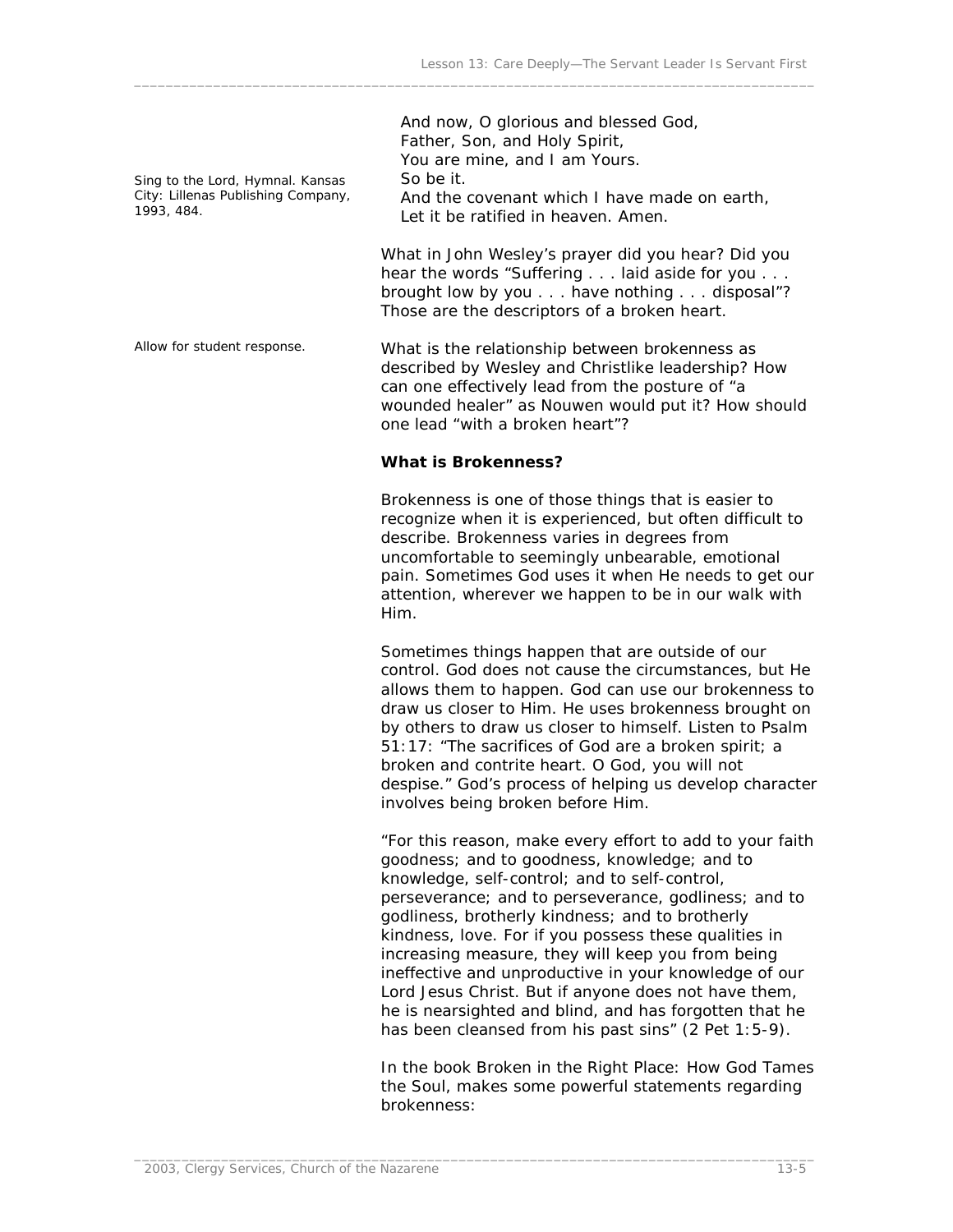And now, O glorious and blessed God,
Father, Son, and Holy Spirit,
You are mine, and I am Yours.
So be it.
And the covenant which I have made on earth,
Let it be ratified in heaven. Amen.

Sing to the Lord, Hymnal. Kansas City: Lillenas Publishing Company, 1993, 484.

What in John Wesley's prayer did you hear? Did you hear the words "Suffering . . . laid aside for you . . . brought low by you . . . have nothing . . . disposal"? Those are the descriptors of a broken heart.

Allow for student response.

What is the relationship between brokenness as described by Wesley and Christlike leadership? How can one effectively lead from the posture of "a wounded healer" as Nouwen would put it? How should one lead "with a broken heart"?

**What is Brokenness?**

Brokenness is one of those things that is easier to recognize when it is experienced, but often difficult to describe. Brokenness varies in degrees from uncomfortable to seemingly unbearable, emotional pain. Sometimes God uses it when He needs to get our attention, wherever we happen to be in our walk with Him.

Sometimes things happen that are outside of our control. God does not cause the circumstances, but He allows them to happen. God can use our brokenness to draw us closer to Him. He uses brokenness brought on by others to draw us closer to himself. Listen to Psalm 51:17: "The sacrifices of God are a broken spirit; a broken and contrite heart. O God, you will not despise." God's process of helping us develop character involves being broken before Him.

"For this reason, make every effort to add to your faith goodness; and to goodness, knowledge; and to knowledge, self-control; and to self-control, perseverance; and to perseverance, godliness; and to godliness, brotherly kindness; and to brotherly kindness, love. For if you possess these qualities in increasing measure, they will keep you from being ineffective and unproductive in your knowledge of our Lord Jesus Christ. But if anyone does not have them, he is nearsighted and blind, and has forgotten that he has been cleansed from his past sins" (2 Pet 1:5-9).

In the book Broken in the Right Place: How God Tames the Soul, makes some powerful statements regarding brokenness: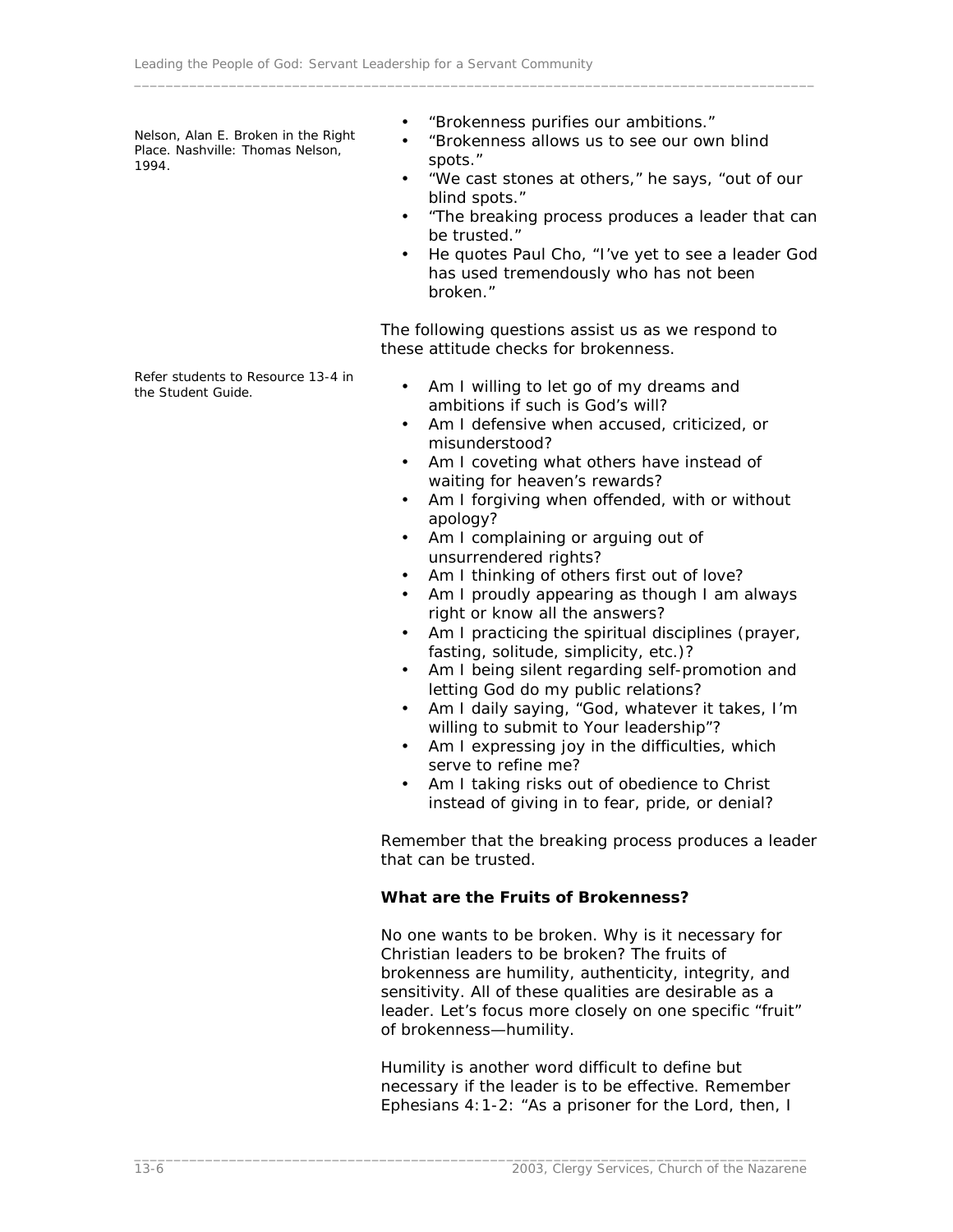Nelson, Alan E. Broken in the Right Place. Nashville: Thomas Nelson, 1994.

- "Brokenness purifies our ambitions."
- "Brokenness allows us to see our own blind spots."
- "We cast stones at others," he says, "out of our blind spots."
- "The breaking process produces a leader that can be trusted."
- He quotes Paul Cho, "I've yet to see a leader God has used tremendously who has not been broken."

The following questions assist us as we respond to these attitude checks for brokenness.

Refer students to Resource 13-4 in the Student Guide.

- Am I willing to let go of my dreams and ambitions if such is God's will?
- Am I defensive when accused, criticized, or misunderstood?
- Am I coveting what others have instead of waiting for heaven's rewards?
- Am I forgiving when offended, with or without apology?
- Am I complaining or arguing out of unsurrendered rights?
- Am I thinking of others first out of love?
- Am I proudly appearing as though I am always right or know all the answers?
- Am I practicing the spiritual disciplines (prayer, fasting, solitude, simplicity, etc.)?
- Am I being silent regarding self-promotion and letting God do my public relations?
- Am I daily saying, "God, whatever it takes, I'm willing to submit to Your leadership"?
- Am I expressing joy in the difficulties, which serve to refine me?
- Am I taking risks out of obedience to Christ instead of giving in to fear, pride, or denial?

Remember that the breaking process produces a leader that can be trusted.

**What are the Fruits of Brokenness?**

No one wants to be broken. Why is it necessary for Christian leaders to be broken? The fruits of brokenness are humility, authenticity, integrity, and sensitivity. All of these qualities are desirable as a leader. Let's focus more closely on one specific "fruit" of brokenness—humility.

Humility is another word difficult to define but necessary if the leader is to be effective. Remember Ephesians 4:1-2: "As a prisoner for the Lord, then, I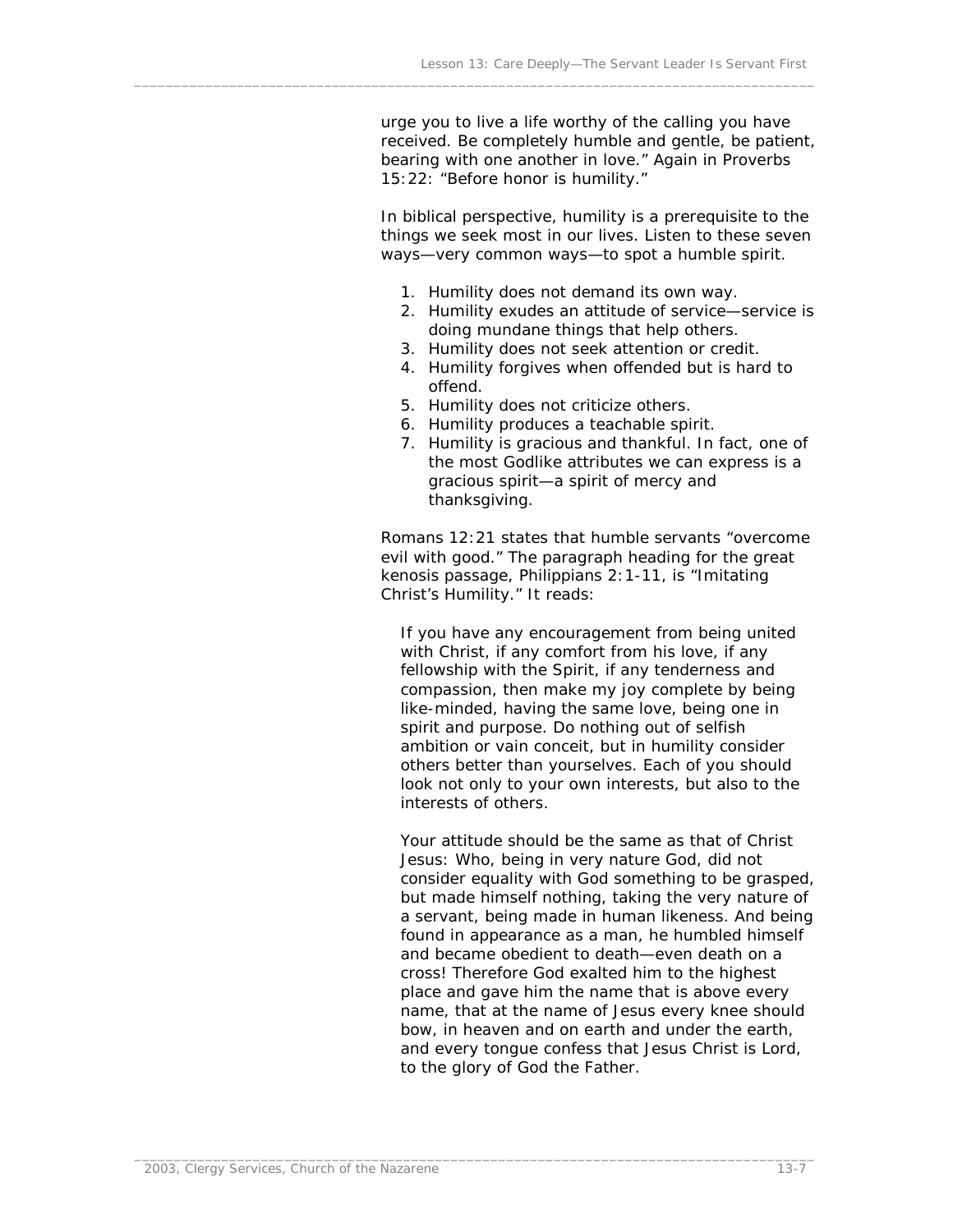urge you to live a life worthy of the calling you have received. Be completely humble and gentle, be patient, bearing with one another in love." Again in Proverbs 15:22: "Before honor is humility."

In biblical perspective, humility is a prerequisite to the things we seek most in our lives. Listen to these seven ways—very common ways—to spot a humble spirit.

1. Humility does not demand its own way.
2. Humility exudes an attitude of service—service is doing mundane things that help others.
3. Humility does not seek attention or credit.
4. Humility forgives when offended but is hard to offend.
5. Humility does not criticize others.
6. Humility produces a teachable spirit.
7. Humility is gracious and thankful. In fact, one of the most Godlike attributes we can express is a gracious spirit—a spirit of mercy and thanksgiving.

Romans 12:21 states that humble servants "overcome evil with good." The paragraph heading for the great kenosis passage, Philippians 2:1-11, is "Imitating Christ's Humility." It reads:

> If you have any encouragement from being united with Christ, if any comfort from his love, if any fellowship with the Spirit, if any tenderness and compassion, then make my joy complete by being like-minded, having the same love, being one in spirit and purpose. Do nothing out of selfish ambition or vain conceit, but in humility consider others better than yourselves. Each of you should look not only to your own interests, but also to the interests of others.
>
> Your attitude should be the same as that of Christ Jesus: Who, being in very nature God, did not consider equality with God something to be grasped, but made himself nothing, taking the very nature of a servant, being made in human likeness. And being found in appearance as a man, he humbled himself and became obedient to death—even death on a cross! Therefore God exalted him to the highest place and gave him the name that is above every name, that at the name of Jesus every knee should bow, in heaven and on earth and under the earth, and every tongue confess that Jesus Christ is Lord, to the glory of God the Father.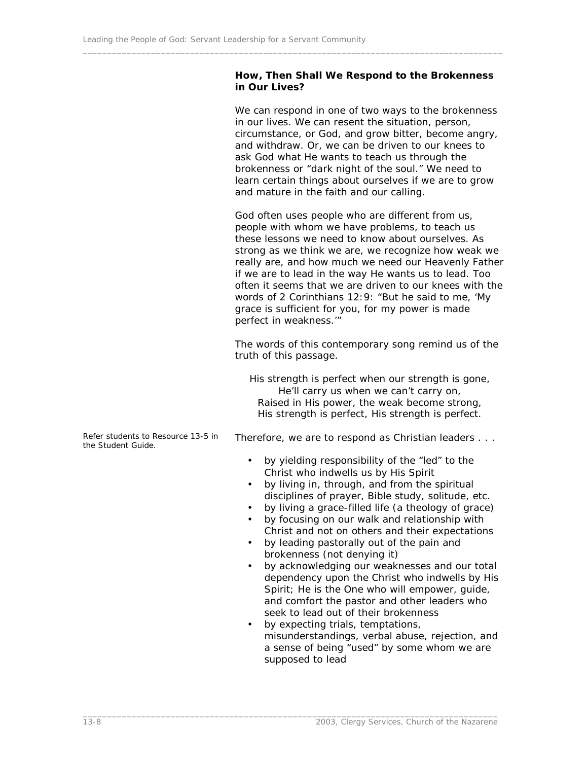### How, Then Shall We Respond to the Brokenness in Our Lives?

We can respond in one of two ways to the brokenness in our lives. We can resent the situation, person, circumstance, or God, and grow bitter, become angry, and withdraw. Or, we can be driven to our knees to ask God what He wants to teach us through the brokenness or "dark night of the soul." We need to learn certain things about ourselves if we are to grow and mature in the faith and our calling.

God often uses people who are different from us, people with whom we have problems, to teach us these lessons we need to know about ourselves. As strong as we think we are, we recognize how weak we really are, and how much we need our Heavenly Father if we are to lead in the way He wants us to lead. Too often it seems that we are driven to our knees with the words of 2 Corinthians 12:9: "But he said to me, 'My grace is sufficient for you, for my power is made perfect in weakness.'"

The words of this contemporary song remind us of the truth of this passage.

His strength is perfect when our strength is gone,
He'll carry us when we can't carry on,
Raised in His power, the weak become strong,
His strength is perfect, His strength is perfect.

*Refer students to Resource 13-5 in the Student Guide.*

Therefore, we are to respond as Christian leaders . . .

- by yielding responsibility of the "led" to the Christ who indwells us by His Spirit
- by living in, through, and from the spiritual disciplines of prayer, Bible study, solitude, etc.
- by living a grace-filled life (a theology of grace)
- by focusing on our walk and relationship with Christ and not on others and their expectations
- by leading pastorally out of the pain and brokenness (not denying it)
- by acknowledging our weaknesses and our total dependency upon the Christ who indwells by His Spirit; He is the One who will empower, guide, and comfort the pastor and other leaders who seek to lead out of their brokenness
- by expecting trials, temptations, misunderstandings, verbal abuse, rejection, and a sense of being "used" by some whom we are supposed to lead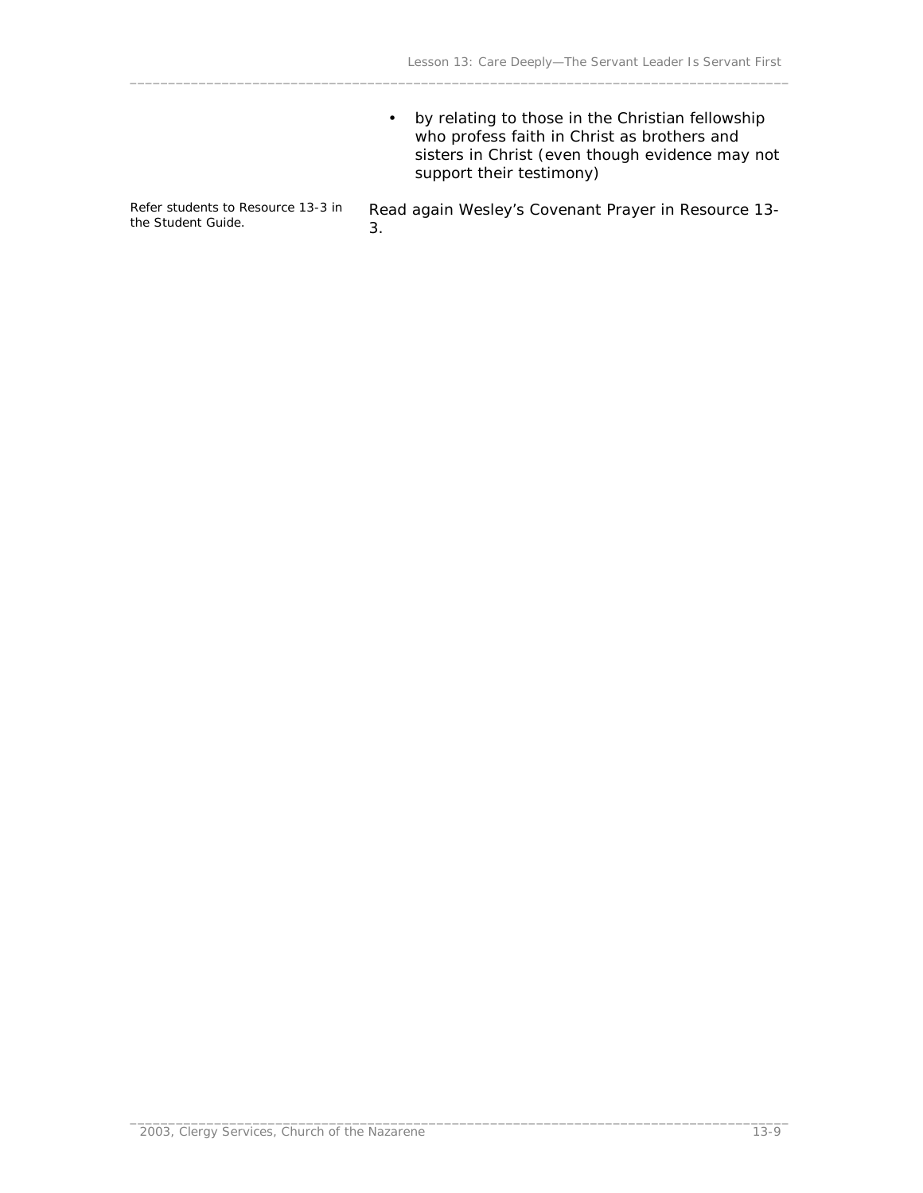- by relating to those in the Christian fellowship who profess faith in Christ as brothers and sisters in Christ (even though evidence may not support their testimony)

*Refer students to Resource 13-3 in the Student Guide.*

Read again Wesley's Covenant Prayer in Resource 13-3.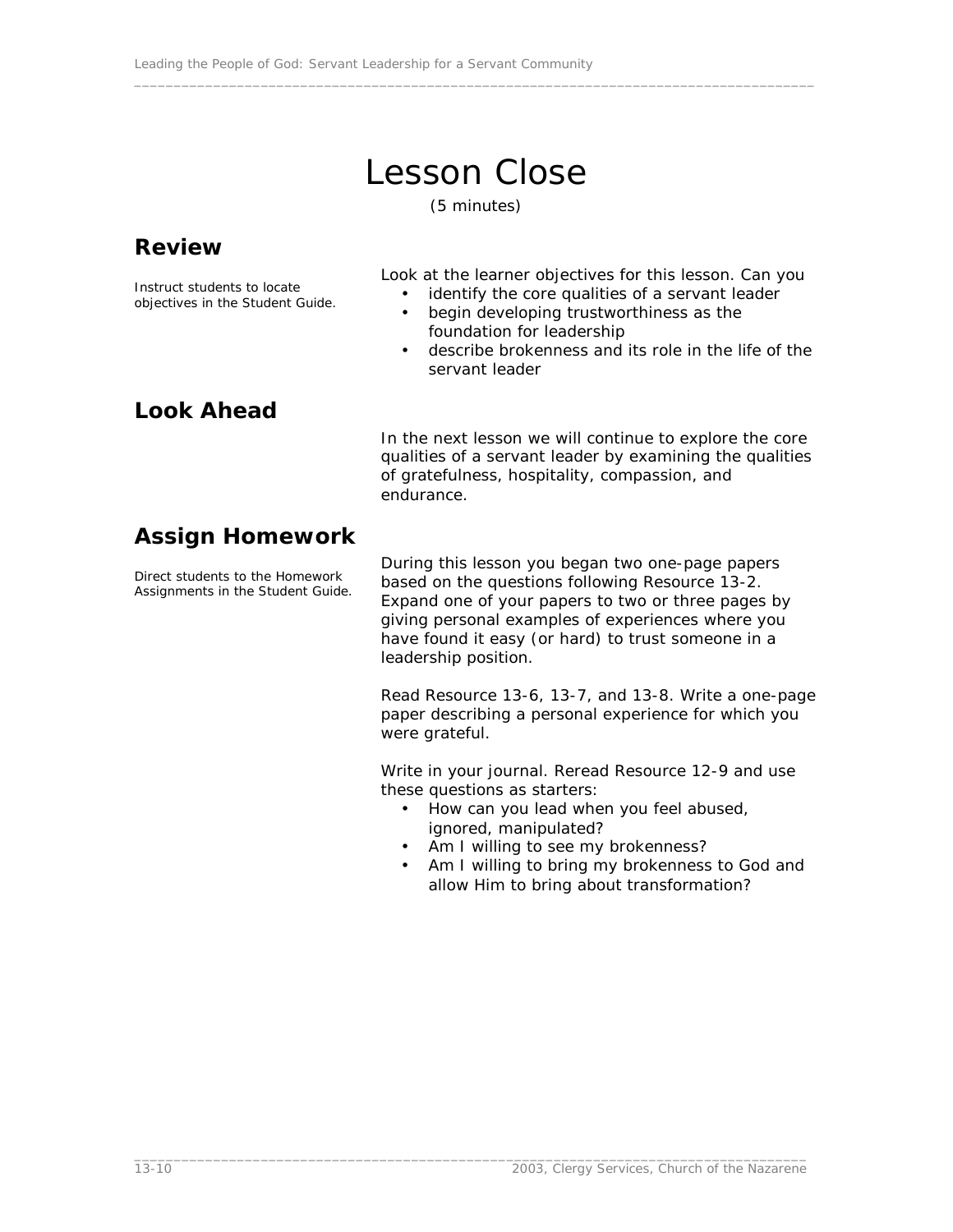# Lesson Close

(5 minutes)

## Review

Instruct students to locate objectives in the Student Guide.

Look at the learner objectives for this lesson. Can you

- identify the core qualities of a servant leader
- begin developing trustworthiness as the foundation for leadership
- describe brokenness and its role in the life of the servant leader

## Look Ahead

In the next lesson we will continue to explore the core qualities of a servant leader by examining the qualities of gratefulness, hospitality, compassion, and endurance.

## Assign Homework

Direct students to the Homework Assignments in the Student Guide.

During this lesson you began two one-page papers based on the questions following Resource 13-2. Expand one of your papers to two or three pages by giving personal examples of experiences where you have found it easy (or hard) to trust someone in a leadership position.

Read Resource 13-6, 13-7, and 13-8. Write a one-page paper describing a personal experience for which you were grateful.

Write in your journal. Reread Resource 12-9 and use these questions as starters:

- How can you lead when you feel abused, ignored, manipulated?
- Am I willing to see my brokenness?
- Am I willing to bring my brokenness to God and allow Him to bring about transformation?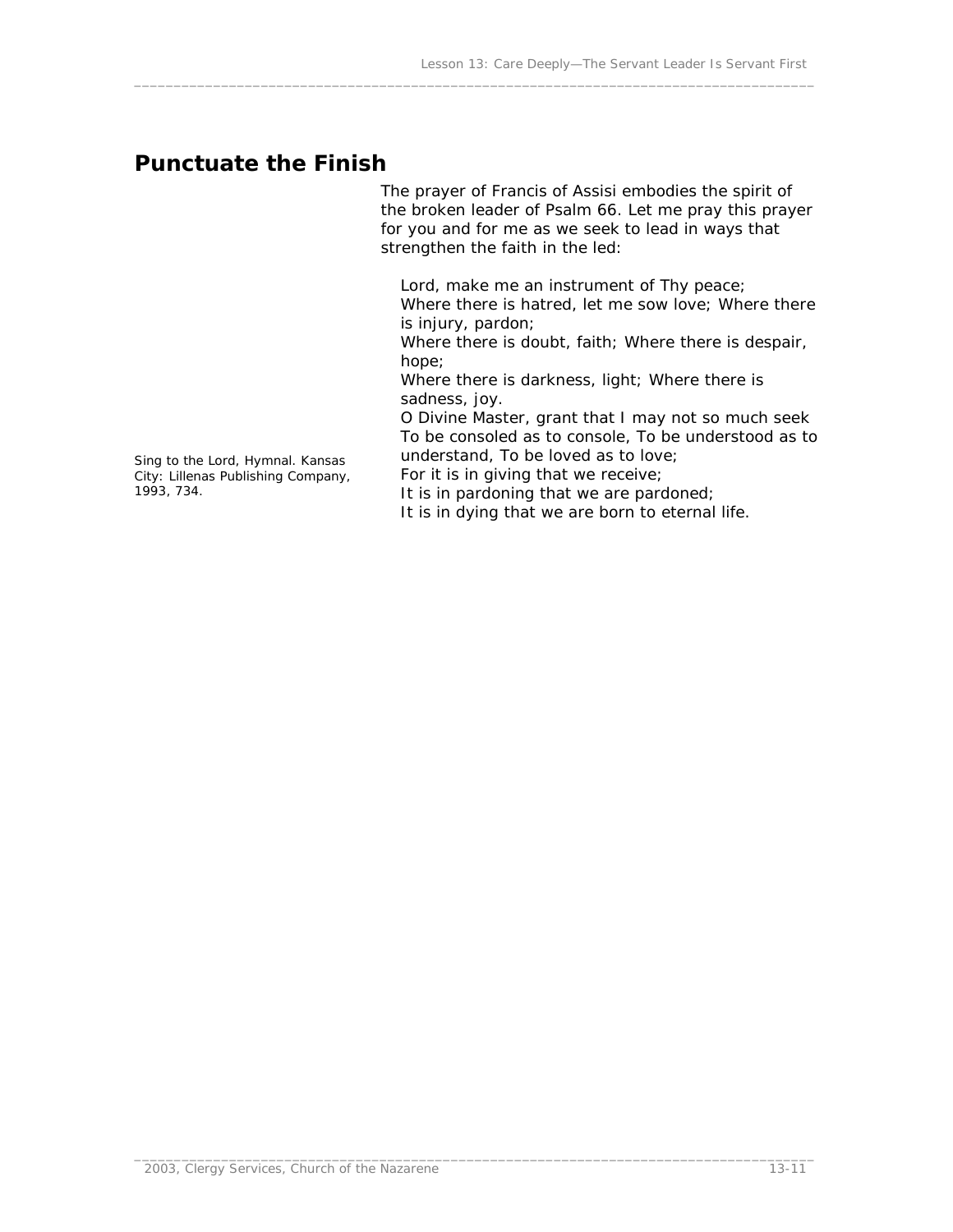## Punctuate the Finish

The prayer of Francis of Assisi embodies the spirit of the broken leader of Psalm 66. Let me pray this prayer for you and for me as we seek to lead in ways that strengthen the faith in the led:

> Lord, make me an instrument of Thy peace;
> Where there is hatred, let me sow love; Where there is injury, pardon;
> Where there is doubt, faith; Where there is despair, hope;
> Where there is darkness, light; Where there is sadness, joy.
> O Divine Master, grant that I may not so much seek To be consoled as to console, To be understood as to understand, To be loved as to love;
> For it is in giving that we receive;
> It is in pardoning that we are pardoned;
> It is in dying that we are born to eternal life.

*Sing to the Lord*, Hymnal. Kansas City: Lillenas Publishing Company, 1993, 734.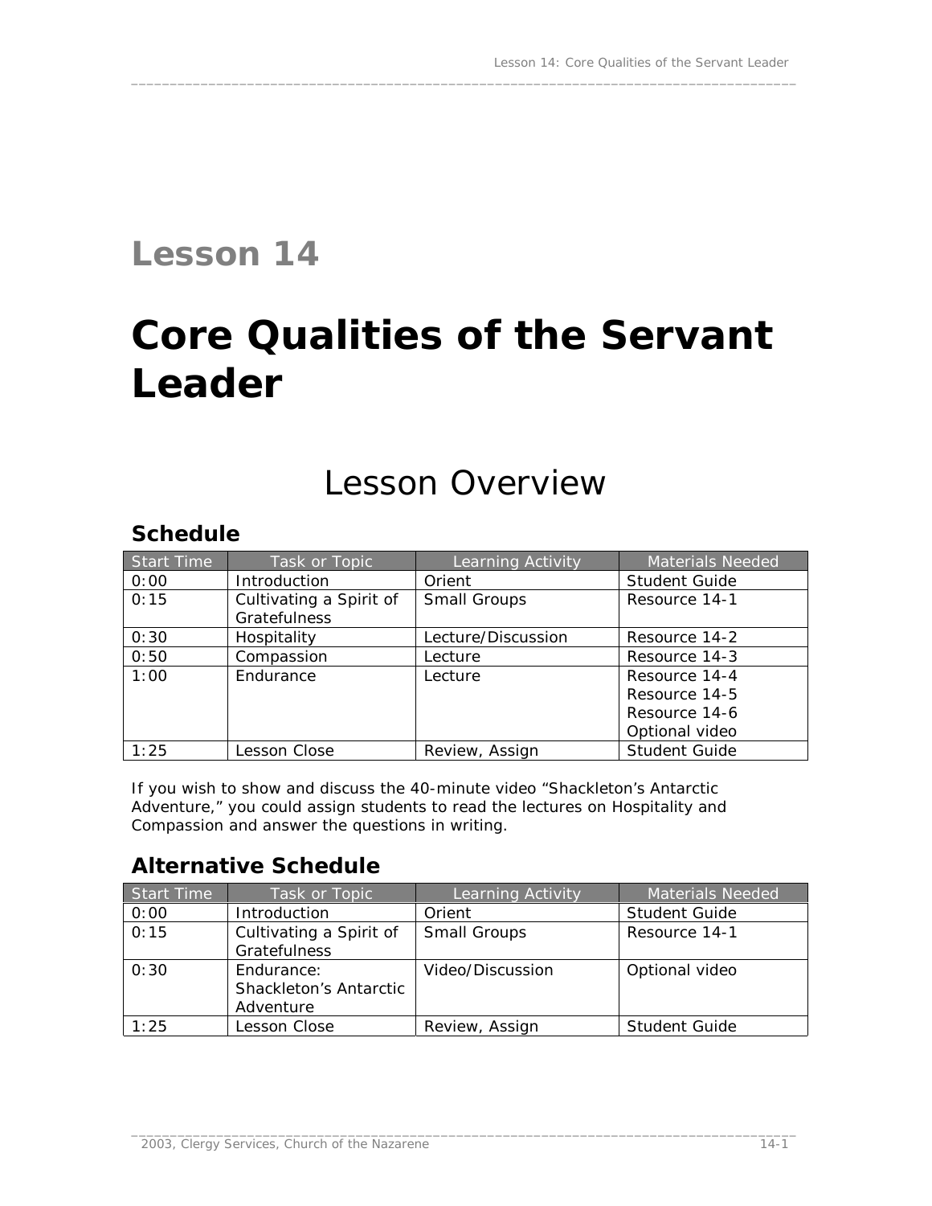# Lesson 14

# Core Qualities of the Servant Leader

## Lesson Overview

### Schedule

| Start Time | Task or Topic | Learning Activity | Materials Needed |
|---|---|---|---|
| 0:00 | Introduction | Orient | Student Guide |
| 0:15 | Cultivating a Spirit of Gratefulness | Small Groups | Resource 14-1 |
| 0:30 | Hospitality | Lecture/Discussion | Resource 14-2 |
| 0:50 | Compassion | Lecture | Resource 14-3 |
| 1:00 | Endurance | Lecture | Resource 14-4<br>Resource 14-5<br>Resource 14-6<br>Optional video |
| 1:25 | Lesson Close | Review, Assign | Student Guide |

If you wish to show and discuss the 40-minute video "Shackleton's Antarctic Adventure," you could assign students to read the lectures on Hospitality and Compassion and answer the questions in writing.

### Alternative Schedule

| Start Time | Task or Topic | Learning Activity | Materials Needed |
|---|---|---|---|
| 0:00 | Introduction | Orient | Student Guide |
| 0:15 | Cultivating a Spirit of Gratefulness | Small Groups | Resource 14-1 |
| 0:30 | Endurance: Shackleton's Antarctic Adventure | Video/Discussion | Optional video |
| 1:25 | Lesson Close | Review, Assign | Student Guide |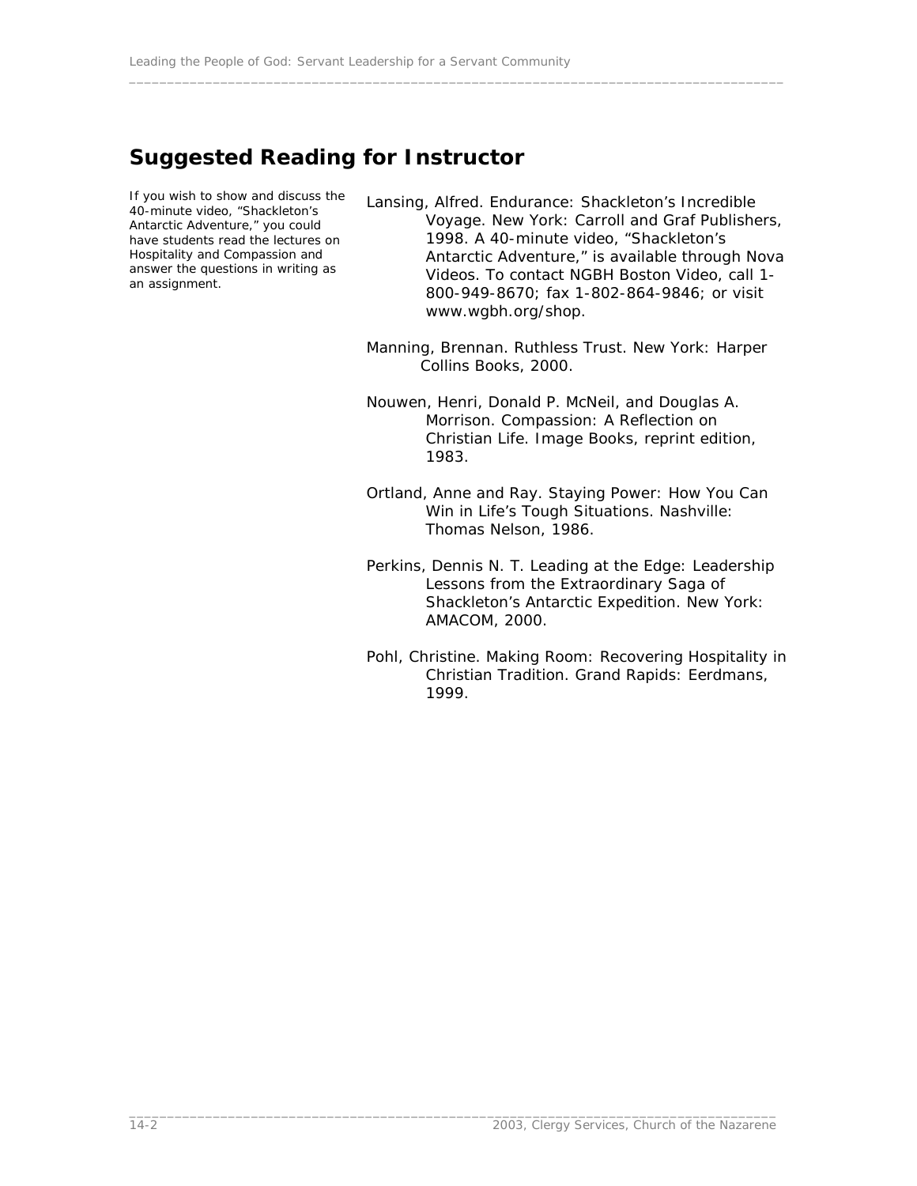## Suggested Reading for Instructor

If you wish to show and discuss the 40-minute video, "Shackleton's Antarctic Adventure," you could have students read the lectures on Hospitality and Compassion and answer the questions in writing as an assignment.

Lansing, Alfred. Endurance: Shackleton's Incredible Voyage. New York: Carroll and Graf Publishers, 1998. A 40-minute video, "Shackleton's Antarctic Adventure," is available through Nova Videos. To contact NGBH Boston Video, call 1-800-949-8670; fax 1-802-864-9846; or visit www.wgbh.org/shop.

Manning, Brennan. Ruthless Trust. New York: Harper Collins Books, 2000.

Nouwen, Henri, Donald P. McNeil, and Douglas A. Morrison. Compassion: A Reflection on Christian Life. Image Books, reprint edition, 1983.

Ortland, Anne and Ray. Staying Power: How You Can Win in Life's Tough Situations. Nashville: Thomas Nelson, 1986.

Perkins, Dennis N. T. Leading at the Edge: Leadership Lessons from the Extraordinary Saga of Shackleton's Antarctic Expedition. New York: AMACOM, 2000.

Pohl, Christine. Making Room: Recovering Hospitality in Christian Tradition. Grand Rapids: Eerdmans, 1999.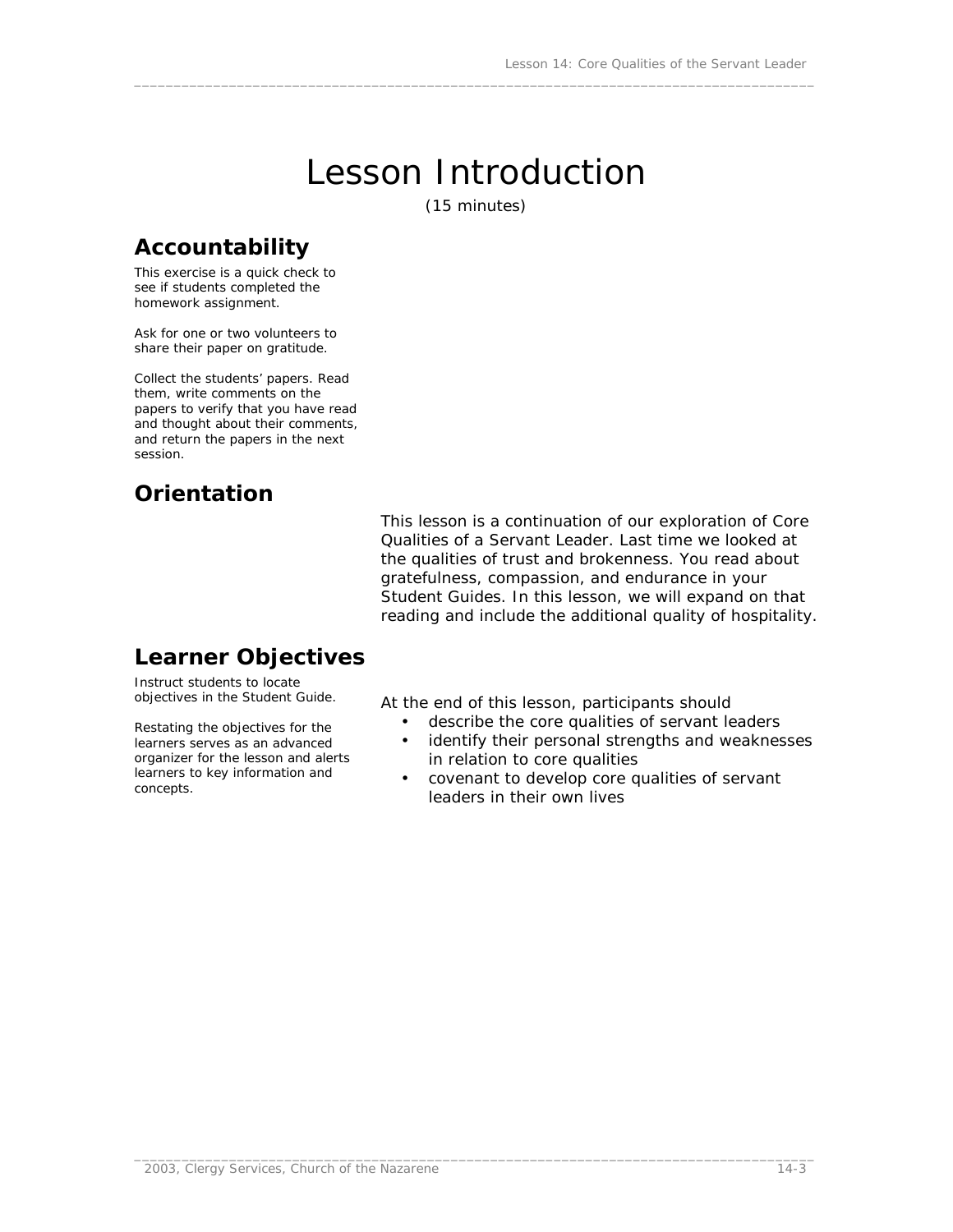# Lesson Introduction

(15 minutes)

## Accountability

This exercise is a quick check to see if students completed the homework assignment.

Ask for one or two volunteers to share their paper on gratitude.

Collect the students' papers. Read them, write comments on the papers to verify that you have read and thought about their comments, and return the papers in the next session.

## Orientation

This lesson is a continuation of our exploration of Core Qualities of a Servant Leader. Last time we looked at the qualities of trust and brokenness. You read about gratefulness, compassion, and endurance in your Student Guides. In this lesson, we will expand on that reading and include the additional quality of hospitality.

## Learner Objectives

Instruct students to locate objectives in the Student Guide.

Restating the objectives for the learners serves as an advanced organizer for the lesson and alerts learners to key information and concepts.

At the end of this lesson, participants should

- describe the core qualities of servant leaders
- identify their personal strengths and weaknesses in relation to core qualities
- covenant to develop core qualities of servant leaders in their own lives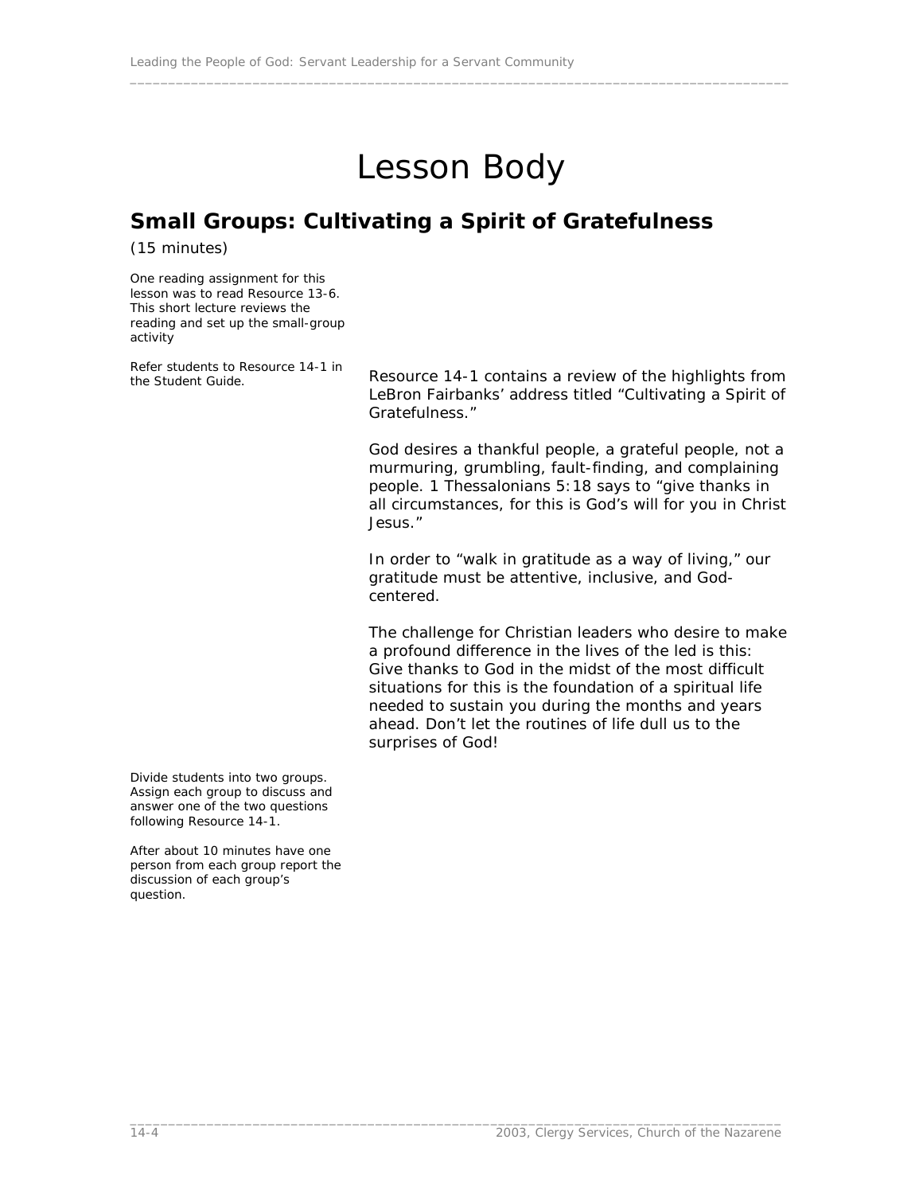# Lesson Body

## Small Groups: Cultivating a Spirit of Gratefulness

(15 minutes)

One reading assignment for this lesson was to read Resource 13-6. This short lecture reviews the reading and set up the small-group activity

Refer students to Resource 14-1 in the Student Guide.

Resource 14-1 contains a review of the highlights from LeBron Fairbanks' address titled "Cultivating a Spirit of Gratefulness."

God desires a thankful people, a grateful people, not a murmuring, grumbling, fault-finding, and complaining people. 1 Thessalonians 5:18 says to "give thanks in all circumstances, for this is God's will for you in Christ Jesus."

In order to "walk in gratitude as a way of living," our gratitude must be attentive, inclusive, and God-centered.

The challenge for Christian leaders who desire to make a profound difference in the lives of the led is this: Give thanks to God in the midst of the most difficult situations for this is the foundation of a spiritual life needed to sustain you during the months and years ahead. Don't let the routines of life dull us to the surprises of God!

Divide students into two groups. Assign each group to discuss and answer one of the two questions following Resource 14-1.

After about 10 minutes have one person from each group report the discussion of each group's question.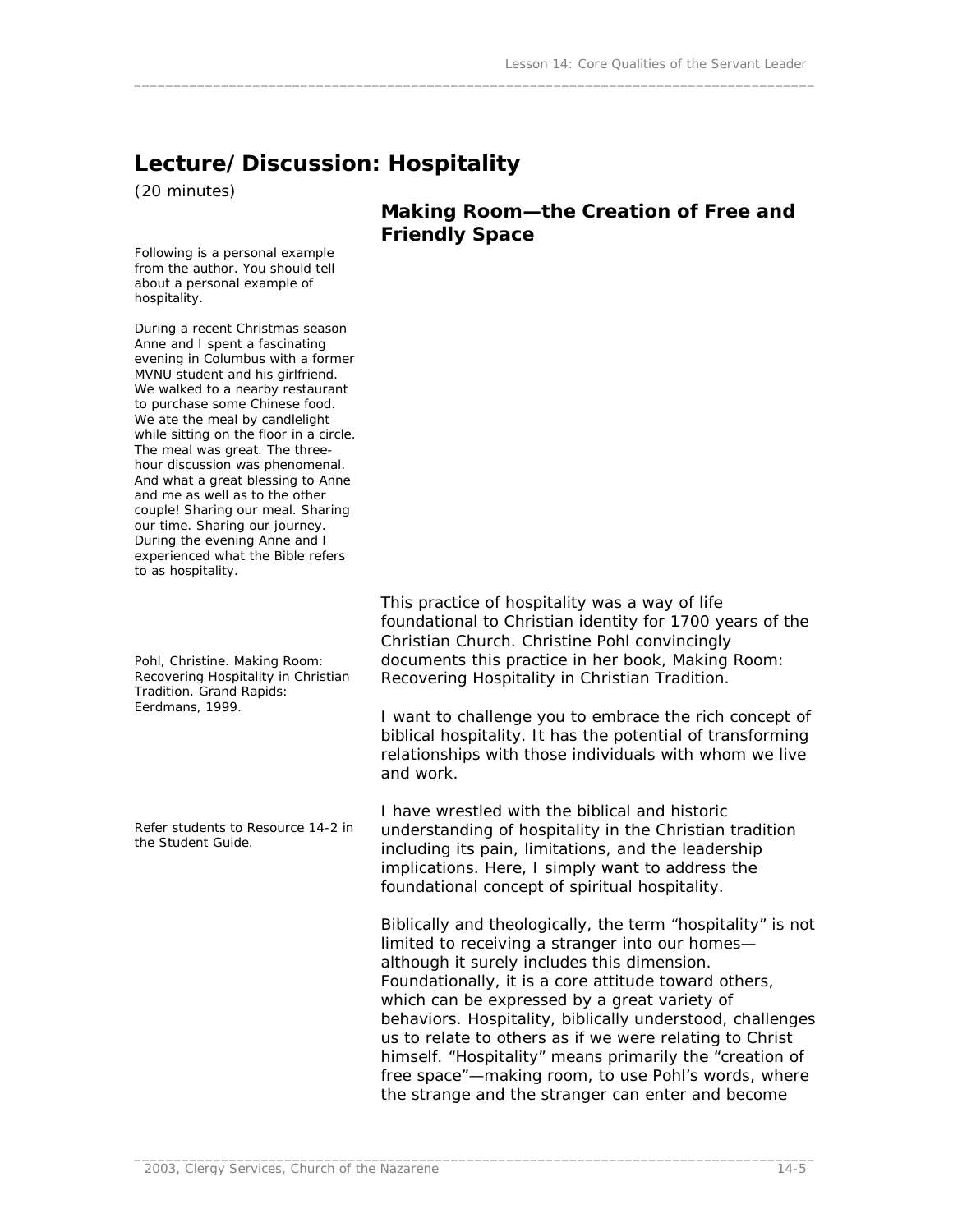## Lecture/Discussion: Hospitality

(20 minutes)

### Making Room—the Creation of Free and Friendly Space

Following is a personal example from the author. You should tell about a personal example of hospitality.

During a recent Christmas season Anne and I spent a fascinating evening in Columbus with a former MVNU student and his girlfriend. We walked to a nearby restaurant to purchase some Chinese food. We ate the meal by candlelight while sitting on the floor in a circle. The meal was great. The three-hour discussion was phenomenal. And what a great blessing to Anne and me as well as to the other couple! Sharing our meal. Sharing our time. Sharing our journey. During the evening Anne and I experienced what the Bible refers to as hospitality.

This practice of hospitality was a way of life foundational to Christian identity for 1700 years of the Christian Church. Christine Pohl convincingly documents this practice in her book, Making Room: Recovering Hospitality in Christian Tradition.

Pohl, Christine. Making Room: Recovering Hospitality in Christian Tradition. Grand Rapids: Eerdmans, 1999.

I want to challenge you to embrace the rich concept of biblical hospitality. It has the potential of transforming relationships with those individuals with whom we live and work.

Refer students to Resource 14-2 in the Student Guide.

I have wrestled with the biblical and historic understanding of hospitality in the Christian tradition including its pain, limitations, and the leadership implications. Here, I simply want to address the foundational concept of spiritual hospitality.

Biblically and theologically, the term "hospitality" is not limited to receiving a stranger into our homes—although it surely includes this dimension. Foundationally, it is a core attitude toward others, which can be expressed by a great variety of behaviors. Hospitality, biblically understood, challenges us to relate to others as if we were relating to Christ himself. "Hospitality" means primarily the "creation of free space"—making room, to use Pohl's words, where the strange and the stranger can enter and become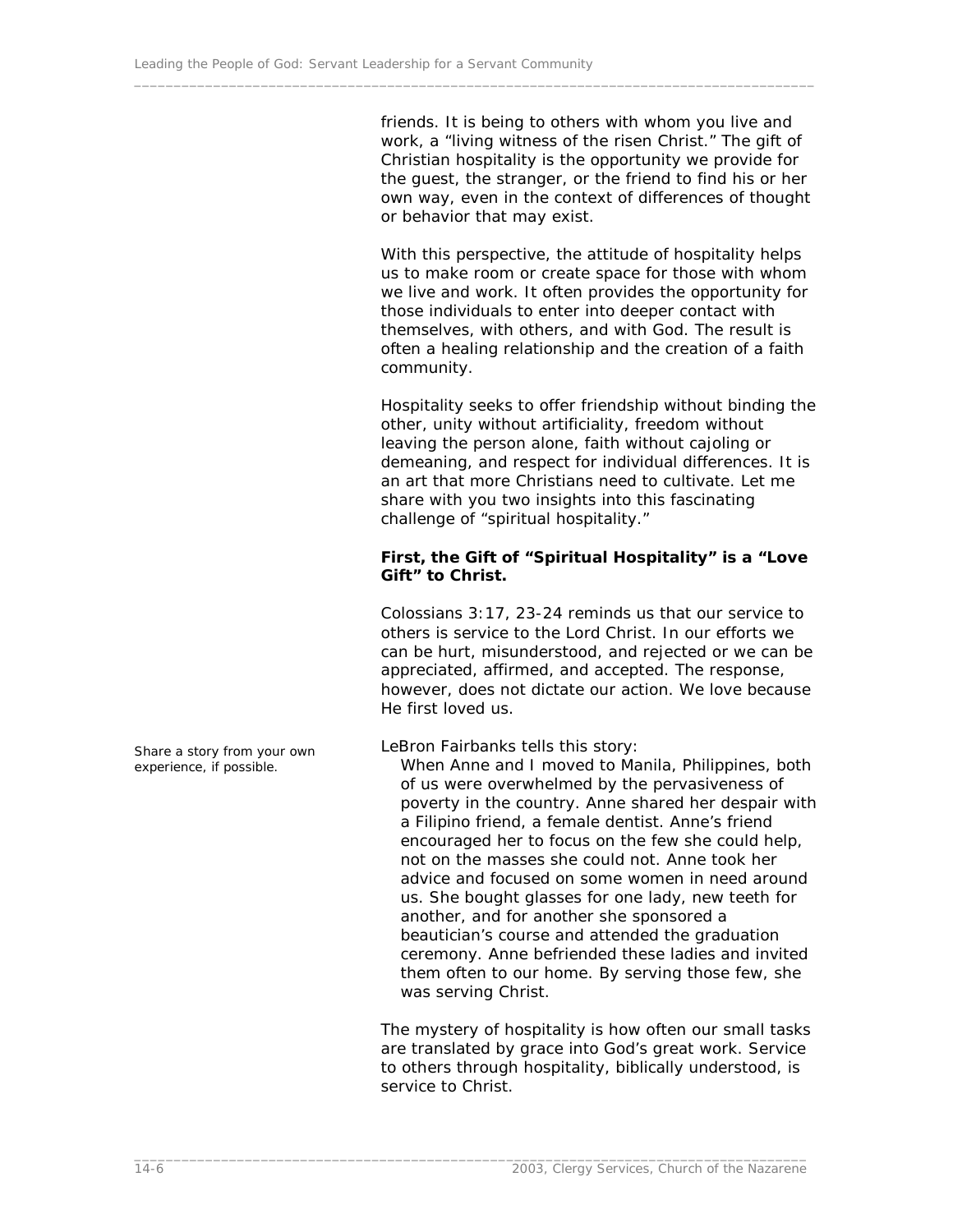friends. It is being to others with whom you live and work, a "living witness of the risen Christ." The gift of Christian hospitality is the opportunity we provide for the guest, the stranger, or the friend to find his or her own way, even in the context of differences of thought or behavior that may exist.

With this perspective, the attitude of hospitality helps us to make room or create space for those with whom we live and work. It often provides the opportunity for those individuals to enter into deeper contact with themselves, with others, and with God. The result is often a healing relationship and the creation of a faith community.

Hospitality seeks to offer friendship without binding the other, unity without artificiality, freedom without leaving the person alone, faith without cajoling or demeaning, and respect for individual differences. It is an art that more Christians need to cultivate. Let me share with you two insights into this fascinating challenge of "spiritual hospitality."

**First, the Gift of "Spiritual Hospitality" is a "Love Gift" to Christ.**

Colossians 3:17, 23-24 reminds us that our service to others is service to the Lord Christ. In our efforts we can be hurt, misunderstood, and rejected or we can be appreciated, affirmed, and accepted. The response, however, does not dictate our action. We love because He first loved us.

*Share a story from your own experience, if possible.*

LeBron Fairbanks tells this story:

> When Anne and I moved to Manila, Philippines, both of us were overwhelmed by the pervasiveness of poverty in the country. Anne shared her despair with a Filipino friend, a female dentist. Anne's friend encouraged her to focus on the few she could help, not on the masses she could not. Anne took her advice and focused on some women in need around us. She bought glasses for one lady, new teeth for another, and for another she sponsored a beautician's course and attended the graduation ceremony. Anne befriended these ladies and invited them often to our home. By serving those few, she was serving Christ.

The mystery of hospitality is how often our small tasks are translated by grace into God's great work. Service to others through hospitality, biblically understood, is service to Christ.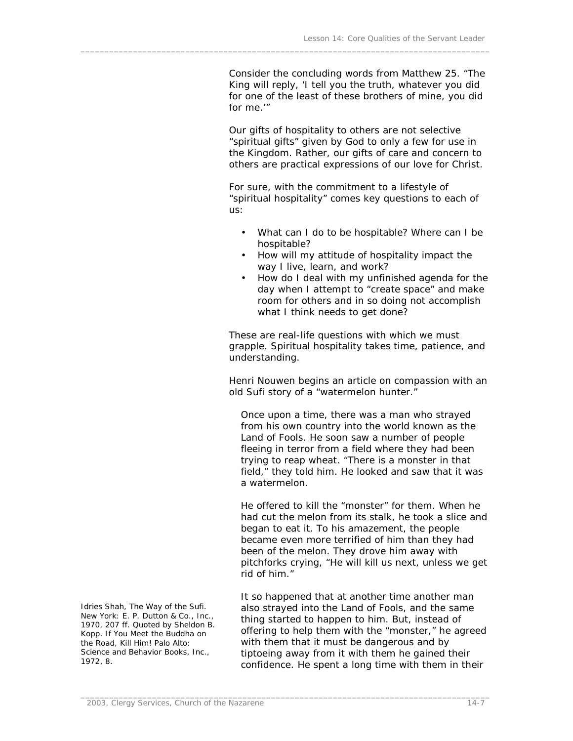Consider the concluding words from Matthew 25. "The King will reply, 'I tell you the truth, whatever you did for one of the least of these brothers of mine, you did for me.'"

Our gifts of hospitality to others are not selective "spiritual gifts" given by God to only a few for use in the Kingdom. Rather, our gifts of care and concern to others are practical expressions of our love for Christ.

For sure, with the commitment to a lifestyle of "spiritual hospitality" comes key questions to each of us:

- What can I do to be hospitable? Where can I be hospitable?
- How will my attitude of hospitality impact the way I live, learn, and work?
- How do I deal with my unfinished agenda for the day when I attempt to "create space" and make room for others and in so doing not accomplish what I think needs to get done?

These are real-life questions with which we must grapple. Spiritual hospitality takes time, patience, and understanding.

Henri Nouwen begins an article on compassion with an old Sufi story of a "watermelon hunter."

> Once upon a time, there was a man who strayed from his own country into the world known as the Land of Fools. He soon saw a number of people fleeing in terror from a field where they had been trying to reap wheat. "There is a monster in that field," they told him. He looked and saw that it was a watermelon.
>
> He offered to kill the "monster" for them. When he had cut the melon from its stalk, he took a slice and began to eat it. To his amazement, the people became even more terrified of him than they had been of the melon. They drove him away with pitchforks crying, "He will kill us next, unless we get rid of him."
>
> It so happened that at another time another man also strayed into the Land of Fools, and the same thing started to happen to him. But, instead of offering to help them with the "monster," he agreed with them that it must be dangerous and by tiptoeing away from it with them he gained their confidence. He spent a long time with them in their

Idries Shah, The Way of the Sufi. New York: E. P. Dutton & Co., Inc., 1970, 207 ff. Quoted by Sheldon B. Kopp. If You Meet the Buddha on the Road, Kill Him! Palo Alto: Science and Behavior Books, Inc., 1972, 8.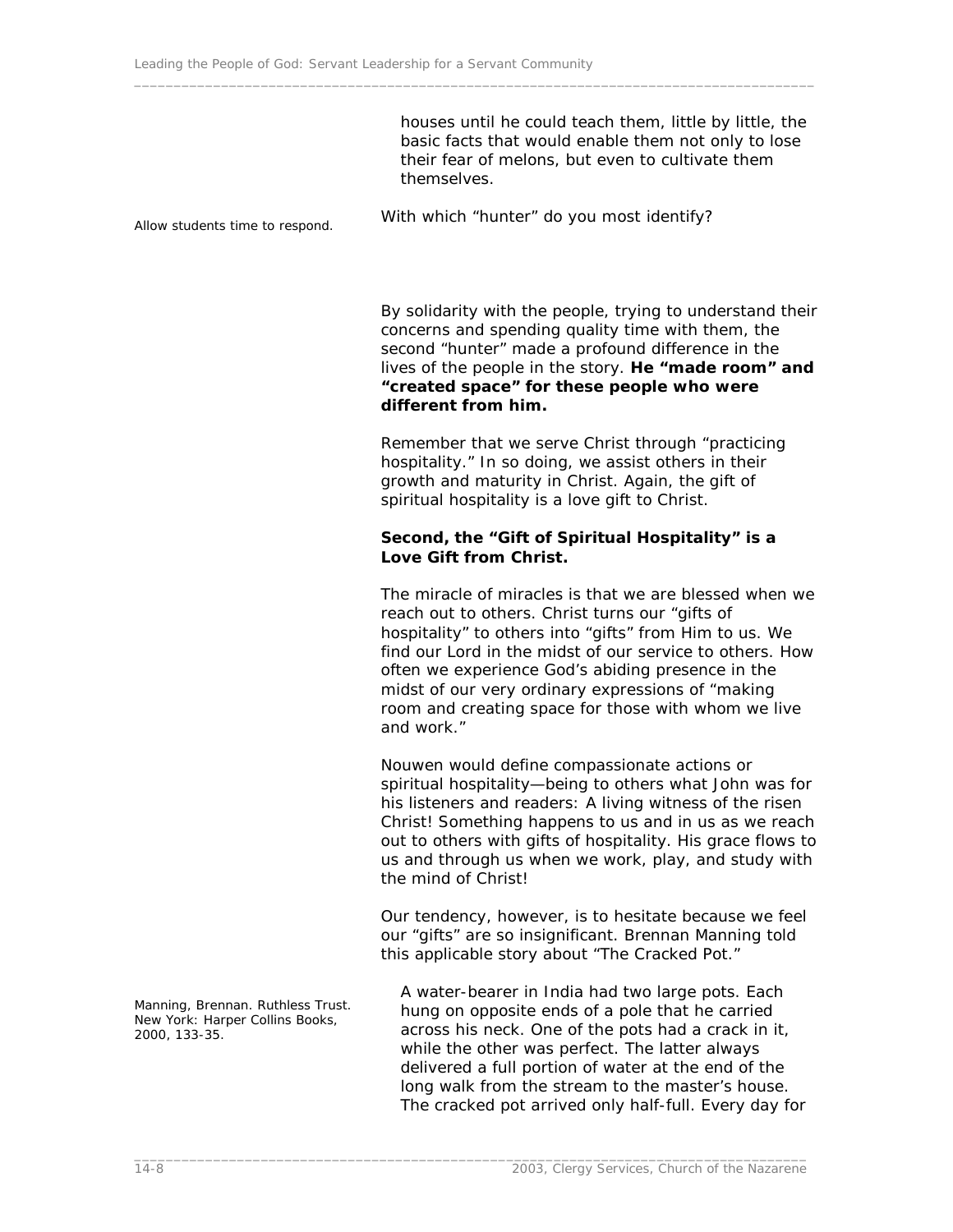houses until he could teach them, little by little, the basic facts that would enable them not only to lose their fear of melons, but even to cultivate them themselves.

Allow students time to respond.

With which "hunter" do you most identify?

By solidarity with the people, trying to understand their concerns and spending quality time with them, the second "hunter" made a profound difference in the lives of the people in the story. **He "made room" and "created space" for these people who were different from him.**

Remember that we serve Christ through "practicing hospitality." In so doing, we assist others in their growth and maturity in Christ. Again, the gift of spiritual hospitality is a love gift to Christ.

**Second, the "Gift of Spiritual Hospitality" is a Love Gift from Christ.**

The miracle of miracles is that we are blessed when we reach out to others. Christ turns our "gifts of hospitality" to others into "gifts" from Him to us. We find our Lord in the midst of our service to others. How often we experience God's abiding presence in the midst of our very ordinary expressions of "making room and creating space for those with whom we live and work."

Nouwen would define compassionate actions or spiritual hospitality—being to others what John was for his listeners and readers: A living witness of the risen Christ! Something happens to us and in us as we reach out to others with gifts of hospitality. His grace flows to us and through us when we work, play, and study with the mind of Christ!

Our tendency, however, is to hesitate because we feel our "gifts" are so insignificant. Brennan Manning told this applicable story about "The Cracked Pot."

Manning, Brennan. Ruthless Trust. New York: Harper Collins Books, 2000, 133-35.

> A water-bearer in India had two large pots. Each hung on opposite ends of a pole that he carried across his neck. One of the pots had a crack in it, while the other was perfect. The latter always delivered a full portion of water at the end of the long walk from the stream to the master's house. The cracked pot arrived only half-full. Every day for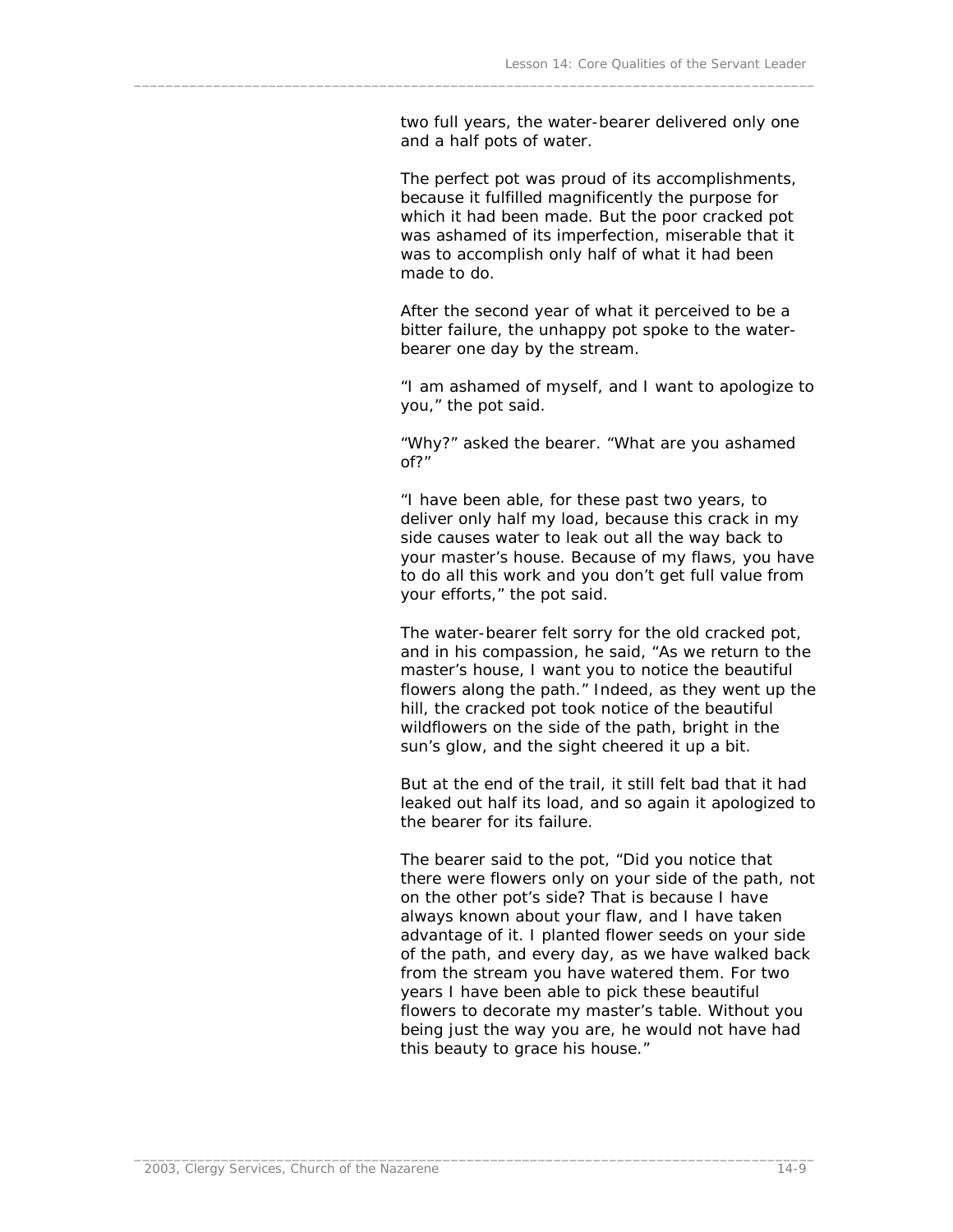two full years, the water-bearer delivered only one and a half pots of water.

The perfect pot was proud of its accomplishments, because it fulfilled magnificently the purpose for which it had been made. But the poor cracked pot was ashamed of its imperfection, miserable that it was to accomplish only half of what it had been made to do.

After the second year of what it perceived to be a bitter failure, the unhappy pot spoke to the water-bearer one day by the stream.

"I am ashamed of myself, and I want to apologize to you," the pot said.

"Why?" asked the bearer. "What are you ashamed of?"

"I have been able, for these past two years, to deliver only half my load, because this crack in my side causes water to leak out all the way back to your master's house. Because of my flaws, you have to do all this work and you don't get full value from your efforts," the pot said.

The water-bearer felt sorry for the old cracked pot, and in his compassion, he said, "As we return to the master's house, I want you to notice the beautiful flowers along the path." Indeed, as they went up the hill, the cracked pot took notice of the beautiful wildflowers on the side of the path, bright in the sun's glow, and the sight cheered it up a bit.

But at the end of the trail, it still felt bad that it had leaked out half its load, and so again it apologized to the bearer for its failure.

The bearer said to the pot, "Did you notice that there were flowers only on your side of the path, not on the other pot's side? That is because I have always known about your flaw, and I have taken advantage of it. I planted flower seeds on your side of the path, and every day, as we have walked back from the stream you have watered them. For two years I have been able to pick these beautiful flowers to decorate my master's table. Without you being just the way you are, he would not have had this beauty to grace his house."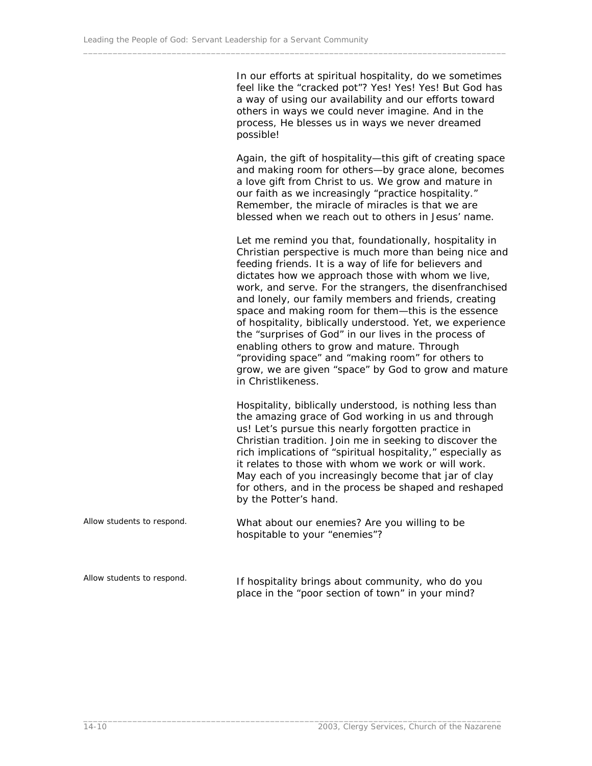In our efforts at spiritual hospitality, do we sometimes feel like the “cracked pot”? Yes! Yes! Yes! But God has a way of using our availability and our efforts toward others in ways we could never imagine. And in the process, He blesses us in ways we never dreamed possible!

Again, the gift of hospitality—this gift of creating space and making room for others—by grace alone, becomes a love gift from Christ to us. We grow and mature in our faith as we increasingly “practice hospitality.” Remember, the miracle of miracles is that we are blessed when we reach out to others in Jesus’ name.

Let me remind you that, foundationally, hospitality in Christian perspective is much more than being nice and feeding friends. It is a way of life for believers and dictates how we approach those with whom we live, work, and serve. For the strangers, the disenfranchised and lonely, our family members and friends, creating space and making room for them—this is the essence of hospitality, biblically understood. Yet, we experience the “surprises of God” in our lives in the process of enabling others to grow and mature. Through “providing space” and “making room” for others to grow, we are given “space” by God to grow and mature in Christlikeness.

Hospitality, biblically understood, is nothing less than the amazing grace of God working in us and through us! Let’s pursue this nearly forgotten practice in Christian tradition. Join me in seeking to discover the rich implications of “spiritual hospitality,” especially as it relates to those with whom we work or will work. May each of you increasingly become that jar of clay for others, and in the process be shaped and reshaped by the Potter’s hand.

*Allow students to respond.*

What about our enemies? Are you willing to be hospitable to your “enemies”?

*Allow students to respond.*

If hospitality brings about community, who do you place in the “poor section of town” in your mind?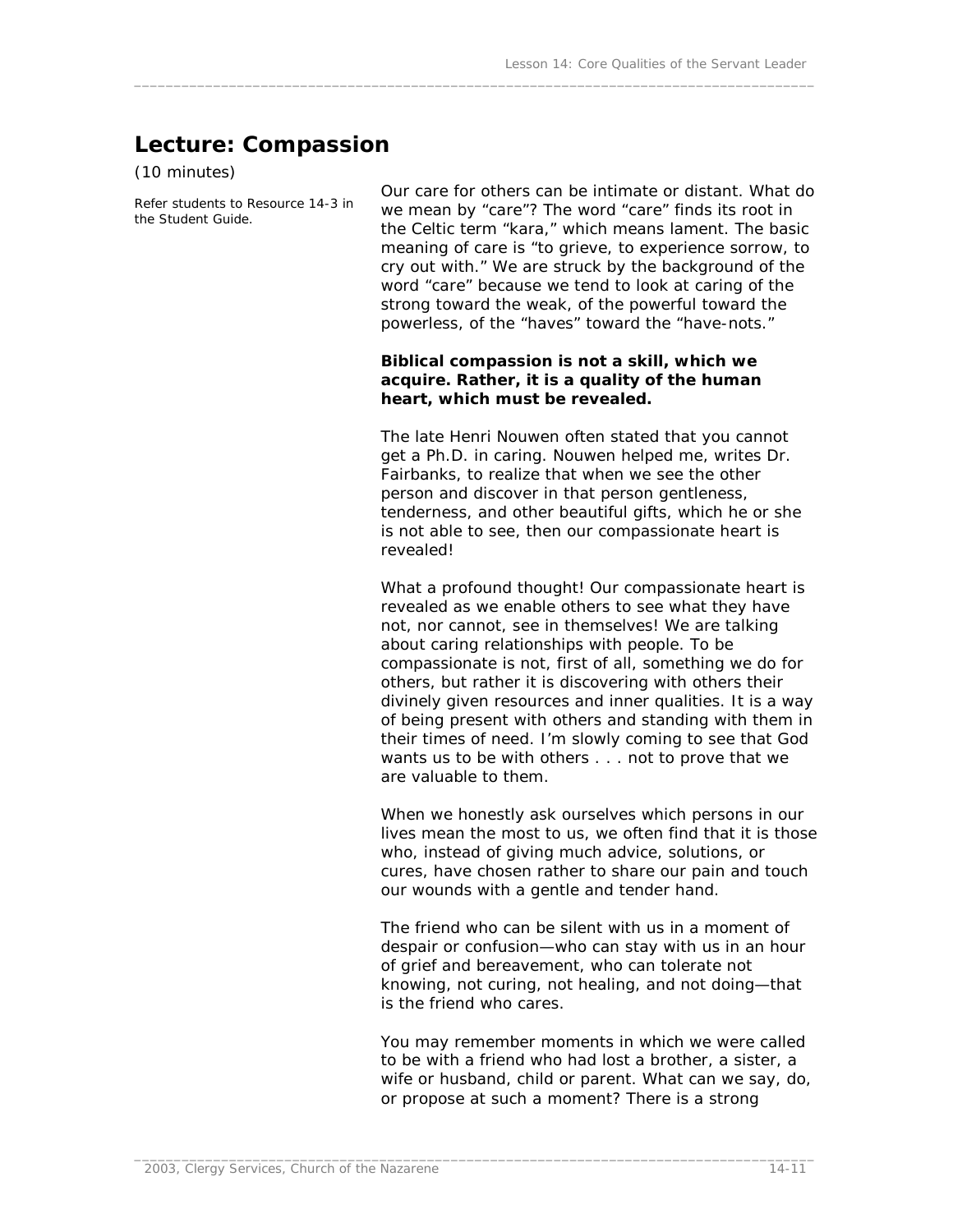## Lecture: Compassion

(10 minutes)

*Refer students to Resource 14-3 in the Student Guide.*

Our care for others can be intimate or distant. What do we mean by "care"? The word "care" finds its root in the Celtic term "kara," which means lament. The basic meaning of care is "to grieve, to experience sorrow, to cry out with." We are struck by the background of the word "care" because we tend to look at caring of the strong toward the weak, of the powerful toward the powerless, of the "haves" toward the "have-nots."

**Biblical compassion is not a skill, which we acquire. Rather, it is a quality of the human heart, which must be revealed.**

The late Henri Nouwen often stated that you cannot get a Ph.D. in caring. Nouwen helped me, writes Dr. Fairbanks, to realize that when we see the other person and discover in that person gentleness, tenderness, and other beautiful gifts, which he or she is not able to see, then our compassionate heart is revealed!

What a profound thought! Our compassionate heart is revealed as we enable others to see what they have not, nor cannot, see in themselves! We are talking about caring relationships with people. To be compassionate is not, first of all, something we do for others, but rather it is discovering with others their divinely given resources and inner qualities. It is a way of being present with others and standing with them in their times of need. I'm slowly coming to see that God wants us to be with others . . . not to prove that we are valuable to them.

When we honestly ask ourselves which persons in our lives mean the most to us, we often find that it is those who, instead of giving much advice, solutions, or cures, have chosen rather to share our pain and touch our wounds with a gentle and tender hand.

The friend who can be silent with us in a moment of despair or confusion—who can stay with us in an hour of grief and bereavement, who can tolerate not knowing, not curing, not healing, and not doing—that is the friend who cares.

You may remember moments in which we were called to be with a friend who had lost a brother, a sister, a wife or husband, child or parent. What can we say, do, or propose at such a moment? There is a strong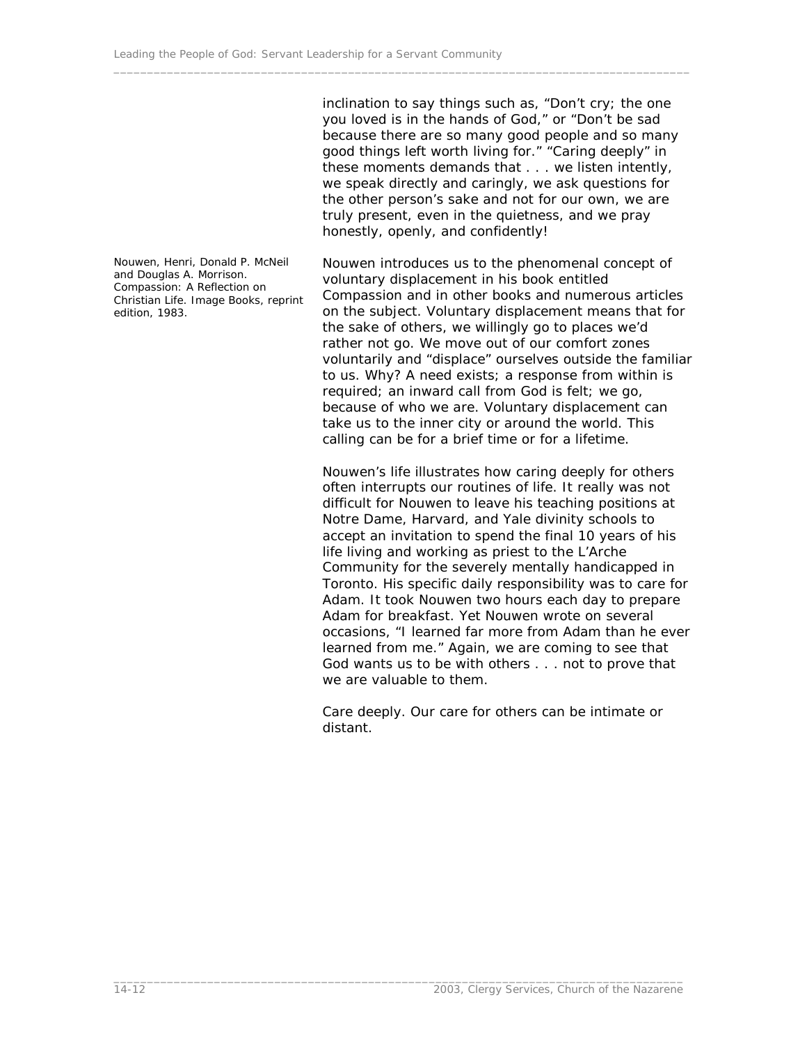inclination to say things such as, "Don't cry; the one you loved is in the hands of God," or "Don't be sad because there are so many good people and so many good things left worth living for." "Caring deeply" in these moments demands that . . . we listen intently, we speak directly and caringly, we ask questions for the other person's sake and not for our own, we are truly present, even in the quietness, and we pray honestly, openly, and confidently!

Nouwen, Henri, Donald P. McNeil and Douglas A. Morrison. *Compassion: A Reflection on Christian Life*. Image Books, reprint edition, 1983.

Nouwen introduces us to the phenomenal concept of voluntary displacement in his book entitled *Compassion* and in other books and numerous articles on the subject. Voluntary displacement means that for the sake of others, we willingly go to places we'd rather not go. We move out of our comfort zones voluntarily and "displace" ourselves outside the familiar to us. Why? A need exists; a response from within is required; an inward call from God is felt; we go, because of who we are. Voluntary displacement can take us to the inner city or around the world. This calling can be for a brief time or for a lifetime.

Nouwen's life illustrates how caring deeply for others often interrupts our routines of life. It really was not difficult for Nouwen to leave his teaching positions at Notre Dame, Harvard, and Yale divinity schools to accept an invitation to spend the final 10 years of his life living and working as priest to the L'Arche Community for the severely mentally handicapped in Toronto. His specific daily responsibility was to care for Adam. It took Nouwen two hours each day to prepare Adam for breakfast. Yet Nouwen wrote on several occasions, "I learned far more from Adam than he ever learned from me." Again, we are coming to see that God wants us to be with others . . . not to prove that we are valuable to them.

Care deeply. Our care for others can be intimate or distant.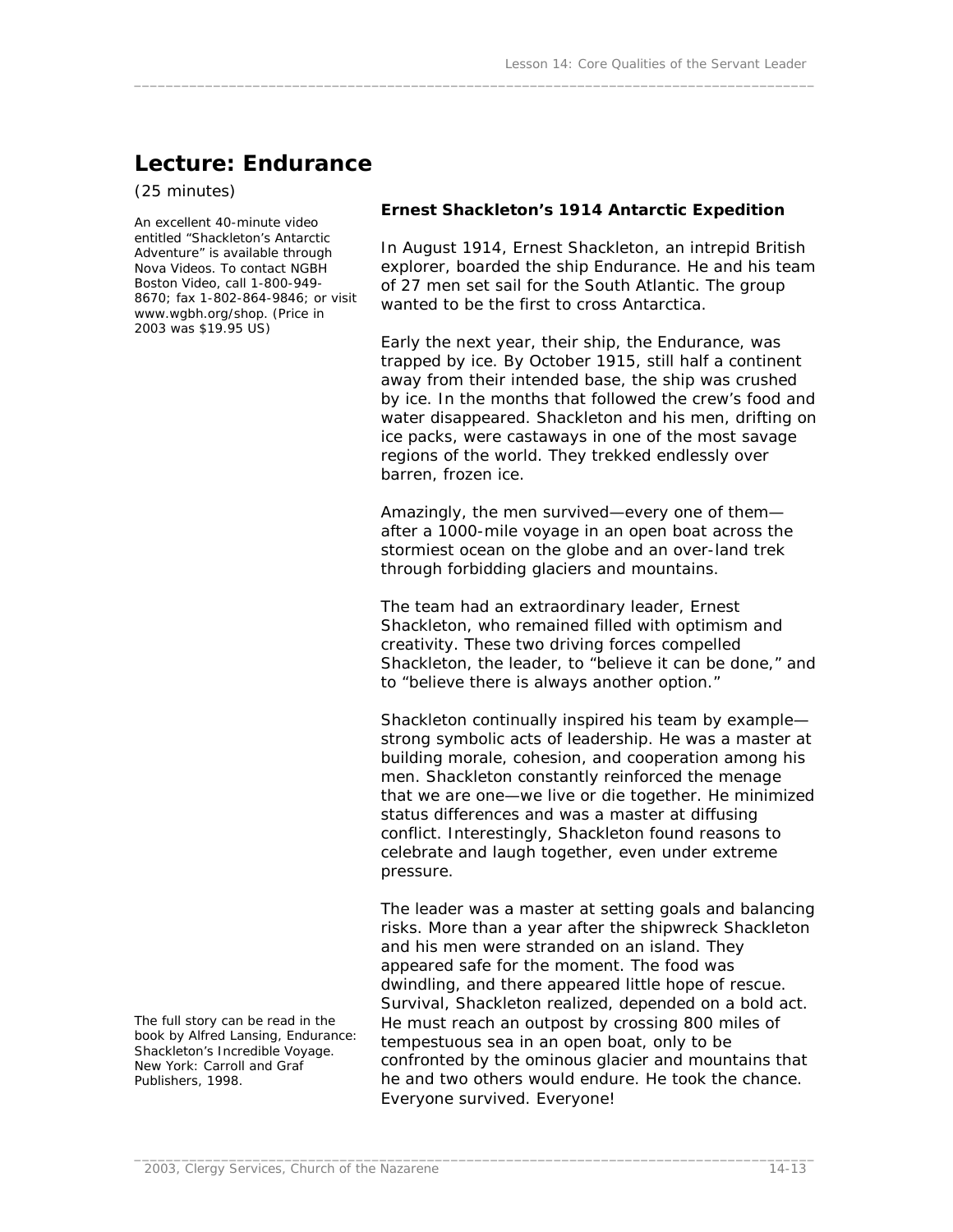## Lecture: Endurance

(25 minutes)

An excellent 40-minute video entitled "Shackleton's Antarctic Adventure" is available through Nova Videos. To contact NGBH Boston Video, call 1-800-949-8670; fax 1-802-864-9846; or visit www.wgbh.org/shop. (Price in 2003 was $19.95 US)

**Ernest Shackleton's 1914 Antarctic Expedition**

In August 1914, Ernest Shackleton, an intrepid British explorer, boarded the ship Endurance. He and his team of 27 men set sail for the South Atlantic. The group wanted to be the first to cross Antarctica.

Early the next year, their ship, the Endurance, was trapped by ice. By October 1915, still half a continent away from their intended base, the ship was crushed by ice. In the months that followed the crew's food and water disappeared. Shackleton and his men, drifting on ice packs, were castaways in one of the most savage regions of the world. They trekked endlessly over barren, frozen ice.

Amazingly, the men survived—every one of them—after a 1000-mile voyage in an open boat across the stormiest ocean on the globe and an over-land trek through forbidding glaciers and mountains.

The team had an extraordinary leader, Ernest Shackleton, who remained filled with optimism and creativity. These two driving forces compelled Shackleton, the leader, to "believe it can be done," and to "believe there is always another option."

Shackleton continually inspired his team by example—strong symbolic acts of leadership. He was a master at building morale, cohesion, and cooperation among his men. Shackleton constantly reinforced the menage that we are one—we live or die together. He minimized status differences and was a master at diffusing conflict. Interestingly, Shackleton found reasons to celebrate and laugh together, even under extreme pressure.

The full story can be read in the book by Alfred Lansing, Endurance: Shackleton's Incredible Voyage. New York: Carroll and Graf Publishers, 1998.

The leader was a master at setting goals and balancing risks. More than a year after the shipwreck Shackleton and his men were stranded on an island. They appeared safe for the moment. The food was dwindling, and there appeared little hope of rescue. Survival, Shackleton realized, depended on a bold act. He must reach an outpost by crossing 800 miles of tempestuous sea in an open boat, only to be confronted by the ominous glacier and mountains that he and two others would endure. He took the chance. Everyone survived. Everyone!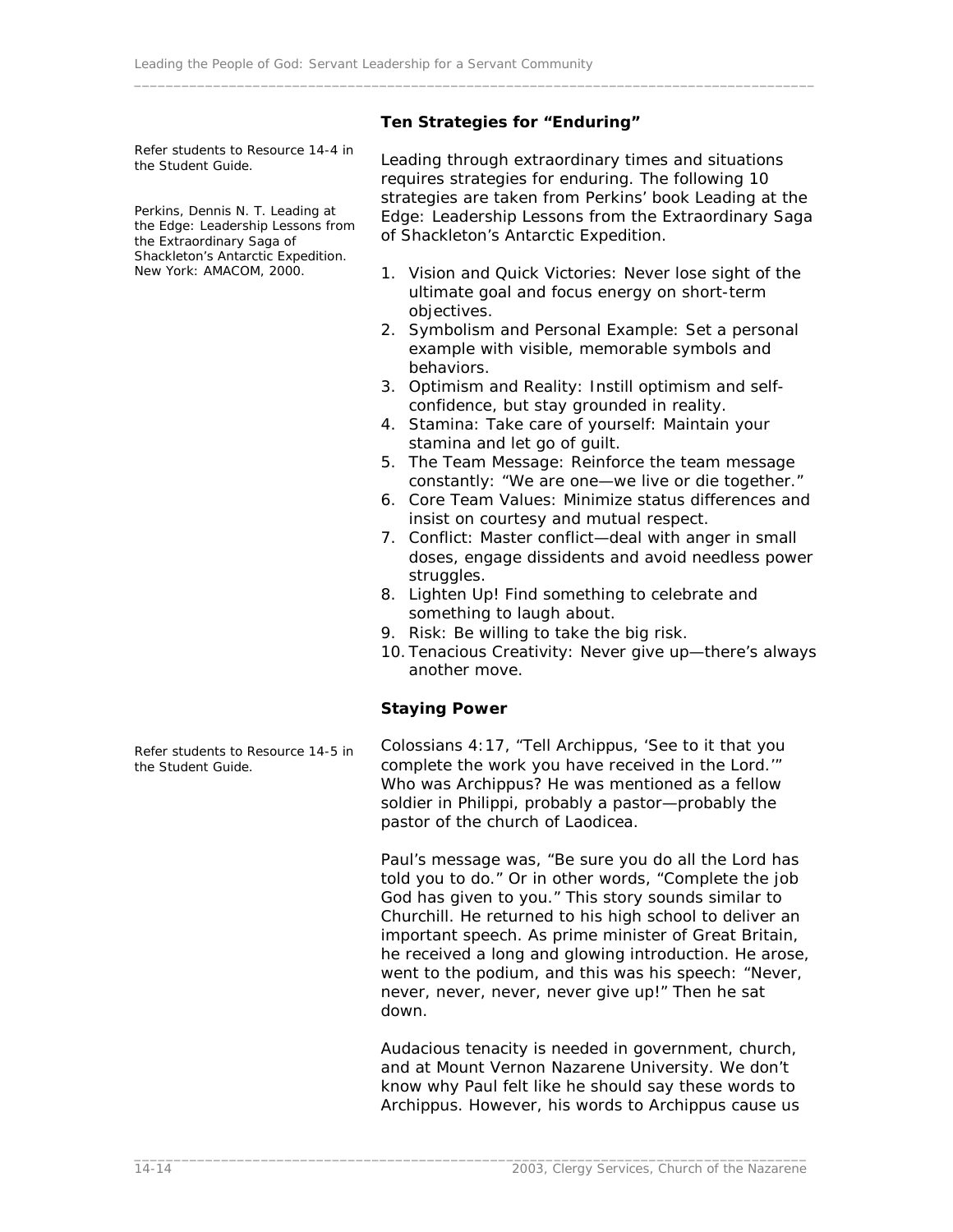### Ten Strategies for "Enduring"

Refer students to Resource 14-4 in the Student Guide.

Perkins, Dennis N. T. Leading at the Edge: Leadership Lessons from the Extraordinary Saga of Shackleton's Antarctic Expedition. New York: AMACOM, 2000.

Leading through extraordinary times and situations requires strategies for enduring. The following 10 strategies are taken from Perkins' book Leading at the Edge: Leadership Lessons from the Extraordinary Saga of Shackleton's Antarctic Expedition.

1. Vision and Quick Victories: Never lose sight of the ultimate goal and focus energy on short-term objectives.
2. Symbolism and Personal Example: Set a personal example with visible, memorable symbols and behaviors.
3. Optimism and Reality: Instill optimism and self-confidence, but stay grounded in reality.
4. Stamina: Take care of yourself: Maintain your stamina and let go of guilt.
5. The Team Message: Reinforce the team message constantly: "We are one—we live or die together."
6. Core Team Values: Minimize status differences and insist on courtesy and mutual respect.
7. Conflict: Master conflict—deal with anger in small doses, engage dissidents and avoid needless power struggles.
8. Lighten Up! Find something to celebrate and something to laugh about.
9. Risk: Be willing to take the big risk.
10. Tenacious Creativity: Never give up—there's always another move.

### Staying Power

Refer students to Resource 14-5 in the Student Guide.

Colossians 4:17, "Tell Archippus, 'See to it that you complete the work you have received in the Lord.'" Who was Archippus? He was mentioned as a fellow soldier in Philippi, probably a pastor—probably the pastor of the church of Laodicea.

Paul's message was, "Be sure you do all the Lord has told you to do." Or in other words, "Complete the job God has given to you." This story sounds similar to Churchill. He returned to his high school to deliver an important speech. As prime minister of Great Britain, he received a long and glowing introduction. He arose, went to the podium, and this was his speech: "Never, never, never, never, never give up!" Then he sat down.

Audacious tenacity is needed in government, church, and at Mount Vernon Nazarene University. We don't know why Paul felt like he should say these words to Archippus. However, his words to Archippus cause us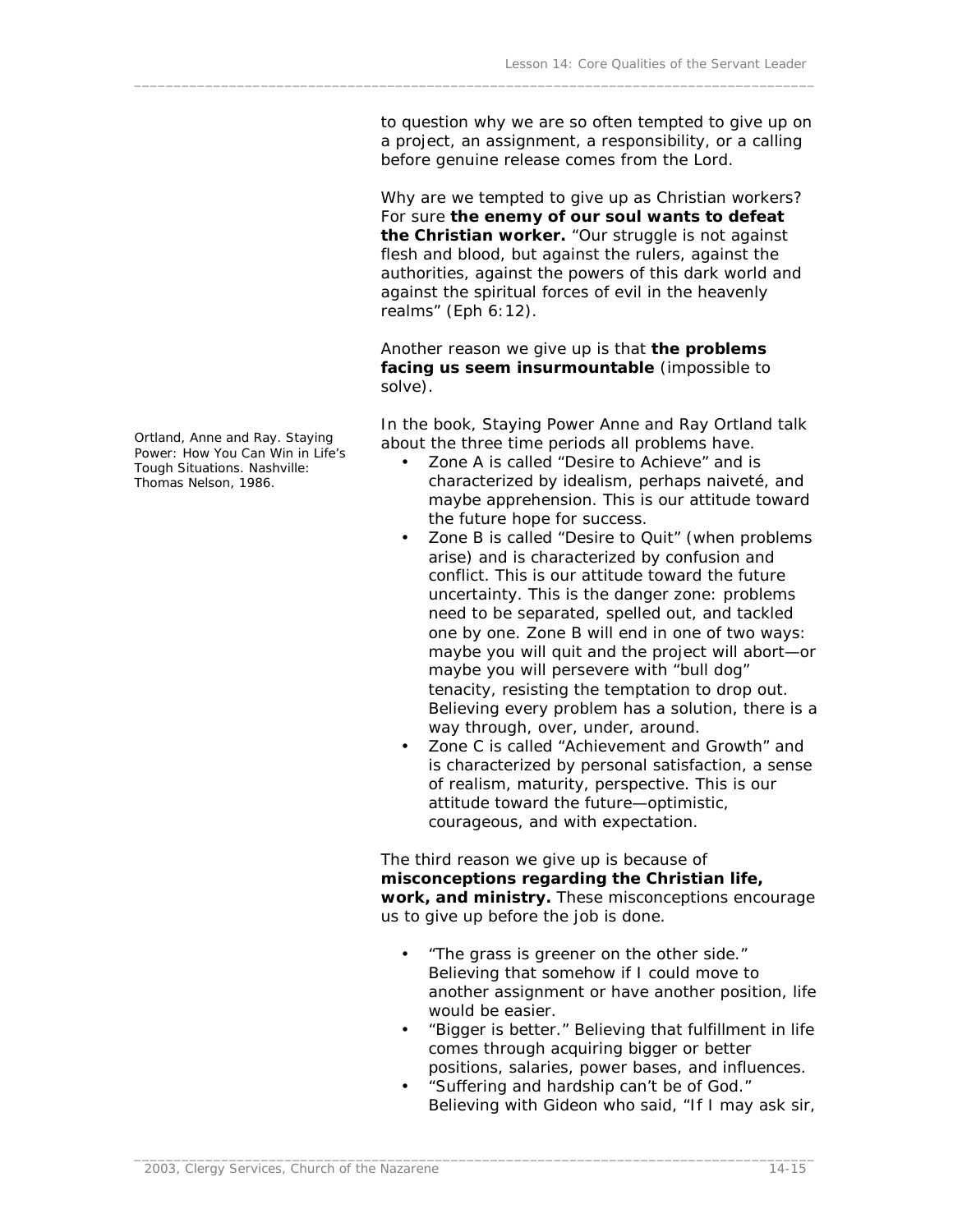to question why we are so often tempted to give up on a project, an assignment, a responsibility, or a calling before genuine release comes from the Lord.

Why are we tempted to give up as Christian workers? For sure **the enemy of our soul wants to defeat the Christian worker.** "Our struggle is not against flesh and blood, but against the rulers, against the authorities, against the powers of this dark world and against the spiritual forces of evil in the heavenly realms" (Eph 6:12).

Another reason we give up is that **the problems facing us seem insurmountable** (impossible to solve).

Ortland, Anne and Ray. Staying Power: How You Can Win in Life's Tough Situations. Nashville: Thomas Nelson, 1986.

In the book, Staying Power Anne and Ray Ortland talk about the three time periods all problems have.

- Zone A is called "Desire to Achieve" and is characterized by idealism, perhaps naiveté, and maybe apprehension. This is our attitude toward the future hope for success.
- Zone B is called "Desire to Quit" (when problems arise) and is characterized by confusion and conflict. This is our attitude toward the future uncertainty. This is the danger zone: problems need to be separated, spelled out, and tackled one by one. Zone B will end in one of two ways: maybe you will quit and the project will abort—or maybe you will persevere with "bull dog" tenacity, resisting the temptation to drop out. Believing every problem has a solution, there is a way through, over, under, around.
- Zone C is called "Achievement and Growth" and is characterized by personal satisfaction, a sense of realism, maturity, perspective. This is our attitude toward the future—optimistic, courageous, and with expectation.

The third reason we give up is because of **misconceptions regarding the Christian life, work, and ministry.** These misconceptions encourage us to give up before the job is done.

- "The grass is greener on the other side." Believing that somehow if I could move to another assignment or have another position, life would be easier.
- "Bigger is better." Believing that fulfillment in life comes through acquiring bigger or better positions, salaries, power bases, and influences.
- "Suffering and hardship can't be of God." Believing with Gideon who said, "If I may ask sir,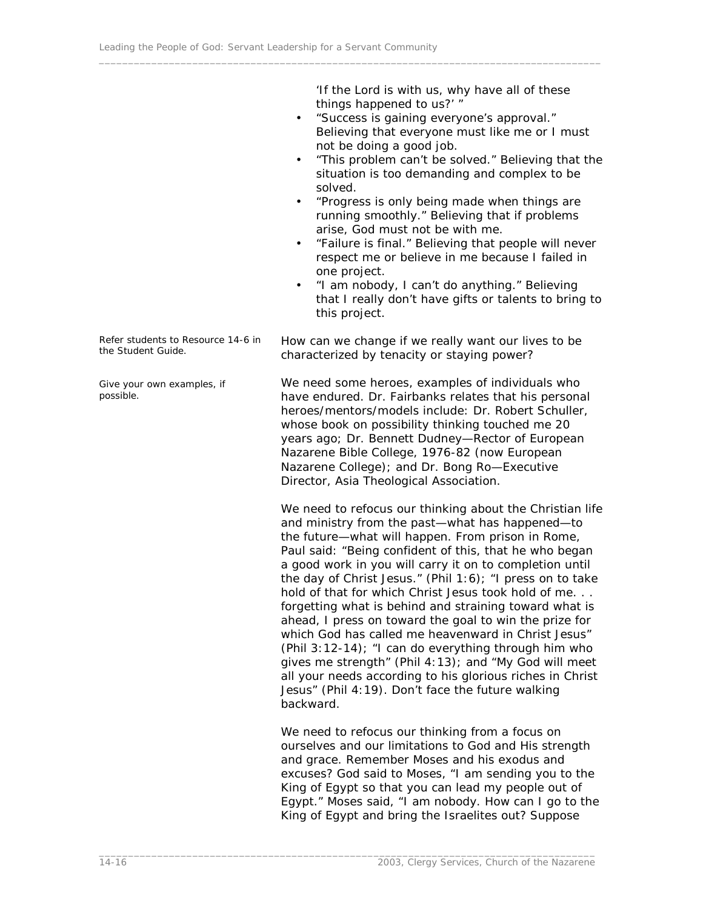'If the Lord is with us, why have all of these things happened to us?' "

- "Success is gaining everyone's approval." Believing that everyone must like me or I must not be doing a good job.
- "This problem can't be solved." Believing that the situation is too demanding and complex to be solved.
- "Progress is only being made when things are running smoothly." Believing that if problems arise, God must not be with me.
- "Failure is final." Believing that people will never respect me or believe in me because I failed in one project.
- "I am nobody, I can't do anything." Believing that I really don't have gifts or talents to bring to this project.

*Refer students to Resource 14-6 in the Student Guide.*

How can we change if we really want our lives to be characterized by tenacity or staying power?

*Give your own examples, if possible.*

We need some heroes, examples of individuals who have endured. Dr. Fairbanks relates that his personal heroes/mentors/models include: Dr. Robert Schuller, whose book on possibility thinking touched me 20 years ago; Dr. Bennett Dudney—Rector of European Nazarene Bible College, 1976-82 (now European Nazarene College); and Dr. Bong Ro—Executive Director, Asia Theological Association.

We need to refocus our thinking about the Christian life and ministry from the past—what has happened—to the future—what will happen. From prison in Rome, Paul said: "Being confident of this, that he who began a good work in you will carry it on to completion until the day of Christ Jesus." (Phil 1:6); "I press on to take hold of that for which Christ Jesus took hold of me. . . forgetting what is behind and straining toward what is ahead, I press on toward the goal to win the prize for which God has called me heavenward in Christ Jesus" (Phil 3:12-14); "I can do everything through him who gives me strength" (Phil 4:13); and "My God will meet all your needs according to his glorious riches in Christ Jesus" (Phil 4:19). Don't face the future walking backward.

We need to refocus our thinking from a focus on ourselves and our limitations to God and His strength and grace. Remember Moses and his exodus and excuses? God said to Moses, "I am sending you to the King of Egypt so that you can lead my people out of Egypt." Moses said, "I am nobody. How can I go to the King of Egypt and bring the Israelites out? Suppose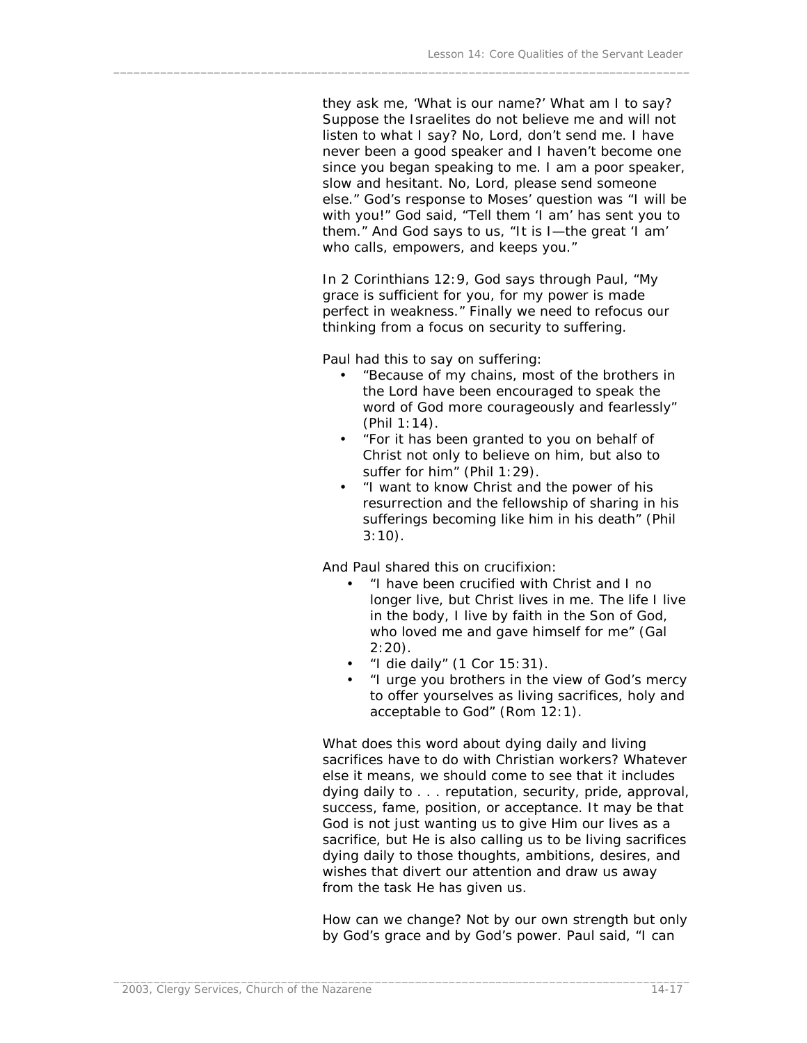they ask me, 'What is our name?' What am I to say? Suppose the Israelites do not believe me and will not listen to what I say? No, Lord, don't send me. I have never been a good speaker and I haven't become one since you began speaking to me. I am a poor speaker, slow and hesitant. No, Lord, please send someone else." God's response to Moses' question was "I will be with you!" God said, "Tell them 'I am' has sent you to them." And God says to us, "It is I—the great 'I am' who calls, empowers, and keeps you."

In 2 Corinthians 12:9, God says through Paul, "My grace is sufficient for you, for my power is made perfect in weakness." Finally we need to refocus our thinking from a focus on security to suffering.

Paul had this to say on suffering:

- "Because of my chains, most of the brothers in the Lord have been encouraged to speak the word of God more courageously and fearlessly" (Phil 1:14).
- "For it has been granted to you on behalf of Christ not only to believe on him, but also to suffer for him" (Phil 1:29).
- "I want to know Christ and the power of his resurrection and the fellowship of sharing in his sufferings becoming like him in his death" (Phil 3:10).

And Paul shared this on crucifixion:

- "I have been crucified with Christ and I no longer live, but Christ lives in me. The life I live in the body, I live by faith in the Son of God, who loved me and gave himself for me" (Gal 2:20).
- "I die daily" (1 Cor 15:31).
- "I urge you brothers in the view of God's mercy to offer yourselves as living sacrifices, holy and acceptable to God" (Rom 12:1).

What does this word about dying daily and living sacrifices have to do with Christian workers? Whatever else it means, we should come to see that it includes dying daily to . . . reputation, security, pride, approval, success, fame, position, or acceptance. It may be that God is not just wanting us to give Him our lives as a sacrifice, but He is also calling us to be living sacrifices dying daily to those thoughts, ambitions, desires, and wishes that divert our attention and draw us away from the task He has given us.

How can we change? Not by our own strength but only by God's grace and by God's power. Paul said, "I can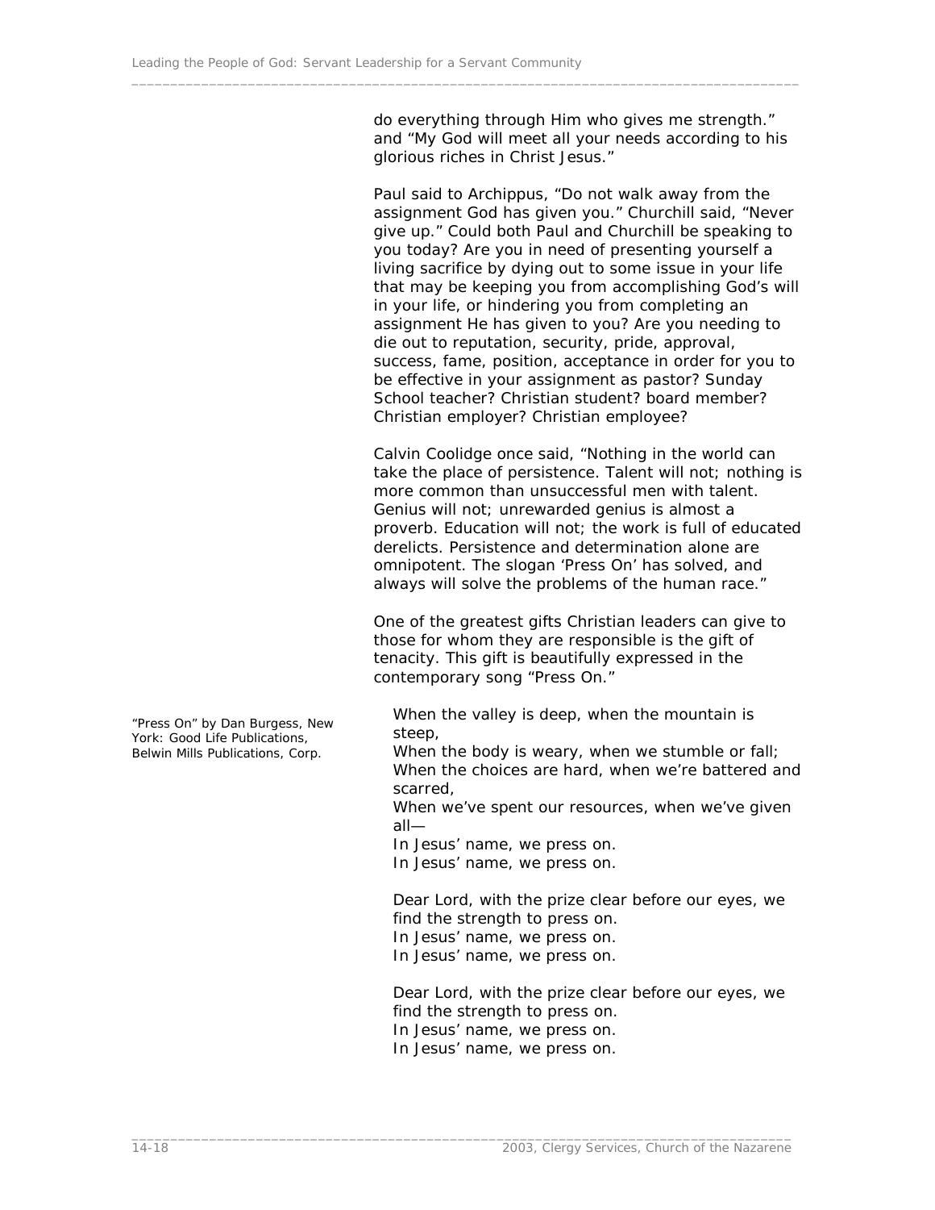do everything through Him who gives me strength." and "My God will meet all your needs according to his glorious riches in Christ Jesus."

Paul said to Archippus, "Do not walk away from the assignment God has given you." Churchill said, "Never give up." Could both Paul and Churchill be speaking to you today? Are you in need of presenting yourself a living sacrifice by dying out to some issue in your life that may be keeping you from accomplishing God's will in your life, or hindering you from completing an assignment He has given to you? Are you needing to die out to reputation, security, pride, approval, success, fame, position, acceptance in order for you to be effective in your assignment as pastor? Sunday School teacher? Christian student? board member? Christian employer? Christian employee?

Calvin Coolidge once said, "Nothing in the world can take the place of persistence. Talent will not; nothing is more common than unsuccessful men with talent. Genius will not; unrewarded genius is almost a proverb. Education will not; the work is full of educated derelicts. Persistence and determination alone are omnipotent. The slogan 'Press On' has solved, and always will solve the problems of the human race."

One of the greatest gifts Christian leaders can give to those for whom they are responsible is the gift of tenacity. This gift is beautifully expressed in the contemporary song "Press On."

*"Press On" by Dan Burgess, New York: Good Life Publications, Belwin Mills Publications, Corp.*

> When the valley is deep, when the mountain is steep,
> When the body is weary, when we stumble or fall;
> When the choices are hard, when we're battered and scarred,
> When we've spent our resources, when we've given all—
> In Jesus' name, we press on.
> In Jesus' name, we press on.
>
> Dear Lord, with the prize clear before our eyes, we find the strength to press on.
> In Jesus' name, we press on.
> In Jesus' name, we press on.
>
> Dear Lord, with the prize clear before our eyes, we find the strength to press on.
> In Jesus' name, we press on.
> In Jesus' name, we press on.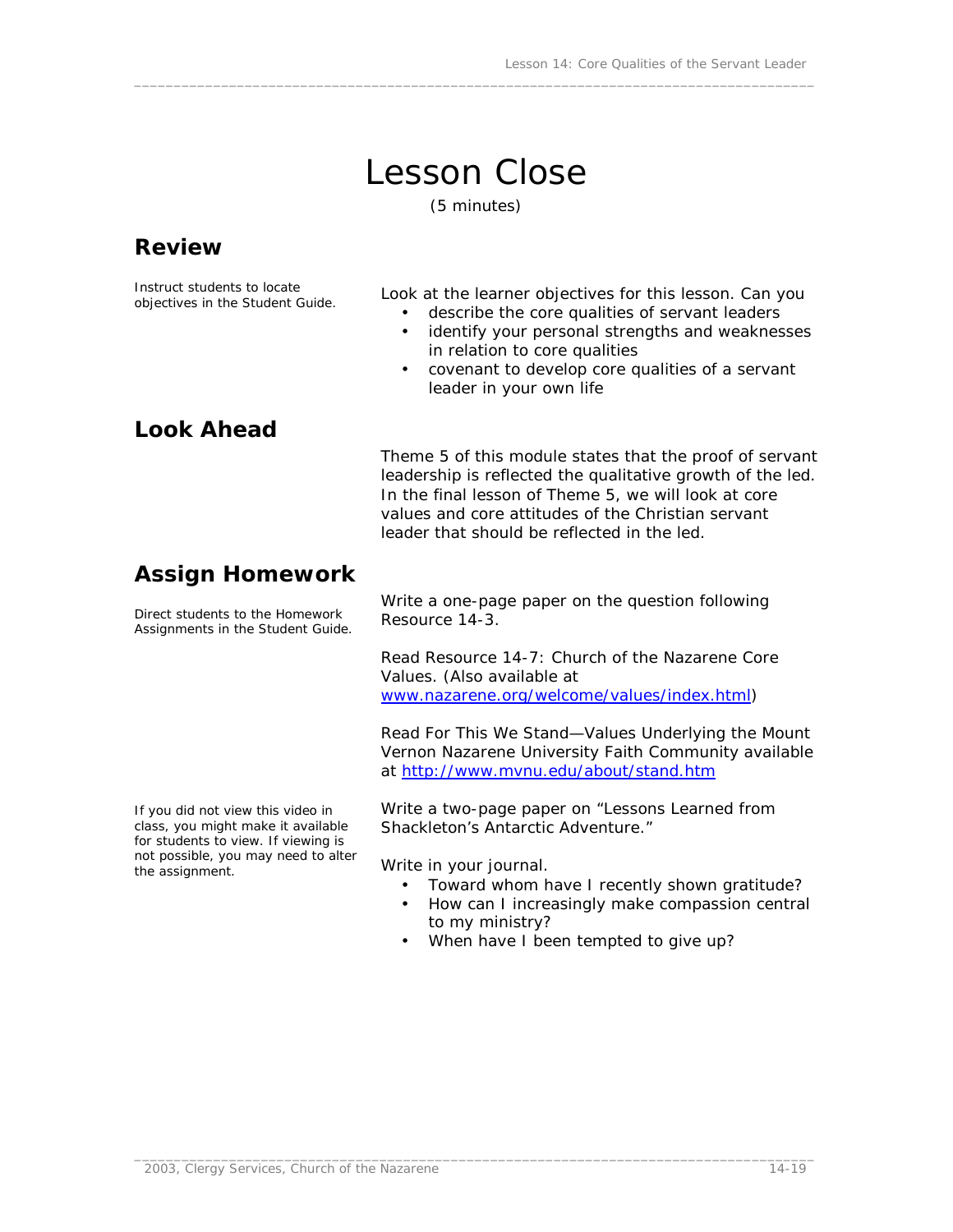# Lesson Close

(5 minutes)

## Review

Instruct students to locate objectives in the Student Guide.

Look at the learner objectives for this lesson. Can you

- describe the core qualities of servant leaders
- identify your personal strengths and weaknesses in relation to core qualities
- covenant to develop core qualities of a servant leader in your own life

## Look Ahead

Theme 5 of this module states that the proof of servant leadership is reflected the qualitative growth of the led. In the final lesson of Theme 5, we will look at core values and core attitudes of the Christian servant leader that should be reflected in the led.

## Assign Homework

Direct students to the Homework Assignments in the Student Guide.

Write a one-page paper on the question following Resource 14-3.

Read Resource 14-7: Church of the Nazarene Core Values. (Also available at [www.nazarene.org/welcome/values/index.html](www.nazarene.org/welcome/values/index.html))

Read For This We Stand—Values Underlying the Mount Vernon Nazarene University Faith Community available at [http://www.mvnu.edu/about/stand.htm](http://www.mvnu.edu/about/stand.htm)

If you did not view this video in class, you might make it available for students to view. If viewing is not possible, you may need to alter the assignment.

Write a two-page paper on "Lessons Learned from Shackleton's Antarctic Adventure."

Write in your journal.

- Toward whom have I recently shown gratitude?
- How can I increasingly make compassion central to my ministry?
- When have I been tempted to give up?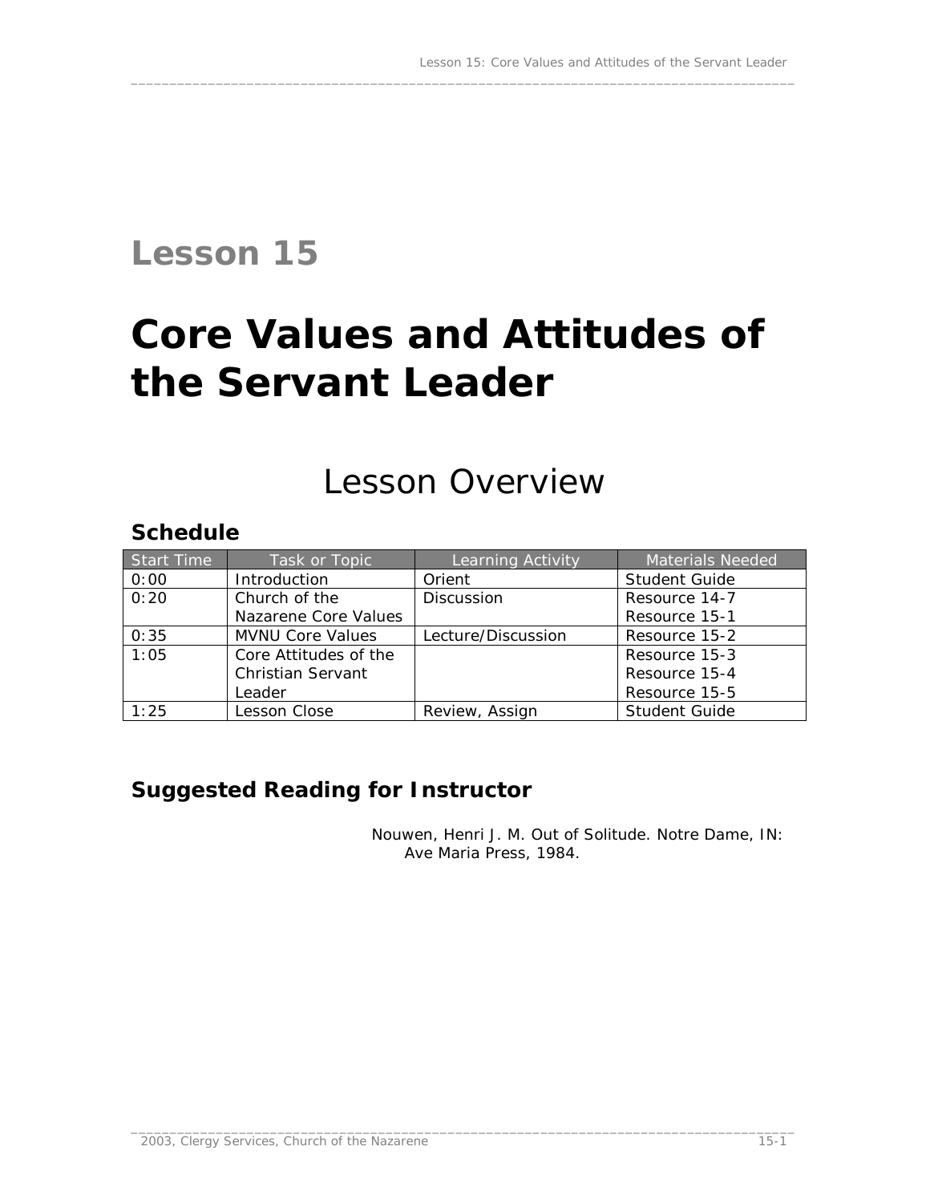# Lesson 15

# Core Values and Attitudes of the Servant Leader

## Lesson Overview

### Schedule

| Start Time | Task or Topic | Learning Activity | Materials Needed |
|---|---|---|---|
| 0:00 | Introduction | Orient | Student Guide |
| 0:20 | Church of the Nazarene Core Values | Discussion | Resource 14-7<br>Resource 15-1 |
| 0:35 | MVNU Core Values | Lecture/Discussion | Resource 15-2 |
| 1:05 | Core Attitudes of the Christian Servant Leader | | Resource 15-3<br>Resource 15-4<br>Resource 15-5 |
| 1:25 | Lesson Close | Review, Assign | Student Guide |

### Suggested Reading for Instructor

Nouwen, Henri J. M. Out of Solitude. Notre Dame, IN: Ave Maria Press, 1984.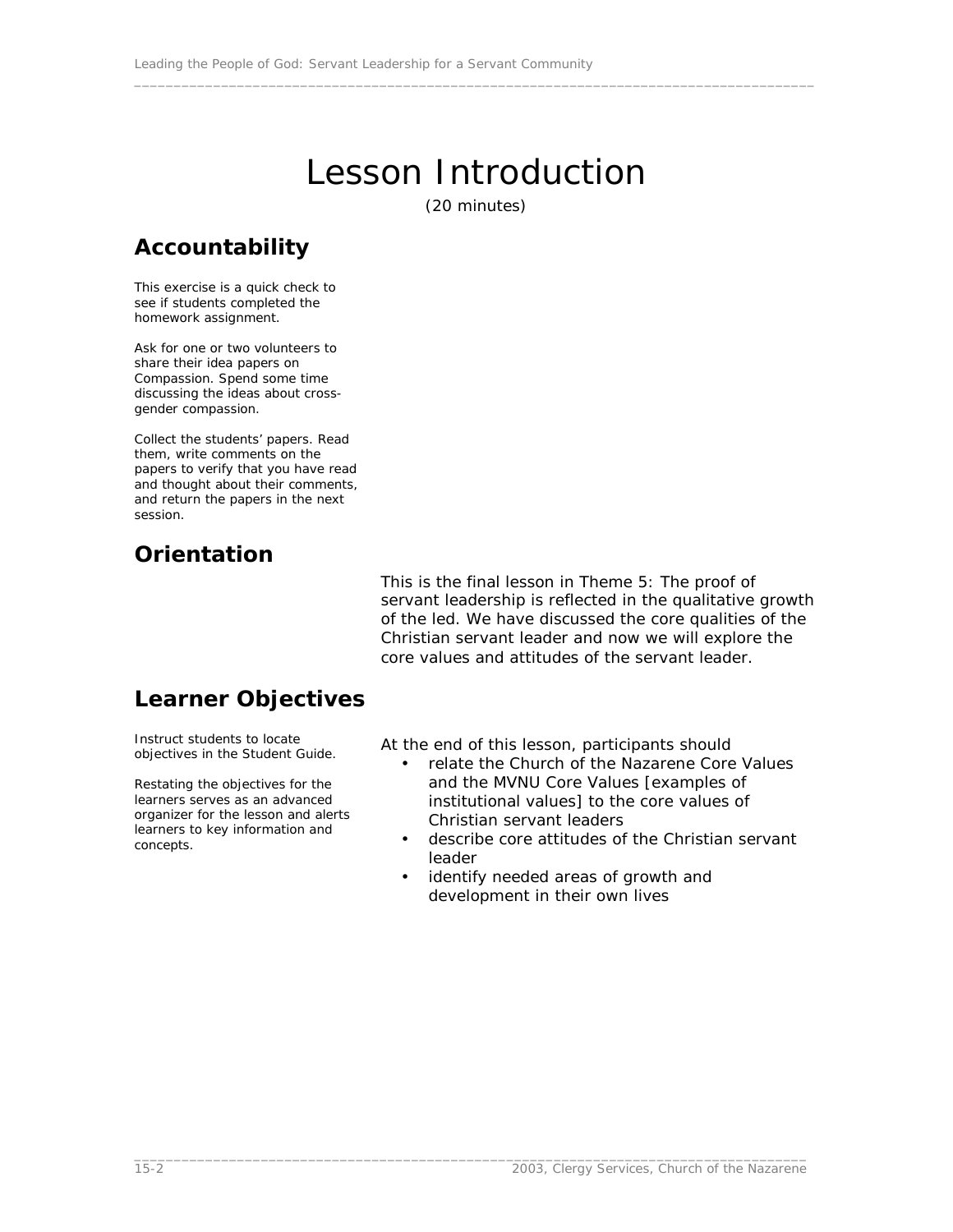# Lesson Introduction

(20 minutes)

## Accountability

This exercise is a quick check to see if students completed the homework assignment.

Ask for one or two volunteers to share their idea papers on Compassion. Spend some time discussing the ideas about cross-gender compassion.

Collect the students' papers. Read them, write comments on the papers to verify that you have read and thought about their comments, and return the papers in the next session.

## Orientation

This is the final lesson in Theme 5: The proof of servant leadership is reflected in the qualitative growth of the led. We have discussed the core qualities of the Christian servant leader and now we will explore the core values and attitudes of the servant leader.

## Learner Objectives

Instruct students to locate objectives in the Student Guide.

Restating the objectives for the learners serves as an advanced organizer for the lesson and alerts learners to key information and concepts.

At the end of this lesson, participants should

- relate the Church of the Nazarene Core Values and the MVNU Core Values [examples of institutional values] to the core values of Christian servant leaders
- describe core attitudes of the Christian servant leader
- identify needed areas of growth and development in their own lives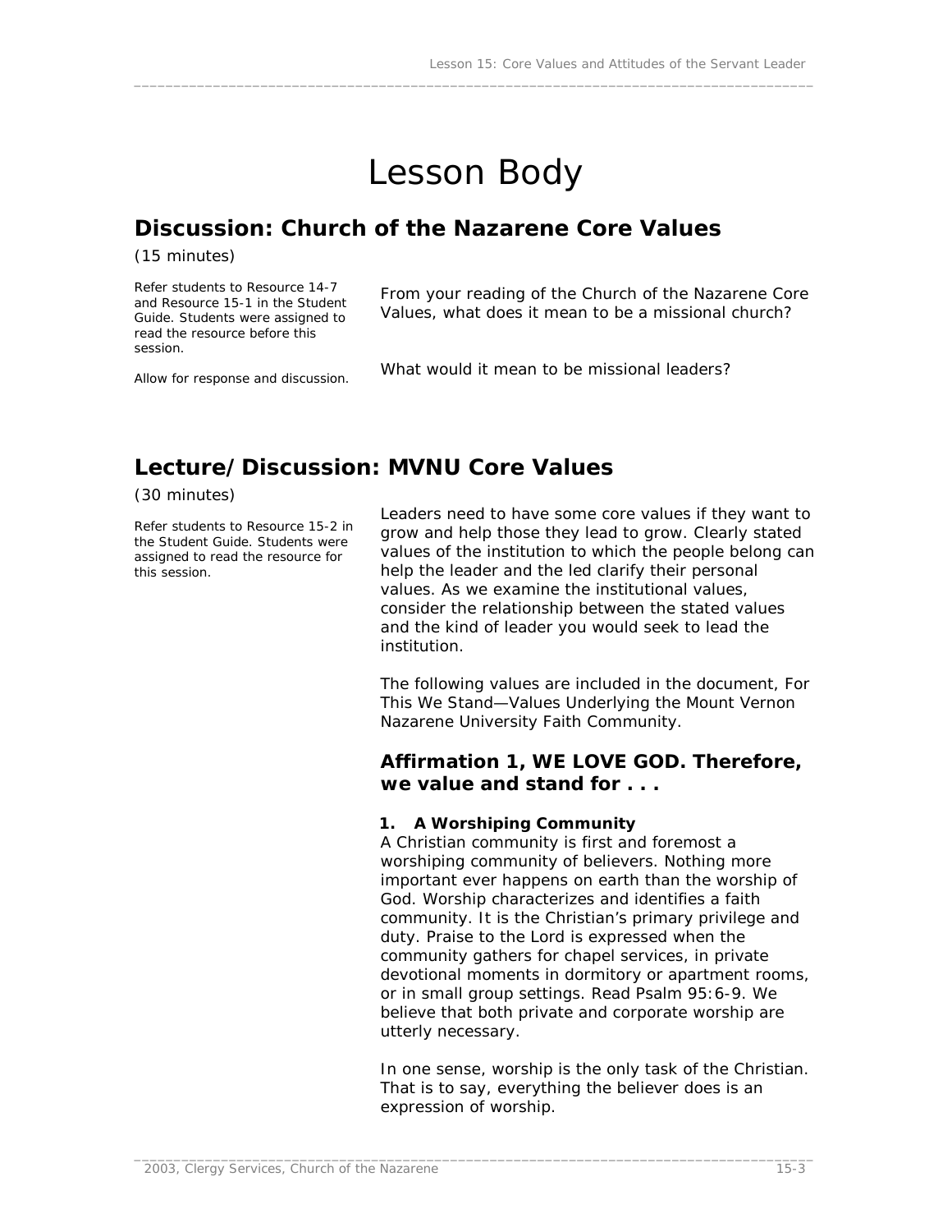# Lesson Body

## Discussion: Church of the Nazarene Core Values

(15 minutes)

*Refer students to Resource 14-7 and Resource 15-1 in the Student Guide. Students were assigned to read the resource before this session.*

From your reading of the Church of the Nazarene Core Values, what does it mean to be a missional church?

*Allow for response and discussion.*

What would it mean to be missional leaders?

## Lecture/Discussion: MVNU Core Values

(30 minutes)

*Refer students to Resource 15-2 in the Student Guide. Students were assigned to read the resource for this session.*

Leaders need to have some core values if they want to grow and help those they lead to grow. Clearly stated values of the institution to which the people belong can help the leader and the led clarify their personal values. As we examine the institutional values, consider the relationship between the stated values and the kind of leader you would seek to lead the institution.

The following values are included in the document, For This We Stand—Values Underlying the Mount Vernon Nazarene University Faith Community.

### Affirmation 1, WE LOVE GOD. Therefore, we value and stand for . . .

**1. A Worshiping Community**

A Christian community is first and foremost a worshiping community of believers. Nothing more important ever happens on earth than the worship of God. Worship characterizes and identifies a faith community. It is the Christian's primary privilege and duty. Praise to the Lord is expressed when the community gathers for chapel services, in private devotional moments in dormitory or apartment rooms, or in small group settings. Read Psalm 95:6-9. We believe that both private and corporate worship are utterly necessary.

In one sense, worship is the only task of the Christian. That is to say, everything the believer does is an expression of worship.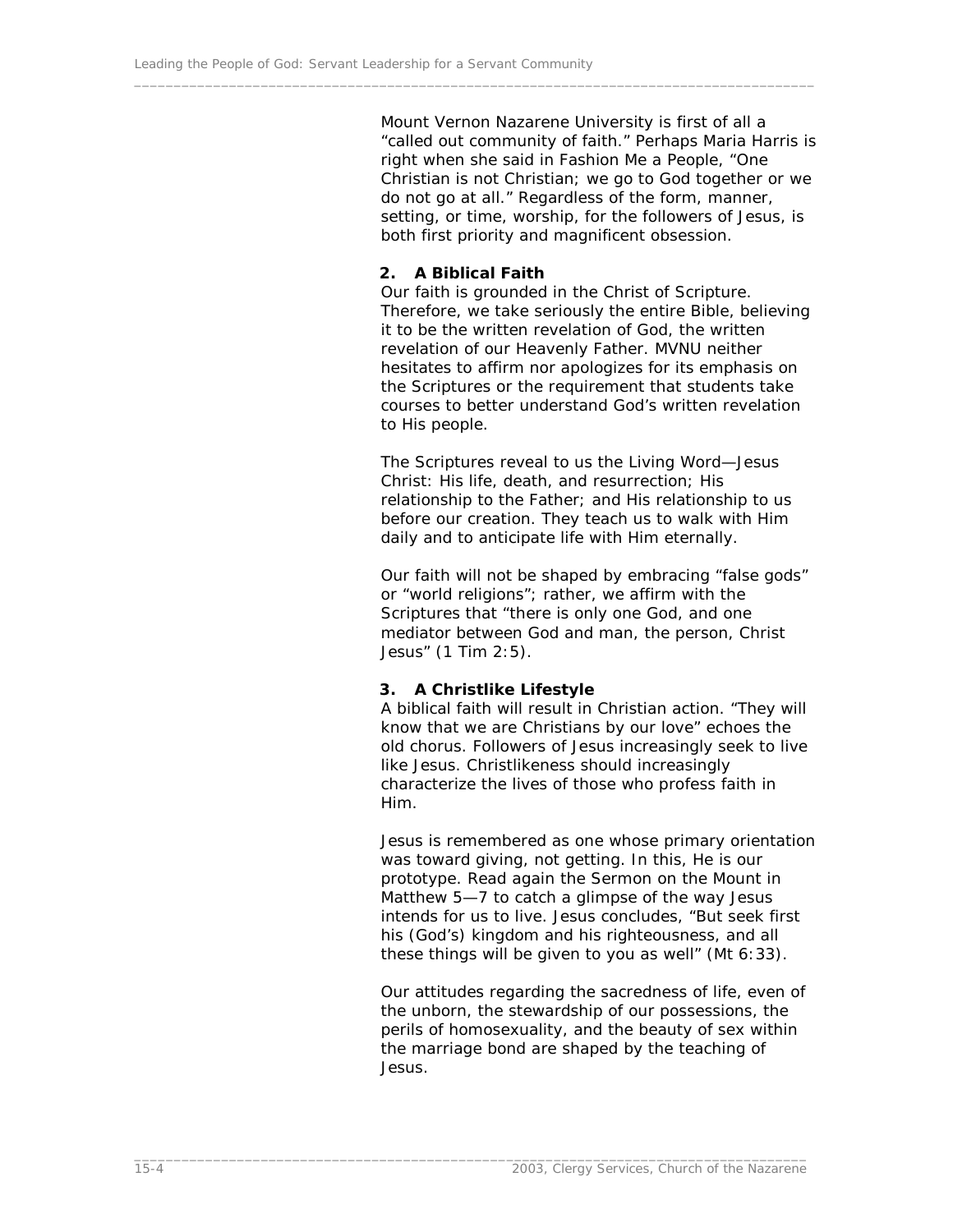Mount Vernon Nazarene University is first of all a "called out community of faith." Perhaps Maria Harris is right when she said in *Fashion Me a People*, "One Christian is not Christian; we go to God together or we do not go at all." Regardless of the form, manner, setting, or time, worship, for the followers of Jesus, is both first priority and magnificent obsession.

**2. A Biblical Faith**

Our faith is grounded in the Christ of Scripture. Therefore, we take seriously the entire Bible, believing it to be the written revelation of God, the written revelation of our Heavenly Father. MVNU neither hesitates to affirm nor apologizes for its emphasis on the Scriptures or the requirement that students take courses to better understand God's written revelation to His people.

The Scriptures reveal to us the Living Word—Jesus Christ: His life, death, and resurrection; His relationship to the Father; and His relationship to us before our creation. They teach us to walk with Him daily and to anticipate life with Him eternally.

Our faith will not be shaped by embracing "false gods" or "world religions"; rather, we affirm with the Scriptures that "there is only one God, and one mediator between God and man, the person, Christ Jesus" (1 Tim 2:5).

**3. A Christlike Lifestyle**

A biblical faith will result in Christian action. "They will know that we are Christians by our love" echoes the old chorus. Followers of Jesus increasingly seek to live like Jesus. Christlikeness should increasingly characterize the lives of those who profess faith in Him.

Jesus is remembered as one whose primary orientation was toward giving, not getting. In this, He is our prototype. Read again the Sermon on the Mount in Matthew 5—7 to catch a glimpse of the way Jesus intends for us to live. Jesus concludes, "But seek first his (God's) kingdom and his righteousness, and all these things will be given to you as well" (Mt 6:33).

Our attitudes regarding the sacredness of life, even of the unborn, the stewardship of our possessions, the perils of homosexuality, and the beauty of sex within the marriage bond are shaped by the teaching of Jesus.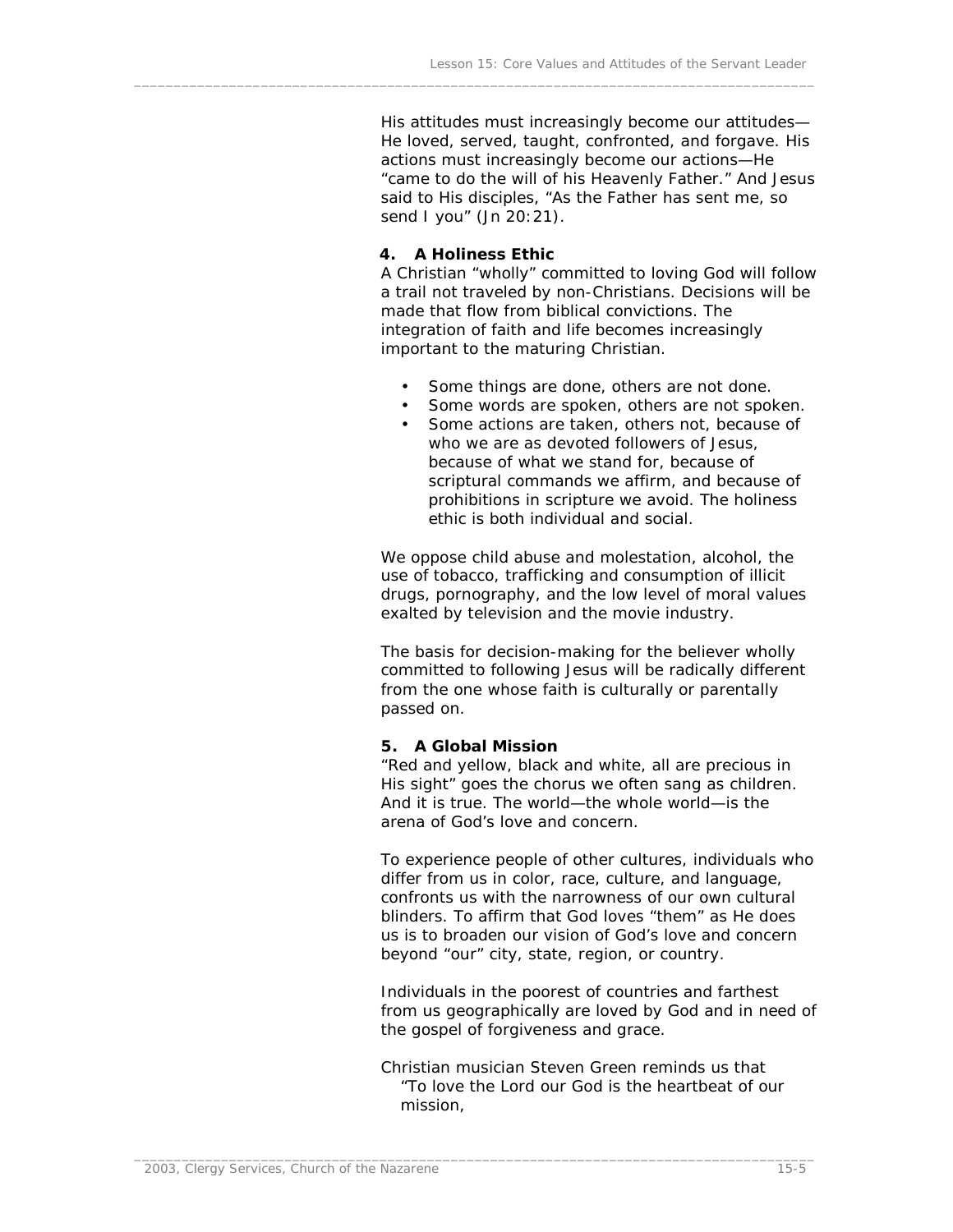His attitudes must increasingly become our attitudes—He loved, served, taught, confronted, and forgave. His actions must increasingly become our actions—He "came to do the will of his Heavenly Father." And Jesus said to His disciples, "As the Father has sent me, so send I you" (Jn 20:21).

**4. A Holiness Ethic**

A Christian "wholly" committed to loving God will follow a trail not traveled by non-Christians. Decisions will be made that flow from biblical convictions. The integration of faith and life becomes increasingly important to the maturing Christian.

- Some things are done, others are not done.
- Some words are spoken, others are not spoken.
- Some actions are taken, others not, because of who we are as devoted followers of Jesus, because of what we stand for, because of scriptural commands we affirm, and because of prohibitions in scripture we avoid. The holiness ethic is both individual and social.

We oppose child abuse and molestation, alcohol, the use of tobacco, trafficking and consumption of illicit drugs, pornography, and the low level of moral values exalted by television and the movie industry.

The basis for decision-making for the believer wholly committed to following Jesus will be radically different from the one whose faith is culturally or parentally passed on.

**5. A Global Mission**

"Red and yellow, black and white, all are precious in His sight" goes the chorus we often sang as children. And it is true. The world—the whole world—is the arena of God's love and concern.

To experience people of other cultures, individuals who differ from us in color, race, culture, and language, confronts us with the narrowness of our own cultural blinders. To affirm that God loves "them" as He does us is to broaden our vision of God's love and concern beyond "our" city, state, region, or country.

Individuals in the poorest of countries and farthest from us geographically are loved by God and in need of the gospel of forgiveness and grace.

Christian musician Steven Green reminds us that

"To love the Lord our God is the heartbeat of our mission,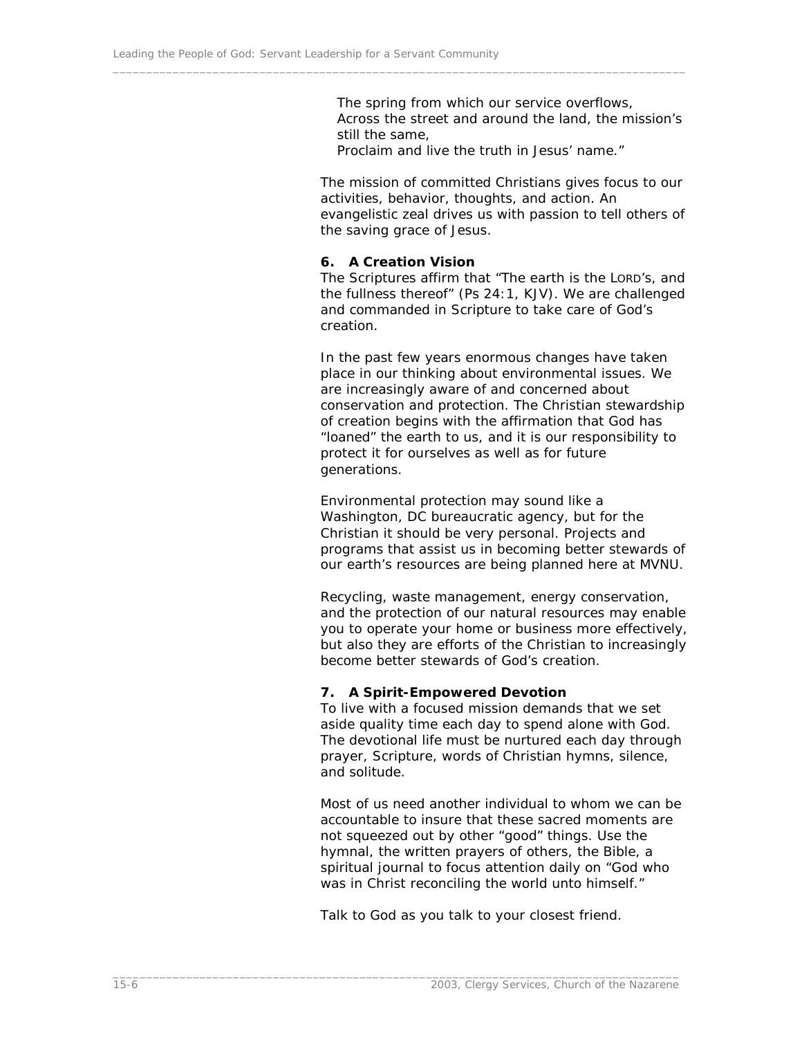The spring from which our service overflows,
Across the street and around the land, the mission's still the same,
Proclaim and live the truth in Jesus' name."

The mission of committed Christians gives focus to our activities, behavior, thoughts, and action. An evangelistic zeal drives us with passion to tell others of the saving grace of Jesus.

**6. A Creation Vision**

The Scriptures affirm that "The earth is the LORD's, and the fullness thereof" (Ps 24:1, KJV). We are challenged and commanded in Scripture to take care of God's creation.

In the past few years enormous changes have taken place in our thinking about environmental issues. We are increasingly aware of and concerned about conservation and protection. The Christian stewardship of creation begins with the affirmation that God has "loaned" the earth to us, and it is our responsibility to protect it for ourselves as well as for future generations.

Environmental protection may sound like a Washington, DC bureaucratic agency, but for the Christian it should be very personal. Projects and programs that assist us in becoming better stewards of our earth's resources are being planned here at MVNU.

Recycling, waste management, energy conservation, and the protection of our natural resources may enable you to operate your home or business more effectively, but also they are efforts of the Christian to increasingly become better stewards of God's creation.

**7. A Spirit-Empowered Devotion**

To live with a focused mission demands that we set aside quality time each day to spend alone with God. The devotional life must be nurtured each day through prayer, Scripture, words of Christian hymns, silence, and solitude.

Most of us need another individual to whom we can be accountable to insure that these sacred moments are not squeezed out by other "good" things. Use the hymnal, the written prayers of others, the Bible, a spiritual journal to focus attention daily on "God who was in Christ reconciling the world unto himself."

Talk to God as you talk to your closest friend.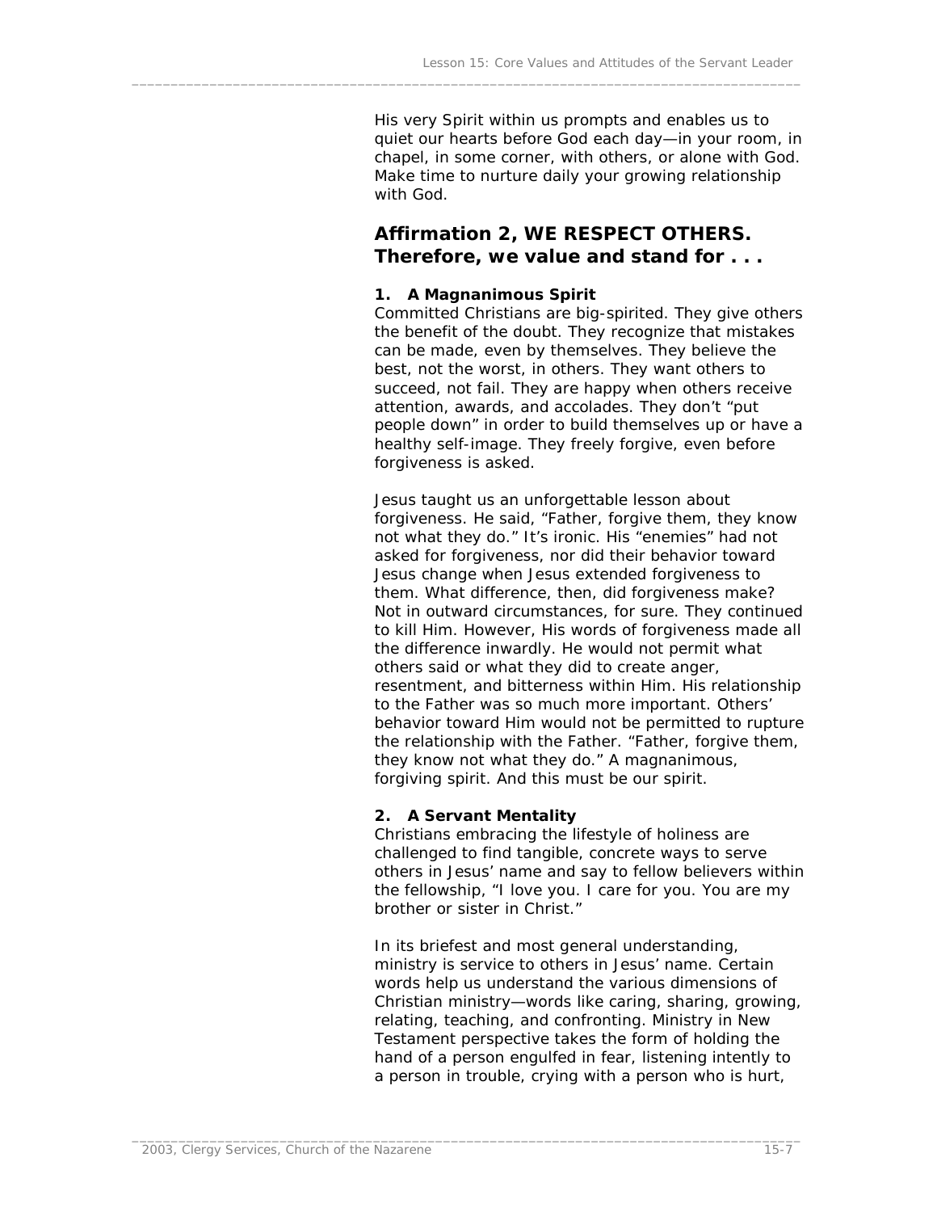His very Spirit within us prompts and enables us to quiet our hearts before God each day—in your room, in chapel, in some corner, with others, or alone with God. Make time to nurture daily your growing relationship with God.

## Affirmation 2, WE RESPECT OTHERS. Therefore, we value and stand for . . .

**1. A Magnanimous Spirit**

Committed Christians are big-spirited. They give others the benefit of the doubt. They recognize that mistakes can be made, even by themselves. They believe the best, not the worst, in others. They want others to succeed, not fail. They are happy when others receive attention, awards, and accolades. They don't "put people down" in order to build themselves up or have a healthy self-image. They freely forgive, even before forgiveness is asked.

Jesus taught us an unforgettable lesson about forgiveness. He said, "Father, forgive them, they know not what they do." It's ironic. His "enemies" had not asked for forgiveness, nor did their behavior toward Jesus change when Jesus extended forgiveness to them. What difference, then, did forgiveness make? Not in outward circumstances, for sure. They continued to kill Him. However, His words of forgiveness made all the difference inwardly. He would not permit what others said or what they did to create anger, resentment, and bitterness within Him. His relationship to the Father was so much more important. Others' behavior toward Him would not be permitted to rupture the relationship with the Father. "Father, forgive them, they know not what they do." A magnanimous, forgiving spirit. And this must be our spirit.

**2. A Servant Mentality**

Christians embracing the lifestyle of holiness are challenged to find tangible, concrete ways to serve others in Jesus' name and say to fellow believers within the fellowship, "I love you. I care for you. You are my brother or sister in Christ."

In its briefest and most general understanding, ministry is service to others in Jesus' name. Certain words help us understand the various dimensions of Christian ministry—words like caring, sharing, growing, relating, teaching, and confronting. Ministry in New Testament perspective takes the form of holding the hand of a person engulfed in fear, listening intently to a person in trouble, crying with a person who is hurt,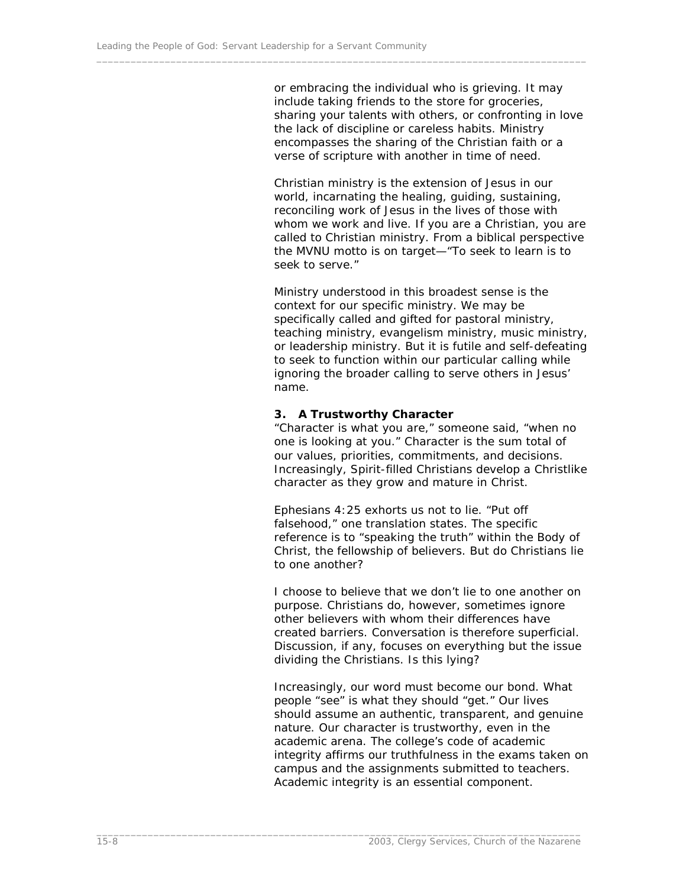or embracing the individual who is grieving. It may include taking friends to the store for groceries, sharing your talents with others, or confronting in love the lack of discipline or careless habits. Ministry encompasses the sharing of the Christian faith or a verse of scripture with another in time of need.

Christian ministry is the extension of Jesus in our world, incarnating the healing, guiding, sustaining, reconciling work of Jesus in the lives of those with whom we work and live. If you are a Christian, you are called to Christian ministry. From a biblical perspective the MVNU motto is on target—"To seek to learn is to seek to serve."

Ministry understood in this broadest sense is the context for our specific ministry. We may be specifically called and gifted for pastoral ministry, teaching ministry, evangelism ministry, music ministry, or leadership ministry. But it is futile and self-defeating to seek to function within our particular calling while ignoring the broader calling to serve others in Jesus' name.

**3. A Trustworthy Character**

"Character is what you are," someone said, "when no one is looking at you." Character is the sum total of our values, priorities, commitments, and decisions. Increasingly, Spirit-filled Christians develop a Christlike character as they grow and mature in Christ.

Ephesians 4:25 exhorts us not to lie. "Put off falsehood," one translation states. The specific reference is to "speaking the truth" within the Body of Christ, the fellowship of believers. But do Christians lie to one another?

I choose to believe that we don't lie to one another on purpose. Christians do, however, sometimes ignore other believers with whom their differences have created barriers. Conversation is therefore superficial. Discussion, if any, focuses on everything but the issue dividing the Christians. Is this lying?

Increasingly, our word must become our bond. What people "see" is what they should "get." Our lives should assume an authentic, transparent, and genuine nature. Our character is trustworthy, even in the academic arena. The college's code of academic integrity affirms our truthfulness in the exams taken on campus and the assignments submitted to teachers. Academic integrity is an essential component.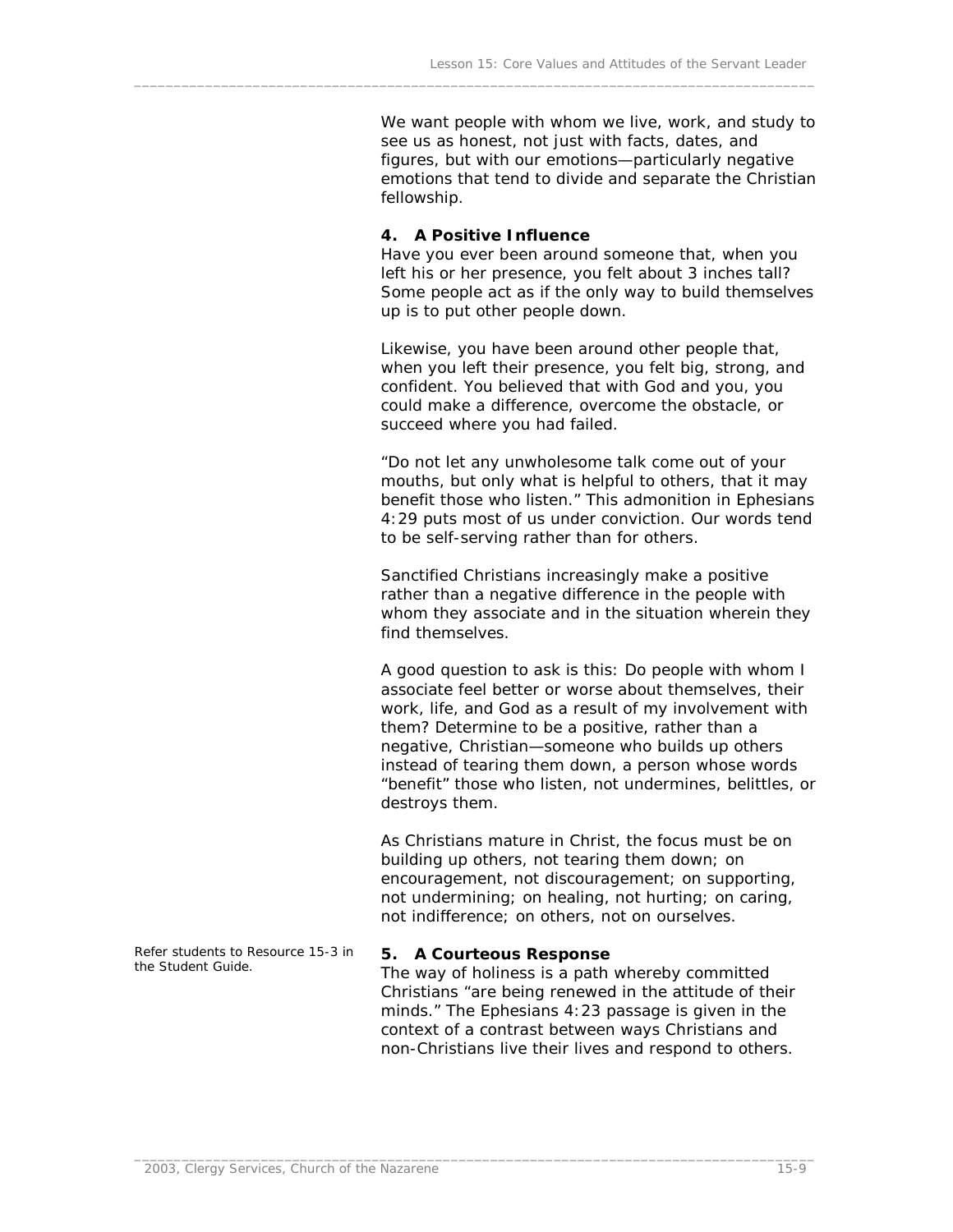We want people with whom we live, work, and study to see us as honest, not just with facts, dates, and figures, but with our emotions—particularly negative emotions that tend to divide and separate the Christian fellowship.

**4. A Positive Influence**

Have you ever been around someone that, when you left his or her presence, you felt about 3 inches tall? Some people act as if the only way to build themselves up is to put other people down.

Likewise, you have been around other people that, when you left their presence, you felt big, strong, and confident. You believed that with God and you, you could make a difference, overcome the obstacle, or succeed where you had failed.

"Do not let any unwholesome talk come out of your mouths, but only what is helpful to others, that it may benefit those who listen." This admonition in Ephesians 4:29 puts most of us under conviction. Our words tend to be self-serving rather than for others.

Sanctified Christians increasingly make a positive rather than a negative difference in the people with whom they associate and in the situation wherein they find themselves.

A good question to ask is this: Do people with whom I associate feel better or worse about themselves, their work, life, and God as a result of my involvement with them? Determine to be a positive, rather than a negative, Christian—someone who builds up others instead of tearing them down, a person whose words "benefit" those who listen, not undermines, belittles, or destroys them.

As Christians mature in Christ, the focus must be on building up others, not tearing them down; on encouragement, not discouragement; on supporting, not undermining; on healing, not hurting; on caring, not indifference; on others, not on ourselves.

*Refer students to Resource 15-3 in the Student Guide.*

**5. A Courteous Response**

The way of holiness is a path whereby committed Christians "are being renewed in the attitude of their minds." The Ephesians 4:23 passage is given in the context of a contrast between ways Christians and non-Christians live their lives and respond to others.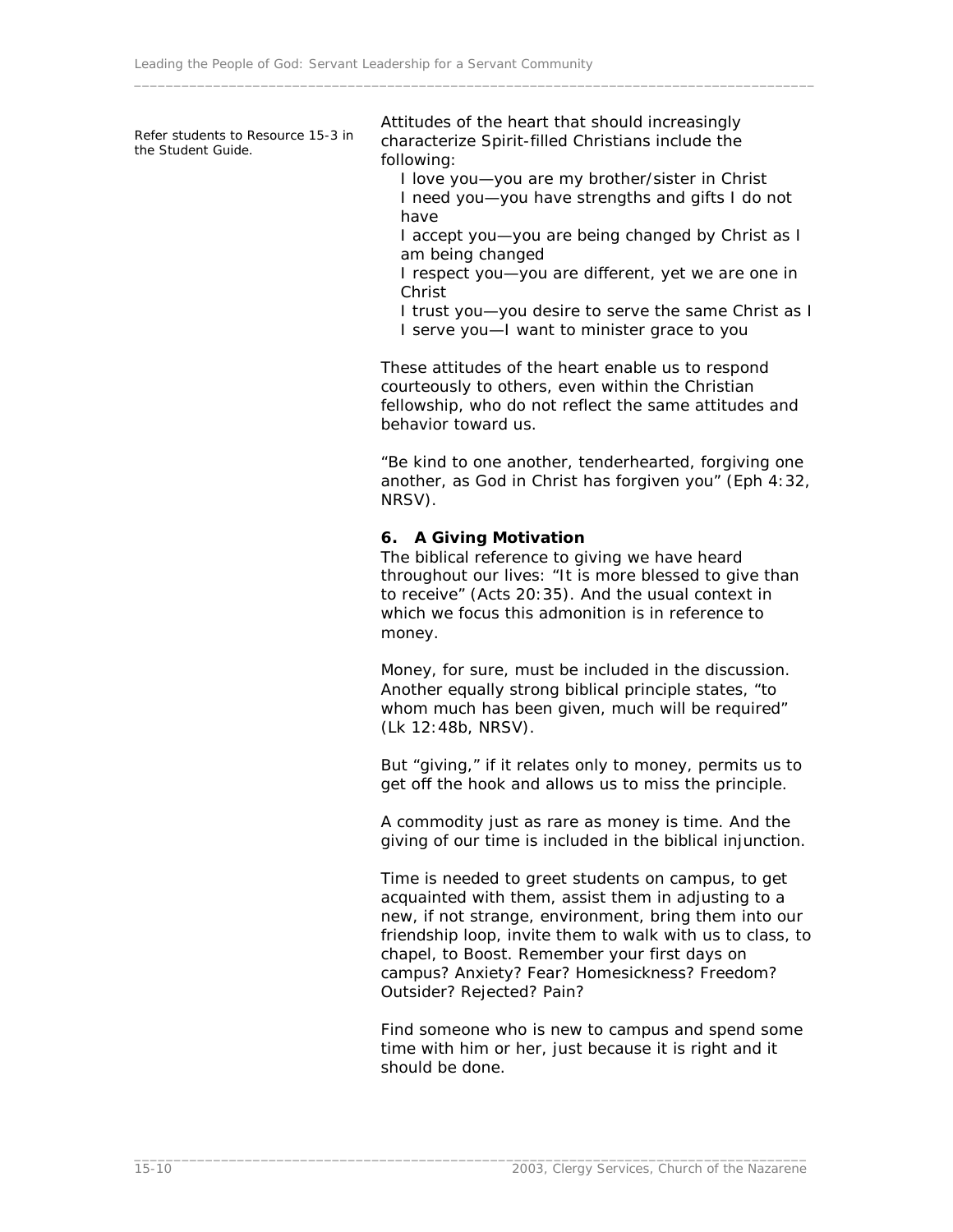Refer students to Resource 15-3 in the Student Guide.

Attitudes of the heart that should increasingly characterize Spirit-filled Christians include the following:

I love you—you are my brother/sister in Christ
I need you—you have strengths and gifts I do not have
I accept you—you are being changed by Christ as I am being changed
I respect you—you are different, yet we are one in Christ
I trust you—you desire to serve the same Christ as I
I serve you—I want to minister grace to you

These attitudes of the heart enable us to respond courteously to others, even within the Christian fellowship, who do not reflect the same attitudes and behavior toward us.

"Be kind to one another, tenderhearted, forgiving one another, as God in Christ has forgiven you" (Eph 4:32, NRSV).

**6. A Giving Motivation**

The biblical reference to giving we have heard throughout our lives: "It is more blessed to give than to receive" (Acts 20:35). And the usual context in which we focus this admonition is in reference to money.

Money, for sure, must be included in the discussion. Another equally strong biblical principle states, "to whom much has been given, much will be required" (Lk 12:48b, NRSV).

But "giving," if it relates only to money, permits us to get off the hook and allows us to miss the principle.

A commodity just as rare as money is time. And the giving of our time is included in the biblical injunction.

Time is needed to greet students on campus, to get acquainted with them, assist them in adjusting to a new, if not strange, environment, bring them into our friendship loop, invite them to walk with us to class, to chapel, to Boost. Remember your first days on campus? Anxiety? Fear? Homesickness? Freedom? Outsider? Rejected? Pain?

Find someone who is new to campus and spend some time with him or her, just because it is right and it should be done.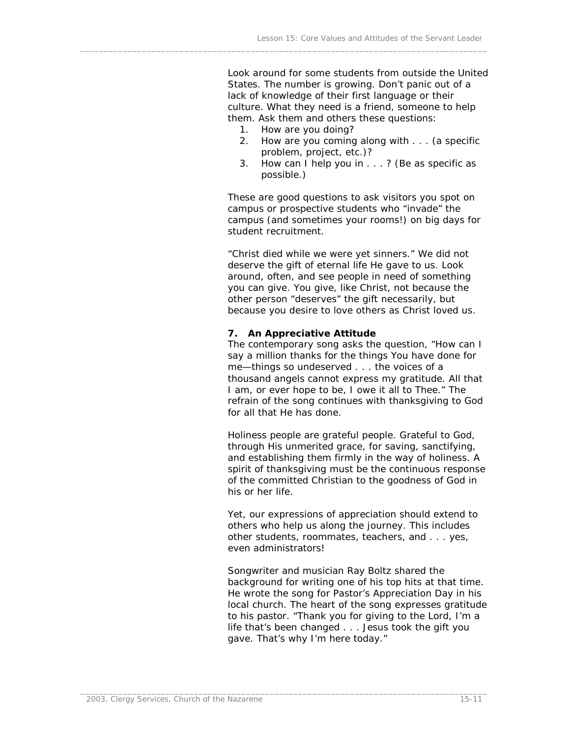Look around for some students from outside the United States. The number is growing. Don't panic out of a lack of knowledge of their first language or their culture. What they need is a friend, someone to help them. Ask them and others these questions:

1. How are you doing?
2. How are you coming along with . . . (a specific problem, project, etc.)?
3. How can I help you in . . . ? (Be as specific as possible.)

These are good questions to ask visitors you spot on campus or prospective students who "invade" the campus (and sometimes your rooms!) on big days for student recruitment.

"Christ died while we were yet sinners." We did not deserve the gift of eternal life He gave to us. Look around, often, and see people in need of something you can give. You give, like Christ, not because the other person "deserves" the gift necessarily, but because you desire to love others as Christ loved us.

**7. An Appreciative Attitude**

The contemporary song asks the question, "How can I say a million thanks for the things You have done for me—things so undeserved . . . the voices of a thousand angels cannot express my gratitude. All that I am, or ever hope to be, I owe it all to Thee." The refrain of the song continues with thanksgiving to God for all that He has done.

Holiness people are grateful people. Grateful to God, through His unmerited grace, for saving, sanctifying, and establishing them firmly in the way of holiness. A spirit of thanksgiving must be the continuous response of the committed Christian to the goodness of God in his or her life.

Yet, our expressions of appreciation should extend to others who help us along the journey. This includes other students, roommates, teachers, and . . . yes, even administrators!

Songwriter and musician Ray Boltz shared the background for writing one of his top hits at that time. He wrote the song for Pastor's Appreciation Day in his local church. The heart of the song expresses gratitude to his pastor. "Thank you for giving to the Lord, I'm a life that's been changed . . . Jesus took the gift you gave. That's why I'm here today."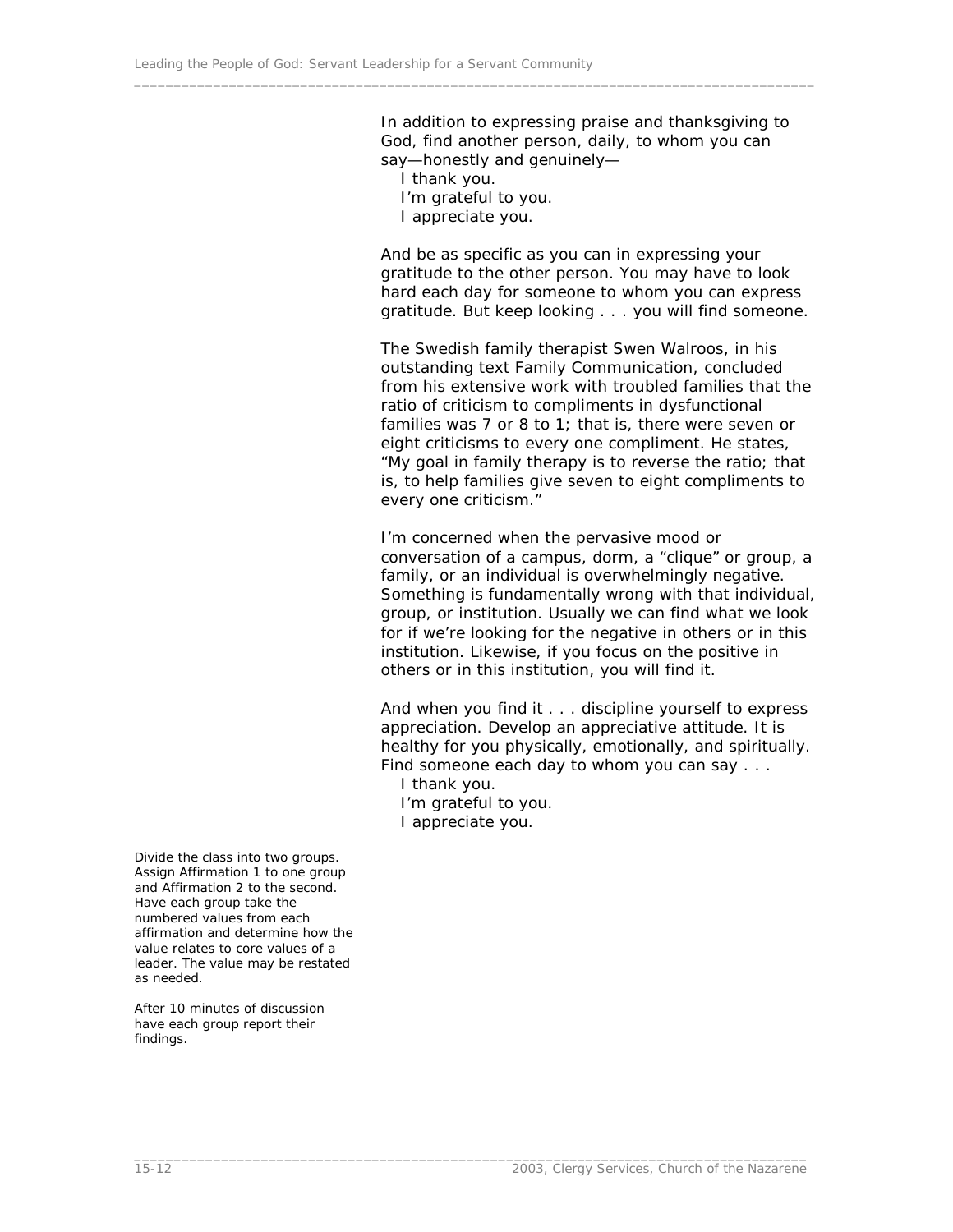In addition to expressing praise and thanksgiving to God, find another person, daily, to whom you can say—honestly and genuinely—

I thank you.
I'm grateful to you.
I appreciate you.

And be as specific as you can in expressing your gratitude to the other person. You may have to look hard each day for someone to whom you can express gratitude. But keep looking . . . you will find someone.

The Swedish family therapist Swen Walroos, in his outstanding text Family Communication, concluded from his extensive work with troubled families that the ratio of criticism to compliments in dysfunctional families was 7 or 8 to 1; that is, there were seven or eight criticisms to every one compliment. He states, "My goal in family therapy is to reverse the ratio; that is, to help families give seven to eight compliments to every one criticism."

I'm concerned when the pervasive mood or conversation of a campus, dorm, a "clique" or group, a family, or an individual is overwhelmingly negative. Something is fundamentally wrong with that individual, group, or institution. Usually we can find what we look for if we're looking for the negative in others or in this institution. Likewise, if you focus on the positive in others or in this institution, you will find it.

And when you find it . . . discipline yourself to express appreciation. Develop an appreciative attitude. It is healthy for you physically, emotionally, and spiritually. Find someone each day to whom you can say . . .

I thank you.
I'm grateful to you.
I appreciate you.

Divide the class into two groups. Assign Affirmation 1 to one group and Affirmation 2 to the second. Have each group take the numbered values from each affirmation and determine how the value relates to core values of a leader. The value may be restated as needed.

After 10 minutes of discussion have each group report their findings.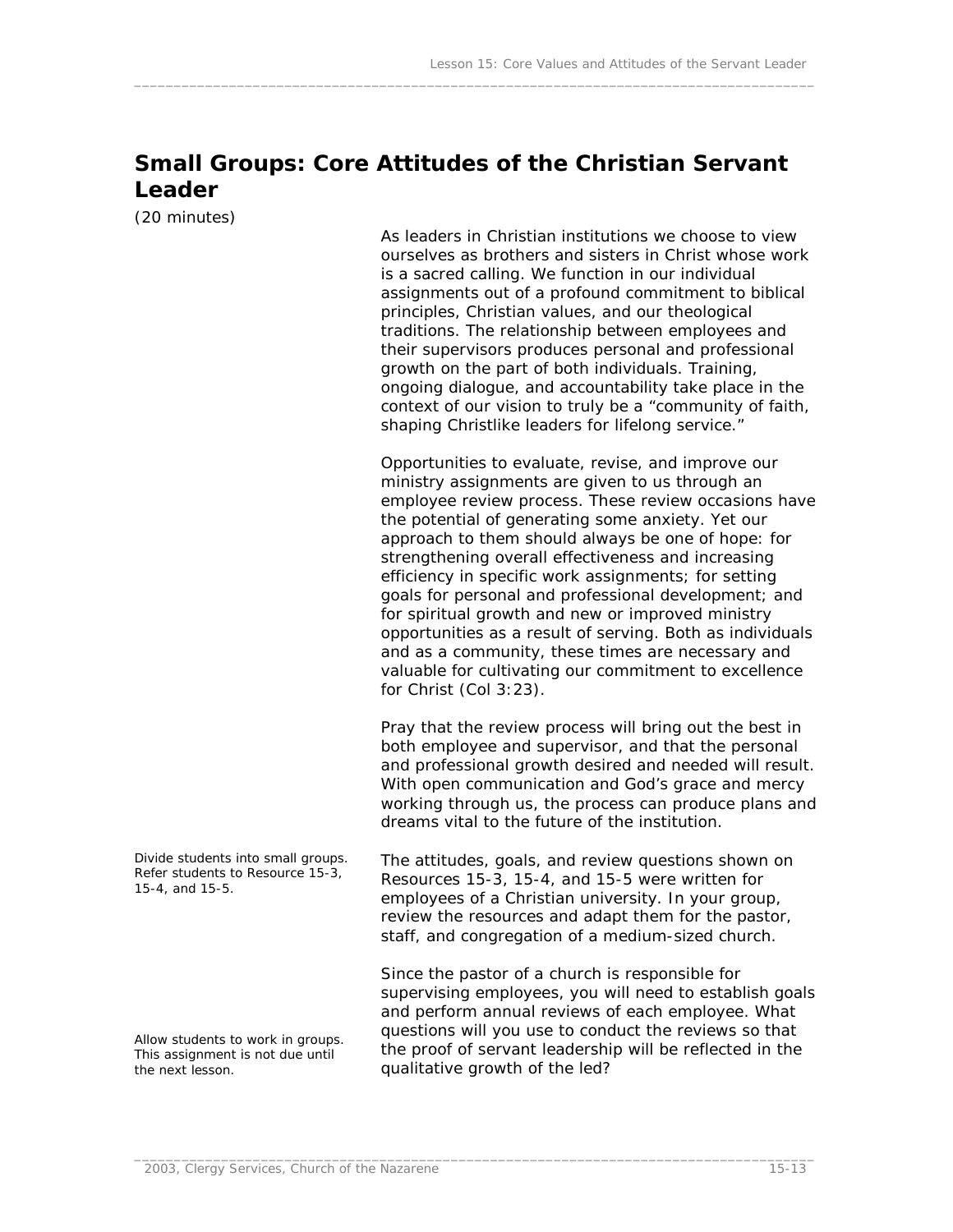## Small Groups: Core Attitudes of the Christian Servant Leader

(20 minutes)

As leaders in Christian institutions we choose to view ourselves as brothers and sisters in Christ whose work is a sacred calling. We function in our individual assignments out of a profound commitment to biblical principles, Christian values, and our theological traditions. The relationship between employees and their supervisors produces personal and professional growth on the part of both individuals. Training, ongoing dialogue, and accountability take place in the context of our vision to truly be a "community of faith, shaping Christlike leaders for lifelong service."

Opportunities to evaluate, revise, and improve our ministry assignments are given to us through an employee review process. These review occasions have the potential of generating some anxiety. Yet our approach to them should always be one of hope: for strengthening overall effectiveness and increasing efficiency in specific work assignments; for setting goals for personal and professional development; and for spiritual growth and new or improved ministry opportunities as a result of serving. Both as individuals and as a community, these times are necessary and valuable for cultivating our commitment to excellence for Christ (Col 3:23).

Pray that the review process will bring out the best in both employee and supervisor, and that the personal and professional growth desired and needed will result. With open communication and God's grace and mercy working through us, the process can produce plans and dreams vital to the future of the institution.

*Divide students into small groups. Refer students to Resource 15-3, 15-4, and 15-5.*

The attitudes, goals, and review questions shown on Resources 15-3, 15-4, and 15-5 were written for employees of a Christian university. In your group, review the resources and adapt them for the pastor, staff, and congregation of a medium-sized church.

*Allow students to work in groups. This assignment is not due until the next lesson.*

Since the pastor of a church is responsible for supervising employees, you will need to establish goals and perform annual reviews of each employee. What questions will you use to conduct the reviews so that the proof of servant leadership will be reflected in the qualitative growth of the led?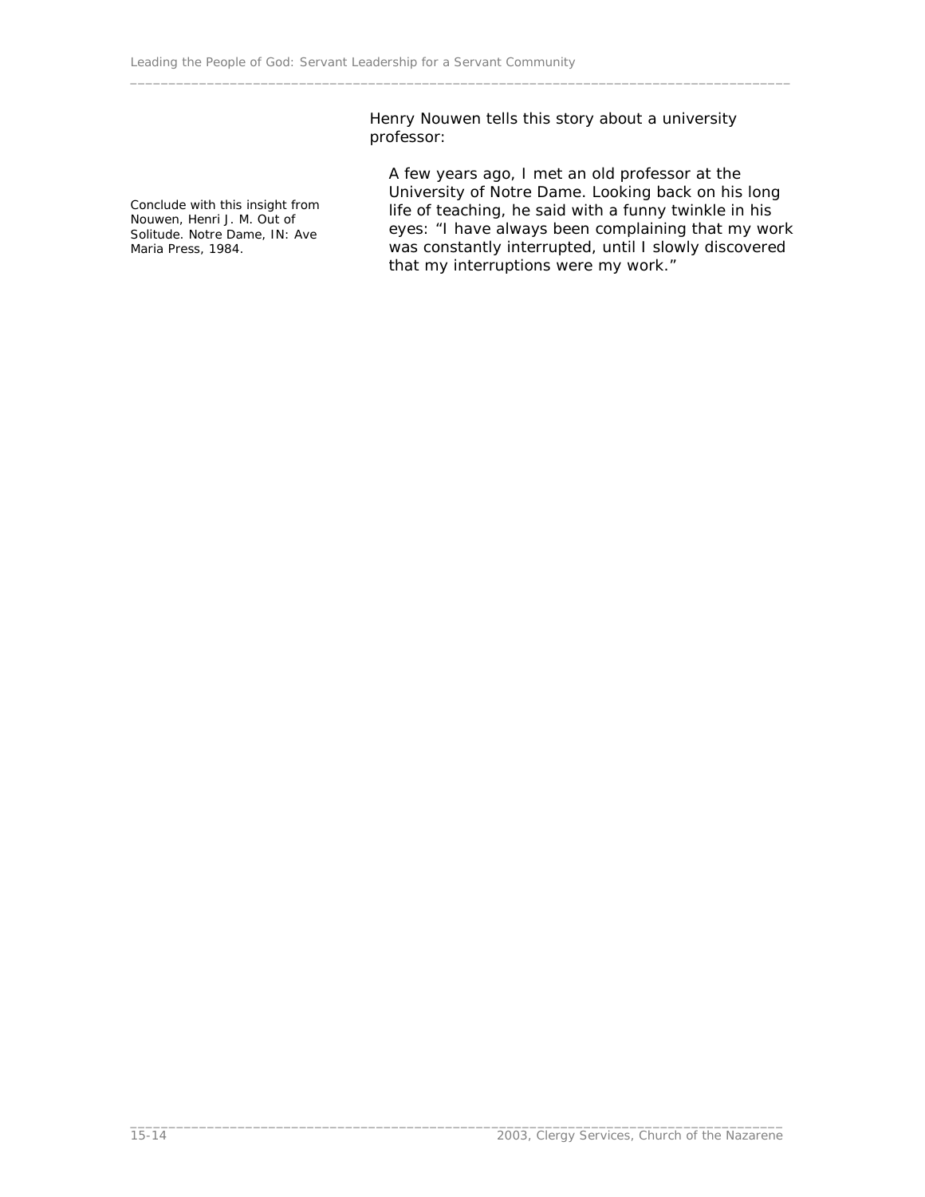Conclude with this insight from Nouwen, Henri J. M. Out of Solitude. Notre Dame, IN: Ave Maria Press, 1984.

Henry Nouwen tells this story about a university professor:

> A few years ago, I met an old professor at the University of Notre Dame. Looking back on his long life of teaching, he said with a funny twinkle in his eyes: "I have always been complaining that my work was constantly interrupted, until I slowly discovered that my interruptions were my work."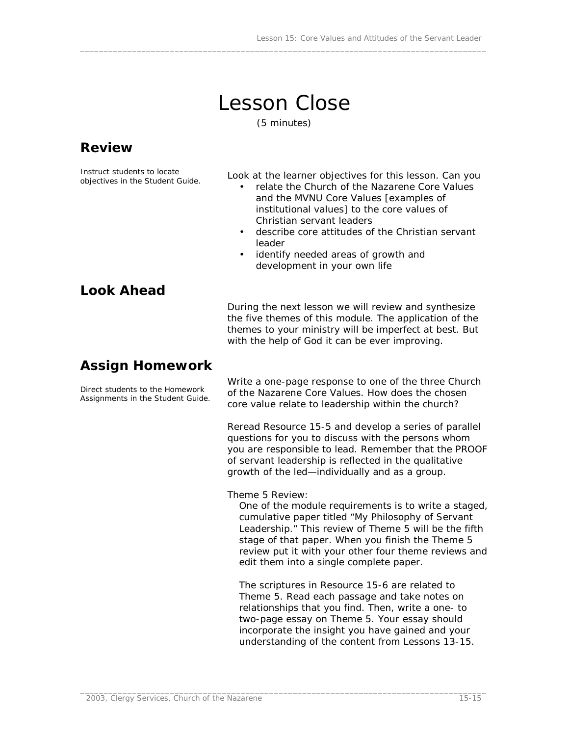# Lesson Close

(5 minutes)

## Review

Instruct students to locate objectives in the Student Guide.

Look at the learner objectives for this lesson. Can you

- relate the Church of the Nazarene Core Values and the MVNU Core Values [examples of institutional values] to the core values of Christian servant leaders
- describe core attitudes of the Christian servant leader
- identify needed areas of growth and development in your own life

## Look Ahead

During the next lesson we will review and synthesize the five themes of this module. The application of the themes to your ministry will be imperfect at best. But with the help of God it can be ever improving.

## Assign Homework

Direct students to the Homework Assignments in the Student Guide.

Write a one-page response to one of the three Church of the Nazarene Core Values. How does the chosen core value relate to leadership within the church?

Reread Resource 15-5 and develop a series of parallel questions for you to discuss with the persons whom you are responsible to lead. Remember that the PROOF of servant leadership is reflected in the qualitative growth of the led—individually and as a group.

Theme 5 Review:

One of the module requirements is to write a staged, cumulative paper titled "My Philosophy of Servant Leadership." This review of Theme 5 will be the fifth stage of that paper. When you finish the Theme 5 review put it with your other four theme reviews and edit them into a single complete paper.

The scriptures in Resource 15-6 are related to Theme 5. Read each passage and take notes on relationships that you find. Then, write a one- to two-page essay on Theme 5. Your essay should incorporate the insight you have gained and your understanding of the content from Lessons 13-15.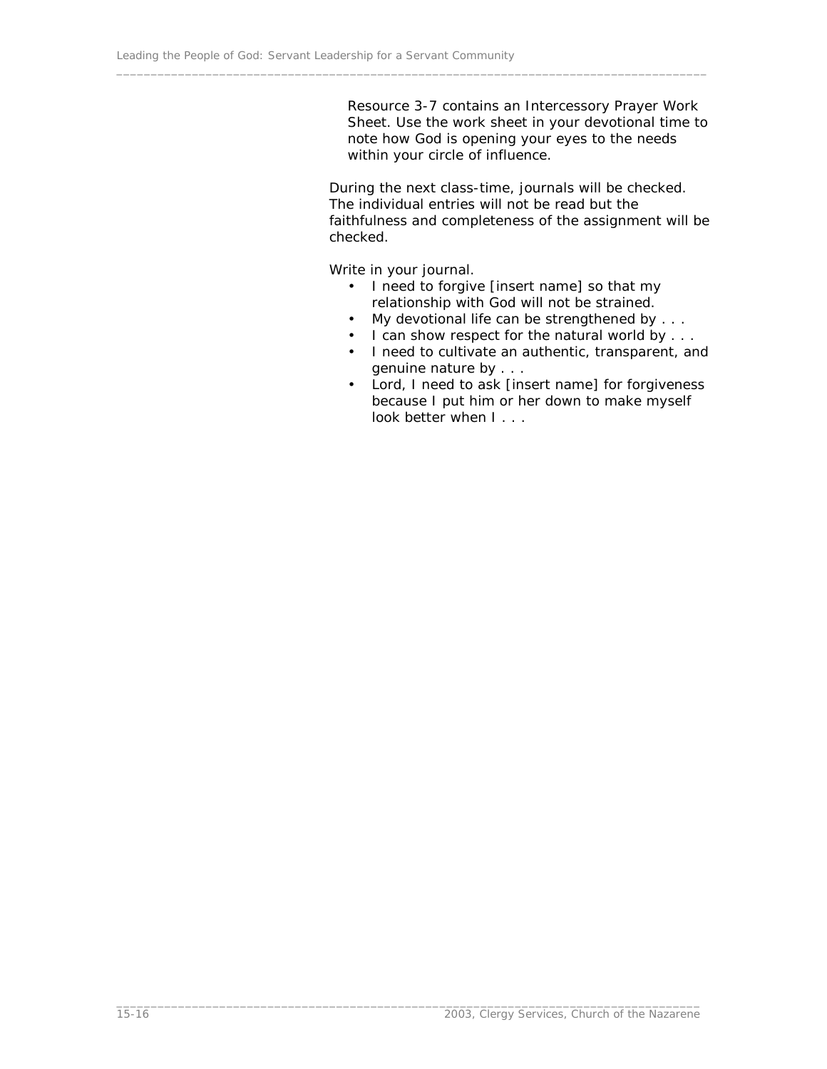Resource 3-7 contains an Intercessory Prayer Work Sheet. Use the work sheet in your devotional time to note how God is opening your eyes to the needs within your circle of influence.

During the next class-time, journals will be checked. The individual entries will not be read but the faithfulness and completeness of the assignment will be checked.

Write in your journal.

- I need to forgive [insert name] so that my relationship with God will not be strained.
- My devotional life can be strengthened by . . .
- I can show respect for the natural world by . . .
- I need to cultivate an authentic, transparent, and genuine nature by . . .
- Lord, I need to ask [insert name] for forgiveness because I put him or her down to make myself look better when I . . .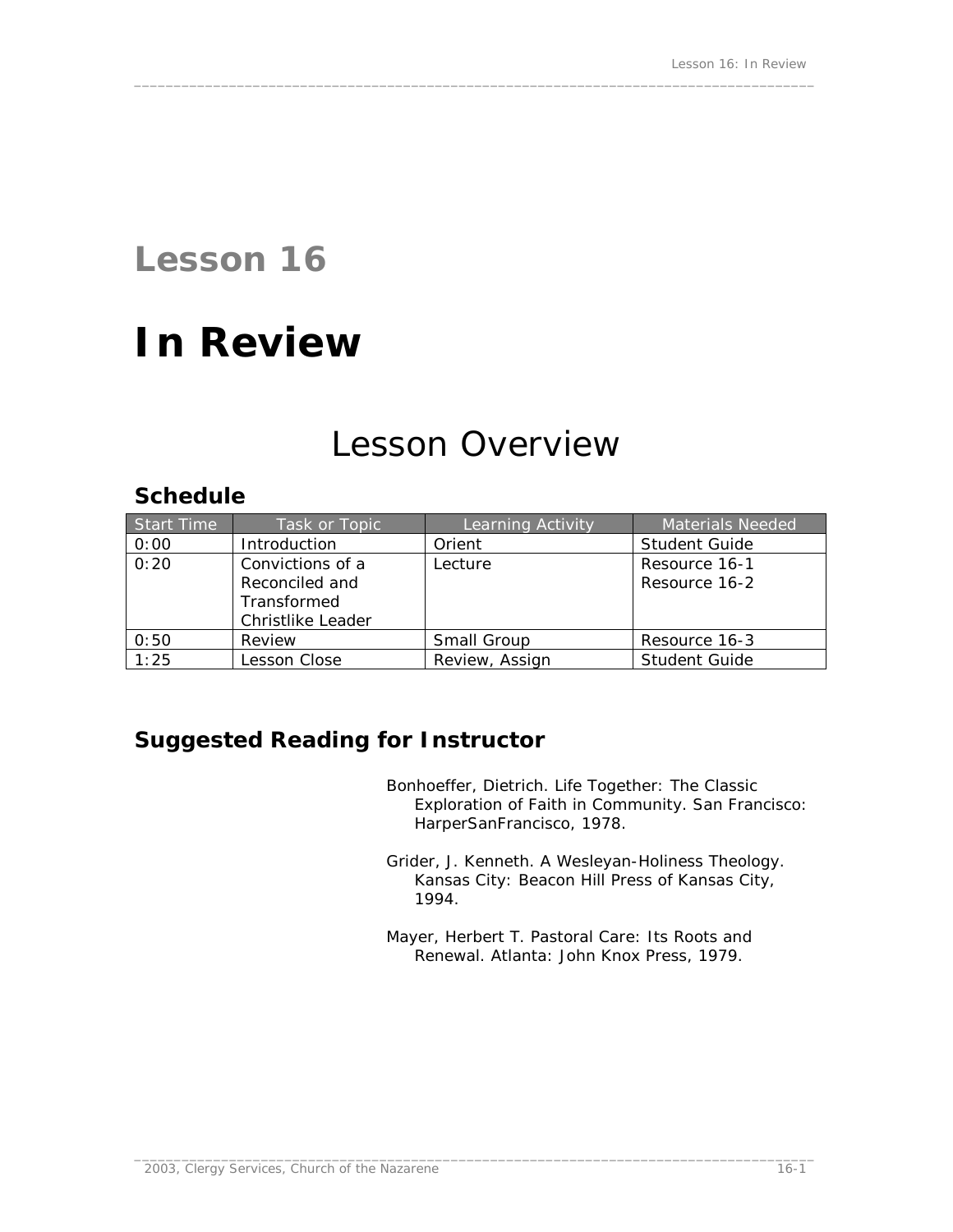# Lesson 16

# In Review

## Lesson Overview

### Schedule

| Start Time | Task or Topic | Learning Activity | Materials Needed |
|---|---|---|---|
| 0:00 | Introduction | Orient | Student Guide |
| 0:20 | Convictions of a Reconciled and Transformed Christlike Leader | Lecture | Resource 16-1<br>Resource 16-2 |
| 0:50 | Review | Small Group | Resource 16-3 |
| 1:25 | Lesson Close | Review, Assign | Student Guide |

### Suggested Reading for Instructor

Bonhoeffer, Dietrich. Life Together: The Classic Exploration of Faith in Community. San Francisco: HarperSanFrancisco, 1978.

Grider, J. Kenneth. A Wesleyan-Holiness Theology. Kansas City: Beacon Hill Press of Kansas City, 1994.

Mayer, Herbert T. Pastoral Care: Its Roots and Renewal. Atlanta: John Knox Press, 1979.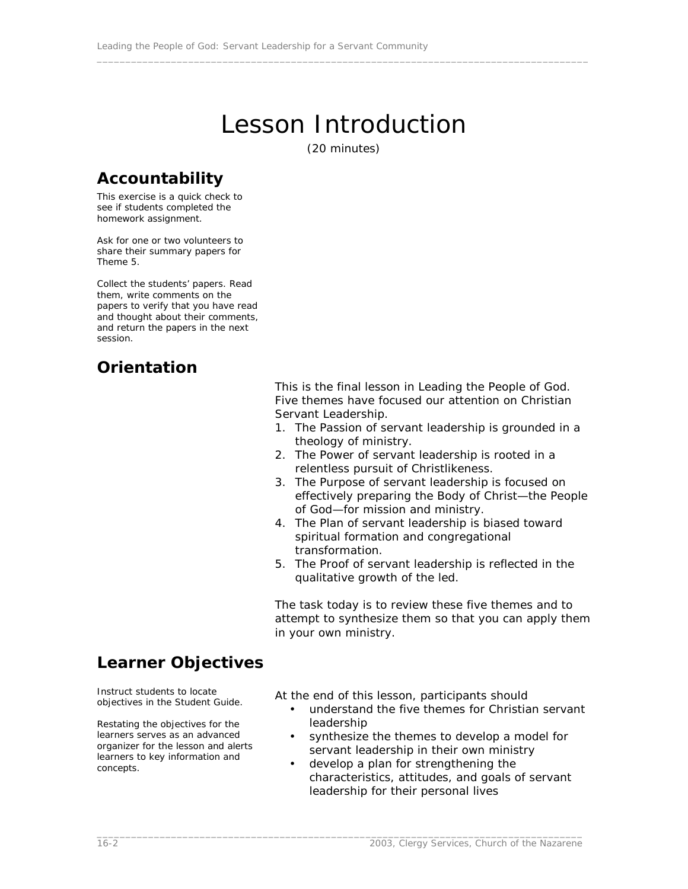# Lesson Introduction

(20 minutes)

## Accountability

This exercise is a quick check to see if students completed the homework assignment.

Ask for one or two volunteers to share their summary papers for Theme 5.

Collect the students' papers. Read them, write comments on the papers to verify that you have read and thought about their comments, and return the papers in the next session.

## Orientation

This is the final lesson in Leading the People of God. Five themes have focused our attention on Christian Servant Leadership.

1. The Passion of servant leadership is grounded in a theology of ministry.
2. The Power of servant leadership is rooted in a relentless pursuit of Christlikeness.
3. The Purpose of servant leadership is focused on effectively preparing the Body of Christ—the People of God—for mission and ministry.
4. The Plan of servant leadership is biased toward spiritual formation and congregational transformation.
5. The Proof of servant leadership is reflected in the qualitative growth of the led.

The task today is to review these five themes and to attempt to synthesize them so that you can apply them in your own ministry.

## Learner Objectives

Instruct students to locate objectives in the Student Guide.

Restating the objectives for the learners serves as an advanced organizer for the lesson and alerts learners to key information and concepts.

At the end of this lesson, participants should

- understand the five themes for Christian servant leadership
- synthesize the themes to develop a model for servant leadership in their own ministry
- develop a plan for strengthening the characteristics, attitudes, and goals of servant leadership for their personal lives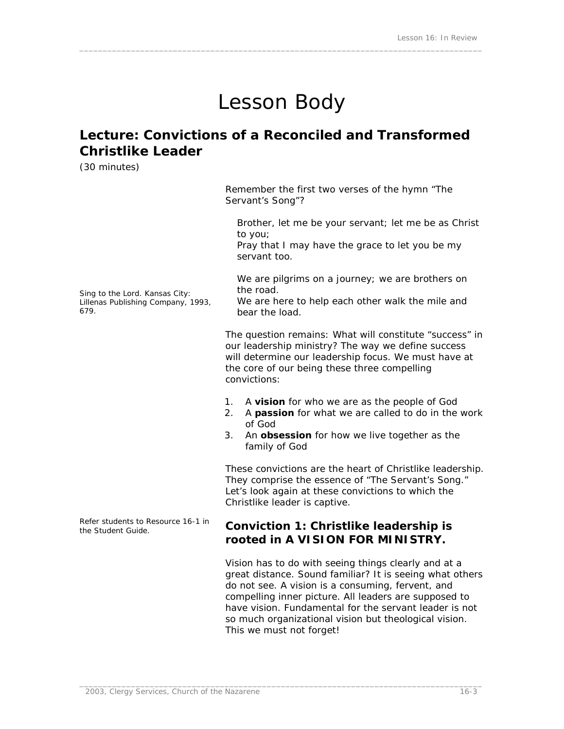# Lesson Body

## Lecture: Convictions of a Reconciled and Transformed Christlike Leader

(30 minutes)

Remember the first two verses of the hymn "The Servant's Song"?

> Brother, let me be your servant; let me be as Christ to you;
> Pray that I may have the grace to let you be my servant too.
>
> We are pilgrims on a journey; we are brothers on the road.
> We are here to help each other walk the mile and bear the load.

Sing to the Lord. Kansas City: Lillenas Publishing Company, 1993, 679.

The question remains: What will constitute "success" in our leadership ministry? The way we define success will determine our leadership focus. We must have at the core of our being these three compelling convictions:

1. A **vision** for who we are as the people of God
2. A **passion** for what we are called to do in the work of God
3. An **obsession** for how we live together as the family of God

These convictions are the heart of Christlike leadership. They comprise the essence of "The Servant's Song." Let's look again at these convictions to which the Christlike leader is captive.

Refer students to Resource 16-1 in the Student Guide.

### Conviction 1: Christlike leadership is rooted in A VISION FOR MINISTRY.

Vision has to do with seeing things clearly and at a great distance. Sound familiar? It is seeing what others do not see. A vision is a consuming, fervent, and compelling inner picture. All leaders are supposed to have vision. Fundamental for the servant leader is not so much organizational vision but theological vision. This we must not forget!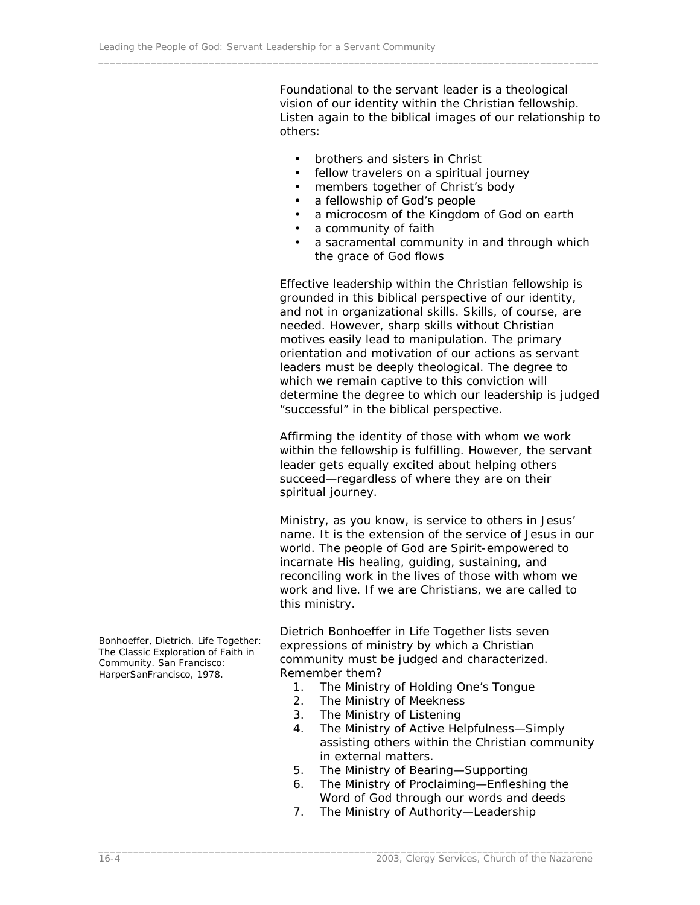Foundational to the servant leader is a theological vision of our identity within the Christian fellowship. Listen again to the biblical images of our relationship to others:

- brothers and sisters in Christ
- fellow travelers on a spiritual journey
- members together of Christ's body
- a fellowship of God's people
- a microcosm of the Kingdom of God on earth
- a community of faith
- a sacramental community in and through which the grace of God flows

Effective leadership within the Christian fellowship is grounded in this biblical perspective of our identity, and not in organizational skills. Skills, of course, are needed. However, sharp skills without Christian motives easily lead to manipulation. The primary orientation and motivation of our actions as servant leaders must be deeply theological. The degree to which we remain captive to this conviction will determine the degree to which our leadership is judged "successful" in the biblical perspective.

Affirming the identity of those with whom we work within the fellowship is fulfilling. However, the servant leader gets equally excited about helping others succeed—regardless of where they are on their spiritual journey.

Ministry, as you know, is service to others in Jesus' name. It is the extension of the service of Jesus in our world. The people of God are Spirit-empowered to incarnate His healing, guiding, sustaining, and reconciling work in the lives of those with whom we work and live. If we are Christians, we are called to this ministry.

*Bonhoeffer, Dietrich. Life Together: The Classic Exploration of Faith in Community. San Francisco: HarperSanFrancisco, 1978.*

Dietrich Bonhoeffer in Life Together lists seven expressions of ministry by which a Christian community must be judged and characterized. Remember them?

1. The Ministry of Holding One's Tongue
2. The Ministry of Meekness
3. The Ministry of Listening
4. The Ministry of Active Helpfulness—Simply assisting others within the Christian community in external matters.
5. The Ministry of Bearing—Supporting
6. The Ministry of Proclaiming—Enfleshing the Word of God through our words and deeds
7. The Ministry of Authority—Leadership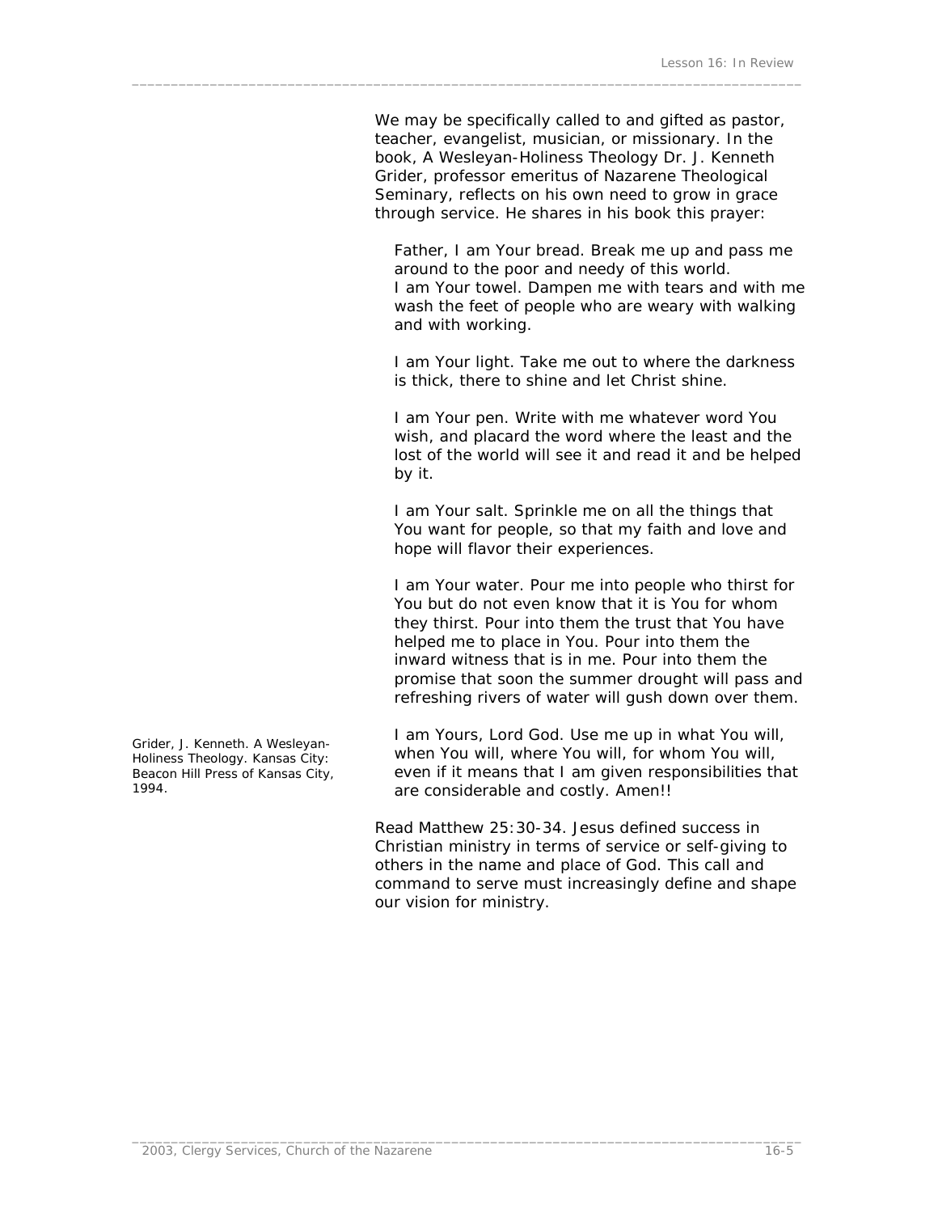We may be specifically called to and gifted as pastor, teacher, evangelist, musician, or missionary. In the book, A Wesleyan-Holiness Theology Dr. J. Kenneth Grider, professor emeritus of Nazarene Theological Seminary, reflects on his own need to grow in grace through service. He shares in his book this prayer:

> Father, I am Your bread. Break me up and pass me around to the poor and needy of this world.
> I am Your towel. Dampen me with tears and with me wash the feet of people who are weary with walking and with working.
>
> I am Your light. Take me out to where the darkness is thick, there to shine and let Christ shine.
>
> I am Your pen. Write with me whatever word You wish, and placard the word where the least and the lost of the world will see it and read it and be helped by it.
>
> I am Your salt. Sprinkle me on all the things that You want for people, so that my faith and love and hope will flavor their experiences.
>
> I am Your water. Pour me into people who thirst for You but do not even know that it is You for whom they thirst. Pour into them the trust that You have helped me to place in You. Pour into them the inward witness that is in me. Pour into them the promise that soon the summer drought will pass and refreshing rivers of water will gush down over them.
>
> I am Yours, Lord God. Use me up in what You will, when You will, where You will, for whom You will, even if it means that I am given responsibilities that are considerable and costly. Amen!!

Grider, J. Kenneth. A Wesleyan-Holiness Theology. Kansas City: Beacon Hill Press of Kansas City, 1994.

Read Matthew 25:30-34. Jesus defined success in Christian ministry in terms of service or self-giving to others in the name and place of God. This call and command to serve must increasingly define and shape our vision for ministry.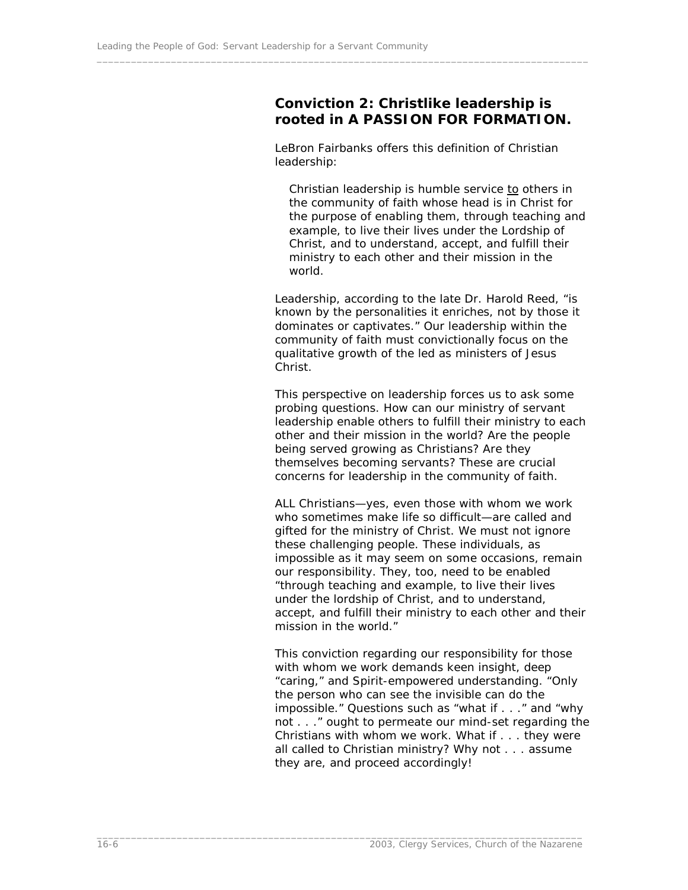## Conviction 2: Christlike leadership is rooted in A PASSION FOR FORMATION.

LeBron Fairbanks offers this definition of Christian leadership:

> Christian leadership is humble service to others in the community of faith whose head is in Christ for the purpose of enabling them, through teaching and example, to live their lives under the Lordship of Christ, and to understand, accept, and fulfill their ministry to each other and their mission in the world.

Leadership, according to the late Dr. Harold Reed, "is known by the personalities it enriches, not by those it dominates or captivates." Our leadership within the community of faith must convictionally focus on the qualitative growth of the led as ministers of Jesus Christ.

This perspective on leadership forces us to ask some probing questions. How can our ministry of servant leadership enable others to fulfill their ministry to each other and their mission in the world? Are the people being served growing as Christians? Are they themselves becoming servants? These are crucial concerns for leadership in the community of faith.

ALL Christians—yes, even those with whom we work who sometimes make life so difficult—are called and gifted for the ministry of Christ. We must not ignore these challenging people. These individuals, as impossible as it may seem on some occasions, remain our responsibility. They, too, need to be enabled "through teaching and example, to live their lives under the lordship of Christ, and to understand, accept, and fulfill their ministry to each other and their mission in the world."

This conviction regarding our responsibility for those with whom we work demands keen insight, deep "caring," and Spirit-empowered understanding. "Only the person who can see the invisible can do the impossible." Questions such as "what if . . ." and "why not . . ." ought to permeate our mind-set regarding the Christians with whom we work. What if . . . they were all called to Christian ministry? Why not . . . assume they are, and proceed accordingly!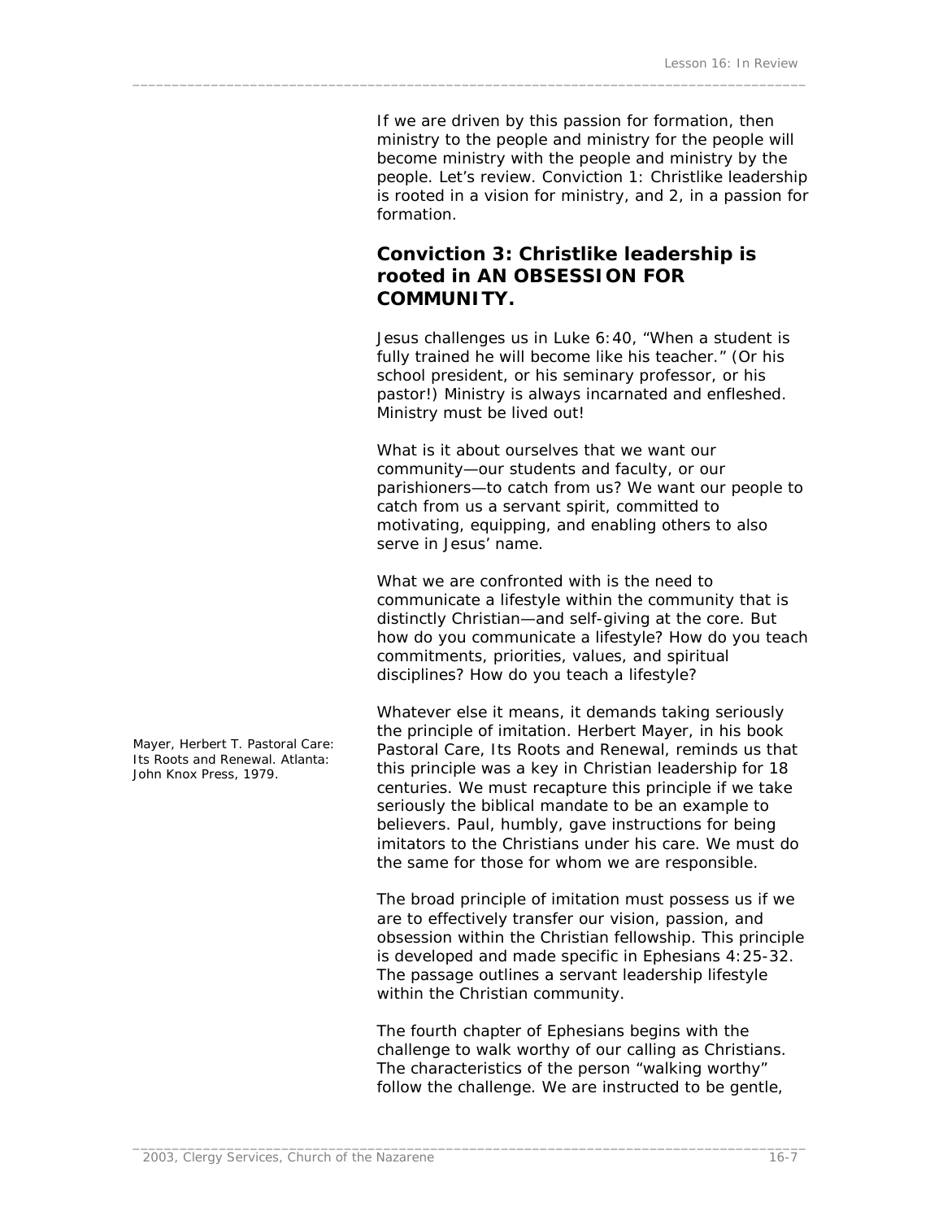If we are driven by this passion for formation, then ministry to the people and ministry for the people will become ministry with the people and ministry by the people. Let's review. Conviction 1: Christlike leadership is rooted in a vision for ministry, and 2, in a passion for formation.

### Conviction 3: Christlike leadership is rooted in AN OBSESSION FOR COMMUNITY.

Jesus challenges us in Luke 6:40, "When a student is fully trained he will become like his teacher." (Or his school president, or his seminary professor, or his pastor!) Ministry is always incarnated and enfleshed. Ministry must be lived out!

What is it about ourselves that we want our community—our students and faculty, or our parishioners—to catch from us? We want our people to catch from us a servant spirit, committed to motivating, equipping, and enabling others to also serve in Jesus' name.

What we are confronted with is the need to communicate a lifestyle within the community that is distinctly Christian—and self-giving at the core. But how do you communicate a lifestyle? How do you teach commitments, priorities, values, and spiritual disciplines? How do you teach a lifestyle?

Mayer, Herbert T. Pastoral Care: Its Roots and Renewal. Atlanta: John Knox Press, 1979.

Whatever else it means, it demands taking seriously the principle of imitation. Herbert Mayer, in his book Pastoral Care, Its Roots and Renewal, reminds us that this principle was a key in Christian leadership for 18 centuries. We must recapture this principle if we take seriously the biblical mandate to be an example to believers. Paul, humbly, gave instructions for being imitators to the Christians under his care. We must do the same for those for whom we are responsible.

The broad principle of imitation must possess us if we are to effectively transfer our vision, passion, and obsession within the Christian fellowship. This principle is developed and made specific in Ephesians 4:25-32. The passage outlines a servant leadership lifestyle within the Christian community.

The fourth chapter of Ephesians begins with the challenge to walk worthy of our calling as Christians. The characteristics of the person "walking worthy" follow the challenge. We are instructed to be gentle,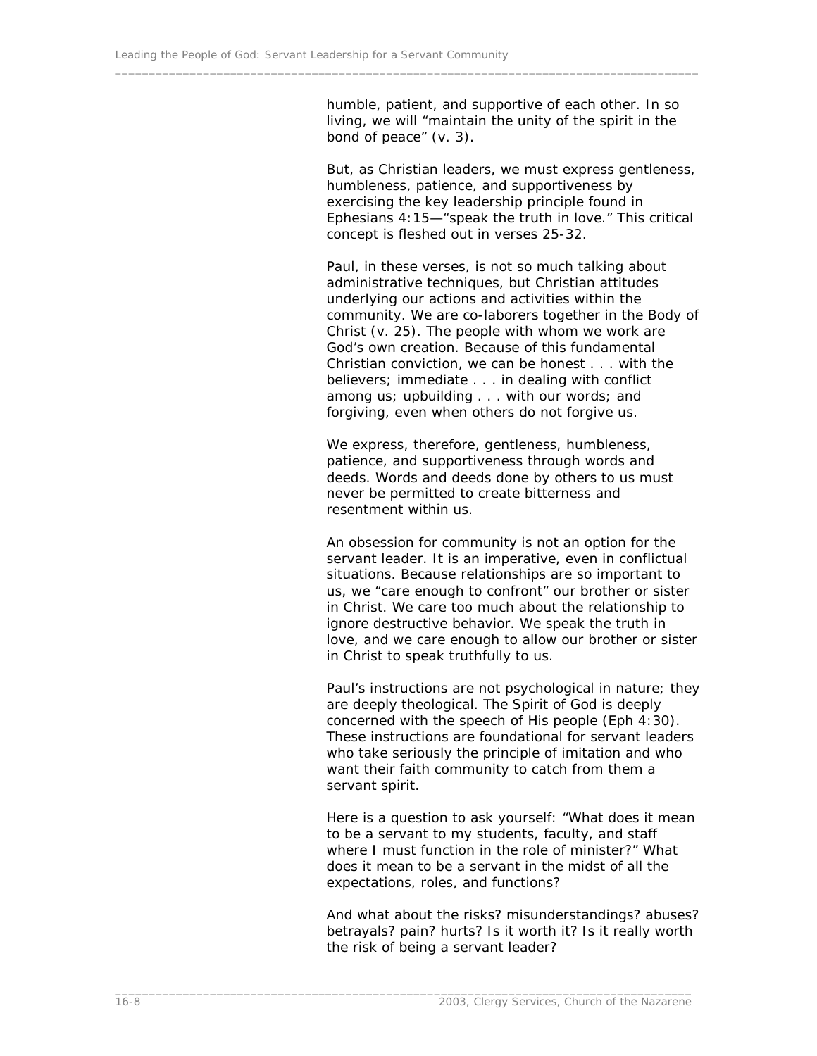humble, patient, and supportive of each other. In so living, we will "maintain the unity of the spirit in the bond of peace" (v. 3).

But, as Christian leaders, we must express gentleness, humbleness, patience, and supportiveness by exercising the key leadership principle found in Ephesians 4:15—"speak the truth in love." This critical concept is fleshed out in verses 25-32.

Paul, in these verses, is not so much talking about administrative techniques, but Christian attitudes underlying our actions and activities within the community. We are co-laborers together in the Body of Christ (v. 25). The people with whom we work are God's own creation. Because of this fundamental Christian conviction, we can be honest . . . with the believers; immediate . . . in dealing with conflict among us; upbuilding . . . with our words; and forgiving, even when others do not forgive us.

We express, therefore, gentleness, humbleness, patience, and supportiveness through words and deeds. Words and deeds done by others to us must never be permitted to create bitterness and resentment within us.

An obsession for community is not an option for the servant leader. It is an imperative, even in conflictual situations. Because relationships are so important to us, we "care enough to confront" our brother or sister in Christ. We care too much about the relationship to ignore destructive behavior. We speak the truth in love, and we care enough to allow our brother or sister in Christ to speak truthfully to us.

Paul's instructions are not psychological in nature; they are deeply theological. The Spirit of God is deeply concerned with the speech of His people (Eph 4:30). These instructions are foundational for servant leaders who take seriously the principle of imitation and who want their faith community to catch from them a servant spirit.

Here is a question to ask yourself: "What does it mean to be a servant to my students, faculty, and staff where I must function in the role of minister?" What does it mean to be a servant in the midst of all the expectations, roles, and functions?

And what about the risks? misunderstandings? abuses? betrayals? pain? hurts? Is it worth it? Is it really worth the risk of being a servant leader?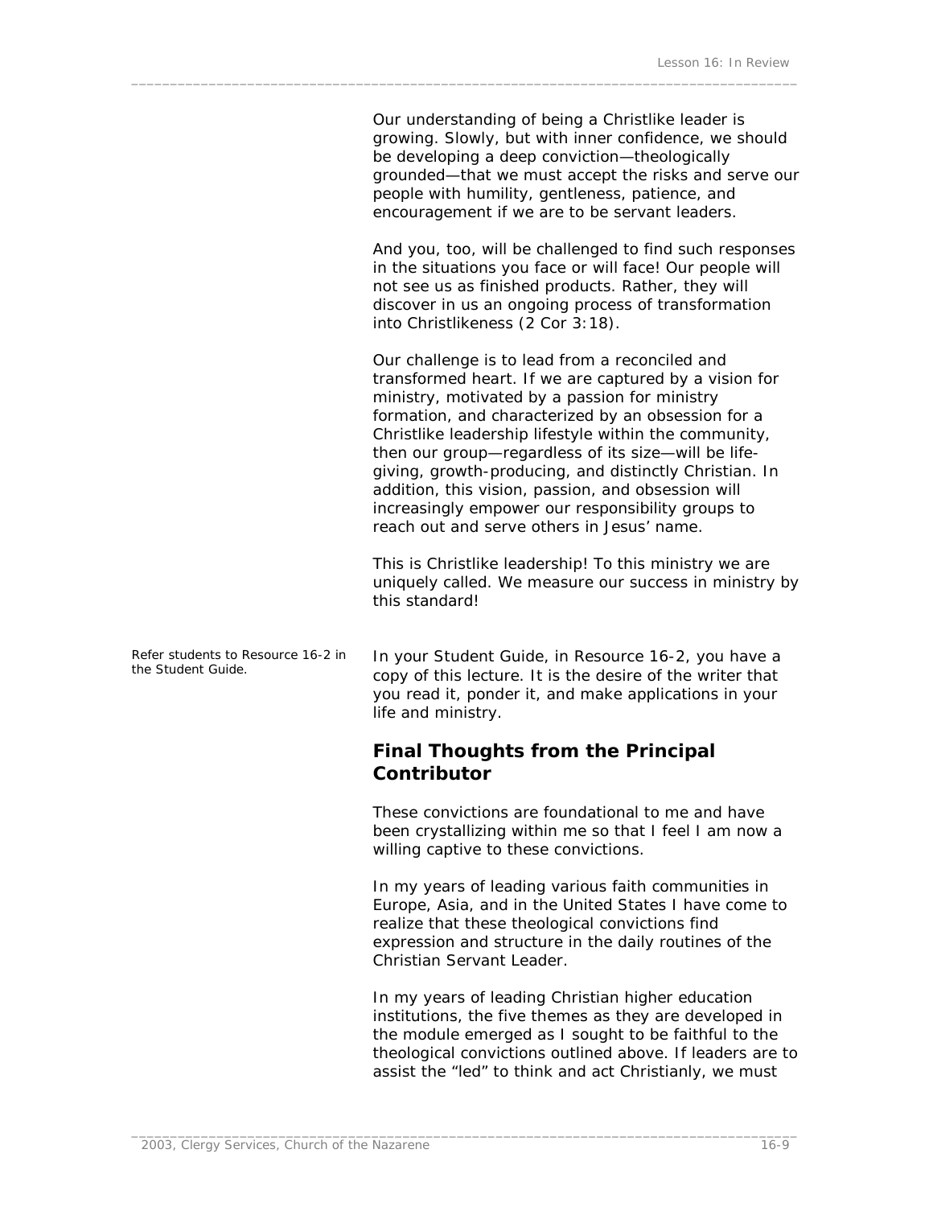Our understanding of being a Christlike leader is growing. Slowly, but with inner confidence, we should be developing a deep conviction—theologically grounded—that we must accept the risks and serve our people with humility, gentleness, patience, and encouragement if we are to be servant leaders.

And you, too, will be challenged to find such responses in the situations you face or will face! Our people will not see us as finished products. Rather, they will discover in us an ongoing process of transformation into Christlikeness (2 Cor 3:18).

Our challenge is to lead from a reconciled and transformed heart. If we are captured by a vision for ministry, motivated by a passion for ministry formation, and characterized by an obsession for a Christlike leadership lifestyle within the community, then our group—regardless of its size—will be life-giving, growth-producing, and distinctly Christian. In addition, this vision, passion, and obsession will increasingly empower our responsibility groups to reach out and serve others in Jesus' name.

This is Christlike leadership! To this ministry we are uniquely called. We measure our success in ministry by this standard!

Refer students to Resource 16-2 in the Student Guide.

In your Student Guide, in Resource 16-2, you have a copy of this lecture. It is the desire of the writer that you read it, ponder it, and make applications in your life and ministry.

## Final Thoughts from the Principal Contributor

These convictions are foundational to me and have been crystallizing within me so that I feel I am now a willing captive to these convictions.

In my years of leading various faith communities in Europe, Asia, and in the United States I have come to realize that these theological convictions find expression and structure in the daily routines of the Christian Servant Leader.

In my years of leading Christian higher education institutions, the five themes as they are developed in the module emerged as I sought to be faithful to the theological convictions outlined above. If leaders are to assist the "led" to think and act Christianly, we must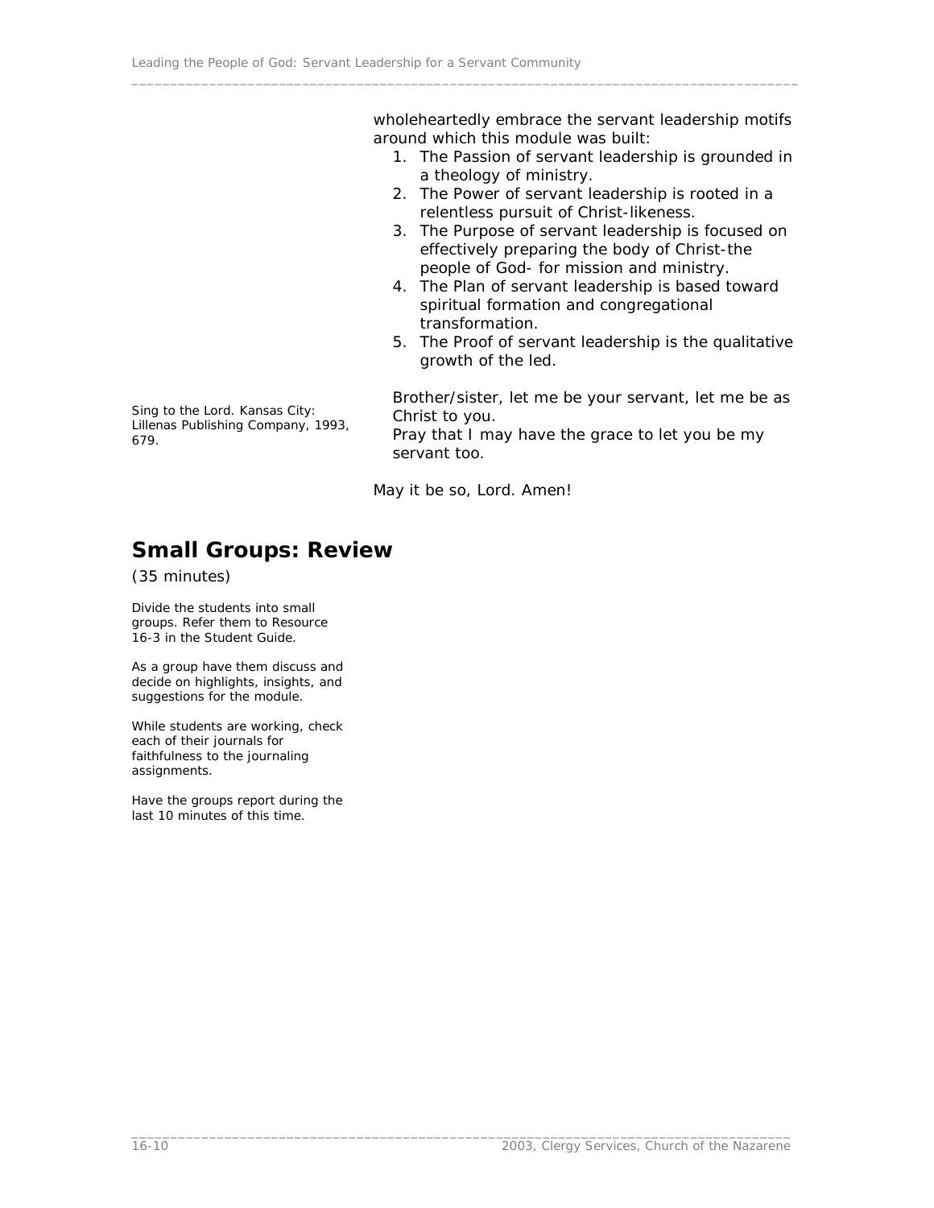wholeheartedly embrace the servant leadership motifs around which this module was built:

1. The Passion of servant leadership is grounded in a theology of ministry.
2. The Power of servant leadership is rooted in a relentless pursuit of Christ-likeness.
3. The Purpose of servant leadership is focused on effectively preparing the body of Christ-the people of God- for mission and ministry.
4. The Plan of servant leadership is based toward spiritual formation and congregational transformation.
5. The Proof of servant leadership is the qualitative growth of the led.

Sing to the Lord. Kansas City: Lillenas Publishing Company, 1993, 679.

Brother/sister, let me be your servant, let me be as Christ to you.
Pray that I may have the grace to let you be my servant too.

May it be so, Lord. Amen!

## Small Groups: Review

(35 minutes)

Divide the students into small groups. Refer them to Resource 16-3 in the Student Guide.

As a group have them discuss and decide on highlights, insights, and suggestions for the module.

While students are working, check each of their journals for faithfulness to the journaling assignments.

Have the groups report during the last 10 minutes of this time.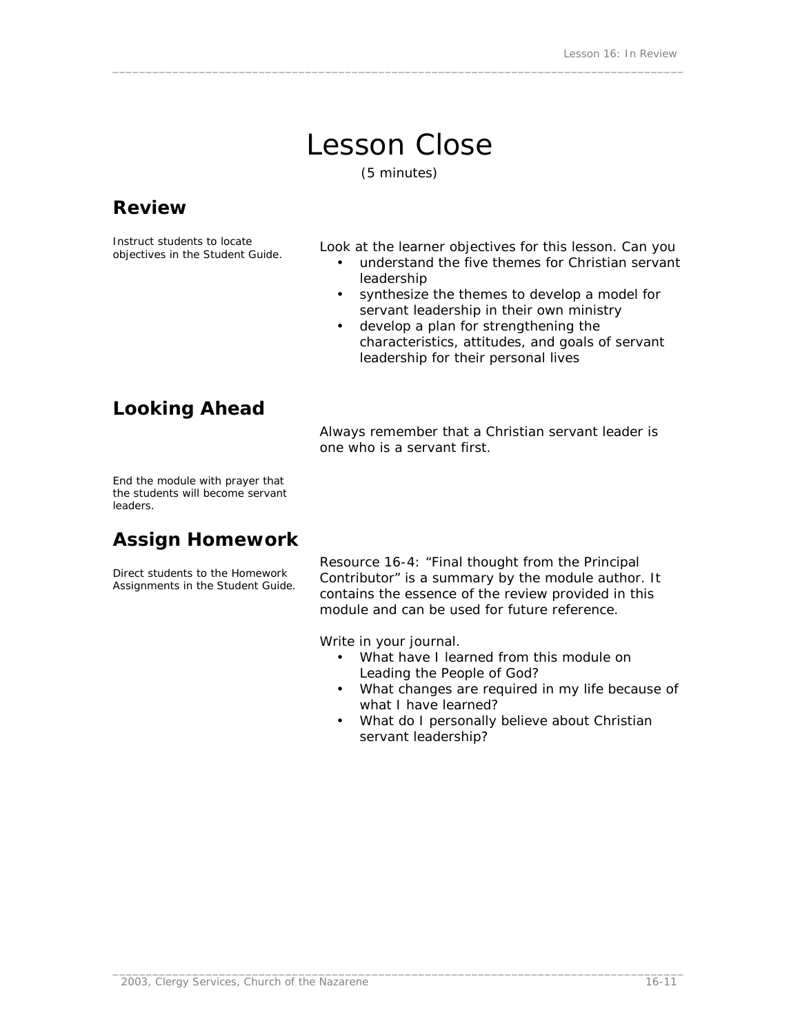# Lesson Close

(5 minutes)

## Review

Instruct students to locate objectives in the Student Guide.

Look at the learner objectives for this lesson. Can you

- understand the five themes for Christian servant leadership
- synthesize the themes to develop a model for servant leadership in their own ministry
- develop a plan for strengthening the characteristics, attitudes, and goals of servant leadership for their personal lives

## Looking Ahead

Always remember that a Christian servant leader is one who is a servant first.

End the module with prayer that the students will become servant leaders.

## Assign Homework

Direct students to the Homework Assignments in the Student Guide.

Resource 16-4: "Final thought from the Principal Contributor" is a summary by the module author. It contains the essence of the review provided in this module and can be used for future reference.

Write in your journal.

- What have I learned from this module on Leading the People of God?
- What changes are required in my life because of what I have learned?
- What do I personally believe about Christian servant leadership?